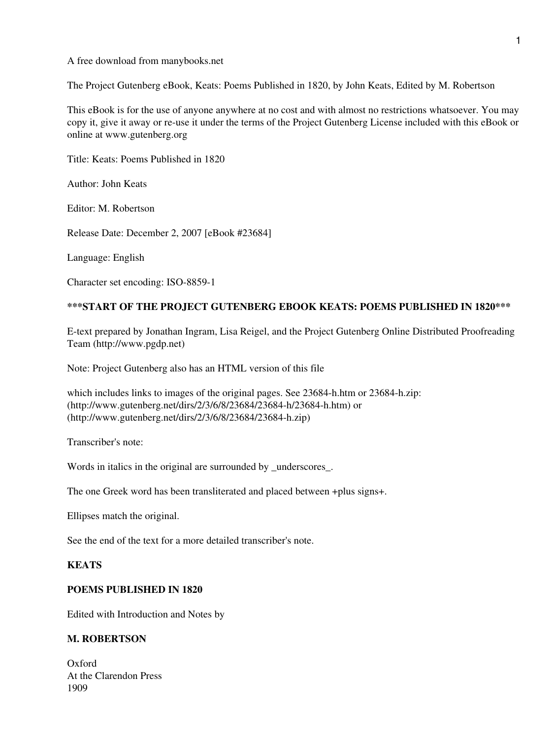A free download from manybooks.net

The Project Gutenberg eBook, Keats: Poems Published in 1820, by John Keats, Edited by M. Robertson

This eBook is for the use of anyone anywhere at no cost and with almost no restrictions whatsoever. You may copy it, give it away or re-use it under the terms of the Project Gutenberg License included with this eBook or online at www.gutenberg.org

Title: Keats: Poems Published in 1820

Author: John Keats

Editor: M. Robertson

Release Date: December 2, 2007 [eBook #23684]

Language: English

Character set encoding: ISO-8859-1

**\*\*\*START OF THE PROJECT GUTENBERG EBOOK KEATS: POEMS PUBLISHED IN 1820\*\*\***

E-text prepared by Jonathan Ingram, Lisa Reigel, and the Project Gutenberg Online Distributed Proofreading Team (http://www.pgdp.net)

Note: Project Gutenberg also has an HTML version of this file

which includes links to images of the original pages. See 23684-h.htm or 23684-h.zip:
(http://www.gutenberg.net/dirs/2/3/6/8/23684/23684-h/23684-h.htm) or
(http://www.gutenberg.net/dirs/2/3/6/8/23684/23684-h.zip)

Transcriber's note:

Words in italics in the original are surrounded by _underscores_.

The one Greek word has been transliterated and placed between +plus signs+.

Ellipses match the original.

See the end of the text for a more detailed transcriber's note.

**KEATS**

**POEMS PUBLISHED IN 1820**

Edited with Introduction and Notes by

**M. ROBERTSON**

Oxford
At the Clarendon Press
1909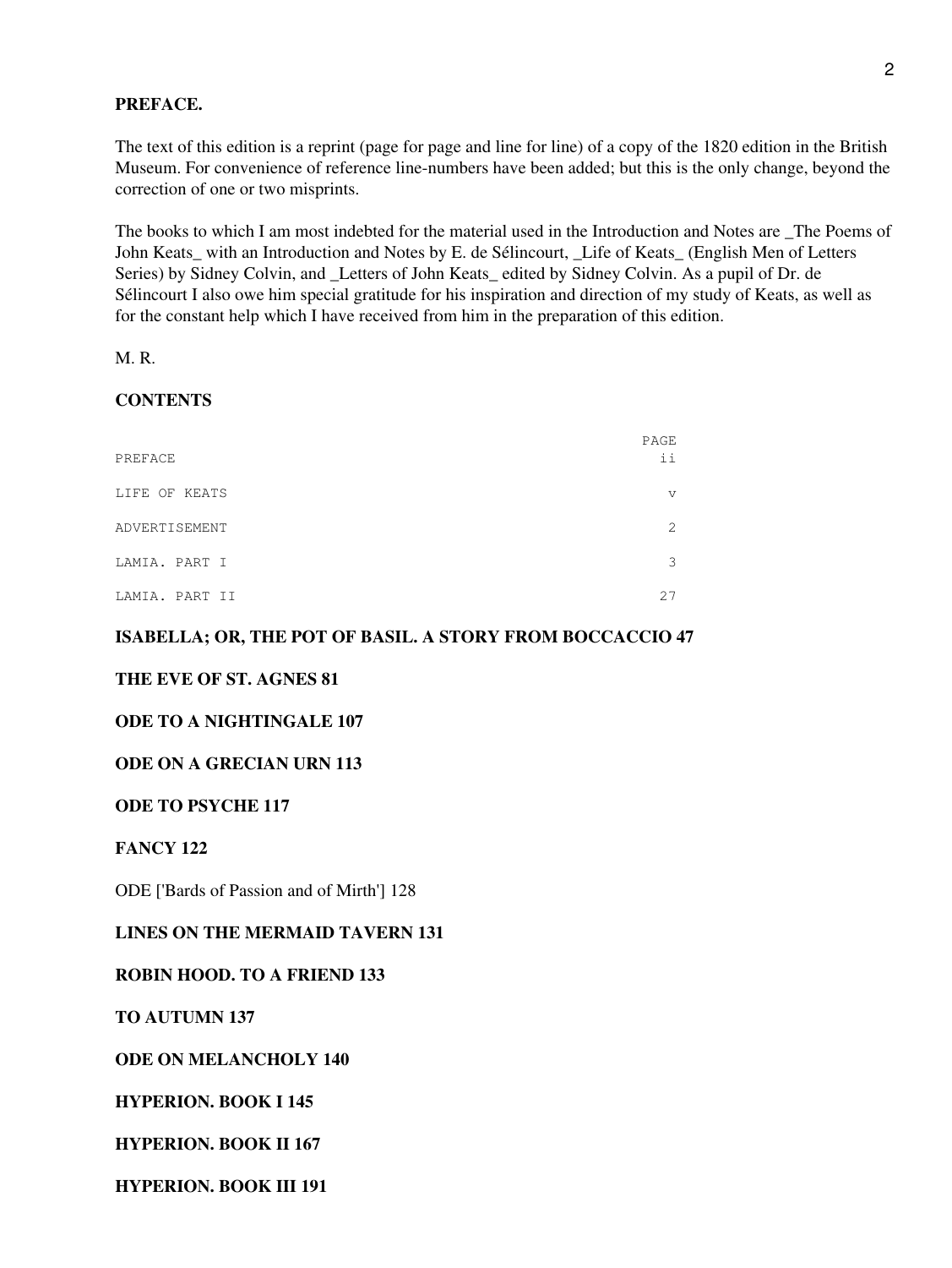**PREFACE.**

The text of this edition is a reprint (page for page and line for line) of a copy of the 1820 edition in the British Museum. For convenience of reference line-numbers have been added; but this is the only change, beyond the correction of one or two misprints.

The books to which I am most indebted for the material used in the Introduction and Notes are _The Poems of John Keats_ with an Introduction and Notes by E. de Sélincourt, _Life of Keats_ (English Men of Letters Series) by Sidney Colvin, and _Letters of John Keats_ edited by Sidney Colvin. As a pupil of Dr. de Sélincourt I also owe him special gratitude for his inspiration and direction of my study of Keats, as well as for the constant help which I have received from him in the preparation of this edition.

M. R.

**CONTENTS**

| | PAGE |
|---|---|
| PREFACE | ii |
| LIFE OF KEATS | v |
| ADVERTISEMENT | 2 |
| LAMIA. PART I | 3 |
| LAMIA. PART II | 27 |

**ISABELLA; OR, THE POT OF BASIL. A STORY FROM BOCCACCIO 47**

**THE EVE OF ST. AGNES 81**

**ODE TO A NIGHTINGALE 107**

**ODE ON A GRECIAN URN 113**

**ODE TO PSYCHE 117**

**FANCY 122**

ODE ['Bards of Passion and of Mirth'] 128

**LINES ON THE MERMAID TAVERN 131**

**ROBIN HOOD. TO A FRIEND 133**

**TO AUTUMN 137**

**ODE ON MELANCHOLY 140**

**HYPERION. BOOK I 145**

**HYPERION. BOOK II 167**

**HYPERION. BOOK III 191**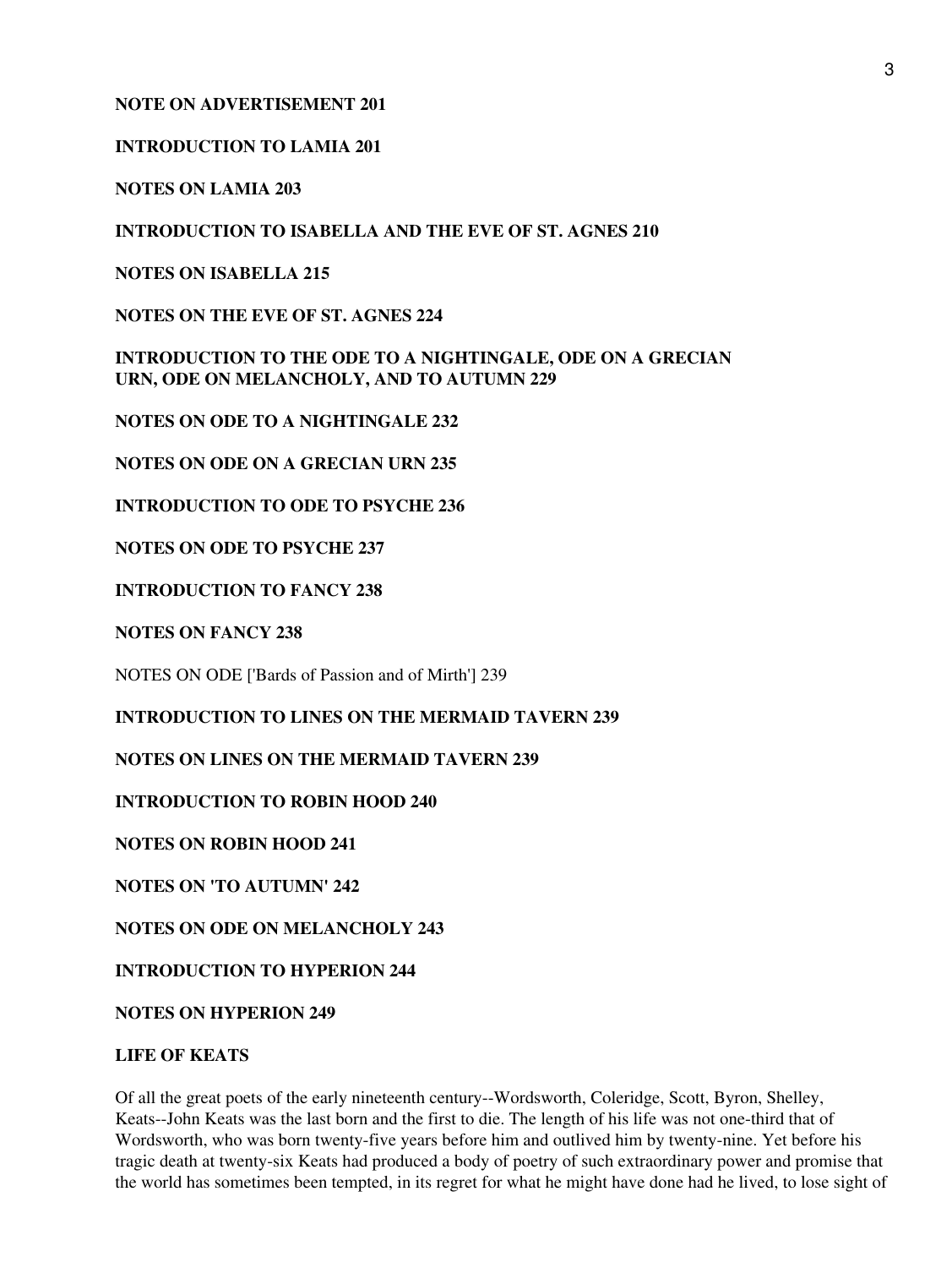**NOTE ON ADVERTISEMENT 201**

**INTRODUCTION TO LAMIA 201**

**NOTES ON LAMIA 203**

**INTRODUCTION TO ISABELLA AND THE EVE OF ST. AGNES 210**

**NOTES ON ISABELLA 215**

**NOTES ON THE EVE OF ST. AGNES 224**

**INTRODUCTION TO THE ODE TO A NIGHTINGALE, ODE ON A GRECIAN URN, ODE ON MELANCHOLY, AND TO AUTUMN 229**

**NOTES ON ODE TO A NIGHTINGALE 232**

**NOTES ON ODE ON A GRECIAN URN 235**

**INTRODUCTION TO ODE TO PSYCHE 236**

**NOTES ON ODE TO PSYCHE 237**

**INTRODUCTION TO FANCY 238**

**NOTES ON FANCY 238**

NOTES ON ODE ['Bards of Passion and of Mirth'] 239

**INTRODUCTION TO LINES ON THE MERMAID TAVERN 239**

**NOTES ON LINES ON THE MERMAID TAVERN 239**

**INTRODUCTION TO ROBIN HOOD 240**

**NOTES ON ROBIN HOOD 241**

**NOTES ON 'TO AUTUMN' 242**

**NOTES ON ODE ON MELANCHOLY 243**

**INTRODUCTION TO HYPERION 244**

**NOTES ON HYPERION 249**

## LIFE OF KEATS

Of all the great poets of the early nineteenth century--Wordsworth, Coleridge, Scott, Byron, Shelley, Keats--John Keats was the last born and the first to die. The length of his life was not one-third that of Wordsworth, who was born twenty-five years before him and outlived him by twenty-nine. Yet before his tragic death at twenty-six Keats had produced a body of poetry of such extraordinary power and promise that the world has sometimes been tempted, in its regret for what he might have done had he lived, to lose sight of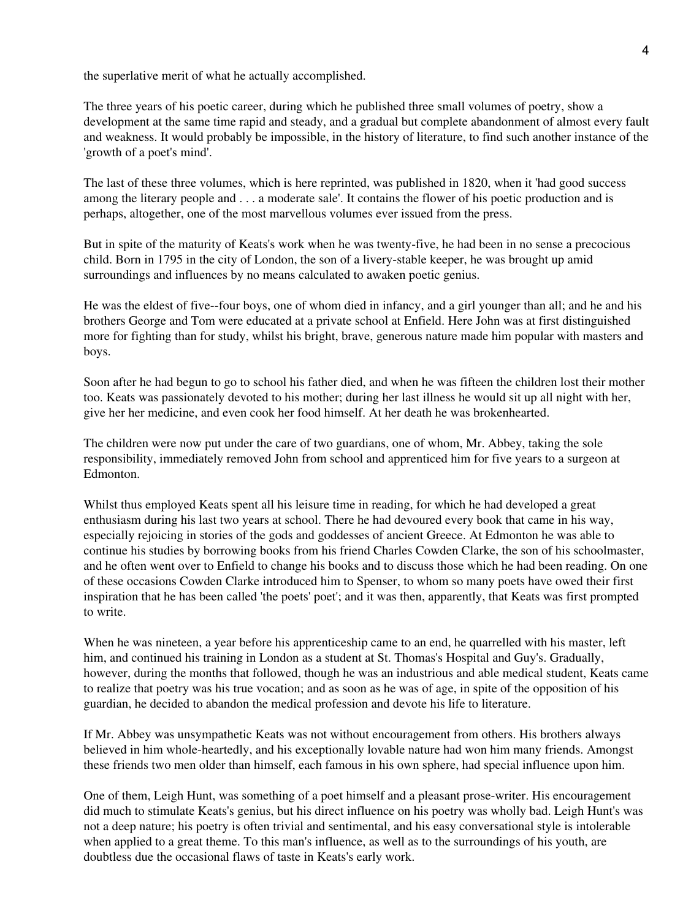the superlative merit of what he actually accomplished.

The three years of his poetic career, during which he published three small volumes of poetry, show a development at the same time rapid and steady, and a gradual but complete abandonment of almost every fault and weakness. It would probably be impossible, in the history of literature, to find such another instance of the 'growth of a poet's mind'.

The last of these three volumes, which is here reprinted, was published in 1820, when it 'had good success among the literary people and . . . a moderate sale'. It contains the flower of his poetic production and is perhaps, altogether, one of the most marvellous volumes ever issued from the press.

But in spite of the maturity of Keats's work when he was twenty-five, he had been in no sense a precocious child. Born in 1795 in the city of London, the son of a livery-stable keeper, he was brought up amid surroundings and influences by no means calculated to awaken poetic genius.

He was the eldest of five--four boys, one of whom died in infancy, and a girl younger than all; and he and his brothers George and Tom were educated at a private school at Enfield. Here John was at first distinguished more for fighting than for study, whilst his bright, brave, generous nature made him popular with masters and boys.

Soon after he had begun to go to school his father died, and when he was fifteen the children lost their mother too. Keats was passionately devoted to his mother; during her last illness he would sit up all night with her, give her her medicine, and even cook her food himself. At her death he was brokenhearted.

The children were now put under the care of two guardians, one of whom, Mr. Abbey, taking the sole responsibility, immediately removed John from school and apprenticed him for five years to a surgeon at Edmonton.

Whilst thus employed Keats spent all his leisure time in reading, for which he had developed a great enthusiasm during his last two years at school. There he had devoured every book that came in his way, especially rejoicing in stories of the gods and goddesses of ancient Greece. At Edmonton he was able to continue his studies by borrowing books from his friend Charles Cowden Clarke, the son of his schoolmaster, and he often went over to Enfield to change his books and to discuss those which he had been reading. On one of these occasions Cowden Clarke introduced him to Spenser, to whom so many poets have owed their first inspiration that he has been called 'the poets' poet'; and it was then, apparently, that Keats was first prompted to write.

When he was nineteen, a year before his apprenticeship came to an end, he quarrelled with his master, left him, and continued his training in London as a student at St. Thomas's Hospital and Guy's. Gradually, however, during the months that followed, though he was an industrious and able medical student, Keats came to realize that poetry was his true vocation; and as soon as he was of age, in spite of the opposition of his guardian, he decided to abandon the medical profession and devote his life to literature.

If Mr. Abbey was unsympathetic Keats was not without encouragement from others. His brothers always believed in him whole-heartedly, and his exceptionally lovable nature had won him many friends. Amongst these friends two men older than himself, each famous in his own sphere, had special influence upon him.

One of them, Leigh Hunt, was something of a poet himself and a pleasant prose-writer. His encouragement did much to stimulate Keats's genius, but his direct influence on his poetry was wholly bad. Leigh Hunt's was not a deep nature; his poetry is often trivial and sentimental, and his easy conversational style is intolerable when applied to a great theme. To this man's influence, as well as to the surroundings of his youth, are doubtless due the occasional flaws of taste in Keats's early work.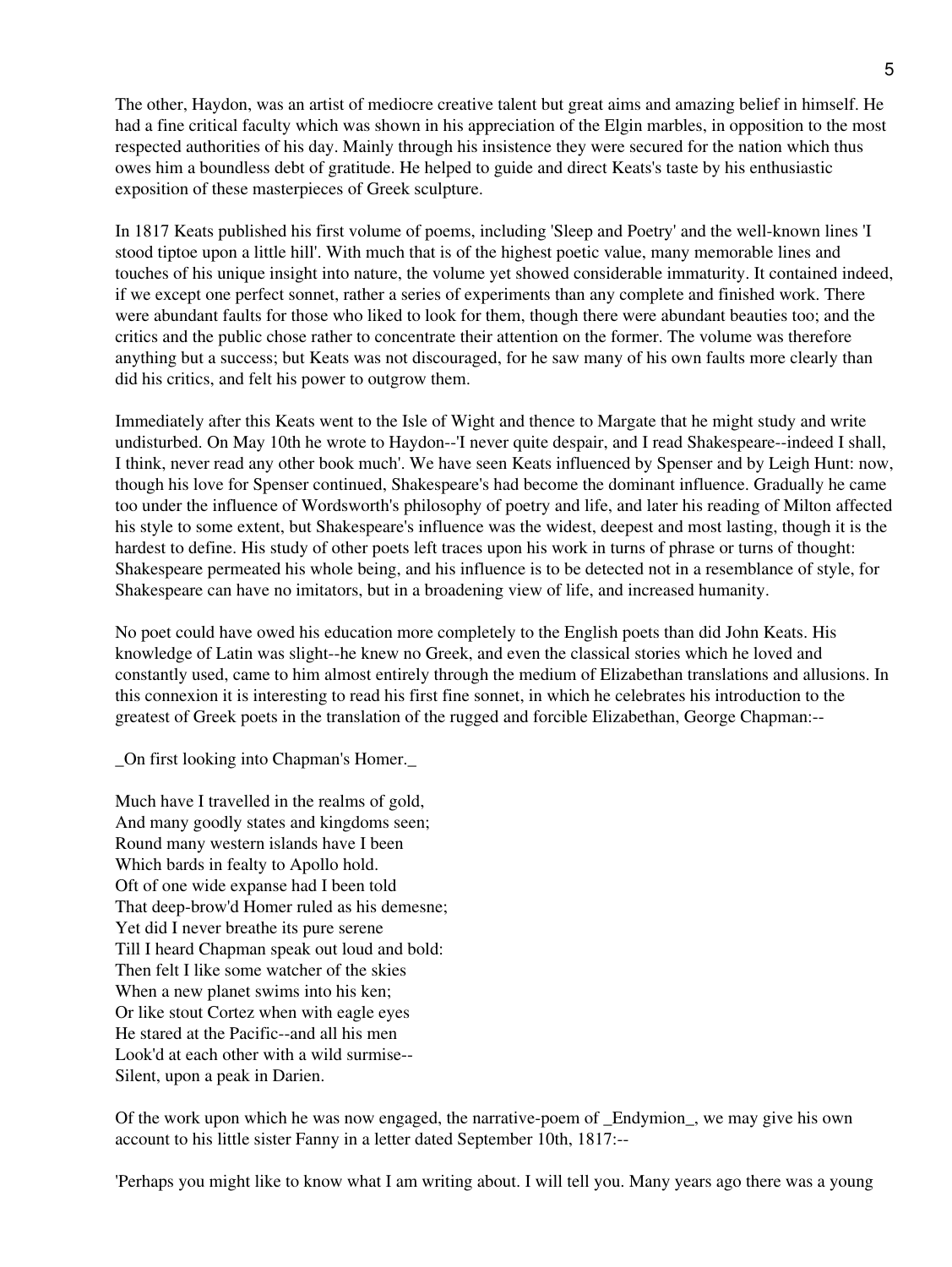The other, Haydon, was an artist of mediocre creative talent but great aims and amazing belief in himself. He had a fine critical faculty which was shown in his appreciation of the Elgin marbles, in opposition to the most respected authorities of his day. Mainly through his insistence they were secured for the nation which thus owes him a boundless debt of gratitude. He helped to guide and direct Keats's taste by his enthusiastic exposition of these masterpieces of Greek sculpture.

In 1817 Keats published his first volume of poems, including 'Sleep and Poetry' and the well-known lines 'I stood tiptoe upon a little hill'. With much that is of the highest poetic value, many memorable lines and touches of his unique insight into nature, the volume yet showed considerable immaturity. It contained indeed, if we except one perfect sonnet, rather a series of experiments than any complete and finished work. There were abundant faults for those who liked to look for them, though there were abundant beauties too; and the critics and the public chose rather to concentrate their attention on the former. The volume was therefore anything but a success; but Keats was not discouraged, for he saw many of his own faults more clearly than did his critics, and felt his power to outgrow them.

Immediately after this Keats went to the Isle of Wight and thence to Margate that he might study and write undisturbed. On May 10th he wrote to Haydon--'I never quite despair, and I read Shakespeare--indeed I shall, I think, never read any other book much'. We have seen Keats influenced by Spenser and by Leigh Hunt: now, though his love for Spenser continued, Shakespeare's had become the dominant influence. Gradually he came too under the influence of Wordsworth's philosophy of poetry and life, and later his reading of Milton affected his style to some extent, but Shakespeare's influence was the widest, deepest and most lasting, though it is the hardest to define. His study of other poets left traces upon his work in turns of phrase or turns of thought: Shakespeare permeated his whole being, and his influence is to be detected not in a resemblance of style, for Shakespeare can have no imitators, but in a broadening view of life, and increased humanity.

No poet could have owed his education more completely to the English poets than did John Keats. His knowledge of Latin was slight--he knew no Greek, and even the classical stories which he loved and constantly used, came to him almost entirely through the medium of Elizabethan translations and allusions. In this connexion it is interesting to read his first fine sonnet, in which he celebrates his introduction to the greatest of Greek poets in the translation of the rugged and forcible Elizabethan, George Chapman:--

*On first looking into Chapman's Homer.*

Much have I travelled in the realms of gold,  
And many goodly states and kingdoms seen;  
Round many western islands have I been  
Which bards in fealty to Apollo hold.  
Oft of one wide expanse had I been told  
That deep-brow'd Homer ruled as his demesne;  
Yet did I never breathe its pure serene  
Till I heard Chapman speak out loud and bold:  
Then felt I like some watcher of the skies  
When a new planet swims into his ken;  
Or like stout Cortez when with eagle eyes  
He stared at the Pacific--and all his men  
Look'd at each other with a wild surmise--  
Silent, upon a peak in Darien.

Of the work upon which he was now engaged, the narrative-poem of *Endymion*, we may give his own account to his little sister Fanny in a letter dated September 10th, 1817:--

'Perhaps you might like to know what I am writing about. I will tell you. Many years ago there was a young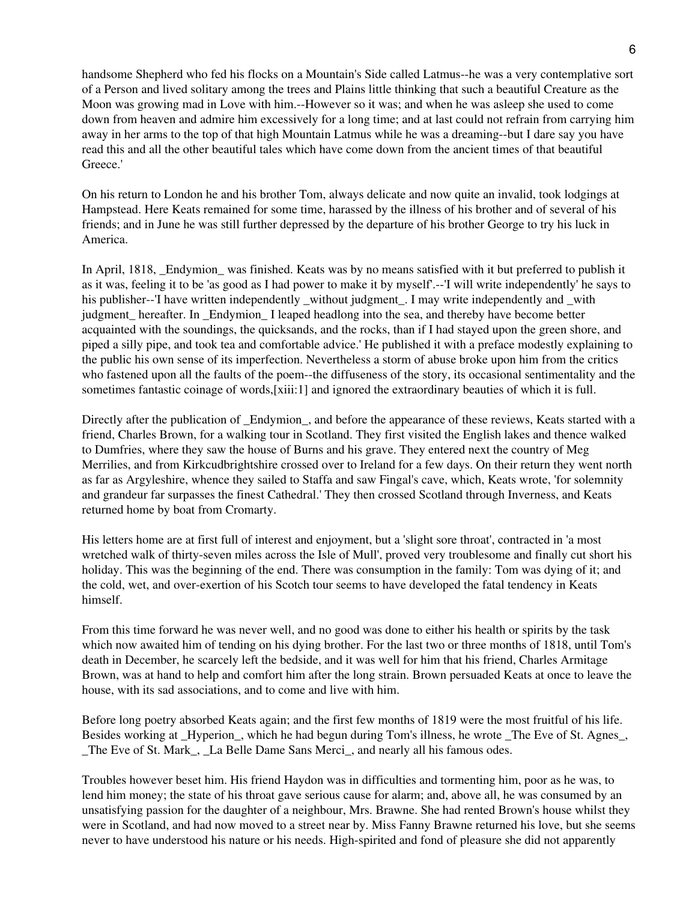handsome Shepherd who fed his flocks on a Mountain's Side called Latmus--he was a very contemplative sort of a Person and lived solitary among the trees and Plains little thinking that such a beautiful Creature as the Moon was growing mad in Love with him.--However so it was; and when he was asleep she used to come down from heaven and admire him excessively for a long time; and at last could not refrain from carrying him away in her arms to the top of that high Mountain Latmus while he was a dreaming--but I dare say you have read this and all the other beautiful tales which have come down from the ancient times of that beautiful Greece.'

On his return to London he and his brother Tom, always delicate and now quite an invalid, took lodgings at Hampstead. Here Keats remained for some time, harassed by the illness of his brother and of several of his friends; and in June he was still further depressed by the departure of his brother George to try his luck in America.

In April, 1818, _Endymion_ was finished. Keats was by no means satisfied with it but preferred to publish it as it was, feeling it to be 'as good as I had power to make it by myself'.--'I will write independently' he says to his publisher--'I have written independently _without judgment_. I may write independently and _with judgment_ hereafter. In _Endymion_ I leaped headlong into the sea, and thereby have become better acquainted with the soundings, the quicksands, and the rocks, than if I had stayed upon the green shore, and piped a silly pipe, and took tea and comfortable advice.' He published it with a preface modestly explaining to the public his own sense of its imperfection. Nevertheless a storm of abuse broke upon him from the critics who fastened upon all the faults of the poem--the diffuseness of the story, its occasional sentimentality and the sometimes fantastic coinage of words,[xiii:1] and ignored the extraordinary beauties of which it is full.

Directly after the publication of _Endymion_, and before the appearance of these reviews, Keats started with a friend, Charles Brown, for a walking tour in Scotland. They first visited the English lakes and thence walked to Dumfries, where they saw the house of Burns and his grave. They entered next the country of Meg Merrilies, and from Kirkcudbrightshire crossed over to Ireland for a few days. On their return they went north as far as Argyleshire, whence they sailed to Staffa and saw Fingal's cave, which, Keats wrote, 'for solemnity and grandeur far surpasses the finest Cathedral.' They then crossed Scotland through Inverness, and Keats returned home by boat from Cromarty.

His letters home are at first full of interest and enjoyment, but a 'slight sore throat', contracted in 'a most wretched walk of thirty-seven miles across the Isle of Mull', proved very troublesome and finally cut short his holiday. This was the beginning of the end. There was consumption in the family: Tom was dying of it; and the cold, wet, and over-exertion of his Scotch tour seems to have developed the fatal tendency in Keats himself.

From this time forward he was never well, and no good was done to either his health or spirits by the task which now awaited him of tending on his dying brother. For the last two or three months of 1818, until Tom's death in December, he scarcely left the bedside, and it was well for him that his friend, Charles Armitage Brown, was at hand to help and comfort him after the long strain. Brown persuaded Keats at once to leave the house, with its sad associations, and to come and live with him.

Before long poetry absorbed Keats again; and the first few months of 1819 were the most fruitful of his life. Besides working at _Hyperion_, which he had begun during Tom's illness, he wrote _The Eve of St. Agnes_, _The Eve of St. Mark_, _La Belle Dame Sans Merci_, and nearly all his famous odes.

Troubles however beset him. His friend Haydon was in difficulties and tormenting him, poor as he was, to lend him money; the state of his throat gave serious cause for alarm; and, above all, he was consumed by an unsatisfying passion for the daughter of a neighbour, Mrs. Brawne. She had rented Brown's house whilst they were in Scotland, and had now moved to a street near by. Miss Fanny Brawne returned his love, but she seems never to have understood his nature or his needs. High-spirited and fond of pleasure she did not apparently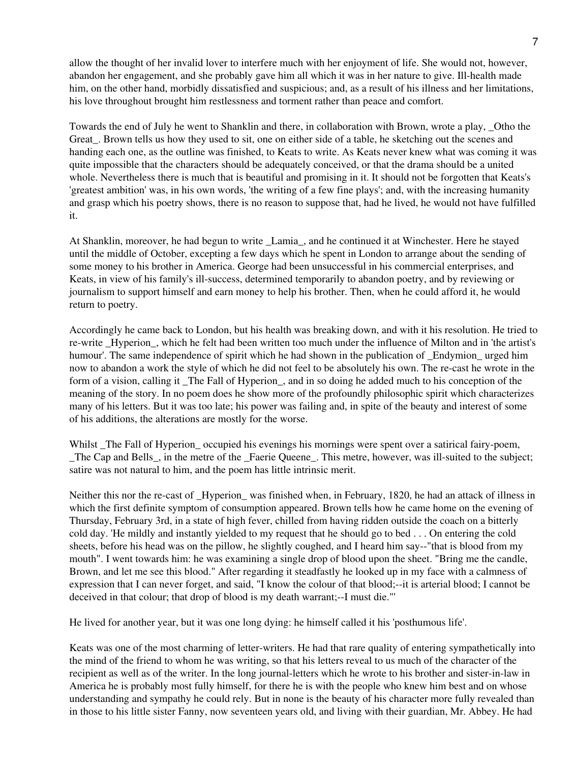allow the thought of her invalid lover to interfere much with her enjoyment of life. She would not, however, abandon her engagement, and she probably gave him all which it was in her nature to give. Ill-health made him, on the other hand, morbidly dissatisfied and suspicious; and, as a result of his illness and her limitations, his love throughout brought him restlessness and torment rather than peace and comfort.

Towards the end of July he went to Shanklin and there, in collaboration with Brown, wrote a play, _Otho the Great_. Brown tells us how they used to sit, one on either side of a table, he sketching out the scenes and handing each one, as the outline was finished, to Keats to write. As Keats never knew what was coming it was quite impossible that the characters should be adequately conceived, or that the drama should be a united whole. Nevertheless there is much that is beautiful and promising in it. It should not be forgotten that Keats's 'greatest ambition' was, in his own words, 'the writing of a few fine plays'; and, with the increasing humanity and grasp which his poetry shows, there is no reason to suppose that, had he lived, he would not have fulfilled it.

At Shanklin, moreover, he had begun to write _Lamia_, and he continued it at Winchester. Here he stayed until the middle of October, excepting a few days which he spent in London to arrange about the sending of some money to his brother in America. George had been unsuccessful in his commercial enterprises, and Keats, in view of his family's ill-success, determined temporarily to abandon poetry, and by reviewing or journalism to support himself and earn money to help his brother. Then, when he could afford it, he would return to poetry.

Accordingly he came back to London, but his health was breaking down, and with it his resolution. He tried to re-write _Hyperion_, which he felt had been written too much under the influence of Milton and in 'the artist's humour'. The same independence of spirit which he had shown in the publication of _Endymion_ urged him now to abandon a work the style of which he did not feel to be absolutely his own. The re-cast he wrote in the form of a vision, calling it _The Fall of Hyperion_, and in so doing he added much to his conception of the meaning of the story. In no poem does he show more of the profoundly philosophic spirit which characterizes many of his letters. But it was too late; his power was failing and, in spite of the beauty and interest of some of his additions, the alterations are mostly for the worse.

Whilst _The Fall of Hyperion_ occupied his evenings his mornings were spent over a satirical fairy-poem, _The Cap and Bells_, in the metre of the _Faerie Queene_. This metre, however, was ill-suited to the subject; satire was not natural to him, and the poem has little intrinsic merit.

Neither this nor the re-cast of _Hyperion_ was finished when, in February, 1820, he had an attack of illness in which the first definite symptom of consumption appeared. Brown tells how he came home on the evening of Thursday, February 3rd, in a state of high fever, chilled from having ridden outside the coach on a bitterly cold day. 'He mildly and instantly yielded to my request that he should go to bed . . . On entering the cold sheets, before his head was on the pillow, he slightly coughed, and I heard him say--"that is blood from my mouth". I went towards him: he was examining a single drop of blood upon the sheet. "Bring me the candle, Brown, and let me see this blood." After regarding it steadfastly he looked up in my face with a calmness of expression that I can never forget, and said, "I know the colour of that blood;--it is arterial blood; I cannot be deceived in that colour; that drop of blood is my death warrant;--I must die."'

He lived for another year, but it was one long dying: he himself called it his 'posthumous life'.

Keats was one of the most charming of letter-writers. He had that rare quality of entering sympathetically into the mind of the friend to whom he was writing, so that his letters reveal to us much of the character of the recipient as well as of the writer. In the long journal-letters which he wrote to his brother and sister-in-law in America he is probably most fully himself, for there he is with the people who knew him best and on whose understanding and sympathy he could rely. But in none is the beauty of his character more fully revealed than in those to his little sister Fanny, now seventeen years old, and living with their guardian, Mr. Abbey. He had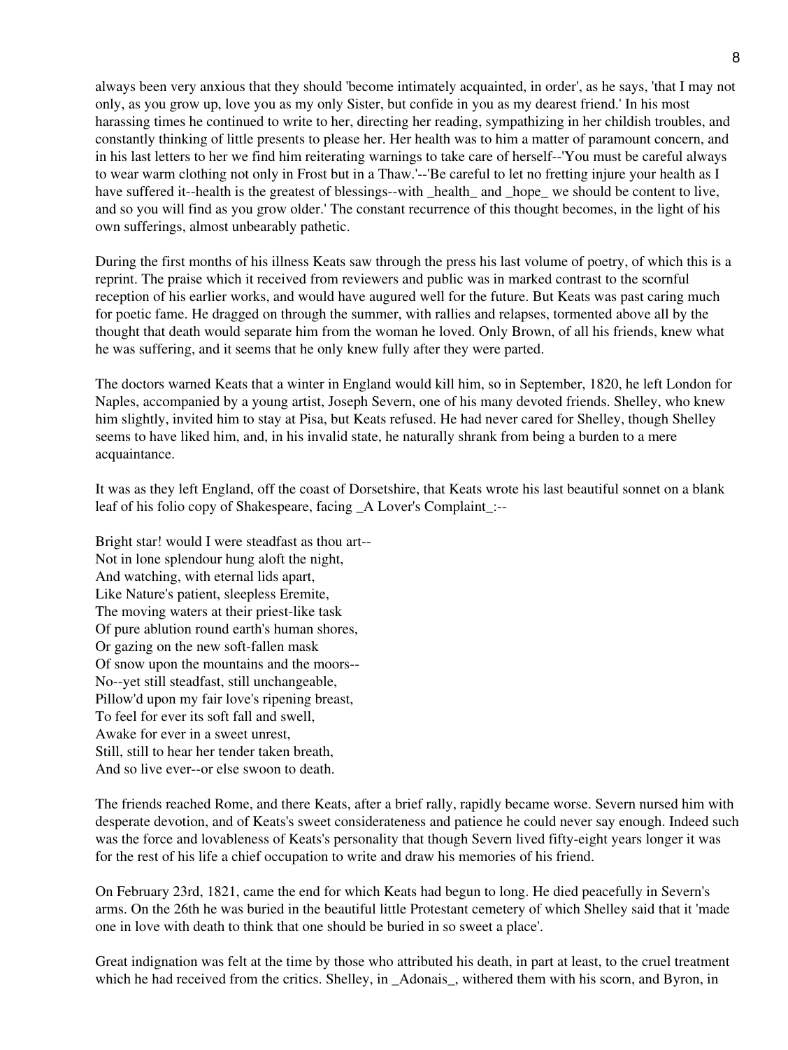always been very anxious that they should 'become intimately acquainted, in order', as he says, 'that I may not only, as you grow up, love you as my only Sister, but confide in you as my dearest friend.' In his most harassing times he continued to write to her, directing her reading, sympathizing in her childish troubles, and constantly thinking of little presents to please her. Her health was to him a matter of paramount concern, and in his last letters to her we find him reiterating warnings to take care of herself--'You must be careful always to wear warm clothing not only in Frost but in a Thaw.'--'Be careful to let no fretting injure your health as I have suffered it--health is the greatest of blessings--with _health_ and _hope_ we should be content to live, and so you will find as you grow older.' The constant recurrence of this thought becomes, in the light of his own sufferings, almost unbearably pathetic.

During the first months of his illness Keats saw through the press his last volume of poetry, of which this is a reprint. The praise which it received from reviewers and public was in marked contrast to the scornful reception of his earlier works, and would have augured well for the future. But Keats was past caring much for poetic fame. He dragged on through the summer, with rallies and relapses, tormented above all by the thought that death would separate him from the woman he loved. Only Brown, of all his friends, knew what he was suffering, and it seems that he only knew fully after they were parted.

The doctors warned Keats that a winter in England would kill him, so in September, 1820, he left London for Naples, accompanied by a young artist, Joseph Severn, one of his many devoted friends. Shelley, who knew him slightly, invited him to stay at Pisa, but Keats refused. He had never cared for Shelley, though Shelley seems to have liked him, and, in his invalid state, he naturally shrank from being a burden to a mere acquaintance.

It was as they left England, off the coast of Dorsetshire, that Keats wrote his last beautiful sonnet on a blank leaf of his folio copy of Shakespeare, facing _A Lover's Complaint_:--

Bright star! would I were steadfast as thou art--
Not in lone splendour hung aloft the night,
And watching, with eternal lids apart,
Like Nature's patient, sleepless Eremite,
The moving waters at their priest-like task
Of pure ablution round earth's human shores,
Or gazing on the new soft-fallen mask
Of snow upon the mountains and the moors--
No--yet still steadfast, still unchangeable,
Pillow'd upon my fair love's ripening breast,
To feel for ever its soft fall and swell,
Awake for ever in a sweet unrest,
Still, still to hear her tender taken breath,
And so live ever--or else swoon to death.

The friends reached Rome, and there Keats, after a brief rally, rapidly became worse. Severn nursed him with desperate devotion, and of Keats's sweet considerateness and patience he could never say enough. Indeed such was the force and lovableness of Keats's personality that though Severn lived fifty-eight years longer it was for the rest of his life a chief occupation to write and draw his memories of his friend.

On February 23rd, 1821, came the end for which Keats had begun to long. He died peacefully in Severn's arms. On the 26th he was buried in the beautiful little Protestant cemetery of which Shelley said that it 'made one in love with death to think that one should be buried in so sweet a place'.

Great indignation was felt at the time by those who attributed his death, in part at least, to the cruel treatment which he had received from the critics. Shelley, in _Adonais_, withered them with his scorn, and Byron, in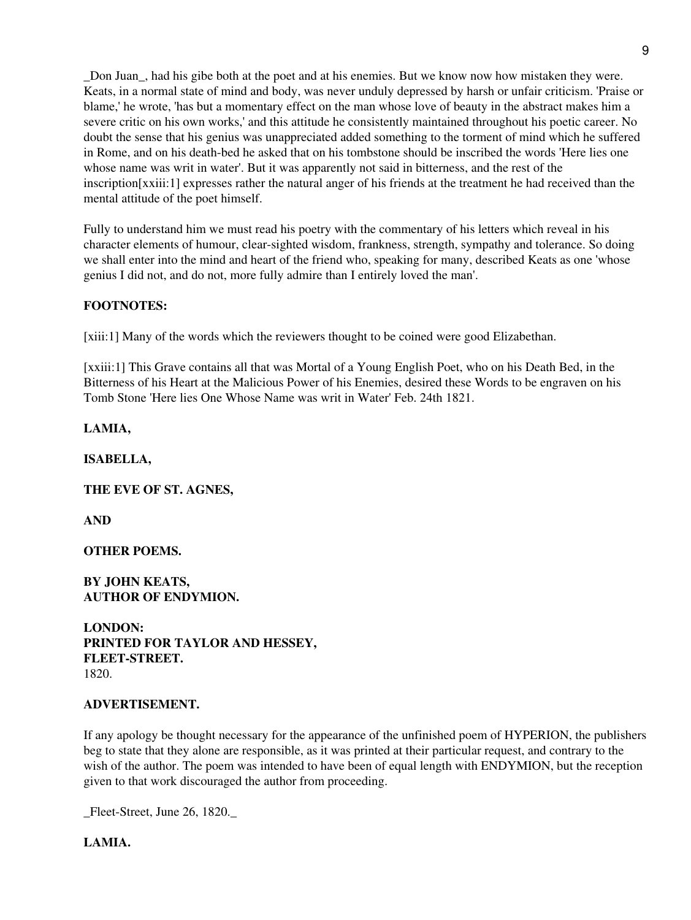_Don Juan_, had his gibe both at the poet and at his enemies. But we know now how mistaken they were. Keats, in a normal state of mind and body, was never unduly depressed by harsh or unfair criticism. 'Praise or blame,' he wrote, 'has but a momentary effect on the man whose love of beauty in the abstract makes him a severe critic on his own works,' and this attitude he consistently maintained throughout his poetic career. No doubt the sense that his genius was unappreciated added something to the torment of mind which he suffered in Rome, and on his death-bed he asked that on his tombstone should be inscribed the words 'Here lies one whose name was writ in water'. But it was apparently not said in bitterness, and the rest of the inscription[xxiii:1] expresses rather the natural anger of his friends at the treatment he had received than the mental attitude of the poet himself.

Fully to understand him we must read his poetry with the commentary of his letters which reveal in his character elements of humour, clear-sighted wisdom, frankness, strength, sympathy and tolerance. So doing we shall enter into the mind and heart of the friend who, speaking for many, described Keats as one 'whose genius I did not, and do not, more fully admire than I entirely loved the man'.

**FOOTNOTES:**

[xiii:1] Many of the words which the reviewers thought to be coined were good Elizabethan.

[xxiii:1] This Grave contains all that was Mortal of a Young English Poet, who on his Death Bed, in the Bitterness of his Heart at the Malicious Power of his Enemies, desired these Words to be engraven on his Tomb Stone 'Here lies One Whose Name was writ in Water' Feb. 24th 1821.

**LAMIA,**

**ISABELLA,**

**THE EVE OF ST. AGNES,**

**AND**

**OTHER POEMS.**

**BY JOHN KEATS,**
**AUTHOR OF ENDYMION.**

**LONDON:**
**PRINTED FOR TAYLOR AND HESSEY,**
**FLEET-STREET.**
1820.

**ADVERTISEMENT.**

If any apology be thought necessary for the appearance of the unfinished poem of HYPERION, the publishers beg to state that they alone are responsible, as it was printed at their particular request, and contrary to the wish of the author. The poem was intended to have been of equal length with ENDYMION, but the reception given to that work discouraged the author from proceeding.

_Fleet-Street, June 26, 1820._

**LAMIA.**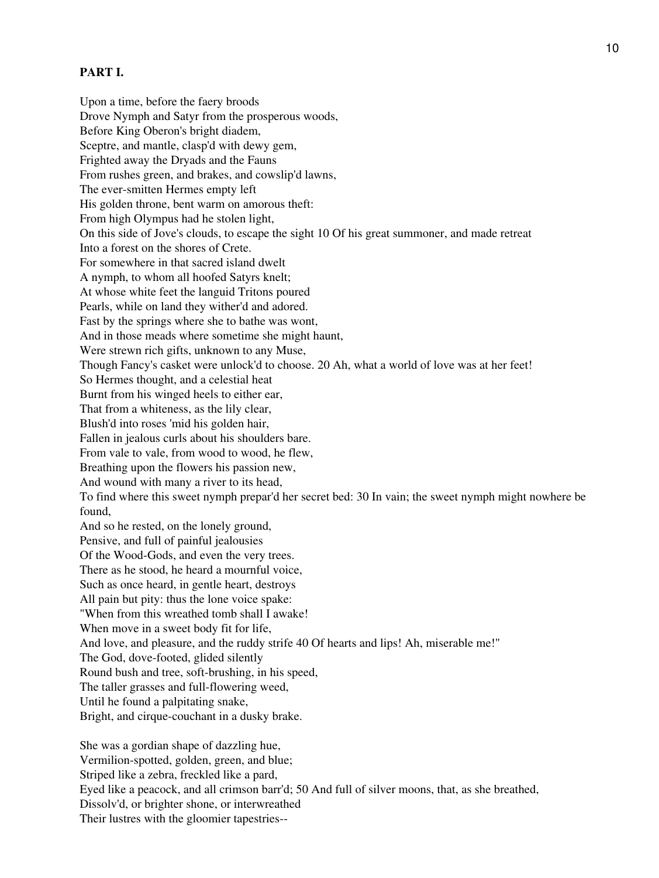**PART I.**

Upon a time, before the faery broods
Drove Nymph and Satyr from the prosperous woods,
Before King Oberon's bright diadem,
Sceptre, and mantle, clasp'd with dewy gem,
Frighted away the Dryads and the Fauns
From rushes green, and brakes, and cowslip'd lawns,
The ever-smitten Hermes empty left
His golden throne, bent warm on amorous theft:
From high Olympus had he stolen light,
On this side of Jove's clouds, to escape the sight 10 Of his great summoner, and made retreat
Into a forest on the shores of Crete.
For somewhere in that sacred island dwelt
A nymph, to whom all hoofed Satyrs knelt;
At whose white feet the languid Tritons poured
Pearls, while on land they wither'd and adored.
Fast by the springs where she to bathe was wont,
And in those meads where sometime she might haunt,
Were strewn rich gifts, unknown to any Muse,
Though Fancy's casket were unlock'd to choose. 20 Ah, what a world of love was at her feet!
So Hermes thought, and a celestial heat
Burnt from his winged heels to either ear,
That from a whiteness, as the lily clear,
Blush'd into roses 'mid his golden hair,
Fallen in jealous curls about his shoulders bare.
From vale to vale, from wood to wood, he flew,
Breathing upon the flowers his passion new,
And wound with many a river to its head,
To find where this sweet nymph prepar'd her secret bed: 30 In vain; the sweet nymph might nowhere be found,
And so he rested, on the lonely ground,
Pensive, and full of painful jealousies
Of the Wood-Gods, and even the very trees.
There as he stood, he heard a mournful voice,
Such as once heard, in gentle heart, destroys
All pain but pity: thus the lone voice spake:
"When from this wreathed tomb shall I awake!
When move in a sweet body fit for life,
And love, and pleasure, and the ruddy strife 40 Of hearts and lips! Ah, miserable me!"
The God, dove-footed, glided silently
Round bush and tree, soft-brushing, in his speed,
The taller grasses and full-flowering weed,
Until he found a palpitating snake,
Bright, and cirque-couchant in a dusky brake.

She was a gordian shape of dazzling hue,
Vermilion-spotted, golden, green, and blue;
Striped like a zebra, freckled like a pard,
Eyed like a peacock, and all crimson barr'd; 50 And full of silver moons, that, as she breathed,
Dissolv'd, or brighter shone, or interwreathed
Their lustres with the gloomier tapestries--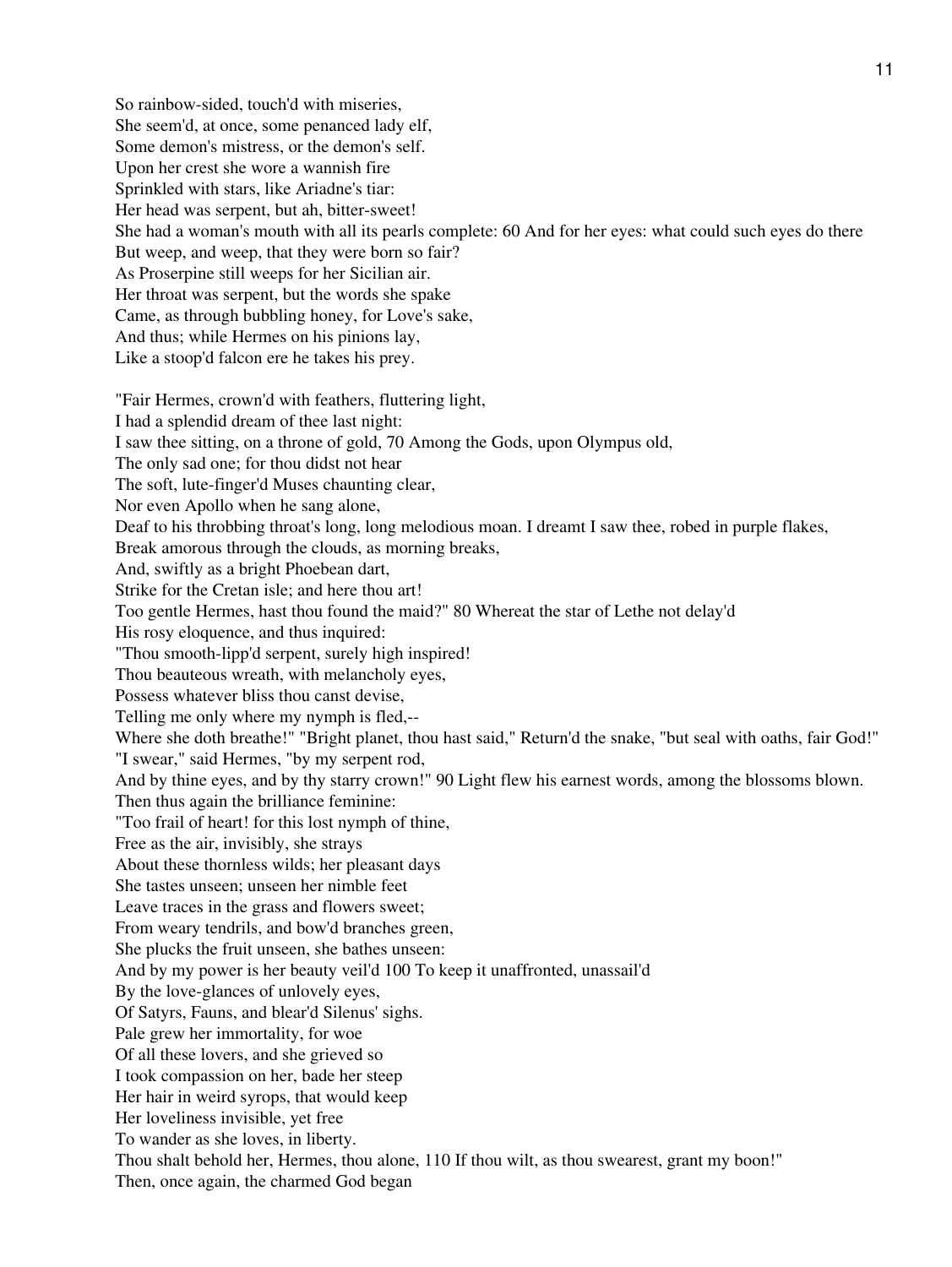So rainbow-sided, touch'd with miseries,
She seem'd, at once, some penanced lady elf,
Some demon's mistress, or the demon's self.
Upon her crest she wore a wannish fire
Sprinkled with stars, like Ariadne's tiar:
Her head was serpent, but ah, bitter-sweet!
She had a woman's mouth with all its pearls complete: 60 And for her eyes: what could such eyes do there
But weep, and weep, that they were born so fair?
As Proserpine still weeps for her Sicilian air.
Her throat was serpent, but the words she spake
Came, as through bubbling honey, for Love's sake,
And thus; while Hermes on his pinions lay,
Like a stoop'd falcon ere he takes his prey.

"Fair Hermes, crown'd with feathers, fluttering light,
I had a splendid dream of thee last night:
I saw thee sitting, on a throne of gold, 70 Among the Gods, upon Olympus old,
The only sad one; for thou didst not hear
The soft, lute-finger'd Muses chaunting clear,
Nor even Apollo when he sang alone,
Deaf to his throbbing throat's long, long melodious moan. I dreamt I saw thee, robed in purple flakes,
Break amorous through the clouds, as morning breaks,
And, swiftly as a bright Phoebean dart,
Strike for the Cretan isle; and here thou art!
Too gentle Hermes, hast thou found the maid?" 80 Whereat the star of Lethe not delay'd
His rosy eloquence, and thus inquired:
"Thou smooth-lipp'd serpent, surely high inspired!
Thou beauteous wreath, with melancholy eyes,
Possess whatever bliss thou canst devise,
Telling me only where my nymph is fled,--
Where she doth breathe!" "Bright planet, thou hast said," Return'd the snake, "but seal with oaths, fair God!"
"I swear," said Hermes, "by my serpent rod,
And by thine eyes, and by thy starry crown!" 90 Light flew his earnest words, among the blossoms blown.
Then thus again the brilliance feminine:
"Too frail of heart! for this lost nymph of thine,
Free as the air, invisibly, she strays
About these thornless wilds; her pleasant days
She tastes unseen; unseen her nimble feet
Leave traces in the grass and flowers sweet;
From weary tendrils, and bow'd branches green,
She plucks the fruit unseen, she bathes unseen:
And by my power is her beauty veil'd 100 To keep it unaffronted, unassail'd
By the love-glances of unlovely eyes,
Of Satyrs, Fauns, and blear'd Silenus' sighs.
Pale grew her immortality, for woe
Of all these lovers, and she grieved so
I took compassion on her, bade her steep
Her hair in weird syrops, that would keep
Her loveliness invisible, yet free
To wander as she loves, in liberty.
Thou shalt behold her, Hermes, thou alone, 110 If thou wilt, as thou swearest, grant my boon!"
Then, once again, the charmed God began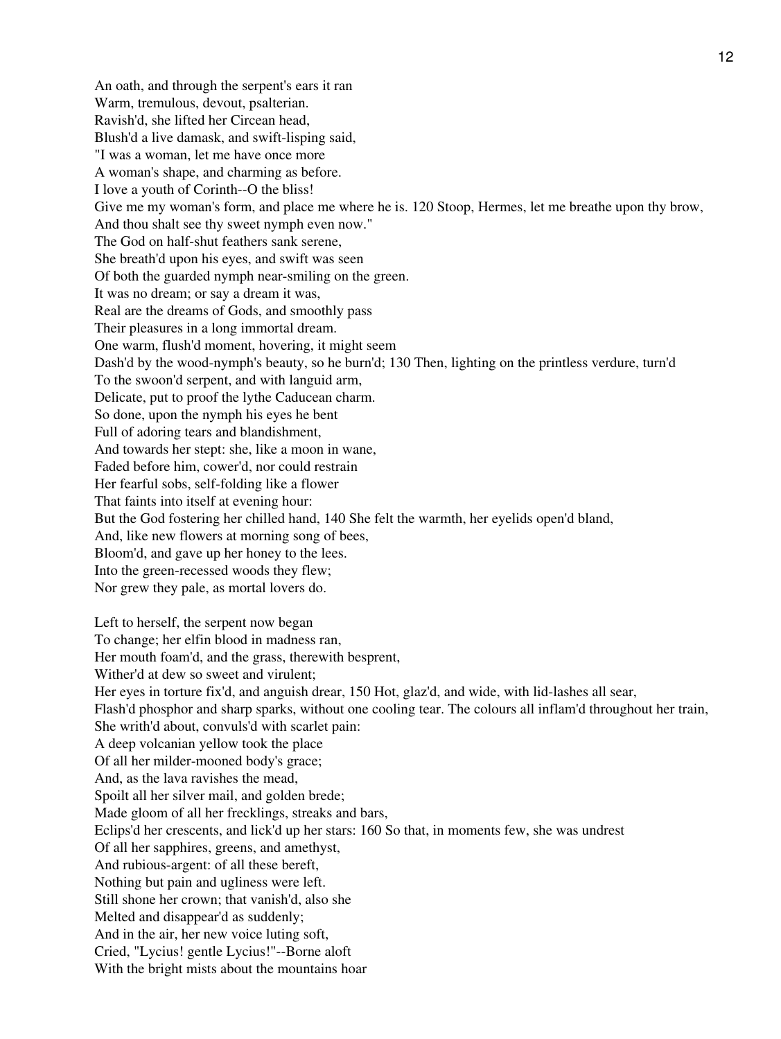An oath, and through the serpent's ears it ran
Warm, tremulous, devout, psalterian.
Ravish'd, she lifted her Circean head,
Blush'd a live damask, and swift-lisping said,
"I was a woman, let me have once more
A woman's shape, and charming as before.
I love a youth of Corinth--O the bliss!
Give me my woman's form, and place me where he is. 120 Stoop, Hermes, let me breathe upon thy brow,
And thou shalt see thy sweet nymph even now."
The God on half-shut feathers sank serene,
She breath'd upon his eyes, and swift was seen
Of both the guarded nymph near-smiling on the green.
It was no dream; or say a dream it was,
Real are the dreams of Gods, and smoothly pass
Their pleasures in a long immortal dream.
One warm, flush'd moment, hovering, it might seem
Dash'd by the wood-nymph's beauty, so he burn'd; 130 Then, lighting on the printless verdure, turn'd
To the swoon'd serpent, and with languid arm,
Delicate, put to proof the lythe Caducean charm.
So done, upon the nymph his eyes he bent
Full of adoring tears and blandishment,
And towards her stept: she, like a moon in wane,
Faded before him, cower'd, nor could restrain
Her fearful sobs, self-folding like a flower
That faints into itself at evening hour:
But the God fostering her chilled hand, 140 She felt the warmth, her eyelids open'd bland,
And, like new flowers at morning song of bees,
Bloom'd, and gave up her honey to the lees.
Into the green-recessed woods they flew;
Nor grew they pale, as mortal lovers do.

Left to herself, the serpent now began
To change; her elfin blood in madness ran,
Her mouth foam'd, and the grass, therewith besprent,
Wither'd at dew so sweet and virulent;
Her eyes in torture fix'd, and anguish drear, 150 Hot, glaz'd, and wide, with lid-lashes all sear,
Flash'd phosphor and sharp sparks, without one cooling tear. The colours all inflam'd throughout her train,
She writh'd about, convuls'd with scarlet pain:
A deep volcanian yellow took the place
Of all her milder-mooned body's grace;
And, as the lava ravishes the mead,
Spoilt all her silver mail, and golden brede;
Made gloom of all her frecklings, streaks and bars,
Eclips'd her crescents, and lick'd up her stars: 160 So that, in moments few, she was undrest
Of all her sapphires, greens, and amethyst,
And rubious-argent: of all these bereft,
Nothing but pain and ugliness were left.
Still shone her crown; that vanish'd, also she
Melted and disappear'd as suddenly;
And in the air, her new voice luting soft,
Cried, "Lycius! gentle Lycius!"--Borne aloft
With the bright mists about the mountains hoar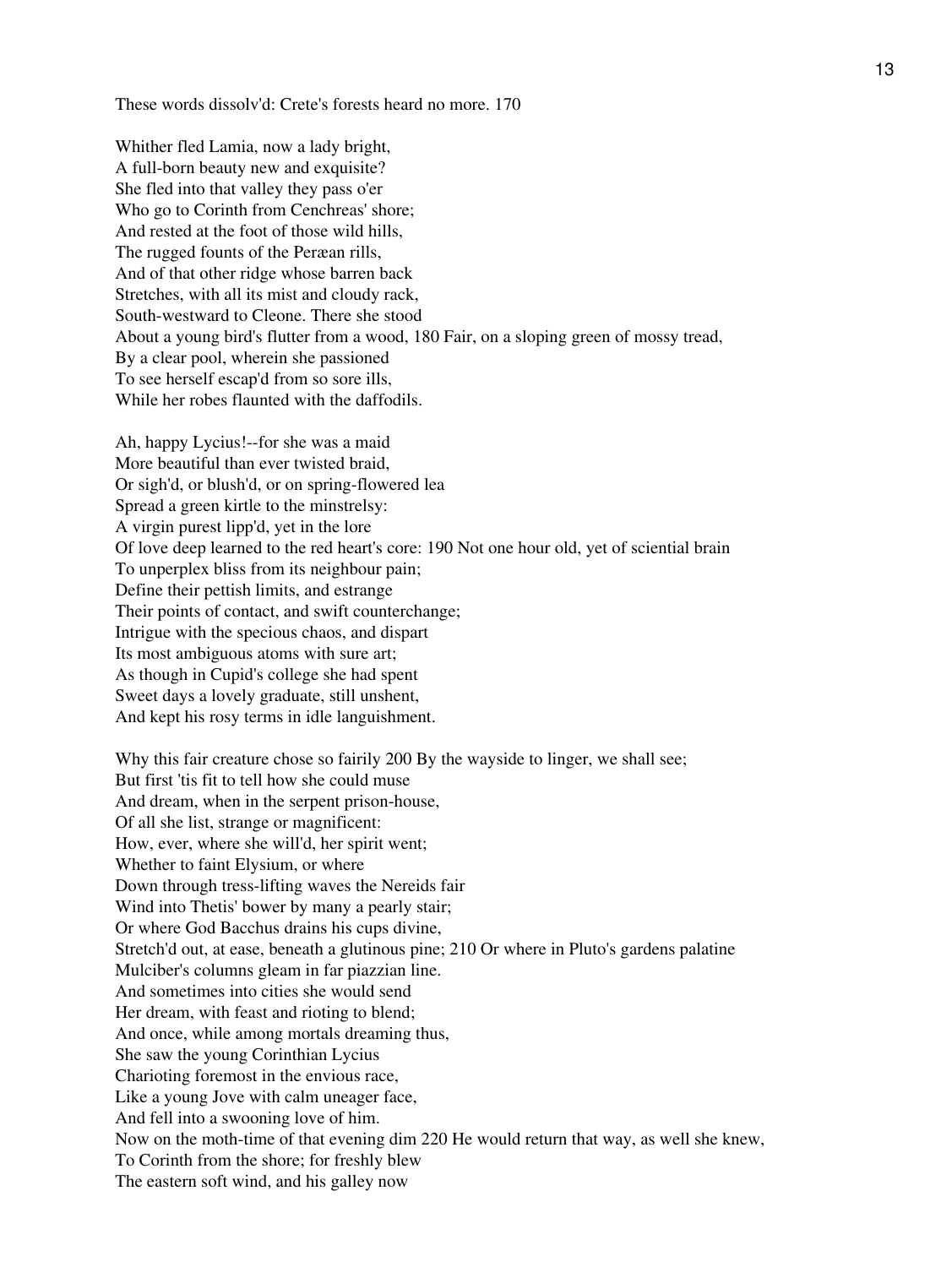These words dissolv'd: Crete's forests heard no more. 170

Whither fled Lamia, now a lady bright,
A full-born beauty new and exquisite?
She fled into that valley they pass o'er
Who go to Corinth from Cenchreas' shore;
And rested at the foot of those wild hills,
The rugged founts of the Peræan rills,
And of that other ridge whose barren back
Stretches, with all its mist and cloudy rack,
South-westward to Cleone. There she stood
About a young bird's flutter from a wood, 180 Fair, on a sloping green of mossy tread,
By a clear pool, wherein she passioned
To see herself escap'd from so sore ills,
While her robes flaunted with the daffodils.

Ah, happy Lycius!--for she was a maid
More beautiful than ever twisted braid,
Or sigh'd, or blush'd, or on spring-flowered lea
Spread a green kirtle to the minstrelsy:
A virgin purest lipp'd, yet in the lore
Of love deep learned to the red heart's core: 190 Not one hour old, yet of sciential brain
To unperplex bliss from its neighbour pain;
Define their pettish limits, and estrange
Their points of contact, and swift counterchange;
Intrigue with the specious chaos, and dispart
Its most ambiguous atoms with sure art;
As though in Cupid's college she had spent
Sweet days a lovely graduate, still unshent,
And kept his rosy terms in idle languishment.

Why this fair creature chose so fairily 200 By the wayside to linger, we shall see;
But first 'tis fit to tell how she could muse
And dream, when in the serpent prison-house,
Of all she list, strange or magnificent:
How, ever, where she will'd, her spirit went;
Whether to faint Elysium, or where
Down through tress-lifting waves the Nereids fair
Wind into Thetis' bower by many a pearly stair;
Or where God Bacchus drains his cups divine,
Stretch'd out, at ease, beneath a glutinous pine; 210 Or where in Pluto's gardens palatine
Mulciber's columns gleam in far piazzian line.
And sometimes into cities she would send
Her dream, with feast and rioting to blend;
And once, while among mortals dreaming thus,
She saw the young Corinthian Lycius
Charioting foremost in the envious race,
Like a young Jove with calm uneager face,
And fell into a swooning love of him.
Now on the moth-time of that evening dim 220 He would return that way, as well she knew,
To Corinth from the shore; for freshly blew
The eastern soft wind, and his galley now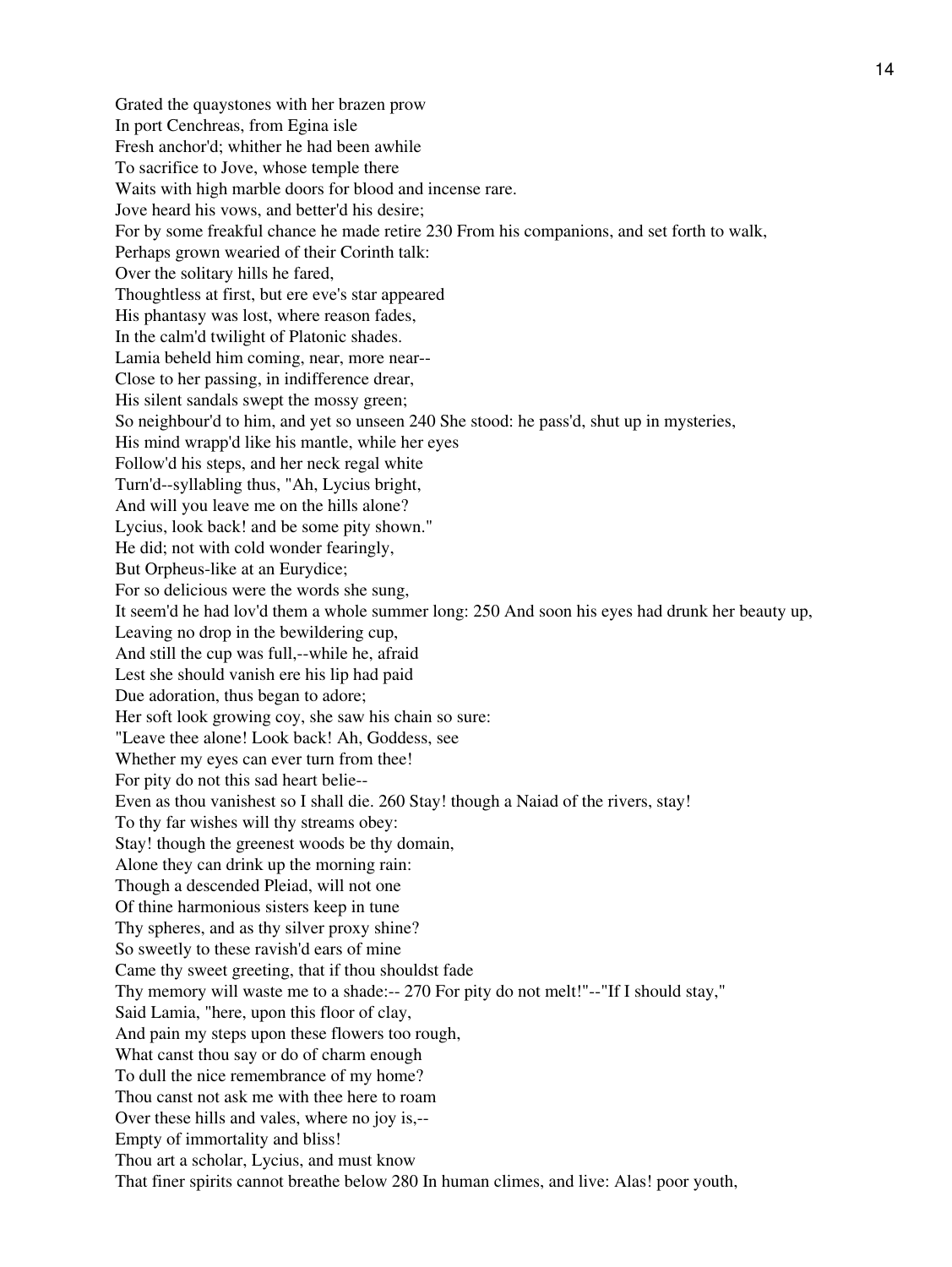Grated the quaystones with her brazen prow
In port Cenchreas, from Egina isle
Fresh anchor'd; whither he had been awhile
To sacrifice to Jove, whose temple there
Waits with high marble doors for blood and incense rare.
Jove heard his vows, and better'd his desire;
For by some freakful chance he made retire 230 From his companions, and set forth to walk,
Perhaps grown wearied of their Corinth talk:
Over the solitary hills he fared,
Thoughtless at first, but ere eve's star appeared
His phantasy was lost, where reason fades,
In the calm'd twilight of Platonic shades.
Lamia beheld him coming, near, more near--
Close to her passing, in indifference drear,
His silent sandals swept the mossy green;
So neighbour'd to him, and yet so unseen 240 She stood: he pass'd, shut up in mysteries,
His mind wrapp'd like his mantle, while her eyes
Follow'd his steps, and her neck regal white
Turn'd--syllabling thus, "Ah, Lycius bright,
And will you leave me on the hills alone?
Lycius, look back! and be some pity shown."
He did; not with cold wonder fearingly,
But Orpheus-like at an Eurydice;
For so delicious were the words she sung,
It seem'd he had lov'd them a whole summer long: 250 And soon his eyes had drunk her beauty up,
Leaving no drop in the bewildering cup,
And still the cup was full,--while he, afraid
Lest she should vanish ere his lip had paid
Due adoration, thus began to adore;
Her soft look growing coy, she saw his chain so sure:
"Leave thee alone! Look back! Ah, Goddess, see
Whether my eyes can ever turn from thee!
For pity do not this sad heart belie--
Even as thou vanishest so I shall die. 260 Stay! though a Naiad of the rivers, stay!
To thy far wishes will thy streams obey:
Stay! though the greenest woods be thy domain,
Alone they can drink up the morning rain:
Though a descended Pleiad, will not one
Of thine harmonious sisters keep in tune
Thy spheres, and as thy silver proxy shine?
So sweetly to these ravish'd ears of mine
Came thy sweet greeting, that if thou shouldst fade
Thy memory will waste me to a shade:-- 270 For pity do not melt!"--"If I should stay,"
Said Lamia, "here, upon this floor of clay,
And pain my steps upon these flowers too rough,
What canst thou say or do of charm enough
To dull the nice remembrance of my home?
Thou canst not ask me with thee here to roam
Over these hills and vales, where no joy is,--
Empty of immortality and bliss!
Thou art a scholar, Lycius, and must know
That finer spirits cannot breathe below 280 In human climes, and live: Alas! poor youth,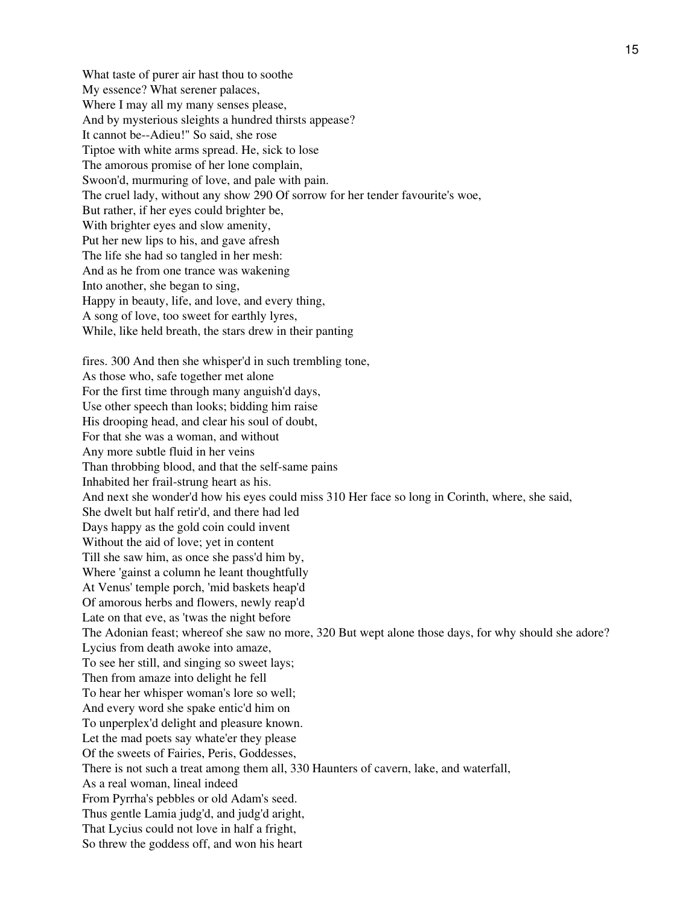What taste of purer air hast thou to soothe
My essence? What serener palaces,
Where I may all my many senses please,
And by mysterious sleights a hundred thirsts appease?
It cannot be--Adieu!" So said, she rose
Tiptoe with white arms spread. He, sick to lose
The amorous promise of her lone complain,
Swoon'd, murmuring of love, and pale with pain.
The cruel lady, without any show 290 Of sorrow for her tender favourite's woe,
But rather, if her eyes could brighter be,
With brighter eyes and slow amenity,
Put her new lips to his, and gave afresh
The life she had so tangled in her mesh:
And as he from one trance was wakening
Into another, she began to sing,
Happy in beauty, life, and love, and every thing,
A song of love, too sweet for earthly lyres,
While, like held breath, the stars drew in their panting

fires. 300 And then she whisper'd in such trembling tone,
As those who, safe together met alone
For the first time through many anguish'd days,
Use other speech than looks; bidding him raise
His drooping head, and clear his soul of doubt,
For that she was a woman, and without
Any more subtle fluid in her veins
Than throbbing blood, and that the self-same pains
Inhabited her frail-strung heart as his.
And next she wonder'd how his eyes could miss 310 Her face so long in Corinth, where, she said,
She dwelt but half retir'd, and there had led
Days happy as the gold coin could invent
Without the aid of love; yet in content
Till she saw him, as once she pass'd him by,
Where 'gainst a column he leant thoughtfully
At Venus' temple porch, 'mid baskets heap'd
Of amorous herbs and flowers, newly reap'd
Late on that eve, as 'twas the night before
The Adonian feast; whereof she saw no more, 320 But wept alone those days, for why should she adore?
Lycius from death awoke into amaze,
To see her still, and singing so sweet lays;
Then from amaze into delight he fell
To hear her whisper woman's lore so well;
And every word she spake entic'd him on
To unperplex'd delight and pleasure known.
Let the mad poets say whate'er they please
Of the sweets of Fairies, Peris, Goddesses,
There is not such a treat among them all, 330 Haunters of cavern, lake, and waterfall,
As a real woman, lineal indeed
From Pyrrha's pebbles or old Adam's seed.
Thus gentle Lamia judg'd, and judg'd aright,
That Lycius could not love in half a fright,
So threw the goddess off, and won his heart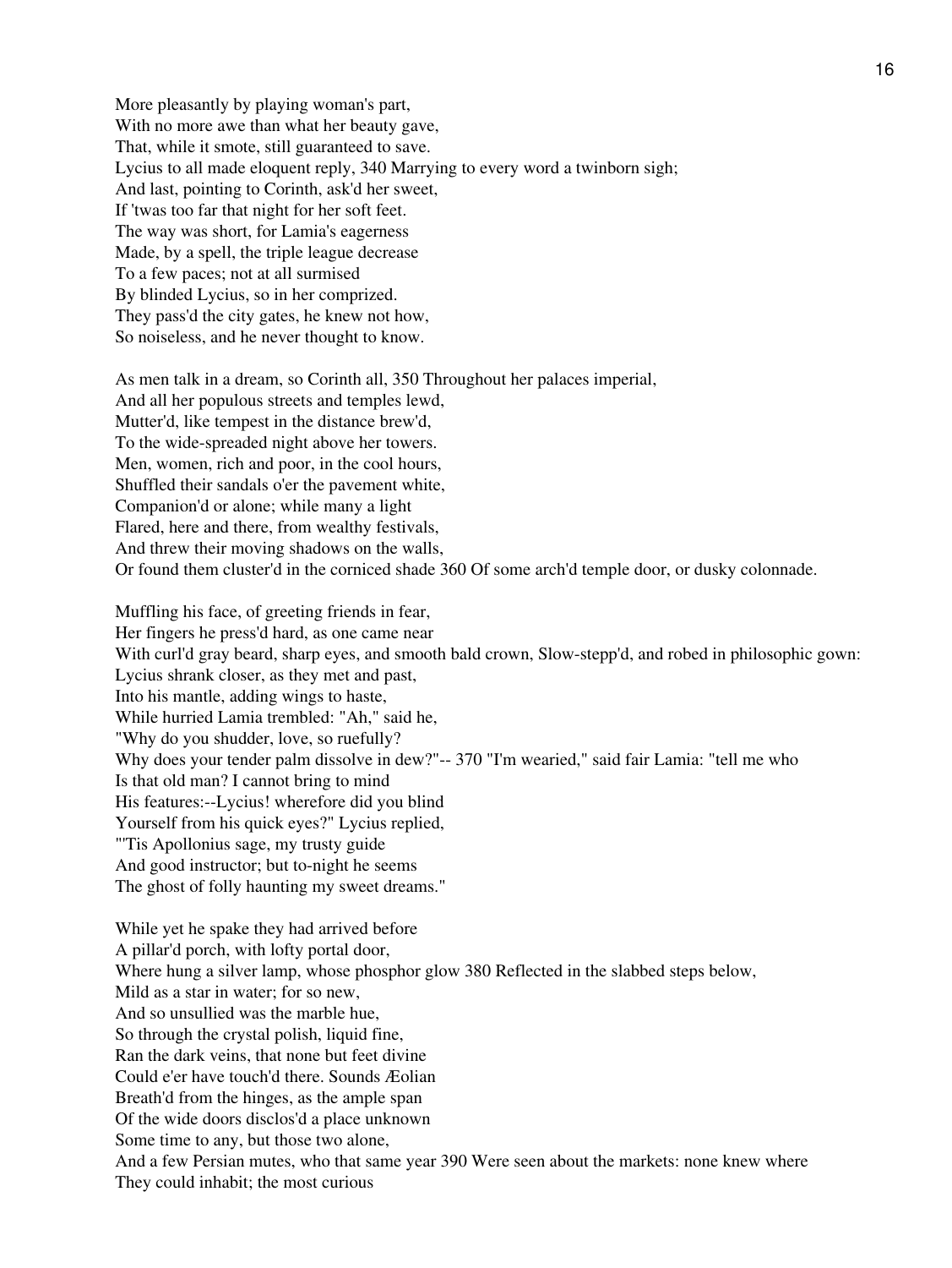More pleasantly by playing woman's part,
With no more awe than what her beauty gave,
That, while it smote, still guaranteed to save.
Lycius to all made eloquent reply, 340 Marrying to every word a twinborn sigh;
And last, pointing to Corinth, ask'd her sweet,
If 'twas too far that night for her soft feet.
The way was short, for Lamia's eagerness
Made, by a spell, the triple league decrease
To a few paces; not at all surmised
By blinded Lycius, so in her comprized.
They pass'd the city gates, he knew not how,
So noiseless, and he never thought to know.

As men talk in a dream, so Corinth all, 350 Throughout her palaces imperial,
And all her populous streets and temples lewd,
Mutter'd, like tempest in the distance brew'd,
To the wide-spreaded night above her towers.
Men, women, rich and poor, in the cool hours,
Shuffled their sandals o'er the pavement white,
Companion'd or alone; while many a light
Flared, here and there, from wealthy festivals,
And threw their moving shadows on the walls,
Or found them cluster'd in the corniced shade 360 Of some arch'd temple door, or dusky colonnade.

Muffling his face, of greeting friends in fear,
Her fingers he press'd hard, as one came near
With curl'd gray beard, sharp eyes, and smooth bald crown, Slow-stepp'd, and robed in philosophic gown:
Lycius shrank closer, as they met and past,
Into his mantle, adding wings to haste,
While hurried Lamia trembled: "Ah," said he,
"Why do you shudder, love, so ruefully?
Why does your tender palm dissolve in dew?"-- 370 "I'm wearied," said fair Lamia: "tell me who
Is that old man? I cannot bring to mind
His features:--Lycius! wherefore did you blind
Yourself from his quick eyes?" Lycius replied,
"'Tis Apollonius sage, my trusty guide
And good instructor; but to-night he seems
The ghost of folly haunting my sweet dreams."

While yet he spake they had arrived before
A pillar'd porch, with lofty portal door,
Where hung a silver lamp, whose phosphor glow 380 Reflected in the slabbed steps below,
Mild as a star in water; for so new,
And so unsullied was the marble hue,
So through the crystal polish, liquid fine,
Ran the dark veins, that none but feet divine
Could e'er have touch'd there. Sounds Æolian
Breath'd from the hinges, as the ample span
Of the wide doors disclos'd a place unknown
Some time to any, but those two alone,
And a few Persian mutes, who that same year 390 Were seen about the markets: none knew where
They could inhabit; the most curious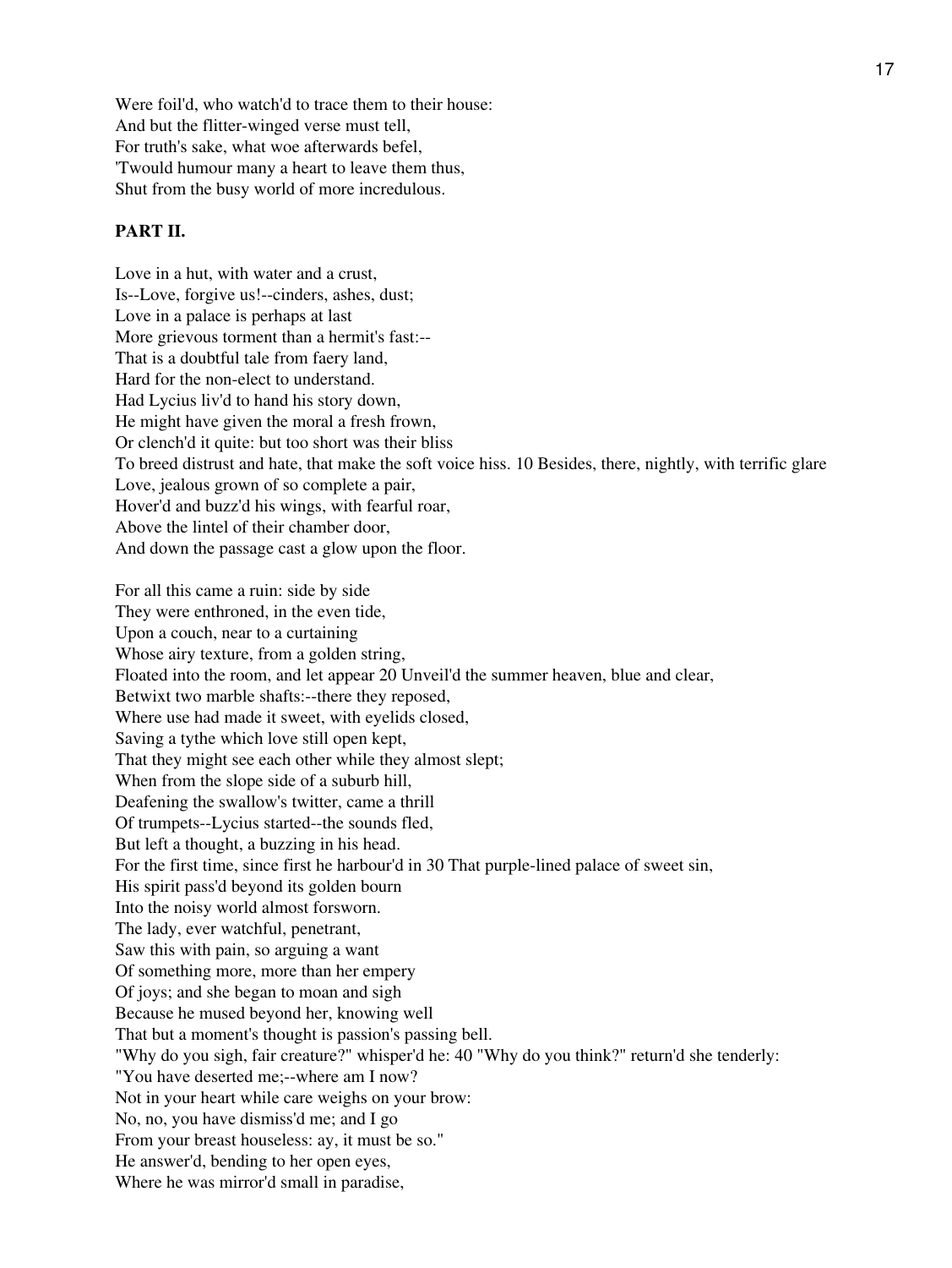Were foil'd, who watch'd to trace them to their house:
And but the flitter-winged verse must tell,
For truth's sake, what woe afterwards befel,
'Twould humour many a heart to leave them thus,
Shut from the busy world of more incredulous.

**PART II.**

Love in a hut, with water and a crust,
Is--Love, forgive us!--cinders, ashes, dust;
Love in a palace is perhaps at last
More grievous torment than a hermit's fast:--
That is a doubtful tale from faery land,
Hard for the non-elect to understand.
Had Lycius liv'd to hand his story down,
He might have given the moral a fresh frown,
Or clench'd it quite: but too short was their bliss
To breed distrust and hate, that make the soft voice hiss. 10 Besides, there, nightly, with terrific glare
Love, jealous grown of so complete a pair,
Hover'd and buzz'd his wings, with fearful roar,
Above the lintel of their chamber door,
And down the passage cast a glow upon the floor.

For all this came a ruin: side by side
They were enthroned, in the even tide,
Upon a couch, near to a curtaining
Whose airy texture, from a golden string,
Floated into the room, and let appear 20 Unveil'd the summer heaven, blue and clear,
Betwixt two marble shafts:--there they reposed,
Where use had made it sweet, with eyelids closed,
Saving a tythe which love still open kept,
That they might see each other while they almost slept;
When from the slope side of a suburb hill,
Deafening the swallow's twitter, came a thrill
Of trumpets--Lycius started--the sounds fled,
But left a thought, a buzzing in his head.
For the first time, since first he harbour'd in 30 That purple-lined palace of sweet sin,
His spirit pass'd beyond its golden bourn
Into the noisy world almost forsworn.
The lady, ever watchful, penetrant,
Saw this with pain, so arguing a want
Of something more, more than her empery
Of joys; and she began to moan and sigh
Because he mused beyond her, knowing well
That but a moment's thought is passion's passing bell.
"Why do you sigh, fair creature?" whisper'd he: 40 "Why do you think?" return'd she tenderly:
"You have deserted me;--where am I now?
Not in your heart while care weighs on your brow:
No, no, you have dismiss'd me; and I go
From your breast houseless: ay, it must be so."
He answer'd, bending to her open eyes,
Where he was mirror'd small in paradise,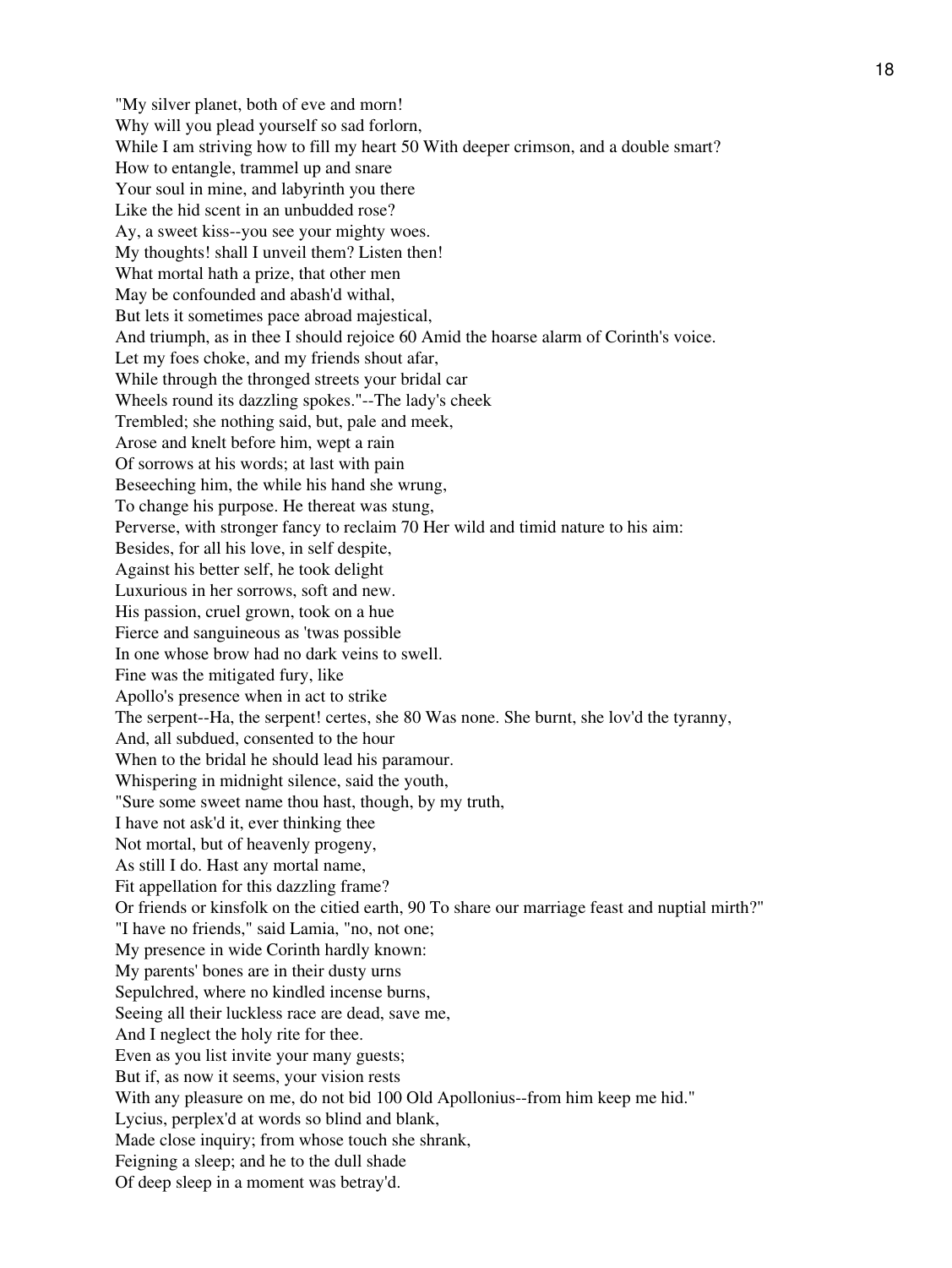"My silver planet, both of eve and morn!
Why will you plead yourself so sad forlorn,
While I am striving how to fill my heart 50 With deeper crimson, and a double smart?
How to entangle, trammel up and snare
Your soul in mine, and labyrinth you there
Like the hid scent in an unbudded rose?
Ay, a sweet kiss--you see your mighty woes.
My thoughts! shall I unveil them? Listen then!
What mortal hath a prize, that other men
May be confounded and abash'd withal,
But lets it sometimes pace abroad majestical,
And triumph, as in thee I should rejoice 60 Amid the hoarse alarm of Corinth's voice.
Let my foes choke, and my friends shout afar,
While through the thronged streets your bridal car
Wheels round its dazzling spokes."--The lady's cheek
Trembled; she nothing said, but, pale and meek,
Arose and knelt before him, wept a rain
Of sorrows at his words; at last with pain
Beseeching him, the while his hand she wrung,
To change his purpose. He thereat was stung,
Perverse, with stronger fancy to reclaim 70 Her wild and timid nature to his aim:
Besides, for all his love, in self despite,
Against his better self, he took delight
Luxurious in her sorrows, soft and new.
His passion, cruel grown, took on a hue
Fierce and sanguineous as 'twas possible
In one whose brow had no dark veins to swell.
Fine was the mitigated fury, like
Apollo's presence when in act to strike
The serpent--Ha, the serpent! certes, she 80 Was none. She burnt, she lov'd the tyranny,
And, all subdued, consented to the hour
When to the bridal he should lead his paramour.
Whispering in midnight silence, said the youth,
"Sure some sweet name thou hast, though, by my truth,
I have not ask'd it, ever thinking thee
Not mortal, but of heavenly progeny,
As still I do. Hast any mortal name,
Fit appellation for this dazzling frame?
Or friends or kinsfolk on the citied earth, 90 To share our marriage feast and nuptial mirth?"
"I have no friends," said Lamia, "no, not one;
My presence in wide Corinth hardly known:
My parents' bones are in their dusty urns
Sepulchred, where no kindled incense burns,
Seeing all their luckless race are dead, save me,
And I neglect the holy rite for thee.
Even as you list invite your many guests;
But if, as now it seems, your vision rests
With any pleasure on me, do not bid 100 Old Apollonius--from him keep me hid."
Lycius, perplex'd at words so blind and blank,
Made close inquiry; from whose touch she shrank,
Feigning a sleep; and he to the dull shade
Of deep sleep in a moment was betray'd.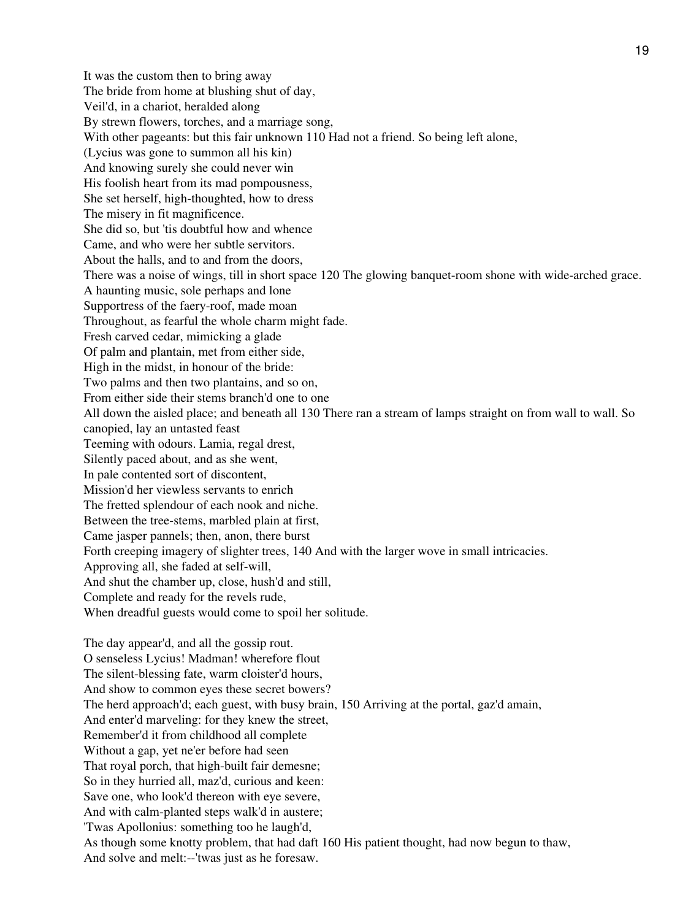It was the custom then to bring away  
The bride from home at blushing shut of day,  
Veil'd, in a chariot, heralded along  
By strewn flowers, torches, and a marriage song,  
With other pageants: but this fair unknown 110 Had not a friend. So being left alone,  
(Lycius was gone to summon all his kin)  
And knowing surely she could never win  
His foolish heart from its mad pompousness,  
She set herself, high-thoughted, how to dress  
The misery in fit magnificence.  
She did so, but 'tis doubtful how and whence  
Came, and who were her subtle servitors.  
About the halls, and to and from the doors,  
There was a noise of wings, till in short space 120 The glowing banquet-room shone with wide-arched grace.  
A haunting music, sole perhaps and lone  
Supportress of the faery-roof, made moan  
Throughout, as fearful the whole charm might fade.  
Fresh carved cedar, mimicking a glade  
Of palm and plantain, met from either side,  
High in the midst, in honour of the bride:  
Two palms and then two plantains, and so on,  
From either side their stems branch'd one to one  
All down the aisled place; and beneath all 130 There ran a stream of lamps straight on from wall to wall. So canopied, lay an untasted feast  
Teeming with odours. Lamia, regal drest,  
Silently paced about, and as she went,  
In pale contented sort of discontent,  
Mission'd her viewless servants to enrich  
The fretted splendour of each nook and niche.  
Between the tree-stems, marbled plain at first,  
Came jasper pannels; then, anon, there burst  
Forth creeping imagery of slighter trees, 140 And with the larger wove in small intricacies.  
Approving all, she faded at self-will,  
And shut the chamber up, close, hush'd and still,  
Complete and ready for the revels rude,  
When dreadful guests would come to spoil her solitude.

The day appear'd, and all the gossip rout.  
O senseless Lycius! Madman! wherefore flout  
The silent-blessing fate, warm cloister'd hours,  
And show to common eyes these secret bowers?  
The herd approach'd; each guest, with busy brain, 150 Arriving at the portal, gaz'd amain,  
And enter'd marveling: for they knew the street,  
Remember'd it from childhood all complete  
Without a gap, yet ne'er before had seen  
That royal porch, that high-built fair demesne;  
So in they hurried all, maz'd, curious and keen:  
Save one, who look'd thereon with eye severe,  
And with calm-planted steps walk'd in austere;  
'Twas Apollonius: something too he laugh'd,  
As though some knotty problem, that had daft 160 His patient thought, had now begun to thaw,  
And solve and melt:--'twas just as he foresaw.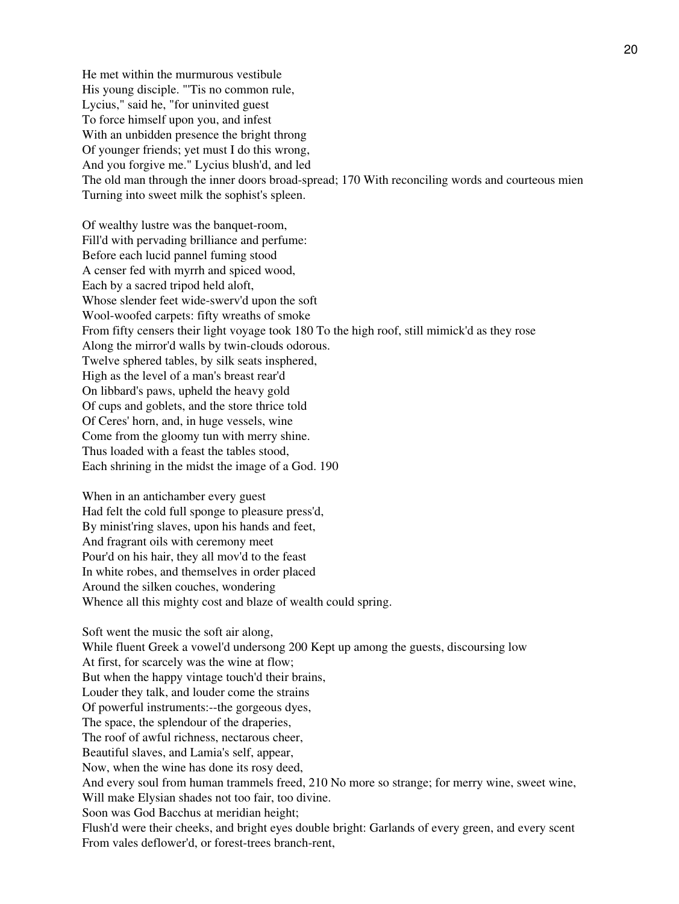He met within the murmurous vestibule
His young disciple. "'Tis no common rule,
Lycius," said he, "for uninvited guest
To force himself upon you, and infest
With an unbidden presence the bright throng
Of younger friends; yet must I do this wrong,
And you forgive me." Lycius blush'd, and led
The old man through the inner doors broad-spread; 170 With reconciling words and courteous mien
Turning into sweet milk the sophist's spleen.

Of wealthy lustre was the banquet-room,
Fill'd with pervading brilliance and perfume:
Before each lucid pannel fuming stood
A censer fed with myrrh and spiced wood,
Each by a sacred tripod held aloft,
Whose slender feet wide-swerv'd upon the soft
Wool-woofed carpets: fifty wreaths of smoke
From fifty censers their light voyage took 180 To the high roof, still mimick'd as they rose
Along the mirror'd walls by twin-clouds odorous.
Twelve sphered tables, by silk seats insphered,
High as the level of a man's breast rear'd
On libbard's paws, upheld the heavy gold
Of cups and goblets, and the store thrice told
Of Ceres' horn, and, in huge vessels, wine
Come from the gloomy tun with merry shine.
Thus loaded with a feast the tables stood,
Each shrining in the midst the image of a God. 190

When in an antichamber every guest
Had felt the cold full sponge to pleasure press'd,
By minist'ring slaves, upon his hands and feet,
And fragrant oils with ceremony meet
Pour'd on his hair, they all mov'd to the feast
In white robes, and themselves in order placed
Around the silken couches, wondering
Whence all this mighty cost and blaze of wealth could spring.

Soft went the music the soft air along,
While fluent Greek a vowel'd undersong 200 Kept up among the guests, discoursing low
At first, for scarcely was the wine at flow;
But when the happy vintage touch'd their brains,
Louder they talk, and louder come the strains
Of powerful instruments:--the gorgeous dyes,
The space, the splendour of the draperies,
The roof of awful richness, nectarous cheer,
Beautiful slaves, and Lamia's self, appear,
Now, when the wine has done its rosy deed,
And every soul from human trammels freed, 210 No more so strange; for merry wine, sweet wine,
Will make Elysian shades not too fair, too divine.
Soon was God Bacchus at meridian height;
Flush'd were their cheeks, and bright eyes double bright: Garlands of every green, and every scent
From vales deflower'd, or forest-trees branch-rent,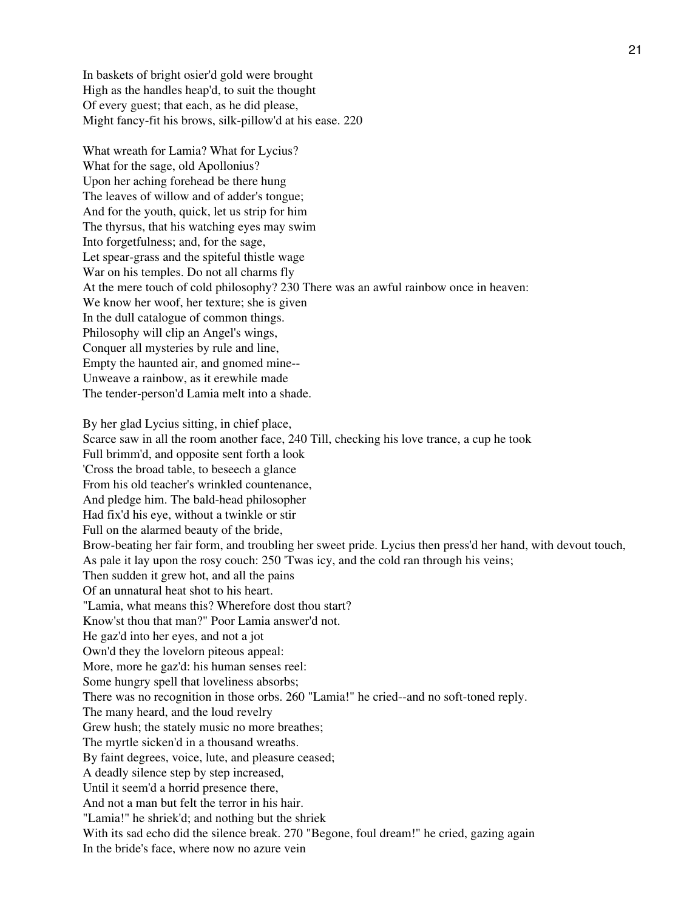In baskets of bright osier'd gold were brought
High as the handles heap'd, to suit the thought
Of every guest; that each, as he did please,
Might fancy-fit his brows, silk-pillow'd at his ease. 220

What wreath for Lamia? What for Lycius?
What for the sage, old Apollonius?
Upon her aching forehead be there hung
The leaves of willow and of adder's tongue;
And for the youth, quick, let us strip for him
The thyrsus, that his watching eyes may swim
Into forgetfulness; and, for the sage,
Let spear-grass and the spiteful thistle wage
War on his temples. Do not all charms fly
At the mere touch of cold philosophy? 230 There was an awful rainbow once in heaven:
We know her woof, her texture; she is given
In the dull catalogue of common things.
Philosophy will clip an Angel's wings,
Conquer all mysteries by rule and line,
Empty the haunted air, and gnomed mine--
Unweave a rainbow, as it erewhile made
The tender-person'd Lamia melt into a shade.

By her glad Lycius sitting, in chief place,
Scarce saw in all the room another face, 240 Till, checking his love trance, a cup he took
Full brimm'd, and opposite sent forth a look
'Cross the broad table, to beseech a glance
From his old teacher's wrinkled countenance,
And pledge him. The bald-head philosopher
Had fix'd his eye, without a twinkle or stir
Full on the alarmed beauty of the bride,
Brow-beating her fair form, and troubling her sweet pride. Lycius then press'd her hand, with devout touch,
As pale it lay upon the rosy couch: 250 'Twas icy, and the cold ran through his veins;
Then sudden it grew hot, and all the pains
Of an unnatural heat shot to his heart.
"Lamia, what means this? Wherefore dost thou start?
Know'st thou that man?" Poor Lamia answer'd not.
He gaz'd into her eyes, and not a jot
Own'd they the lovelorn piteous appeal:
More, more he gaz'd: his human senses reel:
Some hungry spell that loveliness absorbs;
There was no recognition in those orbs. 260 "Lamia!" he cried--and no soft-toned reply.
The many heard, and the loud revelry
Grew hush; the stately music no more breathes;
The myrtle sicken'd in a thousand wreaths.
By faint degrees, voice, lute, and pleasure ceased;
A deadly silence step by step increased,
Until it seem'd a horrid presence there,
And not a man but felt the terror in his hair.
"Lamia!" he shriek'd; and nothing but the shriek
With its sad echo did the silence break. 270 "Begone, foul dream!" he cried, gazing again
In the bride's face, where now no azure vein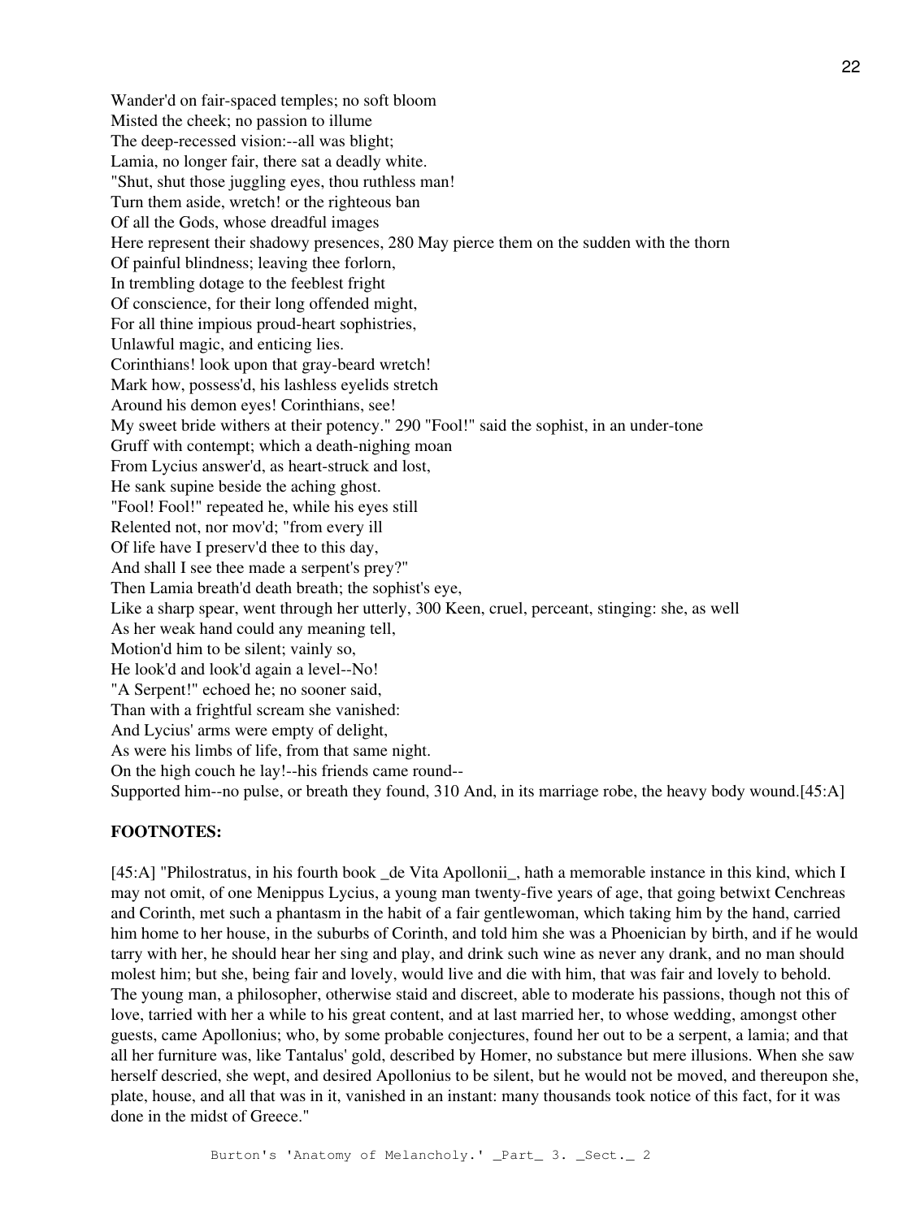Wander'd on fair-spaced temples; no soft bloom
Misted the cheek; no passion to illume
The deep-recessed vision:--all was blight;
Lamia, no longer fair, there sat a deadly white.
"Shut, shut those juggling eyes, thou ruthless man!
Turn them aside, wretch! or the righteous ban
Of all the Gods, whose dreadful images
Here represent their shadowy presences, 280 May pierce them on the sudden with the thorn
Of painful blindness; leaving thee forlorn,
In trembling dotage to the feeblest fright
Of conscience, for their long offended might,
For all thine impious proud-heart sophistries,
Unlawful magic, and enticing lies.
Corinthians! look upon that gray-beard wretch!
Mark how, possess'd, his lashless eyelids stretch
Around his demon eyes! Corinthians, see!
My sweet bride withers at their potency." 290 "Fool!" said the sophist, in an under-tone
Gruff with contempt; which a death-nighing moan
From Lycius answer'd, as heart-struck and lost,
He sank supine beside the aching ghost.
"Fool! Fool!" repeated he, while his eyes still
Relented not, nor mov'd; "from every ill
Of life have I preserv'd thee to this day,
And shall I see thee made a serpent's prey?"
Then Lamia breath'd death breath; the sophist's eye,
Like a sharp spear, went through her utterly, 300 Keen, cruel, perceant, stinging: she, as well
As her weak hand could any meaning tell,
Motion'd him to be silent; vainly so,
He look'd and look'd again a level--No!
"A Serpent!" echoed he; no sooner said,
Than with a frightful scream she vanished:
And Lycius' arms were empty of delight,
As were his limbs of life, from that same night.
On the high couch he lay!--his friends came round--
Supported him--no pulse, or breath they found, 310 And, in its marriage robe, the heavy body wound.[45:A]

**FOOTNOTES:**

[45:A] "Philostratus, in his fourth book _de Vita Apollonii_, hath a memorable instance in this kind, which I may not omit, of one Menippus Lycius, a young man twenty-five years of age, that going betwixt Cenchreas and Corinth, met such a phantasm in the habit of a fair gentlewoman, which taking him by the hand, carried him home to her house, in the suburbs of Corinth, and told him she was a Phoenician by birth, and if he would tarry with her, he should hear her sing and play, and drink such wine as never any drank, and no man should molest him; but she, being fair and lovely, would live and die with him, that was fair and lovely to behold. The young man, a philosopher, otherwise staid and discreet, able to moderate his passions, though not this of love, tarried with her a while to his great content, and at last married her, to whose wedding, amongst other guests, came Apollonius; who, by some probable conjectures, found her out to be a serpent, a lamia; and that all her furniture was, like Tantalus' gold, described by Homer, no substance but mere illusions. When she saw herself descried, she wept, and desired Apollonius to be silent, but he would not be moved, and thereupon she, plate, house, and all that was in it, vanished in an instant: many thousands took notice of this fact, for it was done in the midst of Greece."

```
Burton's 'Anatomy of Melancholy.' _Part_ 3. _Sect._ 2
```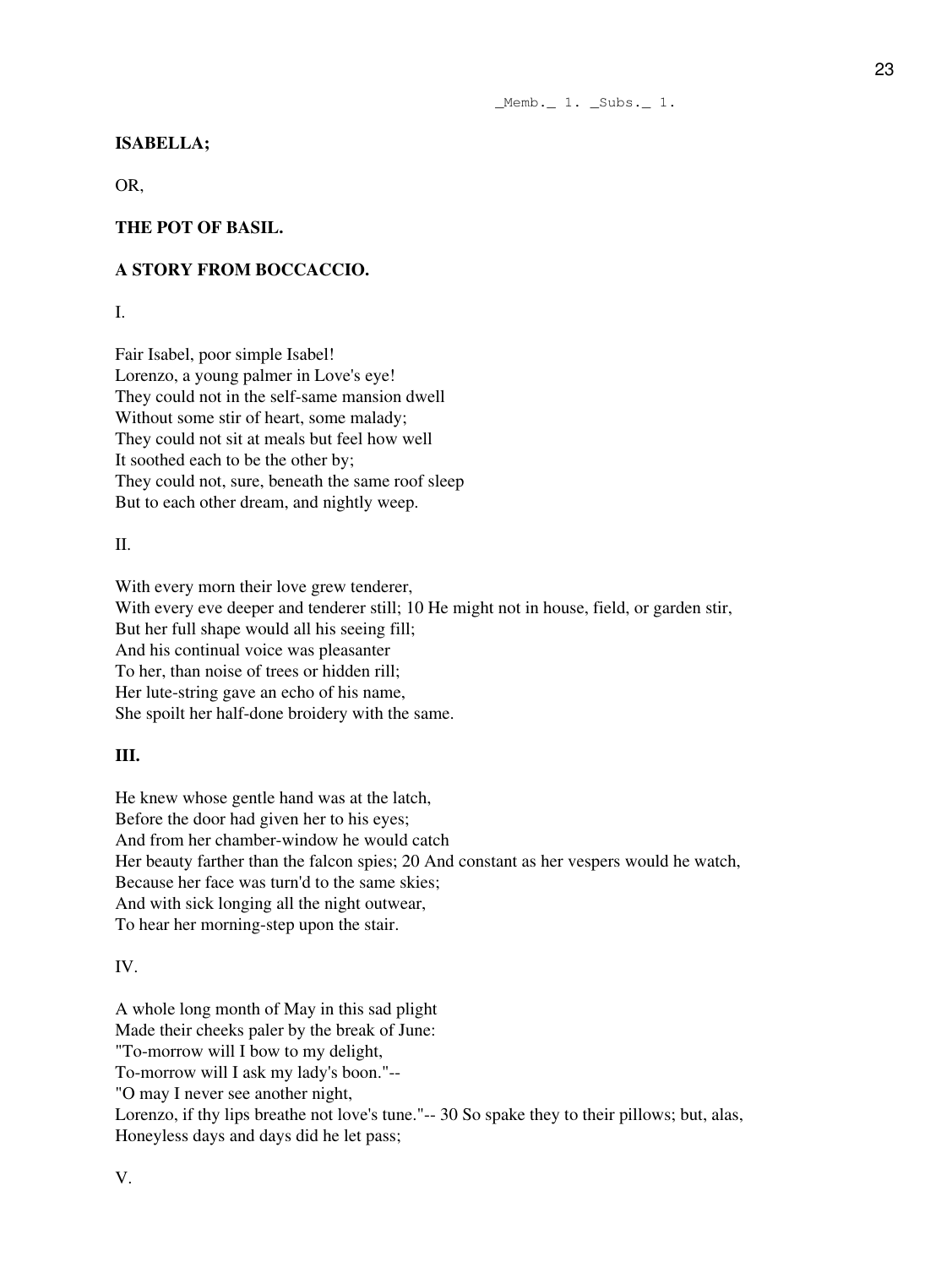_Memb._ 1. _Subs._ 1.

**ISABELLA;**

OR,

**THE POT OF BASIL.**

**A STORY FROM BOCCACCIO.**

I.

Fair Isabel, poor simple Isabel!
Lorenzo, a young palmer in Love's eye!
They could not in the self-same mansion dwell
Without some stir of heart, some malady;
They could not sit at meals but feel how well
It soothed each to be the other by;
They could not, sure, beneath the same roof sleep
But to each other dream, and nightly weep.

II.

With every morn their love grew tenderer,
With every eve deeper and tenderer still; 10 He might not in house, field, or garden stir,
But her full shape would all his seeing fill;
And his continual voice was pleasanter
To her, than noise of trees or hidden rill;
Her lute-string gave an echo of his name,
She spoilt her half-done broidery with the same.

**III.**

He knew whose gentle hand was at the latch,
Before the door had given her to his eyes;
And from her chamber-window he would catch
Her beauty farther than the falcon spies; 20 And constant as her vespers would he watch,
Because her face was turn'd to the same skies;
And with sick longing all the night outwear,
To hear her morning-step upon the stair.

IV.

A whole long month of May in this sad plight
Made their cheeks paler by the break of June:
"To-morrow will I bow to my delight,
To-morrow will I ask my lady's boon."--
"O may I never see another night,
Lorenzo, if thy lips breathe not love's tune."-- 30 So spake they to their pillows; but, alas,
Honeyless days and days did he let pass;

V.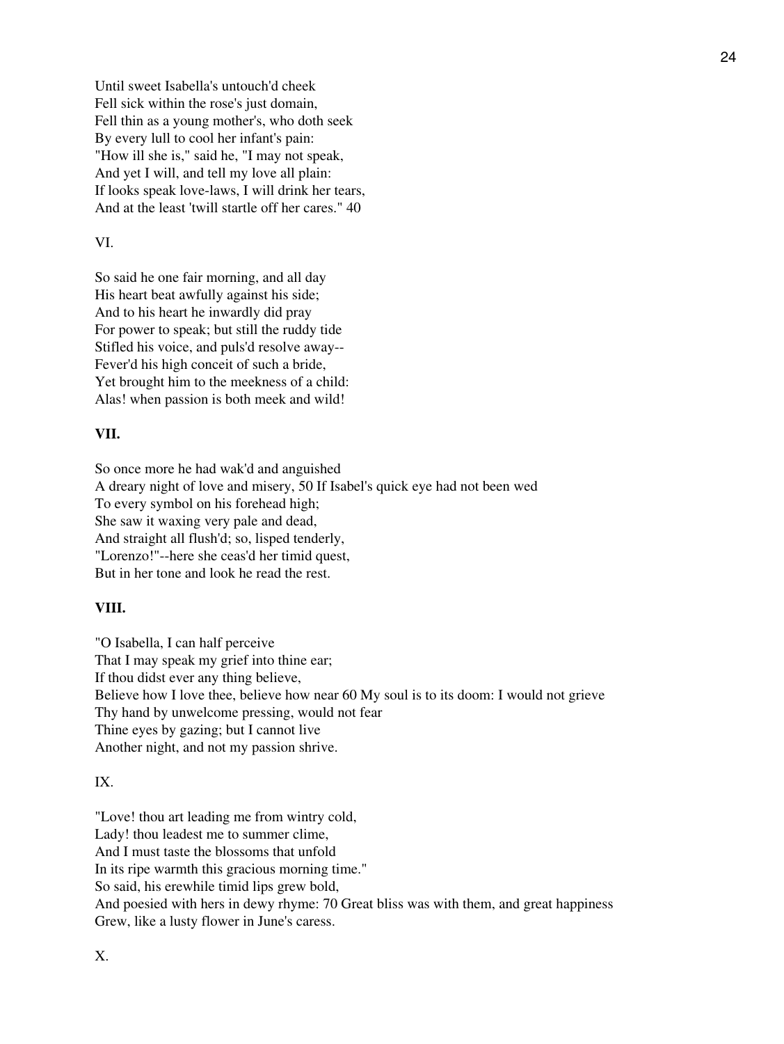Until sweet Isabella's untouch'd cheek
Fell sick within the rose's just domain,
Fell thin as a young mother's, who doth seek
By every lull to cool her infant's pain:
"How ill she is," said he, "I may not speak,
And yet I will, and tell my love all plain:
If looks speak love-laws, I will drink her tears,
And at the least 'twill startle off her cares." 40

VI.

So said he one fair morning, and all day
His heart beat awfully against his side;
And to his heart he inwardly did pray
For power to speak; but still the ruddy tide
Stifled his voice, and puls'd resolve away--
Fever'd his high conceit of such a bride,
Yet brought him to the meekness of a child:
Alas! when passion is both meek and wild!

**VII.**

So once more he had wak'd and anguished
A dreary night of love and misery, 50 If Isabel's quick eye had not been wed
To every symbol on his forehead high;
She saw it waxing very pale and dead,
And straight all flush'd; so, lisped tenderly,
"Lorenzo!"--here she ceas'd her timid quest,
But in her tone and look he read the rest.

**VIII.**

"O Isabella, I can half perceive
That I may speak my grief into thine ear;
If thou didst ever any thing believe,
Believe how I love thee, believe how near 60 My soul is to its doom: I would not grieve
Thy hand by unwelcome pressing, would not fear
Thine eyes by gazing; but I cannot live
Another night, and not my passion shrive.

IX.

"Love! thou art leading me from wintry cold,
Lady! thou leadest me to summer clime,
And I must taste the blossoms that unfold
In its ripe warmth this gracious morning time."
So said, his erewhile timid lips grew bold,
And poesied with hers in dewy rhyme: 70 Great bliss was with them, and great happiness
Grew, like a lusty flower in June's caress.

X.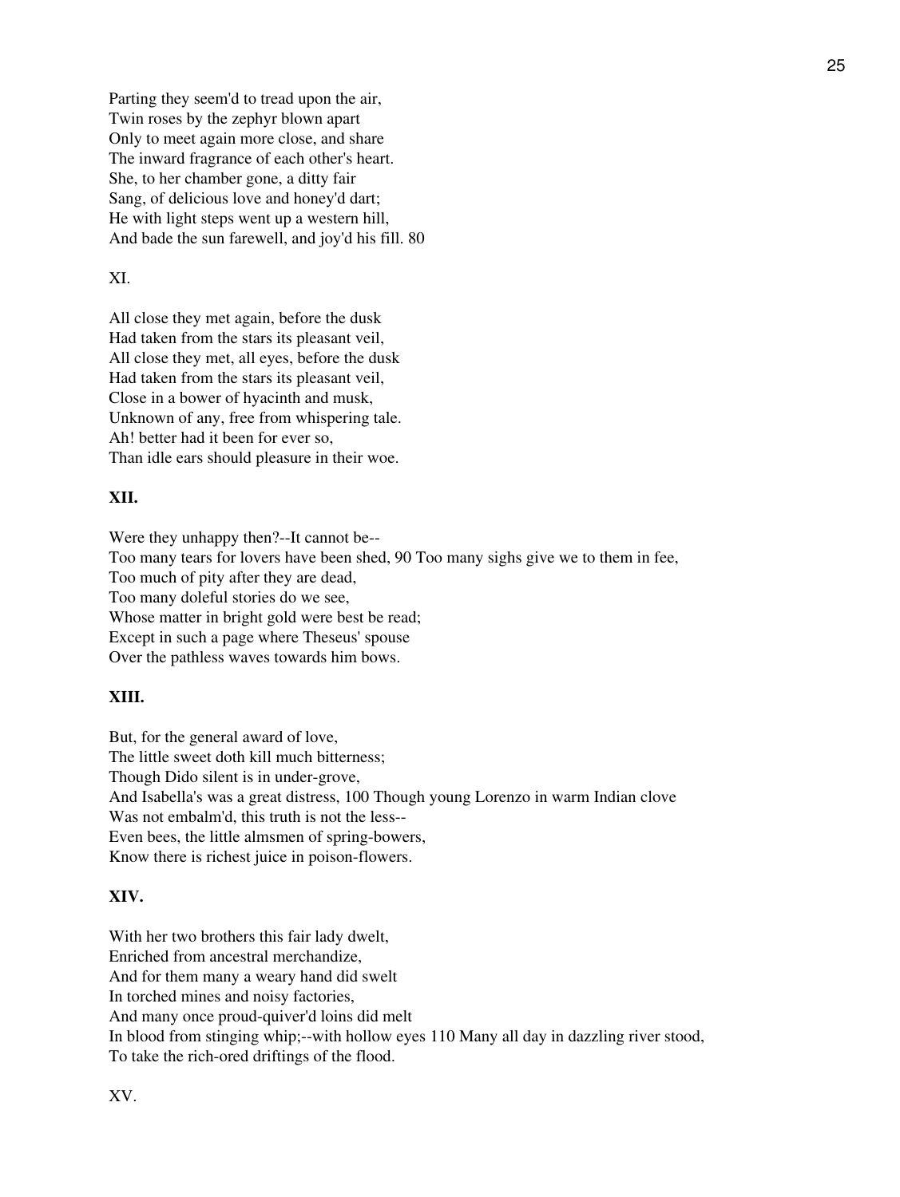Parting they seem'd to tread upon the air,
Twin roses by the zephyr blown apart
Only to meet again more close, and share
The inward fragrance of each other's heart.
She, to her chamber gone, a ditty fair
Sang, of delicious love and honey'd dart;
He with light steps went up a western hill,
And bade the sun farewell, and joy'd his fill. 80

XI.

All close they met again, before the dusk
Had taken from the stars its pleasant veil,
All close they met, all eyes, before the dusk
Had taken from the stars its pleasant veil,
Close in a bower of hyacinth and musk,
Unknown of any, free from whispering tale.
Ah! better had it been for ever so,
Than idle ears should pleasure in their woe.

**XII.**

Were they unhappy then?--It cannot be--
Too many tears for lovers have been shed, 90 Too many sighs give we to them in fee,
Too much of pity after they are dead,
Too many doleful stories do we see,
Whose matter in bright gold were best be read;
Except in such a page where Theseus' spouse
Over the pathless waves towards him bows.

**XIII.**

But, for the general award of love,
The little sweet doth kill much bitterness;
Though Dido silent is in under-grove,
And Isabella's was a great distress, 100 Though young Lorenzo in warm Indian clove
Was not embalm'd, this truth is not the less--
Even bees, the little almsmen of spring-bowers,
Know there is richest juice in poison-flowers.

**XIV.**

With her two brothers this fair lady dwelt,
Enriched from ancestral merchandize,
And for them many a weary hand did swelt
In torched mines and noisy factories,
And many once proud-quiver'd loins did melt
In blood from stinging whip;--with hollow eyes 110 Many all day in dazzling river stood,
To take the rich-ored driftings of the flood.

XV.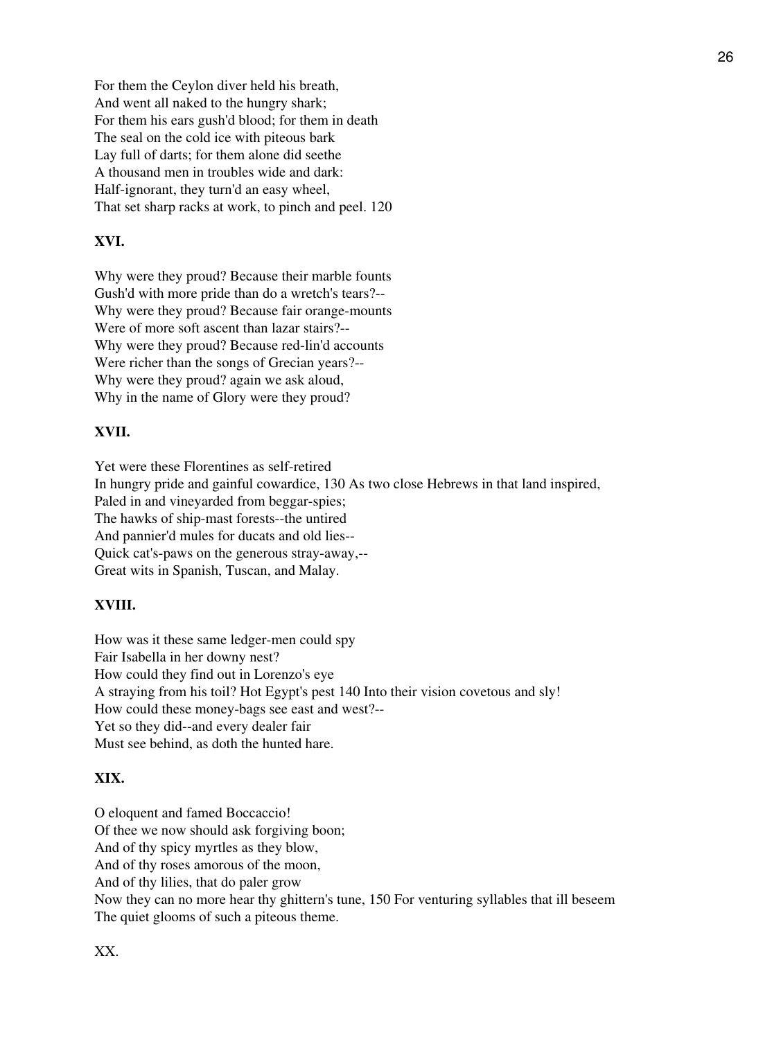For them the Ceylon diver held his breath,
And went all naked to the hungry shark;
For them his ears gush'd blood; for them in death
The seal on the cold ice with piteous bark
Lay full of darts; for them alone did seethe
A thousand men in troubles wide and dark:
Half-ignorant, they turn'd an easy wheel,
That set sharp racks at work, to pinch and peel. 120

**XVI.**

Why were they proud? Because their marble founts
Gush'd with more pride than do a wretch's tears?--
Why were they proud? Because fair orange-mounts
Were of more soft ascent than lazar stairs?--
Why were they proud? Because red-lin'd accounts
Were richer than the songs of Grecian years?--
Why were they proud? again we ask aloud,
Why in the name of Glory were they proud?

**XVII.**

Yet were these Florentines as self-retired
In hungry pride and gainful cowardice, 130 As two close Hebrews in that land inspired,
Paled in and vineyarded from beggar-spies;
The hawks of ship-mast forests--the untired
And pannier'd mules for ducats and old lies--
Quick cat's-paws on the generous stray-away,--
Great wits in Spanish, Tuscan, and Malay.

**XVIII.**

How was it these same ledger-men could spy
Fair Isabella in her downy nest?
How could they find out in Lorenzo's eye
A straying from his toil? Hot Egypt's pest 140 Into their vision covetous and sly!
How could these money-bags see east and west?--
Yet so they did--and every dealer fair
Must see behind, as doth the hunted hare.

**XIX.**

O eloquent and famed Boccaccio!
Of thee we now should ask forgiving boon;
And of thy spicy myrtles as they blow,
And of thy roses amorous of the moon,
And of thy lilies, that do paler grow
Now they can no more hear thy ghittern's tune, 150 For venturing syllables that ill beseem
The quiet glooms of such a piteous theme.

XX.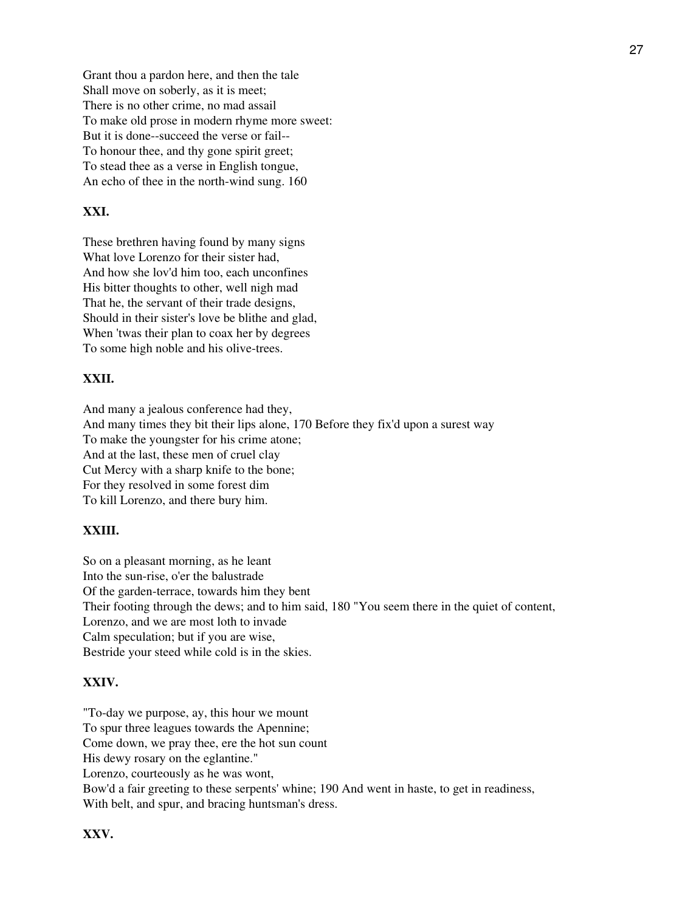Grant thou a pardon here, and then the tale
Shall move on soberly, as it is meet;
There is no other crime, no mad assail
To make old prose in modern rhyme more sweet:
But it is done--succeed the verse or fail--
To honour thee, and thy gone spirit greet;
To stead thee as a verse in English tongue,
An echo of thee in the north-wind sung. 160

**XXI.**

These brethren having found by many signs
What love Lorenzo for their sister had,
And how she lov'd him too, each unconfines
His bitter thoughts to other, well nigh mad
That he, the servant of their trade designs,
Should in their sister's love be blithe and glad,
When 'twas their plan to coax her by degrees
To some high noble and his olive-trees.

**XXII.**

And many a jealous conference had they,
And many times they bit their lips alone, 170 Before they fix'd upon a surest way
To make the youngster for his crime atone;
And at the last, these men of cruel clay
Cut Mercy with a sharp knife to the bone;
For they resolved in some forest dim
To kill Lorenzo, and there bury him.

**XXIII.**

So on a pleasant morning, as he leant
Into the sun-rise, o'er the balustrade
Of the garden-terrace, towards him they bent
Their footing through the dews; and to him said, 180 "You seem there in the quiet of content,
Lorenzo, and we are most loth to invade
Calm speculation; but if you are wise,
Bestride your steed while cold is in the skies.

**XXIV.**

"To-day we purpose, ay, this hour we mount
To spur three leagues towards the Apennine;
Come down, we pray thee, ere the hot sun count
His dewy rosary on the eglantine."
Lorenzo, courteously as he was wont,
Bow'd a fair greeting to these serpents' whine; 190 And went in haste, to get in readiness,
With belt, and spur, and bracing huntsman's dress.

**XXV.**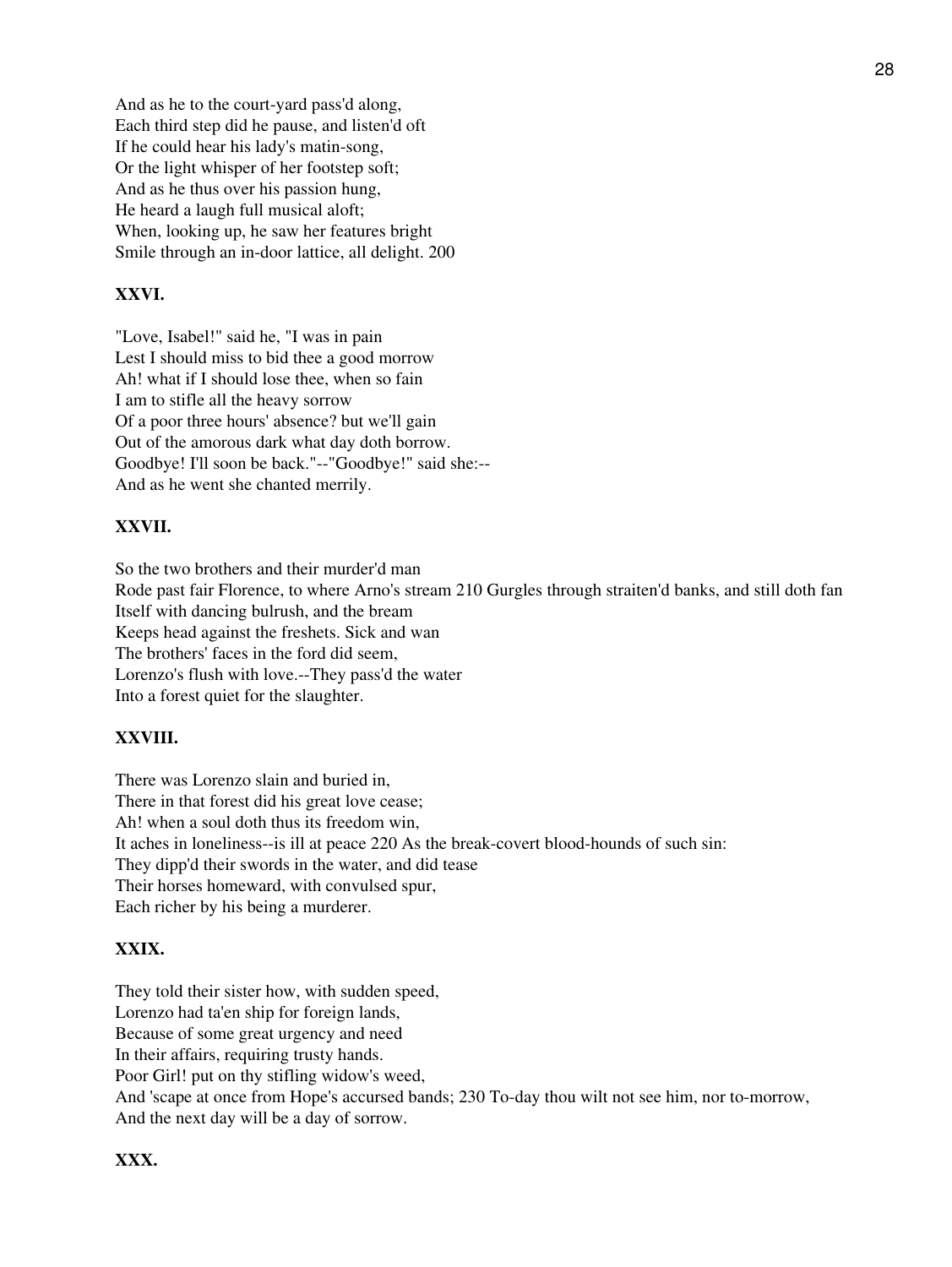And as he to the court-yard pass'd along,
Each third step did he pause, and listen'd oft
If he could hear his lady's matin-song,
Or the light whisper of her footstep soft;
And as he thus over his passion hung,
He heard a laugh full musical aloft;
When, looking up, he saw her features bright
Smile through an in-door lattice, all delight. 200

**XXVI.**

"Love, Isabel!" said he, "I was in pain
Lest I should miss to bid thee a good morrow
Ah! what if I should lose thee, when so fain
I am to stifle all the heavy sorrow
Of a poor three hours' absence? but we'll gain
Out of the amorous dark what day doth borrow.
Goodbye! I'll soon be back."--"Goodbye!" said she:--
And as he went she chanted merrily.

**XXVII.**

So the two brothers and their murder'd man
Rode past fair Florence, to where Arno's stream 210 Gurgles through straiten'd banks, and still doth fan
Itself with dancing bulrush, and the bream
Keeps head against the freshets. Sick and wan
The brothers' faces in the ford did seem,
Lorenzo's flush with love.--They pass'd the water
Into a forest quiet for the slaughter.

**XXVIII.**

There was Lorenzo slain and buried in,
There in that forest did his great love cease;
Ah! when a soul doth thus its freedom win,
It aches in loneliness--is ill at peace 220 As the break-covert blood-hounds of such sin:
They dipp'd their swords in the water, and did tease
Their horses homeward, with convulsed spur,
Each richer by his being a murderer.

**XXIX.**

They told their sister how, with sudden speed,
Lorenzo had ta'en ship for foreign lands,
Because of some great urgency and need
In their affairs, requiring trusty hands.
Poor Girl! put on thy stifling widow's weed,
And 'scape at once from Hope's accursed bands; 230 To-day thou wilt not see him, nor to-morrow,
And the next day will be a day of sorrow.

**XXX.**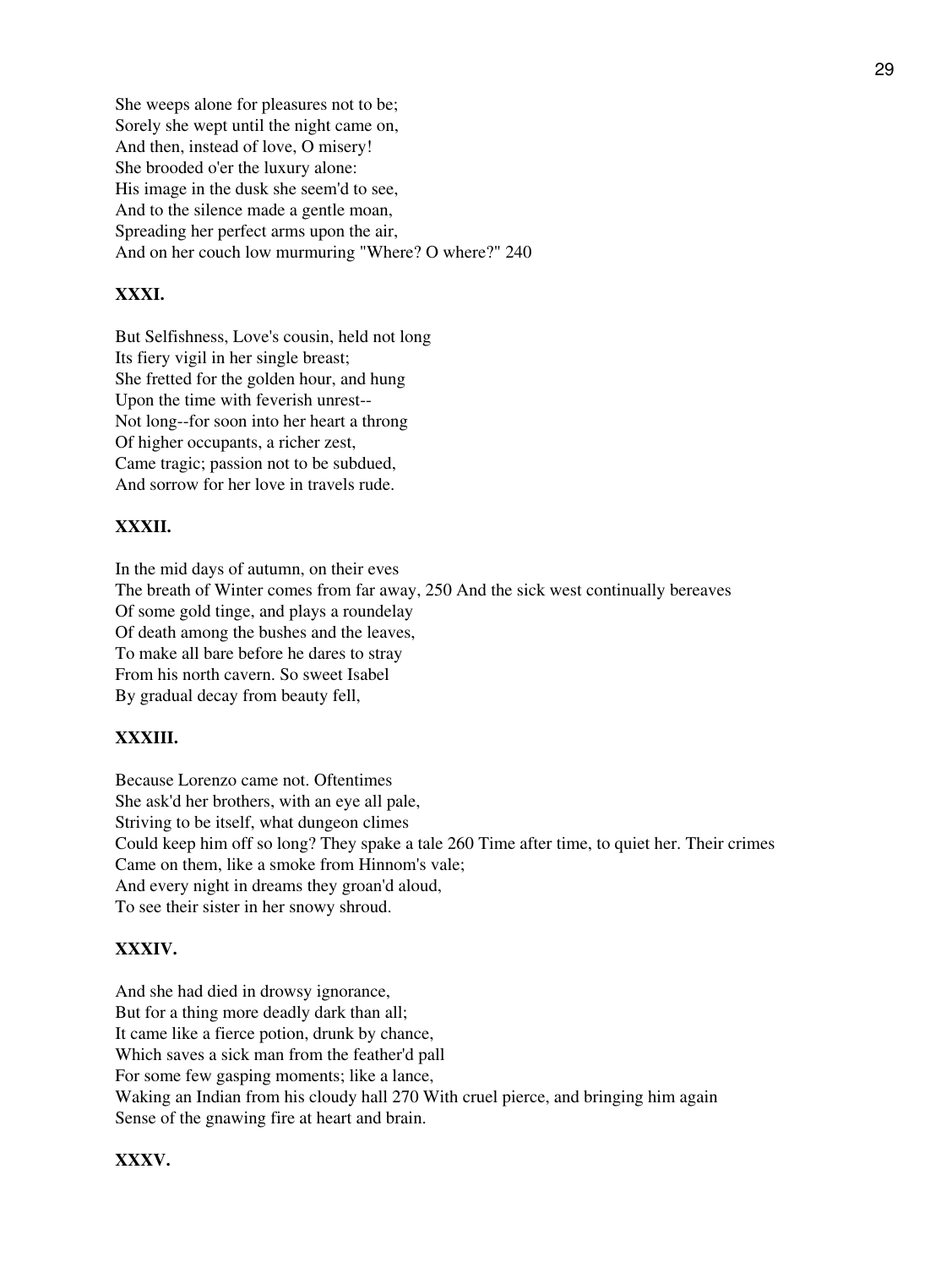She weeps alone for pleasures not to be;
Sorely she wept until the night came on,
And then, instead of love, O misery!
She brooded o'er the luxury alone:
His image in the dusk she seem'd to see,
And to the silence made a gentle moan,
Spreading her perfect arms upon the air,
And on her couch low murmuring "Where? O where?" 240

**XXXI.**

But Selfishness, Love's cousin, held not long
Its fiery vigil in her single breast;
She fretted for the golden hour, and hung
Upon the time with feverish unrest--
Not long--for soon into her heart a throng
Of higher occupants, a richer zest,
Came tragic; passion not to be subdued,
And sorrow for her love in travels rude.

**XXXII.**

In the mid days of autumn, on their eves
The breath of Winter comes from far away, 250 And the sick west continually bereaves
Of some gold tinge, and plays a roundelay
Of death among the bushes and the leaves,
To make all bare before he dares to stray
From his north cavern. So sweet Isabel
By gradual decay from beauty fell,

**XXXIII.**

Because Lorenzo came not. Oftentimes
She ask'd her brothers, with an eye all pale,
Striving to be itself, what dungeon climes
Could keep him off so long? They spake a tale 260 Time after time, to quiet her. Their crimes
Came on them, like a smoke from Hinnom's vale;
And every night in dreams they groan'd aloud,
To see their sister in her snowy shroud.

**XXXIV.**

And she had died in drowsy ignorance,
But for a thing more deadly dark than all;
It came like a fierce potion, drunk by chance,
Which saves a sick man from the feather'd pall
For some few gasping moments; like a lance,
Waking an Indian from his cloudy hall 270 With cruel pierce, and bringing him again
Sense of the gnawing fire at heart and brain.

**XXXV.**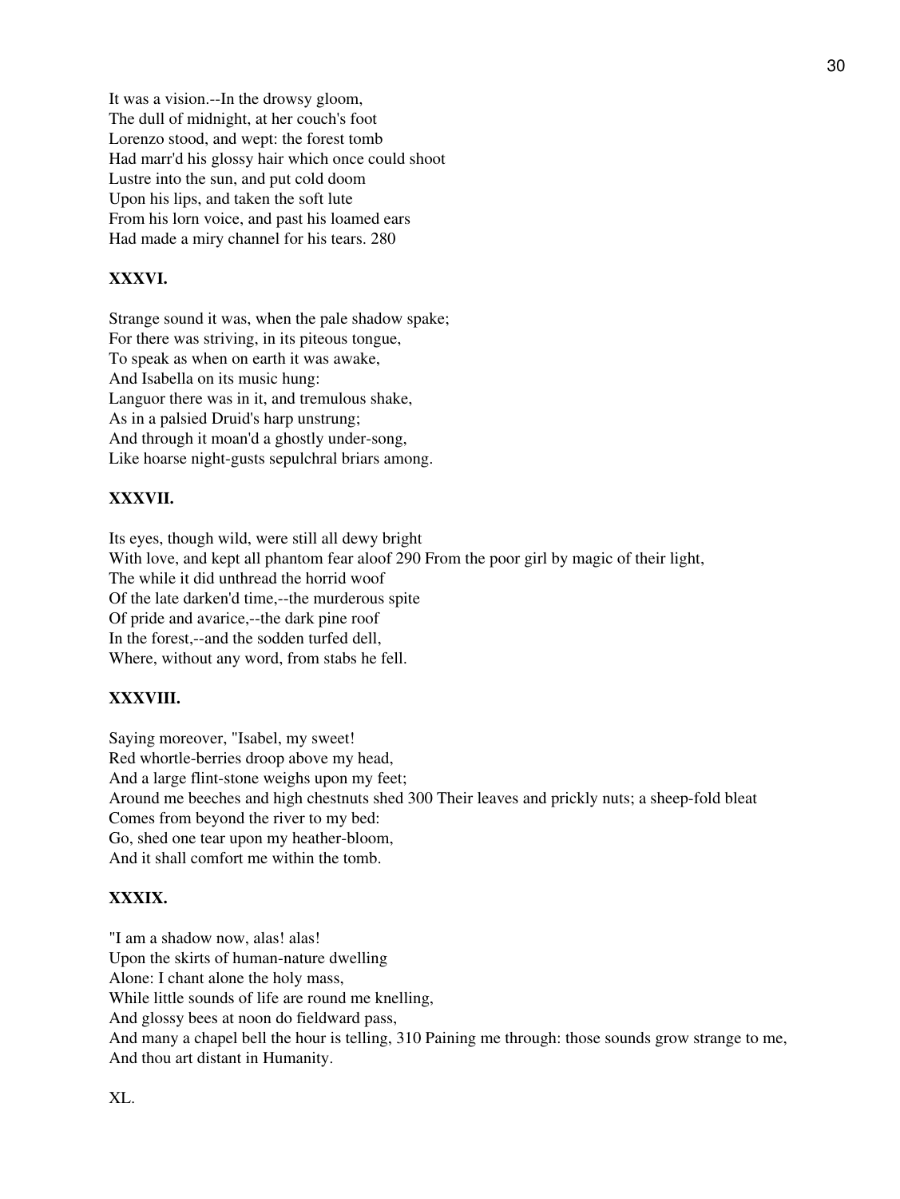It was a vision.--In the drowsy gloom,
The dull of midnight, at her couch's foot
Lorenzo stood, and wept: the forest tomb
Had marr'd his glossy hair which once could shoot
Lustre into the sun, and put cold doom
Upon his lips, and taken the soft lute
From his lorn voice, and past his loamed ears
Had made a miry channel for his tears. 280

**XXXVI.**

Strange sound it was, when the pale shadow spake;
For there was striving, in its piteous tongue,
To speak as when on earth it was awake,
And Isabella on its music hung:
Languor there was in it, and tremulous shake,
As in a palsied Druid's harp unstrung;
And through it moan'd a ghostly under-song,
Like hoarse night-gusts sepulchral briars among.

**XXXVII.**

Its eyes, though wild, were still all dewy bright
With love, and kept all phantom fear aloof 290 From the poor girl by magic of their light,
The while it did unthread the horrid woof
Of the late darken'd time,--the murderous spite
Of pride and avarice,--the dark pine roof
In the forest,--and the sodden turfed dell,
Where, without any word, from stabs he fell.

**XXXVIII.**

Saying moreover, "Isabel, my sweet!
Red whortle-berries droop above my head,
And a large flint-stone weighs upon my feet;
Around me beeches and high chestnuts shed 300 Their leaves and prickly nuts; a sheep-fold bleat
Comes from beyond the river to my bed:
Go, shed one tear upon my heather-bloom,
And it shall comfort me within the tomb.

**XXXIX.**

"I am a shadow now, alas! alas!
Upon the skirts of human-nature dwelling
Alone: I chant alone the holy mass,
While little sounds of life are round me knelling,
And glossy bees at noon do fieldward pass,
And many a chapel bell the hour is telling, 310 Paining me through: those sounds grow strange to me,
And thou art distant in Humanity.

XL.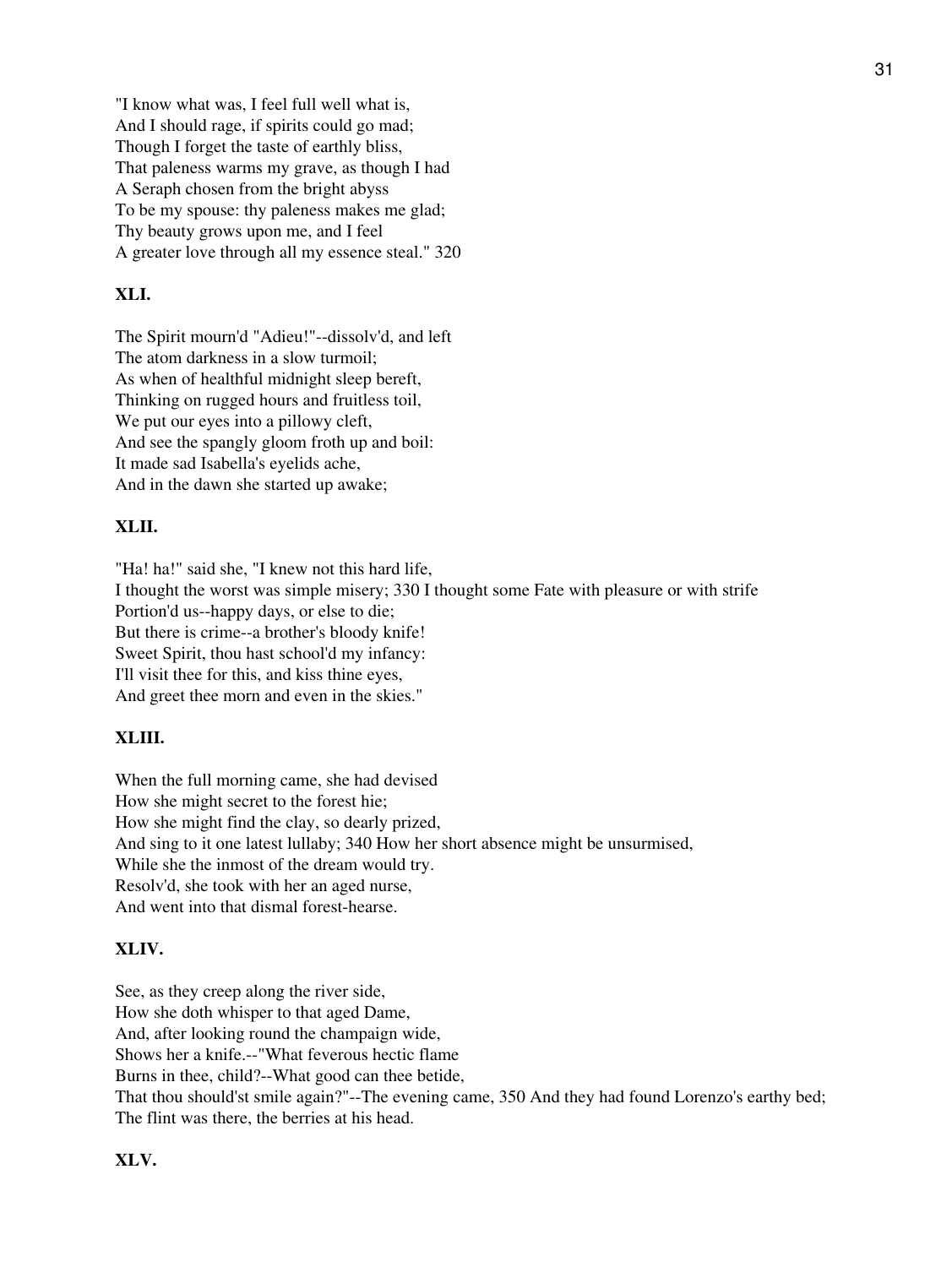"I know what was, I feel full well what is,
And I should rage, if spirits could go mad;
Though I forget the taste of earthly bliss,
That paleness warms my grave, as though I had
A Seraph chosen from the bright abyss
To be my spouse: thy paleness makes me glad;
Thy beauty grows upon me, and I feel
A greater love through all my essence steal." 320

**XLI.**

The Spirit mourn'd "Adieu!"--dissolv'd, and left
The atom darkness in a slow turmoil;
As when of healthful midnight sleep bereft,
Thinking on rugged hours and fruitless toil,
We put our eyes into a pillowy cleft,
And see the spangly gloom froth up and boil:
It made sad Isabella's eyelids ache,
And in the dawn she started up awake;

**XLII.**

"Ha! ha!" said she, "I knew not this hard life,
I thought the worst was simple misery; 330 I thought some Fate with pleasure or with strife
Portion'd us--happy days, or else to die;
But there is crime--a brother's bloody knife!
Sweet Spirit, thou hast school'd my infancy:
I'll visit thee for this, and kiss thine eyes,
And greet thee morn and even in the skies."

**XLIII.**

When the full morning came, she had devised
How she might secret to the forest hie;
How she might find the clay, so dearly prized,
And sing to it one latest lullaby; 340 How her short absence might be unsurmised,
While she the inmost of the dream would try.
Resolv'd, she took with her an aged nurse,
And went into that dismal forest-hearse.

**XLIV.**

See, as they creep along the river side,
How she doth whisper to that aged Dame,
And, after looking round the champaign wide,
Shows her a knife.--"What feverous hectic flame
Burns in thee, child?--What good can thee betide,
That thou should'st smile again?"--The evening came, 350 And they had found Lorenzo's earthy bed;
The flint was there, the berries at his head.

**XLV.**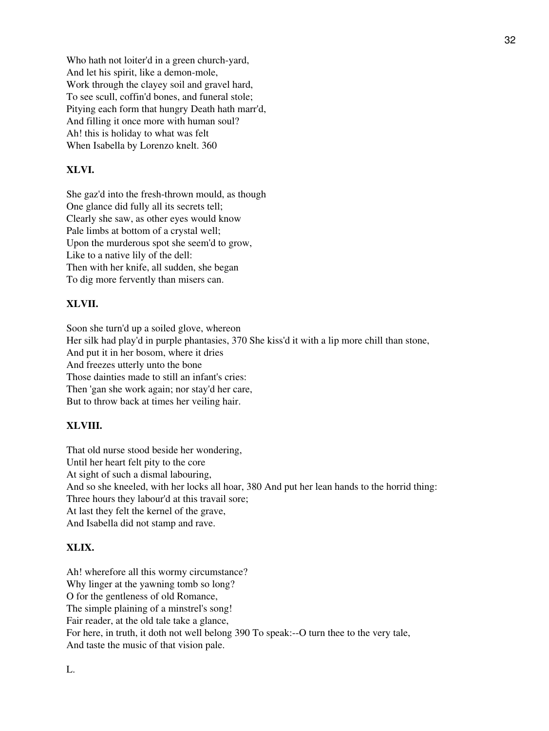Who hath not loiter'd in a green church-yard,
And let his spirit, like a demon-mole,
Work through the clayey soil and gravel hard,
To see scull, coffin'd bones, and funeral stole;
Pitying each form that hungry Death hath marr'd,
And filling it once more with human soul?
Ah! this is holiday to what was felt
When Isabella by Lorenzo knelt. 360

**XLVI.**

She gaz'd into the fresh-thrown mould, as though
One glance did fully all its secrets tell;
Clearly she saw, as other eyes would know
Pale limbs at bottom of a crystal well;
Upon the murderous spot she seem'd to grow,
Like to a native lily of the dell:
Then with her knife, all sudden, she began
To dig more fervently than misers can.

**XLVII.**

Soon she turn'd up a soiled glove, whereon
Her silk had play'd in purple phantasies, 370 She kiss'd it with a lip more chill than stone,
And put it in her bosom, where it dries
And freezes utterly unto the bone
Those dainties made to still an infant's cries:
Then 'gan she work again; nor stay'd her care,
But to throw back at times her veiling hair.

**XLVIII.**

That old nurse stood beside her wondering,
Until her heart felt pity to the core
At sight of such a dismal labouring,
And so she kneeled, with her locks all hoar, 380 And put her lean hands to the horrid thing:
Three hours they labour'd at this travail sore;
At last they felt the kernel of the grave,
And Isabella did not stamp and rave.

**XLIX.**

Ah! wherefore all this wormy circumstance?
Why linger at the yawning tomb so long?
O for the gentleness of old Romance,
The simple plaining of a minstrel's song!
Fair reader, at the old tale take a glance,
For here, in truth, it doth not well belong 390 To speak:--O turn thee to the very tale,
And taste the music of that vision pale.

L.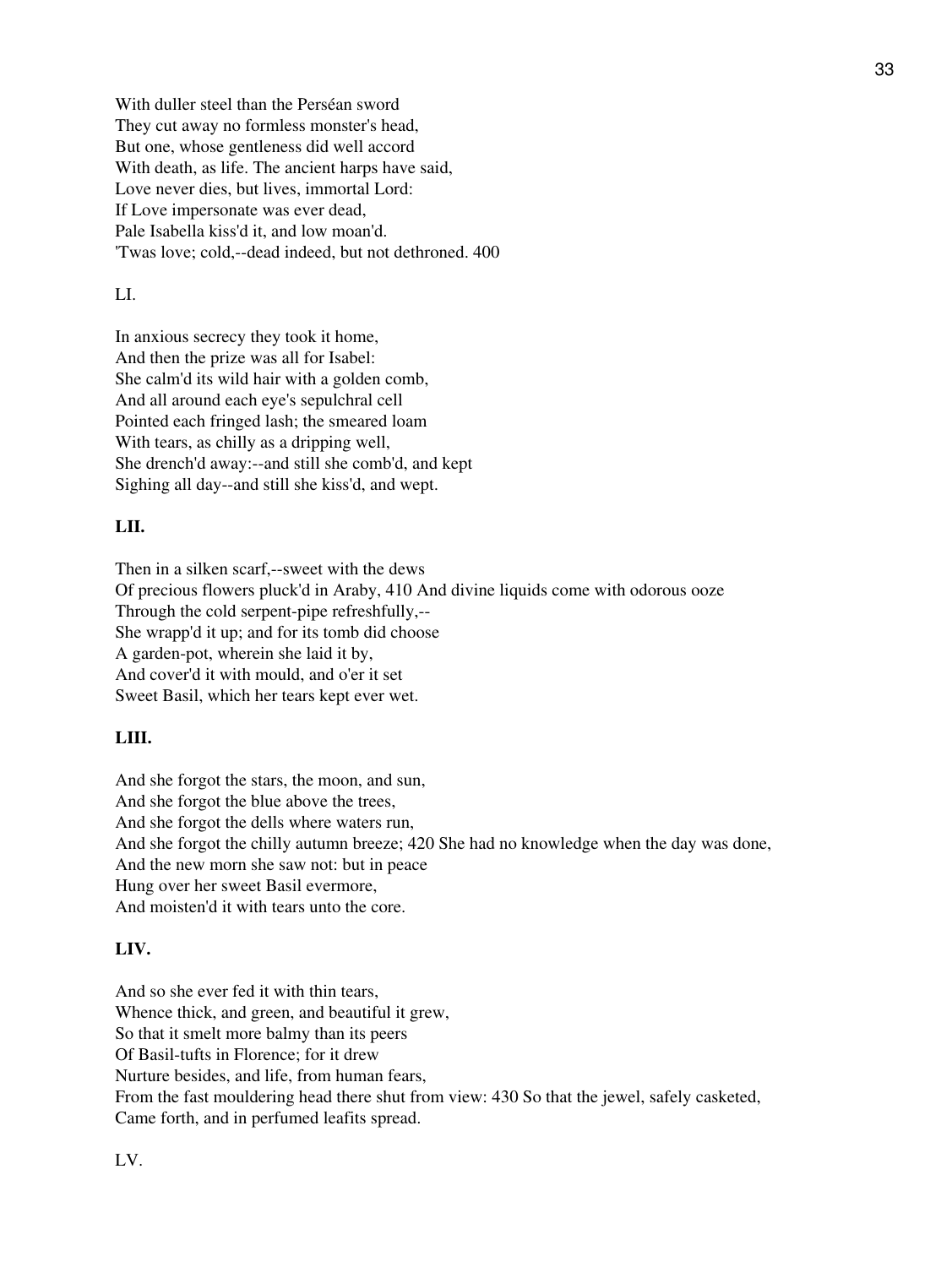With duller steel than the Perséan sword
They cut away no formless monster's head,
But one, whose gentleness did well accord
With death, as life. The ancient harps have said,
Love never dies, but lives, immortal Lord:
If Love impersonate was ever dead,
Pale Isabella kiss'd it, and low moan'd.
'Twas love; cold,--dead indeed, but not dethroned. 400

LI.

In anxious secrecy they took it home,
And then the prize was all for Isabel:
She calm'd its wild hair with a golden comb,
And all around each eye's sepulchral cell
Pointed each fringed lash; the smeared loam
With tears, as chilly as a dripping well,
She drench'd away:--and still she comb'd, and kept
Sighing all day--and still she kiss'd, and wept.

**LII.**

Then in a silken scarf,--sweet with the dews
Of precious flowers pluck'd in Araby, 410 And divine liquids come with odorous ooze
Through the cold serpent-pipe refreshfully,--
She wrapp'd it up; and for its tomb did choose
A garden-pot, wherein she laid it by,
And cover'd it with mould, and o'er it set
Sweet Basil, which her tears kept ever wet.

**LIII.**

And she forgot the stars, the moon, and sun,
And she forgot the blue above the trees,
And she forgot the dells where waters run,
And she forgot the chilly autumn breeze; 420 She had no knowledge when the day was done,
And the new morn she saw not: but in peace
Hung over her sweet Basil evermore,
And moisten'd it with tears unto the core.

**LIV.**

And so she ever fed it with thin tears,
Whence thick, and green, and beautiful it grew,
So that it smelt more balmy than its peers
Of Basil-tufts in Florence; for it drew
Nurture besides, and life, from human fears,
From the fast mouldering head there shut from view: 430 So that the jewel, safely casketed,
Came forth, and in perfumed leafits spread.

LV.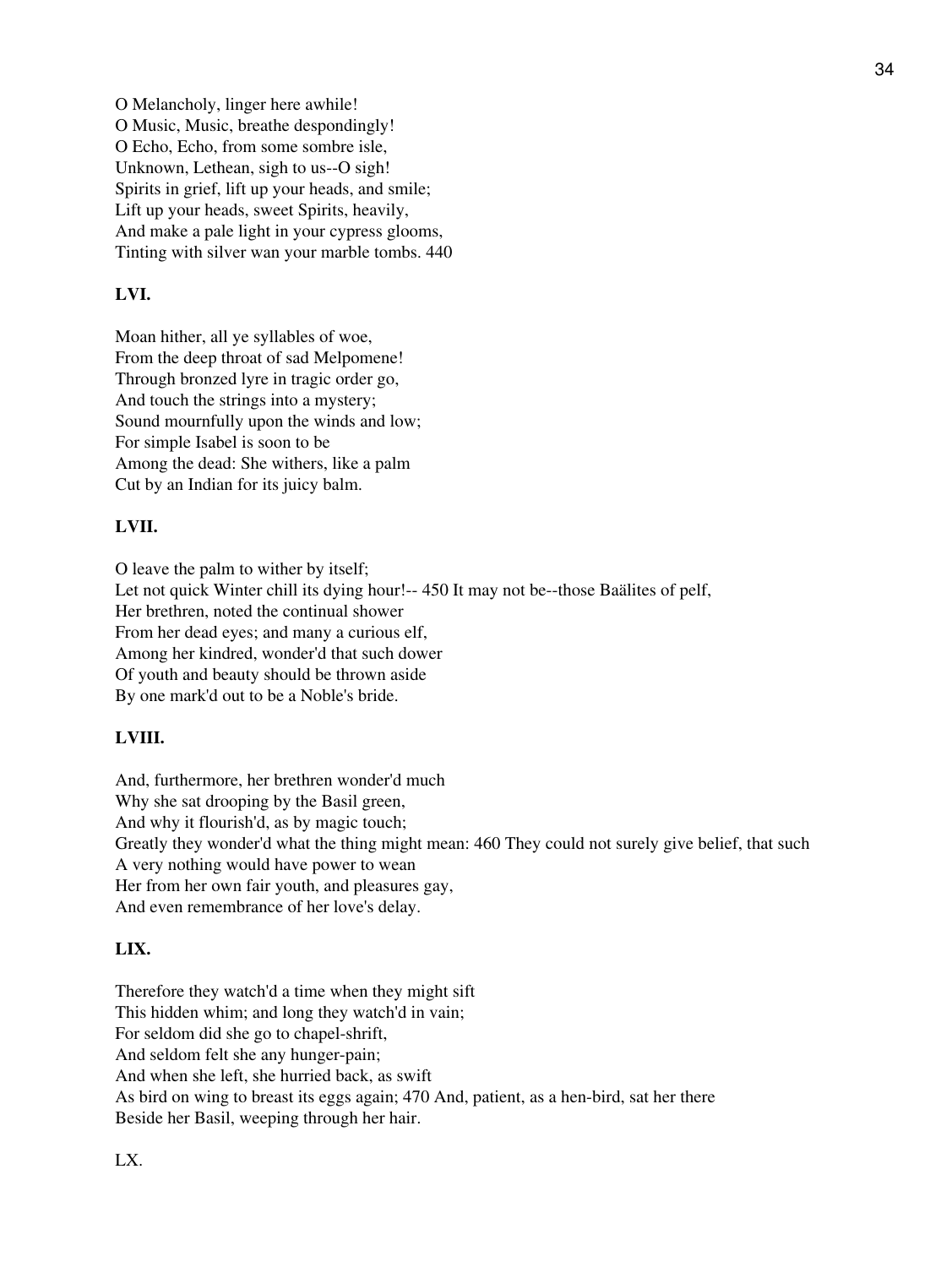O Melancholy, linger here awhile!
O Music, Music, breathe despondingly!
O Echo, Echo, from some sombre isle,
Unknown, Lethean, sigh to us--O sigh!
Spirits in grief, lift up your heads, and smile;
Lift up your heads, sweet Spirits, heavily,
And make a pale light in your cypress glooms,
Tinting with silver wan your marble tombs. 440

### LVI.

Moan hither, all ye syllables of woe,
From the deep throat of sad Melpomene!
Through bronzed lyre in tragic order go,
And touch the strings into a mystery;
Sound mournfully upon the winds and low;
For simple Isabel is soon to be
Among the dead: She withers, like a palm
Cut by an Indian for its juicy balm.

### LVII.

O leave the palm to wither by itself;
Let not quick Winter chill its dying hour!-- 450 It may not be--those Baälites of pelf,
Her brethren, noted the continual shower
From her dead eyes; and many a curious elf,
Among her kindred, wonder'd that such dower
Of youth and beauty should be thrown aside
By one mark'd out to be a Noble's bride.

### LVIII.

And, furthermore, her brethren wonder'd much
Why she sat drooping by the Basil green,
And why it flourish'd, as by magic touch;
Greatly they wonder'd what the thing might mean: 460 They could not surely give belief, that such
A very nothing would have power to wean
Her from her own fair youth, and pleasures gay,
And even remembrance of her love's delay.

### LIX.

Therefore they watch'd a time when they might sift
This hidden whim; and long they watch'd in vain;
For seldom did she go to chapel-shrift,
And seldom felt she any hunger-pain;
And when she left, she hurried back, as swift
As bird on wing to breast its eggs again; 470 And, patient, as a hen-bird, sat her there
Beside her Basil, weeping through her hair.

LX.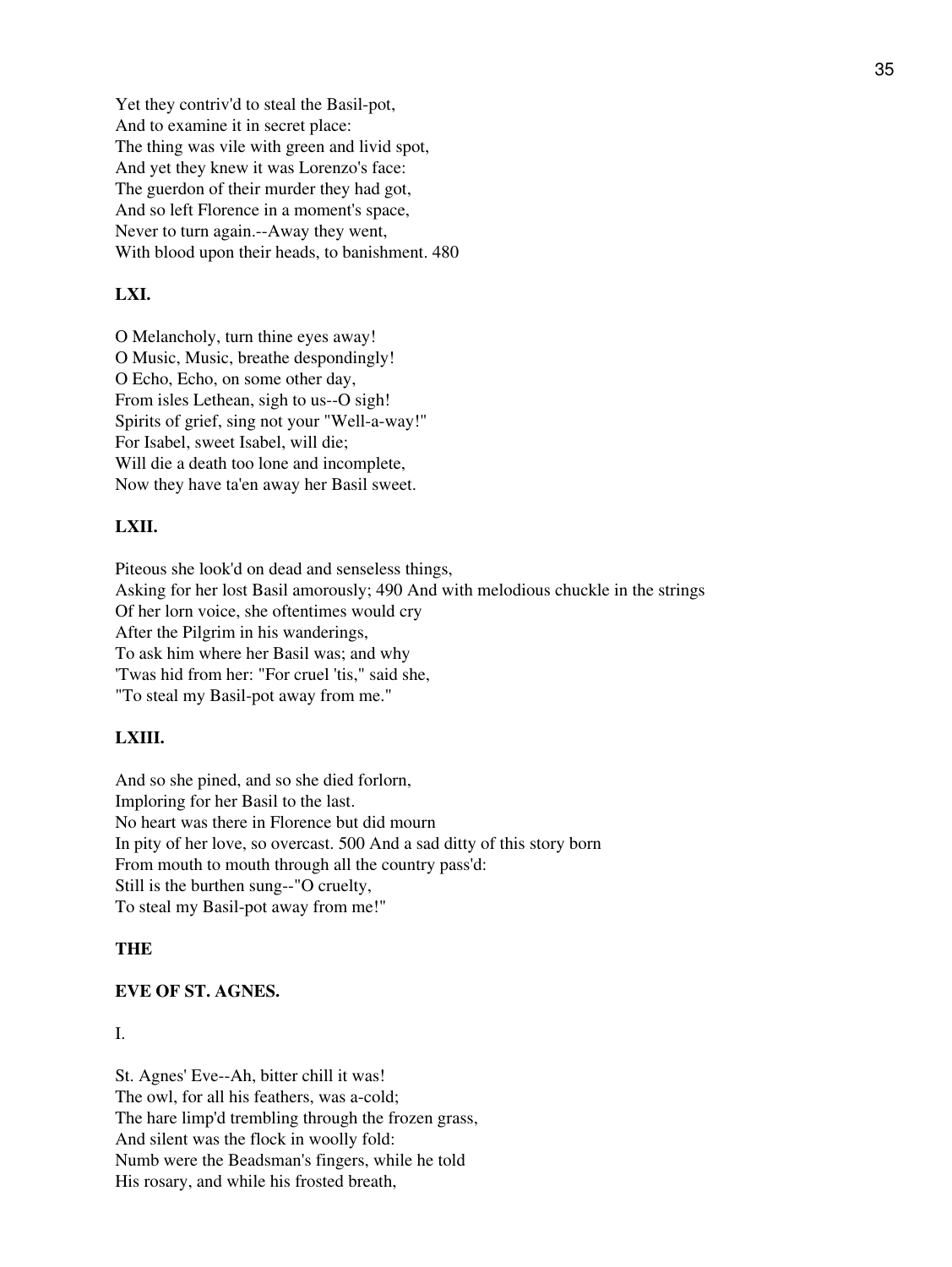Yet they contriv'd to steal the Basil-pot,
And to examine it in secret place:
The thing was vile with green and livid spot,
And yet they knew it was Lorenzo's face:
The guerdon of their murder they had got,
And so left Florence in a moment's space,
Never to turn again.--Away they went,
With blood upon their heads, to banishment. 480

**LXI.**

O Melancholy, turn thine eyes away!
O Music, Music, breathe despondingly!
O Echo, Echo, on some other day,
From isles Lethean, sigh to us--O sigh!
Spirits of grief, sing not your "Well-a-way!"
For Isabel, sweet Isabel, will die;
Will die a death too lone and incomplete,
Now they have ta'en away her Basil sweet.

**LXII.**

Piteous she look'd on dead and senseless things,
Asking for her lost Basil amorously; 490 And with melodious chuckle in the strings
Of her lorn voice, she oftentimes would cry
After the Pilgrim in his wanderings,
To ask him where her Basil was; and why
'Twas hid from her: "For cruel 'tis," said she,
"To steal my Basil-pot away from me."

**LXIII.**

And so she pined, and so she died forlorn,
Imploring for her Basil to the last.
No heart was there in Florence but did mourn
In pity of her love, so overcast. 500 And a sad ditty of this story born
From mouth to mouth through all the country pass'd:
Still is the burthen sung--"O cruelty,
To steal my Basil-pot away from me!"

## THE

## EVE OF ST. AGNES.

I.

St. Agnes' Eve--Ah, bitter chill it was!
The owl, for all his feathers, was a-cold;
The hare limp'd trembling through the frozen grass,
And silent was the flock in woolly fold:
Numb were the Beadsman's fingers, while he told
His rosary, and while his frosted breath,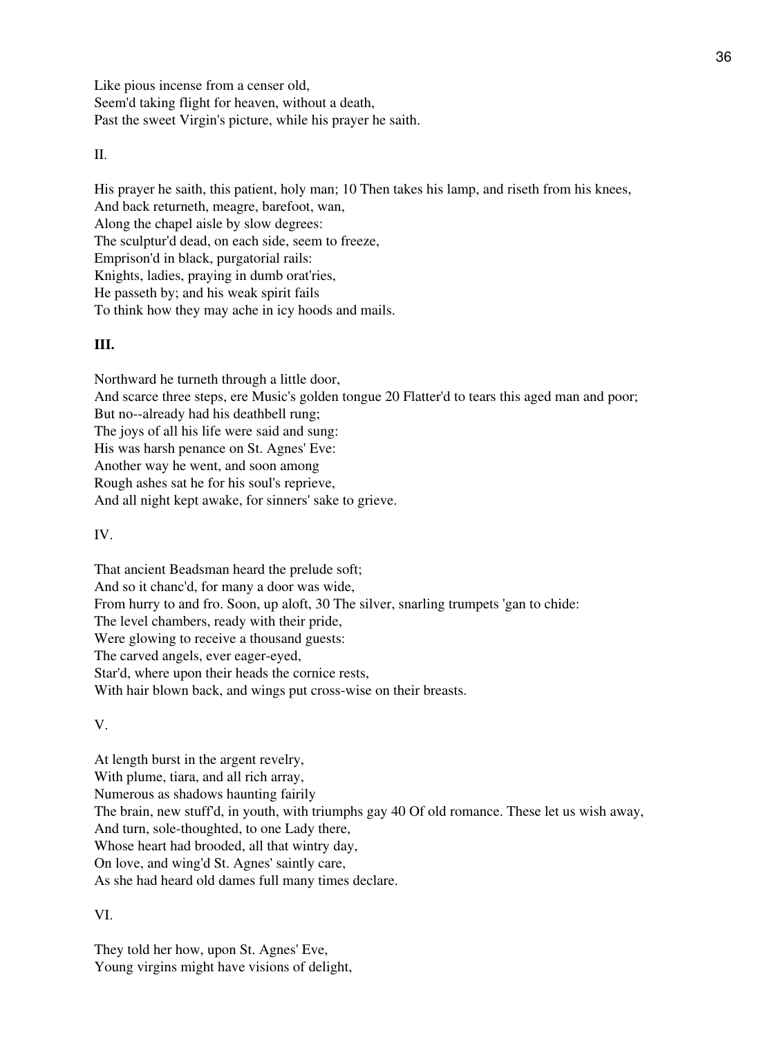Like pious incense from a censer old,
Seem'd taking flight for heaven, without a death,
Past the sweet Virgin's picture, while his prayer he saith.

II.

His prayer he saith, this patient, holy man; 10 Then takes his lamp, and riseth from his knees,
And back returneth, meagre, barefoot, wan,
Along the chapel aisle by slow degrees:
The sculptur'd dead, on each side, seem to freeze,
Emprison'd in black, purgatorial rails:
Knights, ladies, praying in dumb orat'ries,
He passeth by; and his weak spirit fails
To think how they may ache in icy hoods and mails.

**III.**

Northward he turneth through a little door,
And scarce three steps, ere Music's golden tongue 20 Flatter'd to tears this aged man and poor;
But no--already had his deathbell rung;
The joys of all his life were said and sung:
His was harsh penance on St. Agnes' Eve:
Another way he went, and soon among
Rough ashes sat he for his soul's reprieve,
And all night kept awake, for sinners' sake to grieve.

IV.

That ancient Beadsman heard the prelude soft;
And so it chanc'd, for many a door was wide,
From hurry to and fro. Soon, up aloft, 30 The silver, snarling trumpets 'gan to chide:
The level chambers, ready with their pride,
Were glowing to receive a thousand guests:
The carved angels, ever eager-eyed,
Star'd, where upon their heads the cornice rests,
With hair blown back, and wings put cross-wise on their breasts.

V.

At length burst in the argent revelry,
With plume, tiara, and all rich array,
Numerous as shadows haunting fairily
The brain, new stuff'd, in youth, with triumphs gay 40 Of old romance. These let us wish away,
And turn, sole-thoughted, to one Lady there,
Whose heart had brooded, all that wintry day,
On love, and wing'd St. Agnes' saintly care,
As she had heard old dames full many times declare.

VI.

They told her how, upon St. Agnes' Eve,
Young virgins might have visions of delight,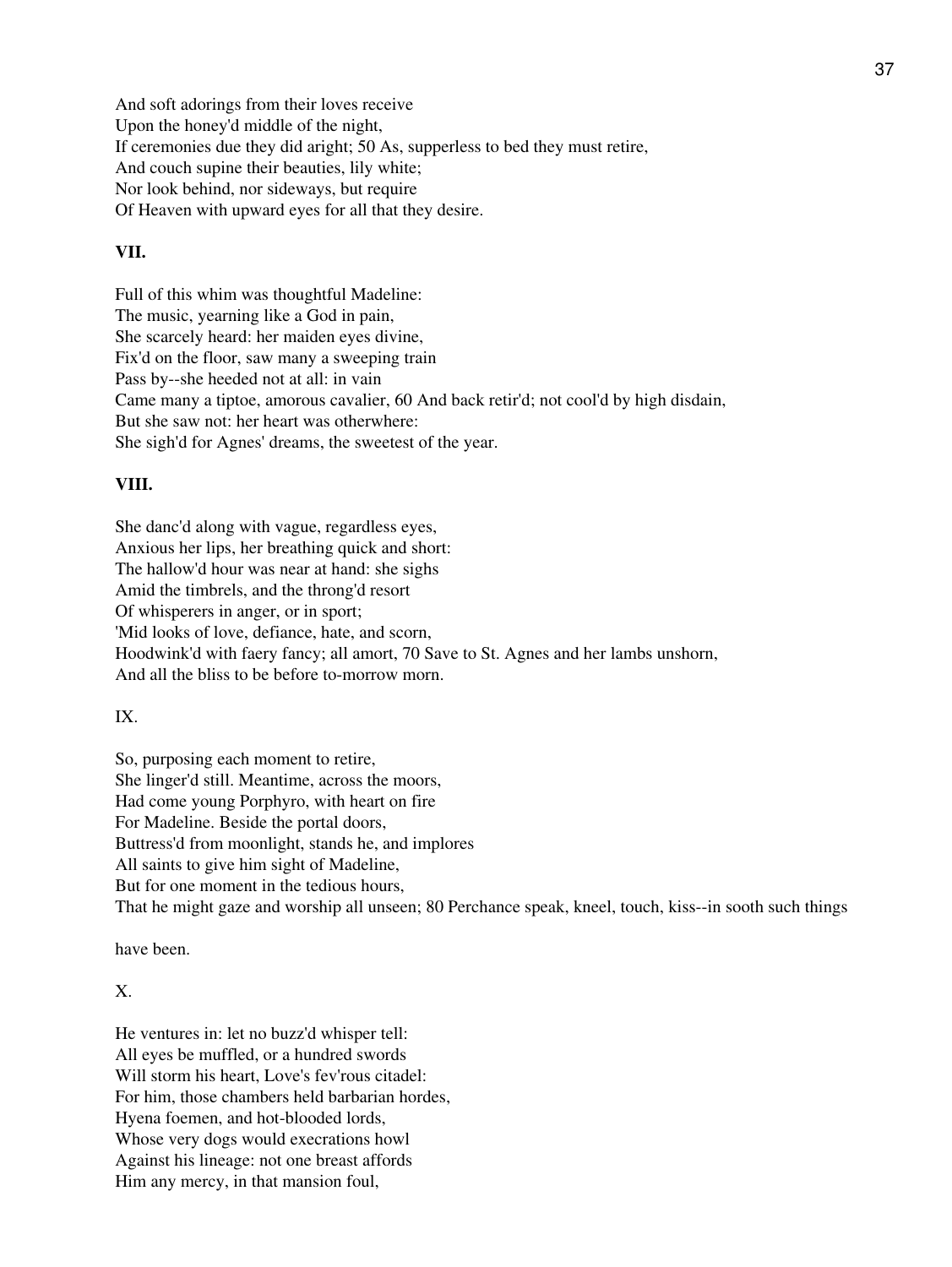And soft adorings from their loves receive
Upon the honey'd middle of the night,
If ceremonies due they did aright; 50 As, supperless to bed they must retire,
And couch supine their beauties, lily white;
Nor look behind, nor sideways, but require
Of Heaven with upward eyes for all that they desire.

**VII.**

Full of this whim was thoughtful Madeline:
The music, yearning like a God in pain,
She scarcely heard: her maiden eyes divine,
Fix'd on the floor, saw many a sweeping train
Pass by--she heeded not at all: in vain
Came many a tiptoe, amorous cavalier, 60 And back retir'd; not cool'd by high disdain,
But she saw not: her heart was otherwhere:
She sigh'd for Agnes' dreams, the sweetest of the year.

**VIII.**

She danc'd along with vague, regardless eyes,
Anxious her lips, her breathing quick and short:
The hallow'd hour was near at hand: she sighs
Amid the timbrels, and the throng'd resort
Of whisperers in anger, or in sport;
'Mid looks of love, defiance, hate, and scorn,
Hoodwink'd with faery fancy; all amort, 70 Save to St. Agnes and her lambs unshorn,
And all the bliss to be before to-morrow morn.

IX.

So, purposing each moment to retire,
She linger'd still. Meantime, across the moors,
Had come young Porphyro, with heart on fire
For Madeline. Beside the portal doors,
Buttress'd from moonlight, stands he, and implores
All saints to give him sight of Madeline,
But for one moment in the tedious hours,
That he might gaze and worship all unseen; 80 Perchance speak, kneel, touch, kiss--in sooth such things

have been.

X.

He ventures in: let no buzz'd whisper tell:
All eyes be muffled, or a hundred swords
Will storm his heart, Love's fev'rous citadel:
For him, those chambers held barbarian hordes,
Hyena foemen, and hot-blooded lords,
Whose very dogs would execrations howl
Against his lineage: not one breast affords
Him any mercy, in that mansion foul,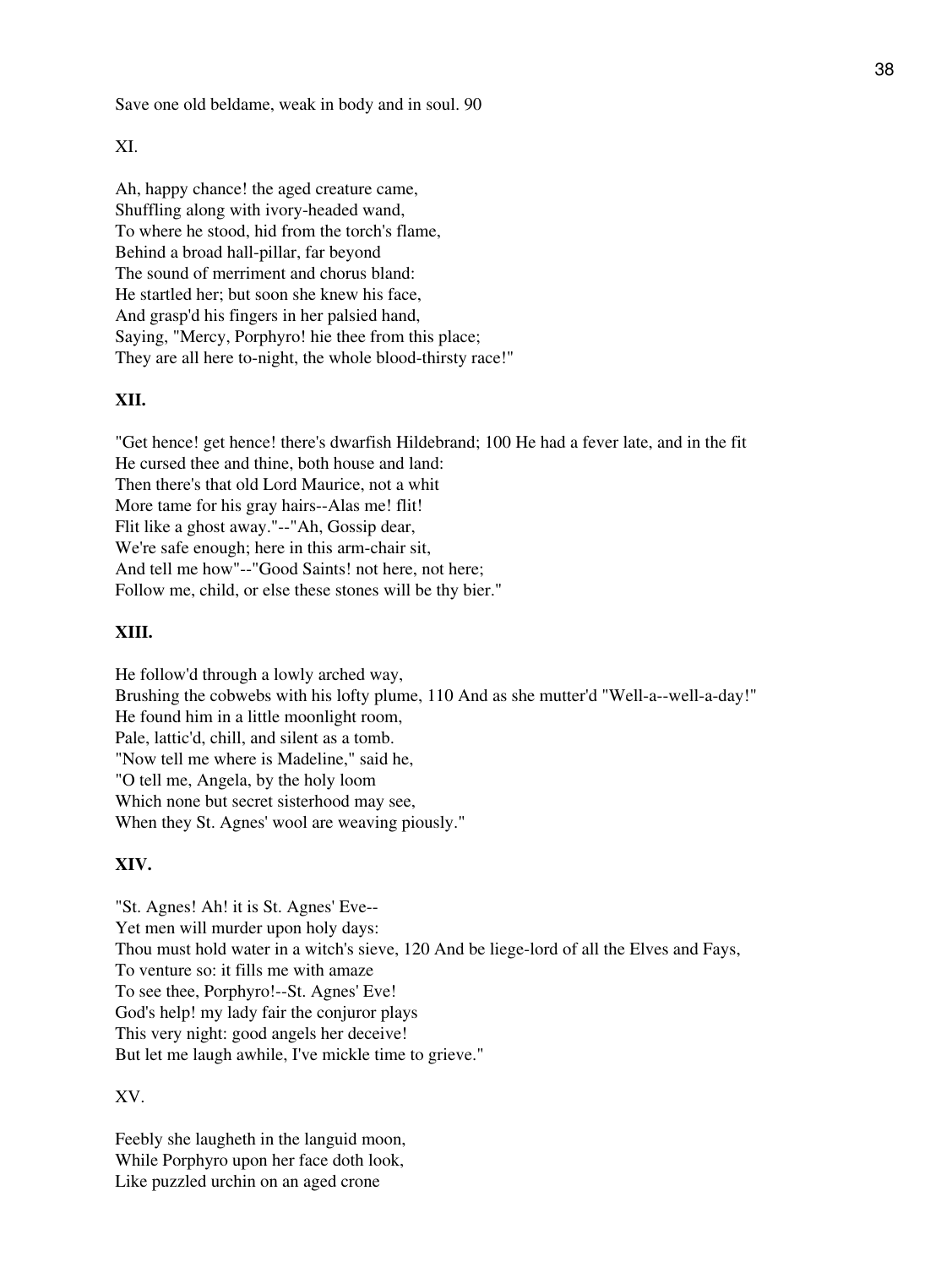Save one old beldame, weak in body and in soul. 90

XI.

Ah, happy chance! the aged creature came,
Shuffling along with ivory-headed wand,
To where he stood, hid from the torch's flame,
Behind a broad hall-pillar, far beyond
The sound of merriment and chorus bland:
He startled her; but soon she knew his face,
And grasp'd his fingers in her palsied hand,
Saying, "Mercy, Porphyro! hie thee from this place;
They are all here to-night, the whole blood-thirsty race!"

**XII.**

"Get hence! get hence! there's dwarfish Hildebrand; 100 He had a fever late, and in the fit
He cursed thee and thine, both house and land:
Then there's that old Lord Maurice, not a whit
More tame for his gray hairs--Alas me! flit!
Flit like a ghost away."--"Ah, Gossip dear,
We're safe enough; here in this arm-chair sit,
And tell me how"--"Good Saints! not here, not here;
Follow me, child, or else these stones will be thy bier."

**XIII.**

He follow'd through a lowly arched way,
Brushing the cobwebs with his lofty plume, 110 And as she mutter'd "Well-a--well-a-day!"
He found him in a little moonlight room,
Pale, lattic'd, chill, and silent as a tomb.
"Now tell me where is Madeline," said he,
"O tell me, Angela, by the holy loom
Which none but secret sisterhood may see,
When they St. Agnes' wool are weaving piously."

**XIV.**

"St. Agnes! Ah! it is St. Agnes' Eve--
Yet men will murder upon holy days:
Thou must hold water in a witch's sieve, 120 And be liege-lord of all the Elves and Fays,
To venture so: it fills me with amaze
To see thee, Porphyro!--St. Agnes' Eve!
God's help! my lady fair the conjuror plays
This very night: good angels her deceive!
But let me laugh awhile, I've mickle time to grieve."

XV.

Feebly she laugheth in the languid moon,
While Porphyro upon her face doth look,
Like puzzled urchin on an aged crone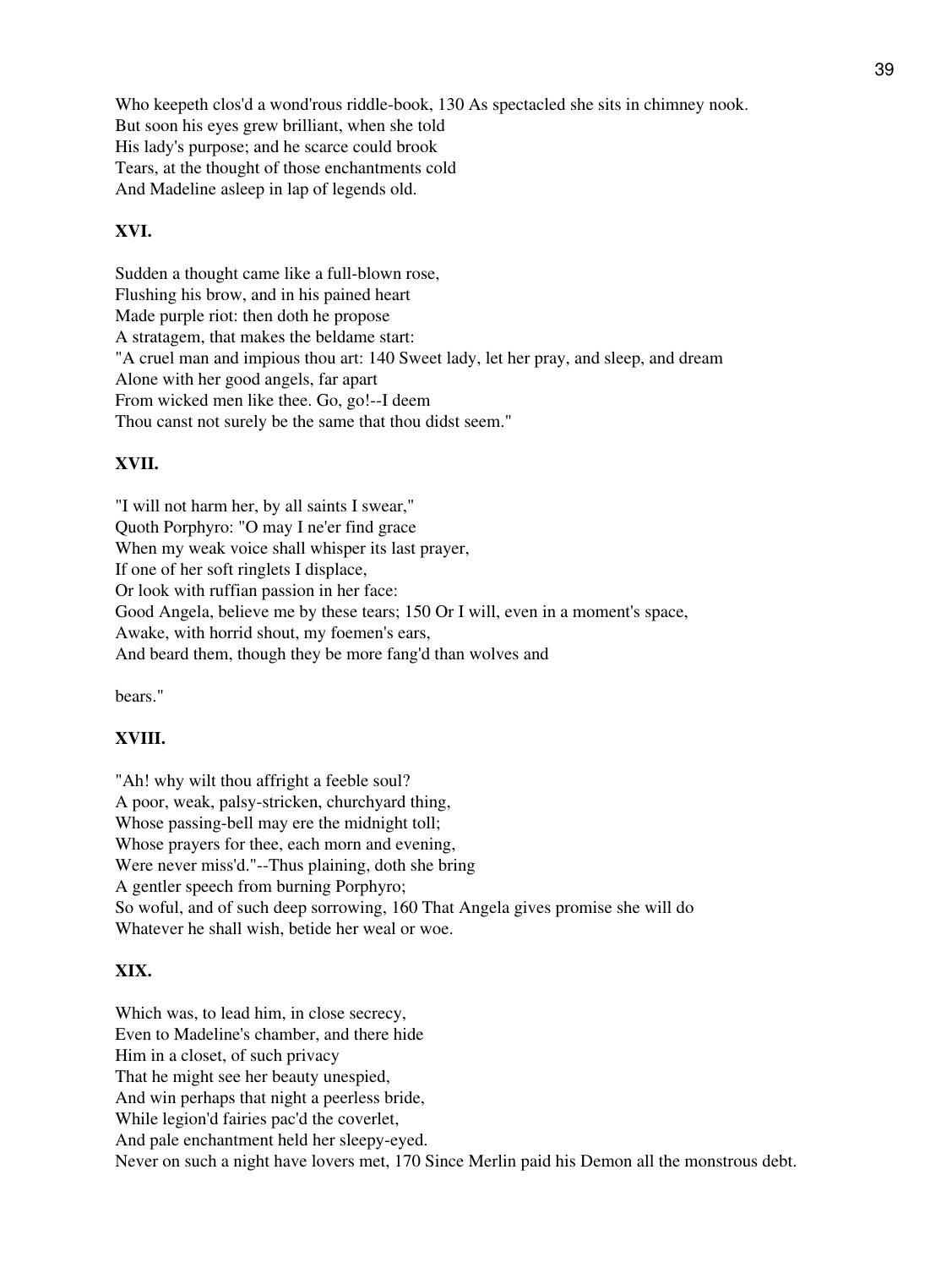Who keepeth clos'd a wond'rous riddle-book, 130 As spectacled she sits in chimney nook.
But soon his eyes grew brilliant, when she told
His lady's purpose; and he scarce could brook
Tears, at the thought of those enchantments cold
And Madeline asleep in lap of legends old.

**XVI.**

Sudden a thought came like a full-blown rose,
Flushing his brow, and in his pained heart
Made purple riot: then doth he propose
A stratagem, that makes the beldame start:
"A cruel man and impious thou art: 140 Sweet lady, let her pray, and sleep, and dream
Alone with her good angels, far apart
From wicked men like thee. Go, go!--I deem
Thou canst not surely be the same that thou didst seem."

**XVII.**

"I will not harm her, by all saints I swear,"
Quoth Porphyro: "O may I ne'er find grace
When my weak voice shall whisper its last prayer,
If one of her soft ringlets I displace,
Or look with ruffian passion in her face:
Good Angela, believe me by these tears; 150 Or I will, even in a moment's space,
Awake, with horrid shout, my foemen's ears,
And beard them, though they be more fang'd than wolves and

bears."

**XVIII.**

"Ah! why wilt thou affright a feeble soul?
A poor, weak, palsy-stricken, churchyard thing,
Whose passing-bell may ere the midnight toll;
Whose prayers for thee, each morn and evening,
Were never miss'd."--Thus plaining, doth she bring
A gentler speech from burning Porphyro;
So woful, and of such deep sorrowing, 160 That Angela gives promise she will do
Whatever he shall wish, betide her weal or woe.

**XIX.**

Which was, to lead him, in close secrecy,
Even to Madeline's chamber, and there hide
Him in a closet, of such privacy
That he might see her beauty unespied,
And win perhaps that night a peerless bride,
While legion'd fairies pac'd the coverlet,
And pale enchantment held her sleepy-eyed.
Never on such a night have lovers met, 170 Since Merlin paid his Demon all the monstrous debt.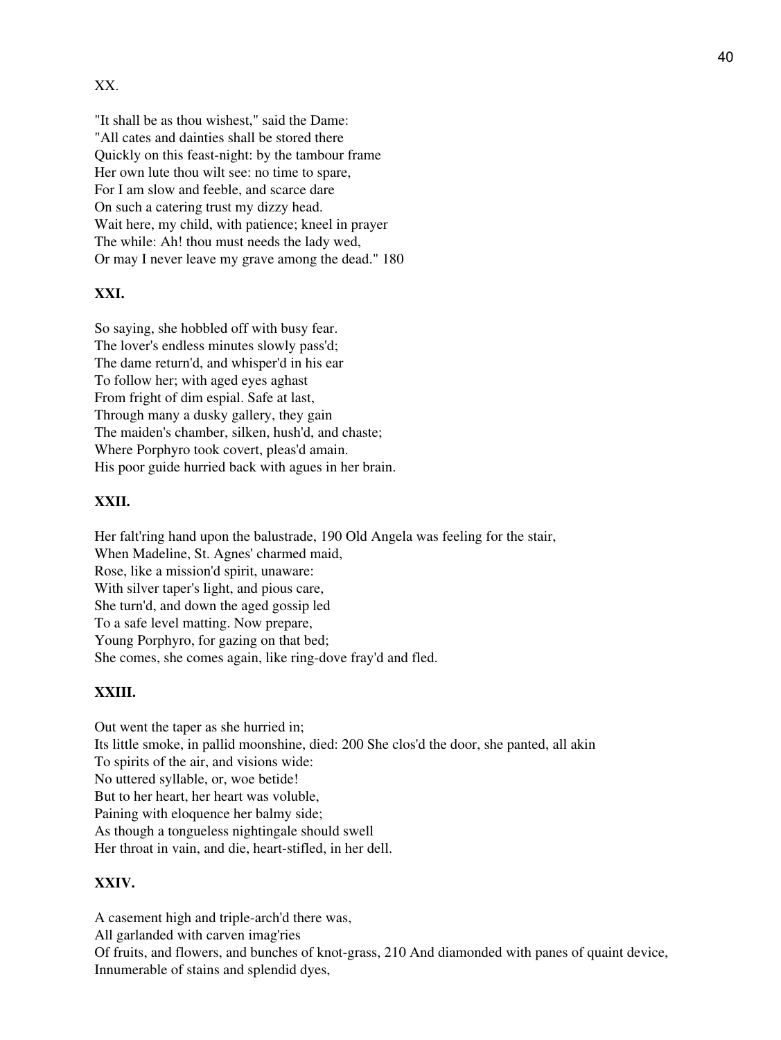XX.

"It shall be as thou wishest," said the Dame:
"All cates and dainties shall be stored there
Quickly on this feast-night: by the tambour frame
Her own lute thou wilt see: no time to spare,
For I am slow and feeble, and scarce dare
On such a catering trust my dizzy head.
Wait here, my child, with patience; kneel in prayer
The while: Ah! thou must needs the lady wed,
Or may I never leave my grave among the dead." 180

**XXI.**

So saying, she hobbled off with busy fear.
The lover's endless minutes slowly pass'd;
The dame return'd, and whisper'd in his ear
To follow her; with aged eyes aghast
From fright of dim espial. Safe at last,
Through many a dusky gallery, they gain
The maiden's chamber, silken, hush'd, and chaste;
Where Porphyro took covert, pleas'd amain.
His poor guide hurried back with agues in her brain.

**XXII.**

Her falt'ring hand upon the balustrade, 190 Old Angela was feeling for the stair,
When Madeline, St. Agnes' charmed maid,
Rose, like a mission'd spirit, unaware:
With silver taper's light, and pious care,
She turn'd, and down the aged gossip led
To a safe level matting. Now prepare,
Young Porphyro, for gazing on that bed;
She comes, she comes again, like ring-dove fray'd and fled.

**XXIII.**

Out went the taper as she hurried in;
Its little smoke, in pallid moonshine, died: 200 She clos'd the door, she panted, all akin
To spirits of the air, and visions wide:
No uttered syllable, or, woe betide!
But to her heart, her heart was voluble,
Paining with eloquence her balmy side;
As though a tongueless nightingale should swell
Her throat in vain, and die, heart-stifled, in her dell.

**XXIV.**

A casement high and triple-arch'd there was,
All garlanded with carven imag'ries
Of fruits, and flowers, and bunches of knot-grass, 210 And diamonded with panes of quaint device,
Innumerable of stains and splendid dyes,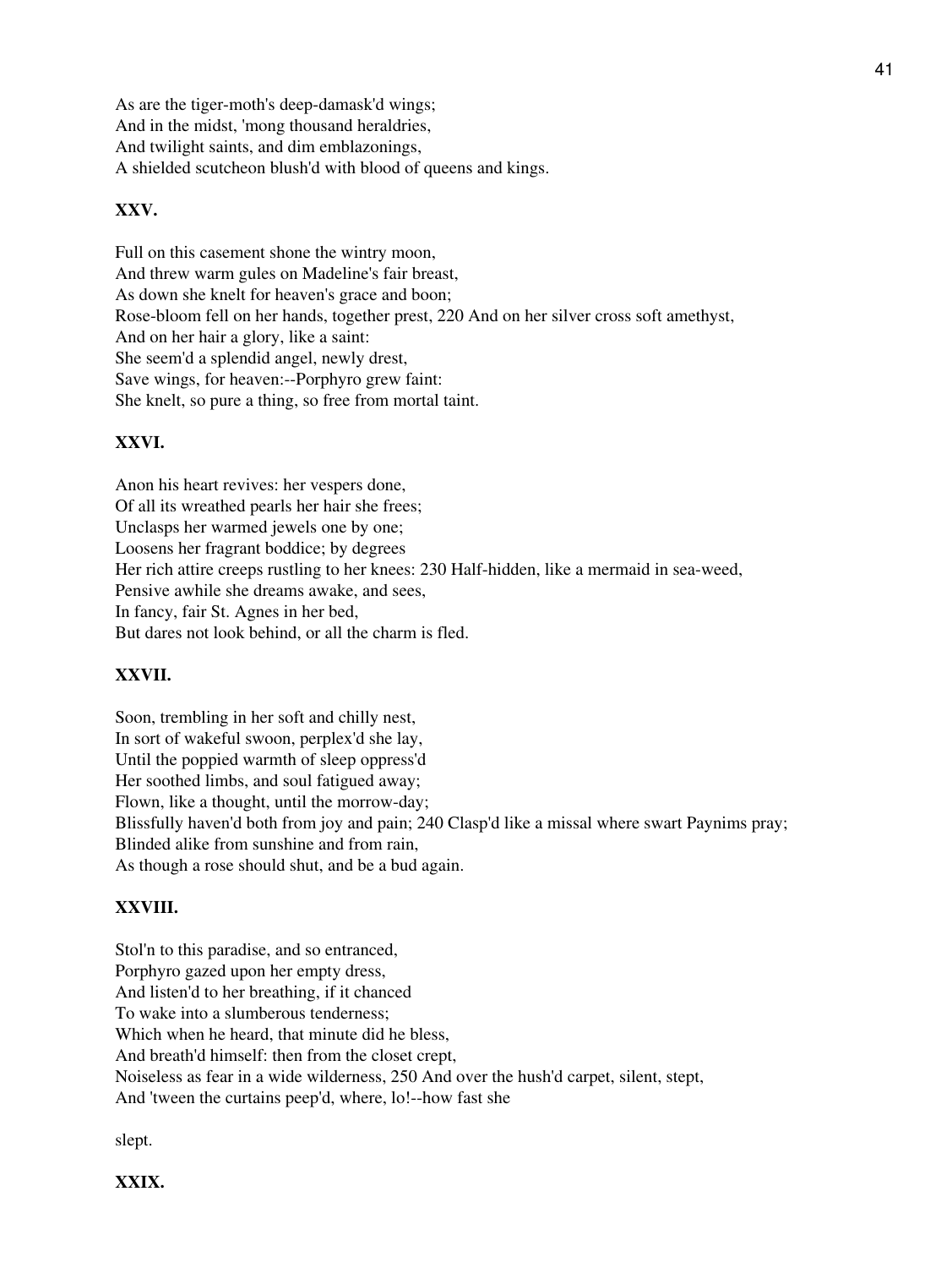As are the tiger-moth's deep-damask'd wings;
And in the midst, 'mong thousand heraldries,
And twilight saints, and dim emblazonings,
A shielded scutcheon blush'd with blood of queens and kings.

**XXV.**

Full on this casement shone the wintry moon,
And threw warm gules on Madeline's fair breast,
As down she knelt for heaven's grace and boon;
Rose-bloom fell on her hands, together prest, 220 And on her silver cross soft amethyst,
And on her hair a glory, like a saint:
She seem'd a splendid angel, newly drest,
Save wings, for heaven:--Porphyro grew faint:
She knelt, so pure a thing, so free from mortal taint.

**XXVI.**

Anon his heart revives: her vespers done,
Of all its wreathed pearls her hair she frees;
Unclasps her warmed jewels one by one;
Loosens her fragrant boddice; by degrees
Her rich attire creeps rustling to her knees: 230 Half-hidden, like a mermaid in sea-weed,
Pensive awhile she dreams awake, and sees,
In fancy, fair St. Agnes in her bed,
But dares not look behind, or all the charm is fled.

**XXVII.**

Soon, trembling in her soft and chilly nest,
In sort of wakeful swoon, perplex'd she lay,
Until the poppied warmth of sleep oppress'd
Her soothed limbs, and soul fatigued away;
Flown, like a thought, until the morrow-day;
Blissfully haven'd both from joy and pain; 240 Clasp'd like a missal where swart Paynims pray;
Blinded alike from sunshine and from rain,
As though a rose should shut, and be a bud again.

**XXVIII.**

Stol'n to this paradise, and so entranced,
Porphyro gazed upon her empty dress,
And listen'd to her breathing, if it chanced
To wake into a slumberous tenderness;
Which when he heard, that minute did he bless,
And breath'd himself: then from the closet crept,
Noiseless as fear in a wide wilderness, 250 And over the hush'd carpet, silent, stept,
And 'tween the curtains peep'd, where, lo!--how fast she

slept.

**XXIX.**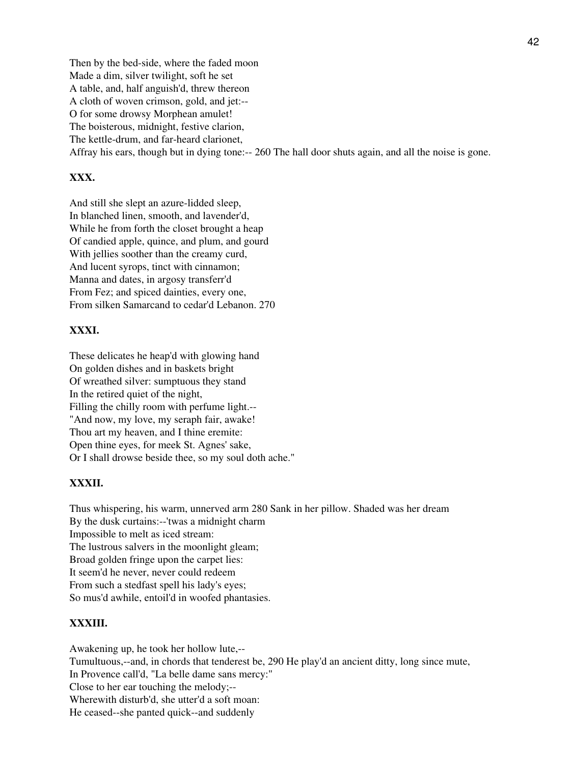Then by the bed-side, where the faded moon
Made a dim, silver twilight, soft he set
A table, and, half anguish'd, threw thereon
A cloth of woven crimson, gold, and jet:--
O for some drowsy Morphean amulet!
The boisterous, midnight, festive clarion,
The kettle-drum, and far-heard clarionet,
Affray his ears, though but in dying tone:-- 260 The hall door shuts again, and all the noise is gone.

**XXX.**

And still she slept an azure-lidded sleep,
In blanched linen, smooth, and lavender'd,
While he from forth the closet brought a heap
Of candied apple, quince, and plum, and gourd
With jellies soother than the creamy curd,
And lucent syrops, tinct with cinnamon;
Manna and dates, in argosy transferr'd
From Fez; and spiced dainties, every one,
From silken Samarcand to cedar'd Lebanon. 270

**XXXI.**

These delicates he heap'd with glowing hand
On golden dishes and in baskets bright
Of wreathed silver: sumptuous they stand
In the retired quiet of the night,
Filling the chilly room with perfume light.--
"And now, my love, my seraph fair, awake!
Thou art my heaven, and I thine eremite:
Open thine eyes, for meek St. Agnes' sake,
Or I shall drowse beside thee, so my soul doth ache."

**XXXII.**

Thus whispering, his warm, unnerved arm 280 Sank in her pillow. Shaded was her dream
By the dusk curtains:--'twas a midnight charm
Impossible to melt as iced stream:
The lustrous salvers in the moonlight gleam;
Broad golden fringe upon the carpet lies:
It seem'd he never, never could redeem
From such a stedfast spell his lady's eyes;
So mus'd awhile, entoil'd in woofed phantasies.

**XXXIII.**

Awakening up, he took her hollow lute,--
Tumultuous,--and, in chords that tenderest be, 290 He play'd an ancient ditty, long since mute,
In Provence call'd, "La belle dame sans mercy:"
Close to her ear touching the melody;--
Wherewith disturb'd, she utter'd a soft moan:
He ceased--she panted quick--and suddenly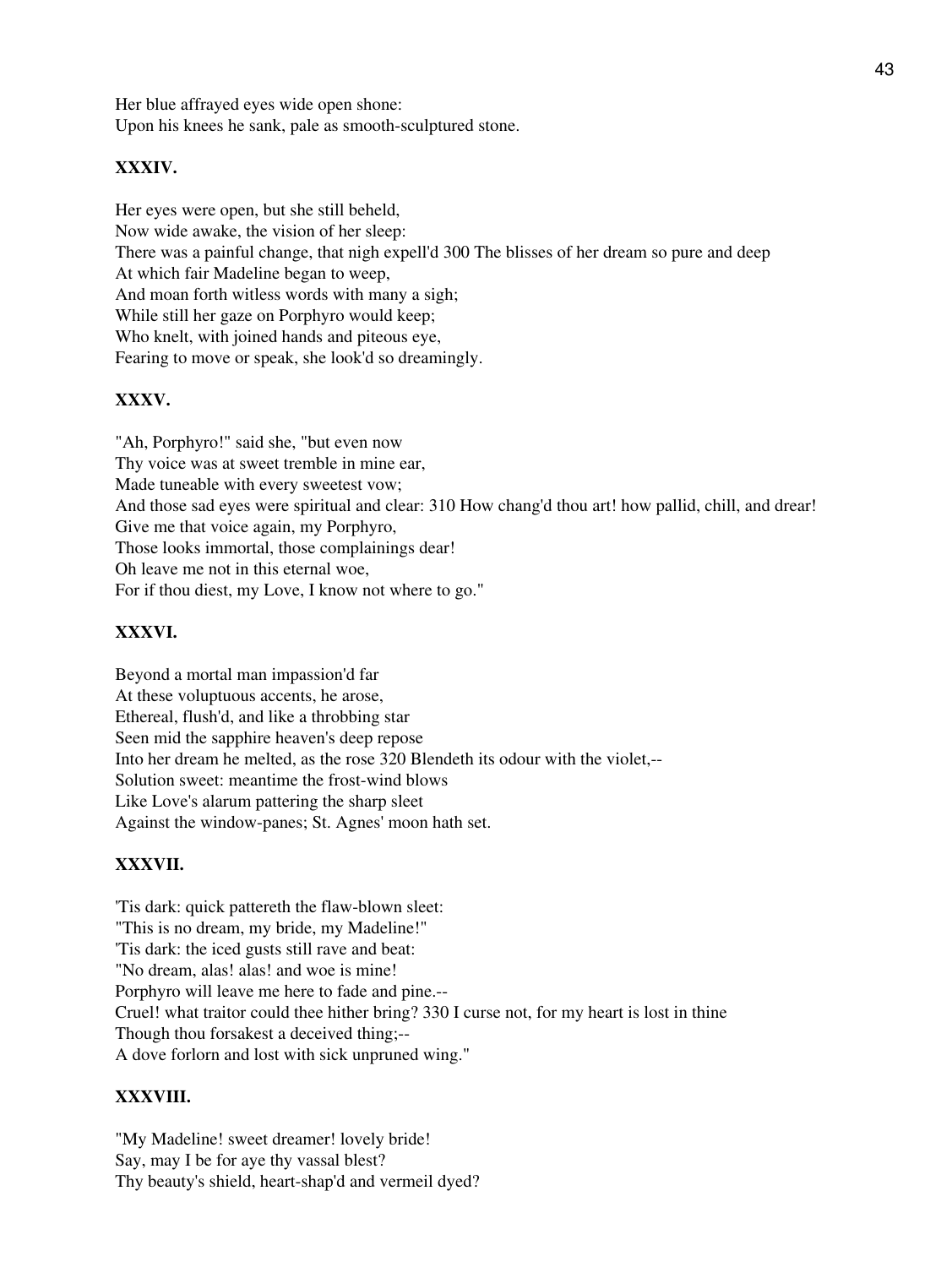Her blue affrayed eyes wide open shone:
Upon his knees he sank, pale as smooth-sculptured stone.

**XXXIV.**

Her eyes were open, but she still beheld,
Now wide awake, the vision of her sleep:
There was a painful change, that nigh expell'd 300 The blisses of her dream so pure and deep
At which fair Madeline began to weep,
And moan forth witless words with many a sigh;
While still her gaze on Porphyro would keep;
Who knelt, with joined hands and piteous eye,
Fearing to move or speak, she look'd so dreamingly.

**XXXV.**

"Ah, Porphyro!" said she, "but even now
Thy voice was at sweet tremble in mine ear,
Made tuneable with every sweetest vow;
And those sad eyes were spiritual and clear: 310 How chang'd thou art! how pallid, chill, and drear!
Give me that voice again, my Porphyro,
Those looks immortal, those complainings dear!
Oh leave me not in this eternal woe,
For if thou diest, my Love, I know not where to go."

**XXXVI.**

Beyond a mortal man impassion'd far
At these voluptuous accents, he arose,
Ethereal, flush'd, and like a throbbing star
Seen mid the sapphire heaven's deep repose
Into her dream he melted, as the rose 320 Blendeth its odour with the violet,--
Solution sweet: meantime the frost-wind blows
Like Love's alarum pattering the sharp sleet
Against the window-panes; St. Agnes' moon hath set.

**XXXVII.**

'Tis dark: quick pattereth the flaw-blown sleet:
"This is no dream, my bride, my Madeline!"
'Tis dark: the iced gusts still rave and beat:
"No dream, alas! alas! and woe is mine!
Porphyro will leave me here to fade and pine.--
Cruel! what traitor could thee hither bring? 330 I curse not, for my heart is lost in thine
Though thou forsakest a deceived thing;--
A dove forlorn and lost with sick unpruned wing."

**XXXVIII.**

"My Madeline! sweet dreamer! lovely bride!
Say, may I be for aye thy vassal blest?
Thy beauty's shield, heart-shap'd and vermeil dyed?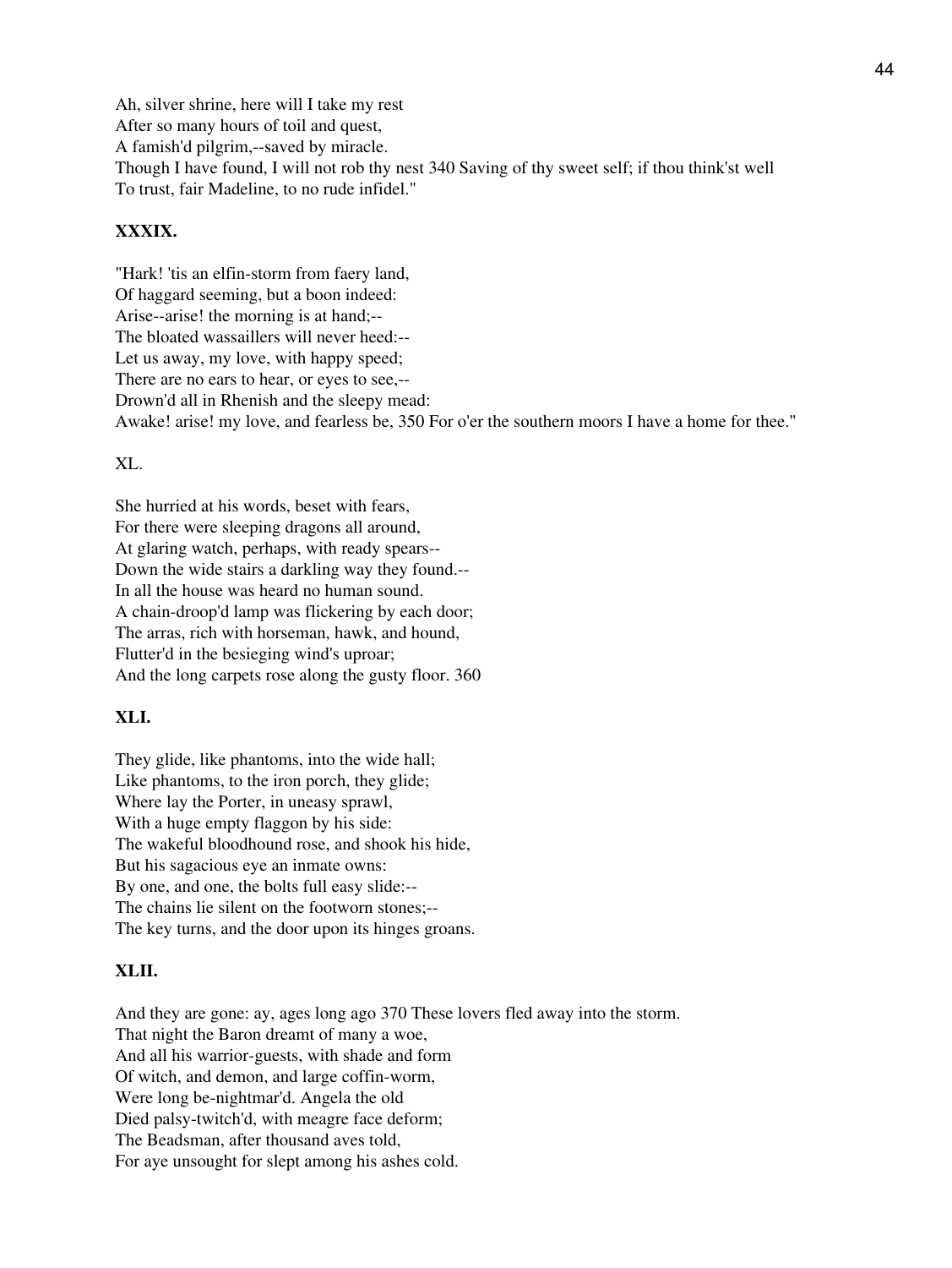Ah, silver shrine, here will I take my rest
After so many hours of toil and quest,
A famish'd pilgrim,--saved by miracle.
Though I have found, I will not rob thy nest 340 Saving of thy sweet self; if thou think'st well
To trust, fair Madeline, to no rude infidel."

**XXXIX.**

"Hark! 'tis an elfin-storm from faery land,
Of haggard seeming, but a boon indeed:
Arise--arise! the morning is at hand;--
The bloated wassaillers will never heed:--
Let us away, my love, with happy speed;
There are no ears to hear, or eyes to see,--
Drown'd all in Rhenish and the sleepy mead:
Awake! arise! my love, and fearless be, 350 For o'er the southern moors I have a home for thee."

XL.

She hurried at his words, beset with fears,
For there were sleeping dragons all around,
At glaring watch, perhaps, with ready spears--
Down the wide stairs a darkling way they found.--
In all the house was heard no human sound.
A chain-droop'd lamp was flickering by each door;
The arras, rich with horseman, hawk, and hound,
Flutter'd in the besieging wind's uproar;
And the long carpets rose along the gusty floor. 360

**XLI.**

They glide, like phantoms, into the wide hall;
Like phantoms, to the iron porch, they glide;
Where lay the Porter, in uneasy sprawl,
With a huge empty flaggon by his side:
The wakeful bloodhound rose, and shook his hide,
But his sagacious eye an inmate owns:
By one, and one, the bolts full easy slide:--
The chains lie silent on the footworn stones;--
The key turns, and the door upon its hinges groans.

**XLII.**

And they are gone: ay, ages long ago 370 These lovers fled away into the storm.
That night the Baron dreamt of many a woe,
And all his warrior-guests, with shade and form
Of witch, and demon, and large coffin-worm,
Were long be-nightmar'd. Angela the old
Died palsy-twitch'd, with meagre face deform;
The Beadsman, after thousand aves told,
For aye unsought for slept among his ashes cold.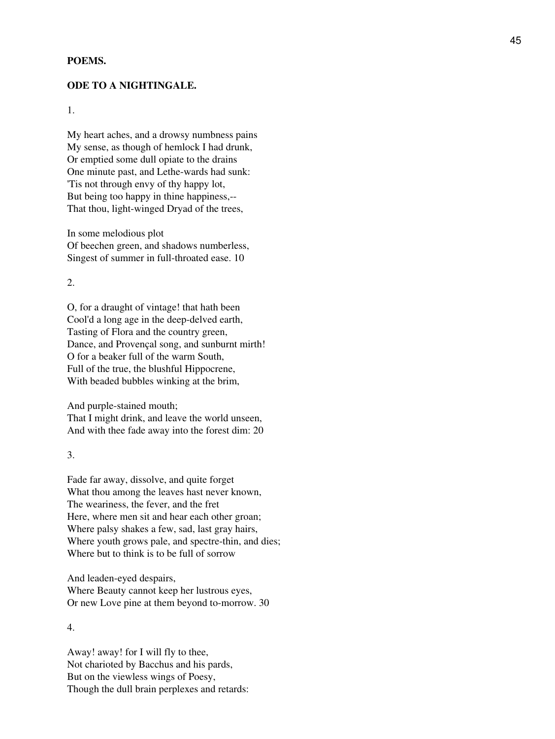**POEMS.**

**ODE TO A NIGHTINGALE.**

1.

My heart aches, and a drowsy numbness pains
My sense, as though of hemlock I had drunk,
Or emptied some dull opiate to the drains
One minute past, and Lethe-wards had sunk:
'Tis not through envy of thy happy lot,
But being too happy in thine happiness,--
That thou, light-winged Dryad of the trees,

In some melodious plot
Of beechen green, and shadows numberless,
Singest of summer in full-throated ease. 10

2.

O, for a draught of vintage! that hath been
Cool'd a long age in the deep-delved earth,
Tasting of Flora and the country green,
Dance, and Provençal song, and sunburnt mirth!
O for a beaker full of the warm South,
Full of the true, the blushful Hippocrene,
With beaded bubbles winking at the brim,

And purple-stained mouth;
That I might drink, and leave the world unseen,
And with thee fade away into the forest dim: 20

3.

Fade far away, dissolve, and quite forget
What thou among the leaves hast never known,
The weariness, the fever, and the fret
Here, where men sit and hear each other groan;
Where palsy shakes a few, sad, last gray hairs,
Where youth grows pale, and spectre-thin, and dies;
Where but to think is to be full of sorrow

And leaden-eyed despairs,
Where Beauty cannot keep her lustrous eyes,
Or new Love pine at them beyond to-morrow. 30

4.

Away! away! for I will fly to thee,
Not charioted by Bacchus and his pards,
But on the viewless wings of Poesy,
Though the dull brain perplexes and retards: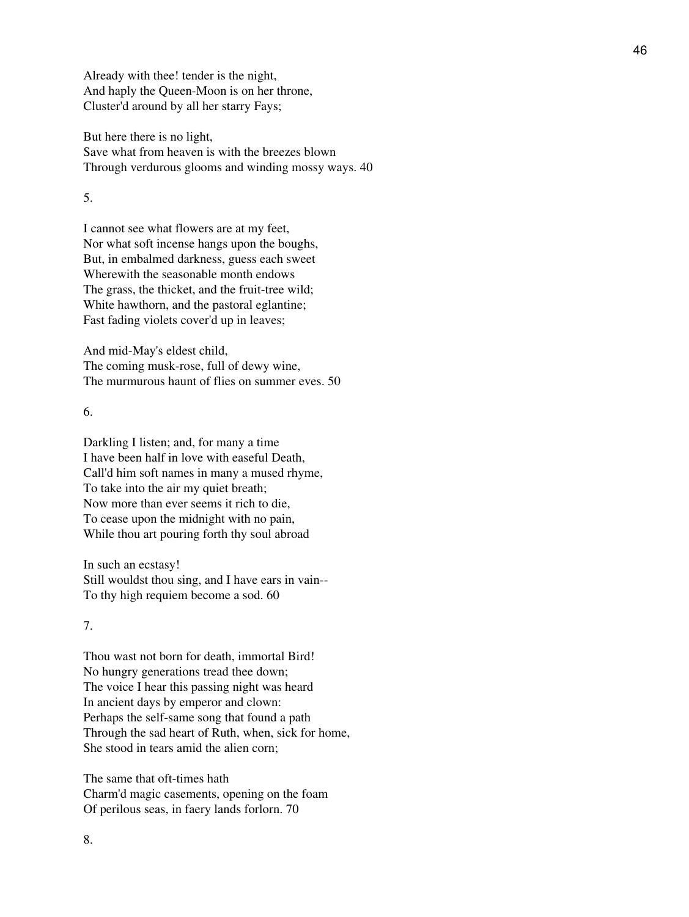Already with thee! tender is the night,
And haply the Queen-Moon is on her throne,
Cluster'd around by all her starry Fays;

But here there is no light,
Save what from heaven is with the breezes blown
Through verdurous glooms and winding mossy ways. 40

5.

I cannot see what flowers are at my feet,
Nor what soft incense hangs upon the boughs,
But, in embalmed darkness, guess each sweet
Wherewith the seasonable month endows
The grass, the thicket, and the fruit-tree wild;
White hawthorn, and the pastoral eglantine;
Fast fading violets cover'd up in leaves;

And mid-May's eldest child,
The coming musk-rose, full of dewy wine,
The murmurous haunt of flies on summer eves. 50

6.

Darkling I listen; and, for many a time
I have been half in love with easeful Death,
Call'd him soft names in many a mused rhyme,
To take into the air my quiet breath;
Now more than ever seems it rich to die,
To cease upon the midnight with no pain,
While thou art pouring forth thy soul abroad

In such an ecstasy!
Still wouldst thou sing, and I have ears in vain--
To thy high requiem become a sod. 60

7.

Thou wast not born for death, immortal Bird!
No hungry generations tread thee down;
The voice I hear this passing night was heard
In ancient days by emperor and clown:
Perhaps the self-same song that found a path
Through the sad heart of Ruth, when, sick for home,
She stood in tears amid the alien corn;

The same that oft-times hath
Charm'd magic casements, opening on the foam
Of perilous seas, in faery lands forlorn. 70

8.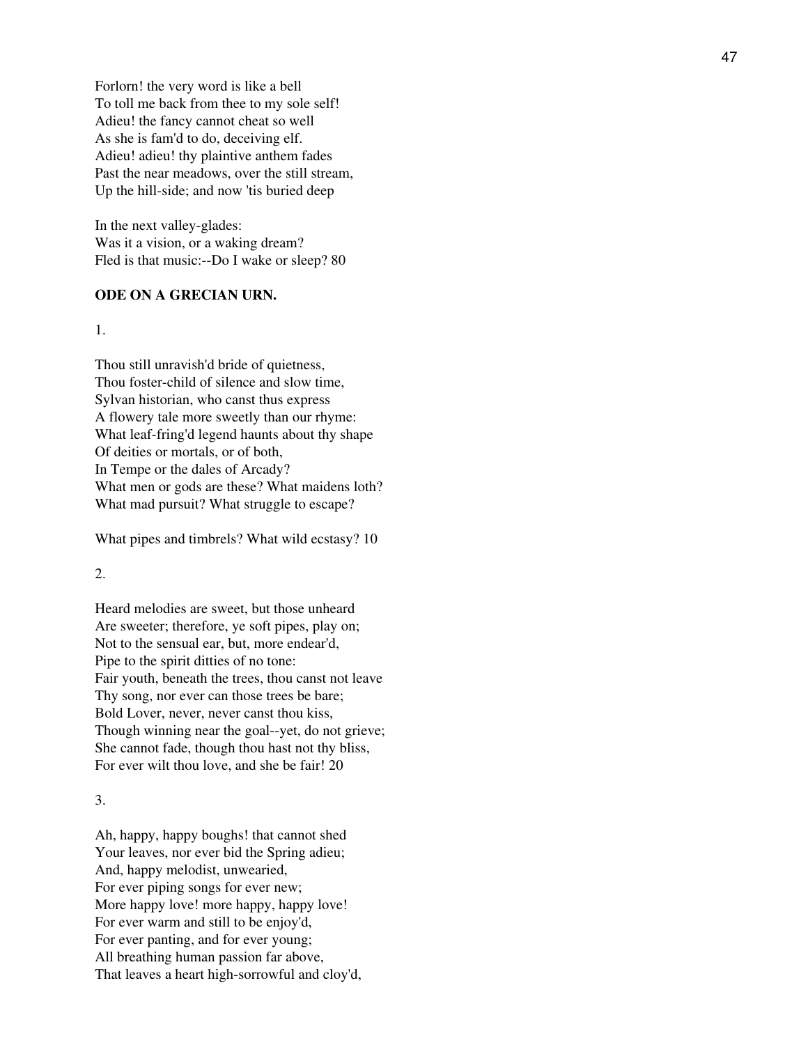Forlorn! the very word is like a bell
To toll me back from thee to my sole self!
Adieu! the fancy cannot cheat so well
As she is fam'd to do, deceiving elf.
Adieu! adieu! thy plaintive anthem fades
Past the near meadows, over the still stream,
Up the hill-side; and now 'tis buried deep

In the next valley-glades:
Was it a vision, or a waking dream?
Fled is that music:--Do I wake or sleep? 80

## ODE ON A GRECIAN URN.

1.

Thou still unravish'd bride of quietness,
Thou foster-child of silence and slow time,
Sylvan historian, who canst thus express
A flowery tale more sweetly than our rhyme:
What leaf-fring'd legend haunts about thy shape
Of deities or mortals, or of both,
In Tempe or the dales of Arcady?
What men or gods are these? What maidens loth?
What mad pursuit? What struggle to escape?

What pipes and timbrels? What wild ecstasy? 10

2.

Heard melodies are sweet, but those unheard
Are sweeter; therefore, ye soft pipes, play on;
Not to the sensual ear, but, more endear'd,
Pipe to the spirit ditties of no tone:
Fair youth, beneath the trees, thou canst not leave
Thy song, nor ever can those trees be bare;
Bold Lover, never, never canst thou kiss,
Though winning near the goal--yet, do not grieve;
She cannot fade, though thou hast not thy bliss,
For ever wilt thou love, and she be fair! 20

3.

Ah, happy, happy boughs! that cannot shed
Your leaves, nor ever bid the Spring adieu;
And, happy melodist, unwearied,
For ever piping songs for ever new;
More happy love! more happy, happy love!
For ever warm and still to be enjoy'd,
For ever panting, and for ever young;
All breathing human passion far above,
That leaves a heart high-sorrowful and cloy'd,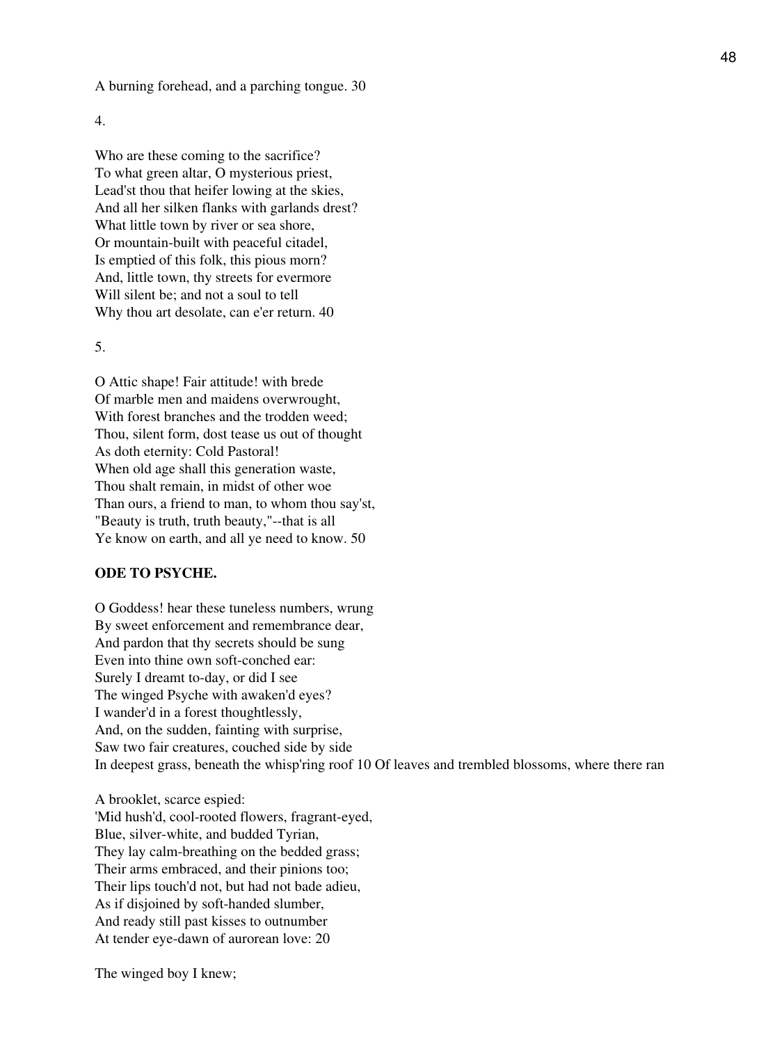A burning forehead, and a parching tongue. 30

4.

Who are these coming to the sacrifice?
To what green altar, O mysterious priest,
Lead'st thou that heifer lowing at the skies,
And all her silken flanks with garlands drest?
What little town by river or sea shore,
Or mountain-built with peaceful citadel,
Is emptied of this folk, this pious morn?
And, little town, thy streets for evermore
Will silent be; and not a soul to tell
Why thou art desolate, can e'er return. 40

5.

O Attic shape! Fair attitude! with brede
Of marble men and maidens overwrought,
With forest branches and the trodden weed;
Thou, silent form, dost tease us out of thought
As doth eternity: Cold Pastoral!
When old age shall this generation waste,
Thou shalt remain, in midst of other woe
Than ours, a friend to man, to whom thou say'st,
"Beauty is truth, truth beauty,"--that is all
Ye know on earth, and all ye need to know. 50

**ODE TO PSYCHE.**

O Goddess! hear these tuneless numbers, wrung
By sweet enforcement and remembrance dear,
And pardon that thy secrets should be sung
Even into thine own soft-conched ear:
Surely I dreamt to-day, or did I see
The winged Psyche with awaken'd eyes?
I wander'd in a forest thoughtlessly,
And, on the sudden, fainting with surprise,
Saw two fair creatures, couched side by side
In deepest grass, beneath the whisp'ring roof 10 Of leaves and trembled blossoms, where there ran

A brooklet, scarce espied:
'Mid hush'd, cool-rooted flowers, fragrant-eyed,
Blue, silver-white, and budded Tyrian,
They lay calm-breathing on the bedded grass;
Their arms embraced, and their pinions too;
Their lips touch'd not, but had not bade adieu,
As if disjoined by soft-handed slumber,
And ready still past kisses to outnumber
At tender eye-dawn of aurorean love: 20

The winged boy I knew;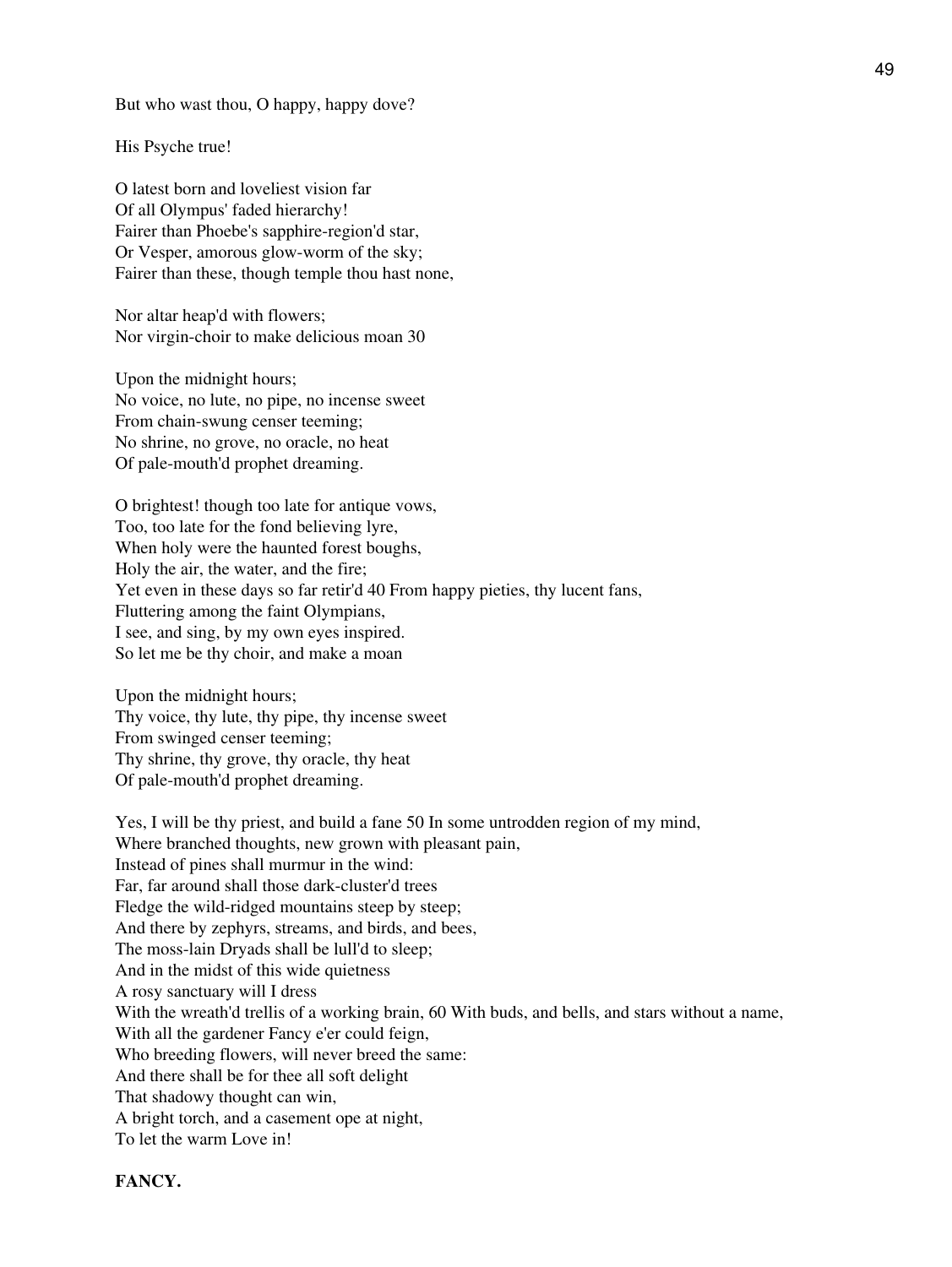But who wast thou, O happy, happy dove?

His Psyche true!

O latest born and loveliest vision far
Of all Olympus' faded hierarchy!
Fairer than Phoebe's sapphire-region'd star,
Or Vesper, amorous glow-worm of the sky;
Fairer than these, though temple thou hast none,

Nor altar heap'd with flowers;
Nor virgin-choir to make delicious moan 30

Upon the midnight hours;
No voice, no lute, no pipe, no incense sweet
From chain-swung censer teeming;
No shrine, no grove, no oracle, no heat
Of pale-mouth'd prophet dreaming.

O brightest! though too late for antique vows,
Too, too late for the fond believing lyre,
When holy were the haunted forest boughs,
Holy the air, the water, and the fire;
Yet even in these days so far retir'd 40 From happy pieties, thy lucent fans,
Fluttering among the faint Olympians,
I see, and sing, by my own eyes inspired.
So let me be thy choir, and make a moan

Upon the midnight hours;
Thy voice, thy lute, thy pipe, thy incense sweet
From swinged censer teeming;
Thy shrine, thy grove, thy oracle, thy heat
Of pale-mouth'd prophet dreaming.

Yes, I will be thy priest, and build a fane 50 In some untrodden region of my mind,
Where branched thoughts, new grown with pleasant pain,
Instead of pines shall murmur in the wind:
Far, far around shall those dark-cluster'd trees
Fledge the wild-ridged mountains steep by steep;
And there by zephyrs, streams, and birds, and bees,
The moss-lain Dryads shall be lull'd to sleep;
And in the midst of this wide quietness
A rosy sanctuary will I dress
With the wreath'd trellis of a working brain, 60 With buds, and bells, and stars without a name,
With all the gardener Fancy e'er could feign,
Who breeding flowers, will never breed the same:
And there shall be for thee all soft delight
That shadowy thought can win,
A bright torch, and a casement ope at night,
To let the warm Love in!

**FANCY.**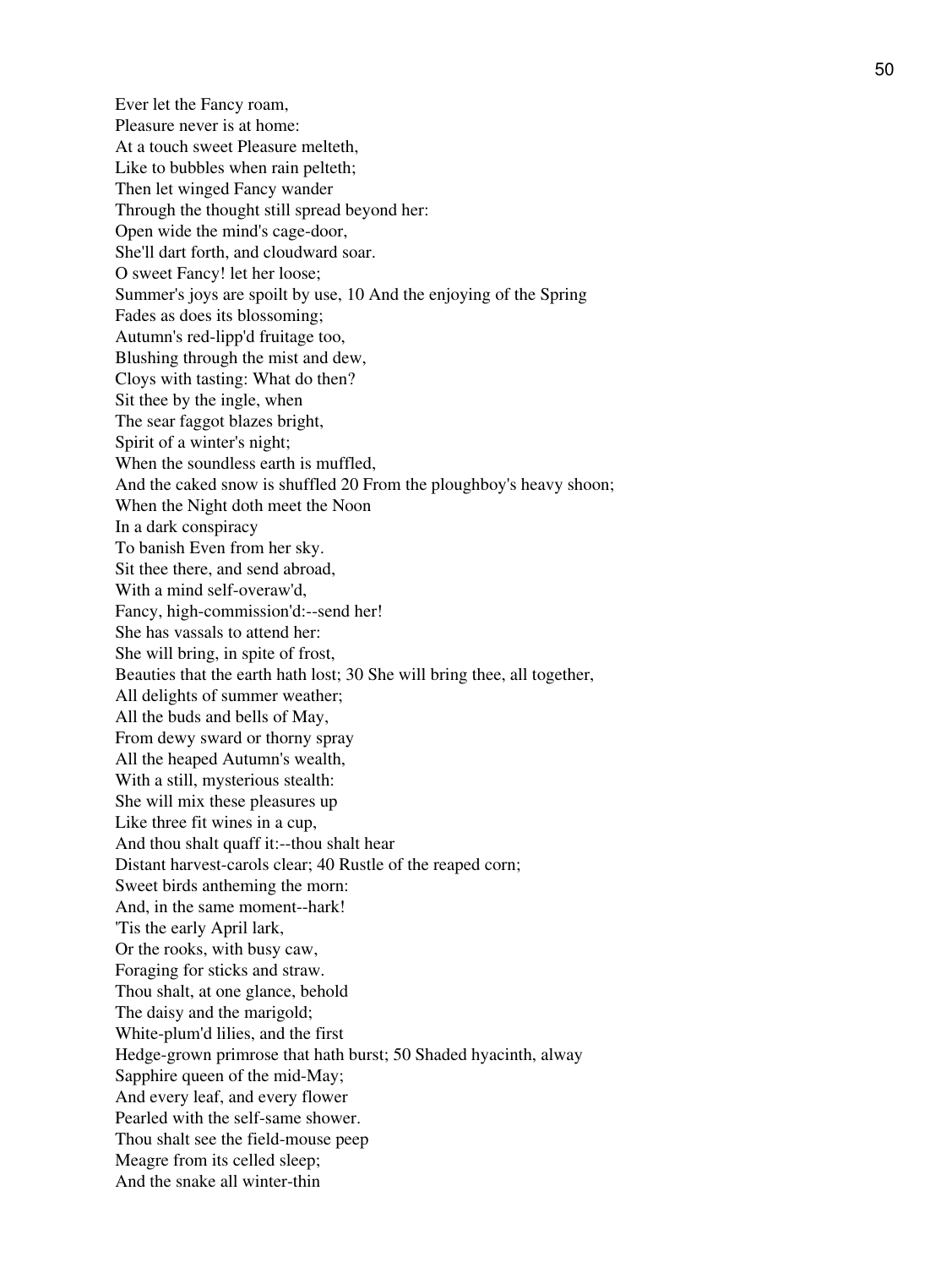Ever let the Fancy roam,
Pleasure never is at home:
At a touch sweet Pleasure melteth,
Like to bubbles when rain pelteth;
Then let winged Fancy wander
Through the thought still spread beyond her:
Open wide the mind's cage-door,
She'll dart forth, and cloudward soar.
O sweet Fancy! let her loose;
Summer's joys are spoilt by use, 10 And the enjoying of the Spring
Fades as does its blossoming;
Autumn's red-lipp'd fruitage too,
Blushing through the mist and dew,
Cloys with tasting: What do then?
Sit thee by the ingle, when
The sear faggot blazes bright,
Spirit of a winter's night;
When the soundless earth is muffled,
And the caked snow is shuffled 20 From the ploughboy's heavy shoon;
When the Night doth meet the Noon
In a dark conspiracy
To banish Even from her sky.
Sit thee there, and send abroad,
With a mind self-overaw'd,
Fancy, high-commission'd:--send her!
She has vassals to attend her:
She will bring, in spite of frost,
Beauties that the earth hath lost; 30 She will bring thee, all together,
All delights of summer weather;
All the buds and bells of May,
From dewy sward or thorny spray
All the heaped Autumn's wealth,
With a still, mysterious stealth:
She will mix these pleasures up
Like three fit wines in a cup,
And thou shalt quaff it:--thou shalt hear
Distant harvest-carols clear; 40 Rustle of the reaped corn;
Sweet birds antheming the morn:
And, in the same moment--hark!
'Tis the early April lark,
Or the rooks, with busy caw,
Foraging for sticks and straw.
Thou shalt, at one glance, behold
The daisy and the marigold;
White-plum'd lilies, and the first
Hedge-grown primrose that hath burst; 50 Shaded hyacinth, alway
Sapphire queen of the mid-May;
And every leaf, and every flower
Pearled with the self-same shower.
Thou shalt see the field-mouse peep
Meagre from its celled sleep;
And the snake all winter-thin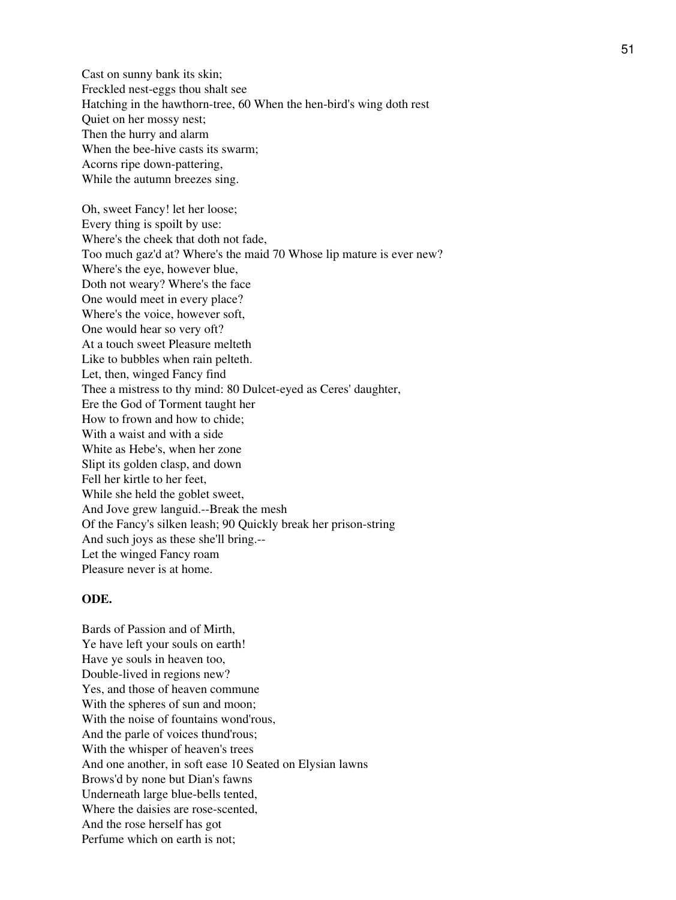Cast on sunny bank its skin;
Freckled nest-eggs thou shalt see
Hatching in the hawthorn-tree, 60 When the hen-bird's wing doth rest
Quiet on her mossy nest;
Then the hurry and alarm
When the bee-hive casts its swarm;
Acorns ripe down-pattering,
While the autumn breezes sing.

Oh, sweet Fancy! let her loose;
Every thing is spoilt by use:
Where's the cheek that doth not fade,
Too much gaz'd at? Where's the maid 70 Whose lip mature is ever new?
Where's the eye, however blue,
Doth not weary? Where's the face
One would meet in every place?
Where's the voice, however soft,
One would hear so very oft?
At a touch sweet Pleasure melteth
Like to bubbles when rain pelteth.
Let, then, winged Fancy find
Thee a mistress to thy mind: 80 Dulcet-eyed as Ceres' daughter,
Ere the God of Torment taught her
How to frown and how to chide;
With a waist and with a side
White as Hebe's, when her zone
Slipt its golden clasp, and down
Fell her kirtle to her feet,
While she held the goblet sweet,
And Jove grew languid.--Break the mesh
Of the Fancy's silken leash; 90 Quickly break her prison-string
And such joys as these she'll bring.--
Let the winged Fancy roam
Pleasure never is at home.

**ODE.**

Bards of Passion and of Mirth,
Ye have left your souls on earth!
Have ye souls in heaven too,
Double-lived in regions new?
Yes, and those of heaven commune
With the spheres of sun and moon;
With the noise of fountains wond'rous,
And the parle of voices thund'rous;
With the whisper of heaven's trees
And one another, in soft ease 10 Seated on Elysian lawns
Brows'd by none but Dian's fawns
Underneath large blue-bells tented,
Where the daisies are rose-scented,
And the rose herself has got
Perfume which on earth is not;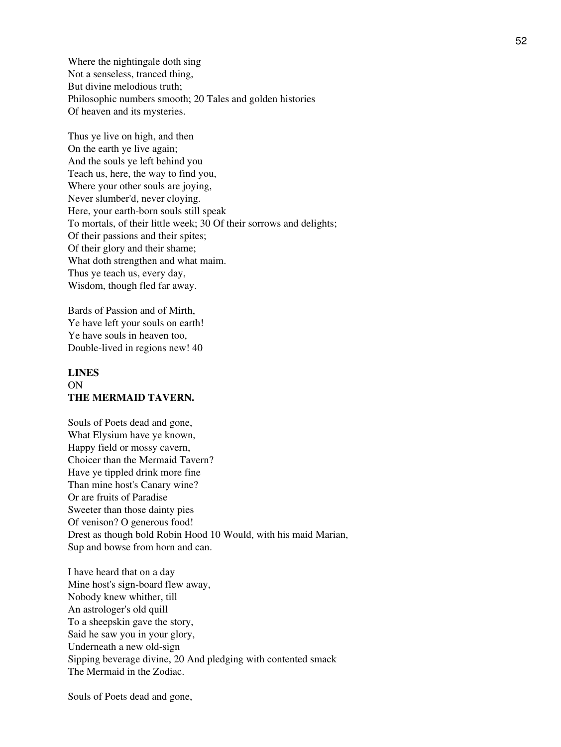Where the nightingale doth sing
Not a senseless, tranced thing,
But divine melodious truth;
Philosophic numbers smooth; 20 Tales and golden histories
Of heaven and its mysteries.

Thus ye live on high, and then
On the earth ye live again;
And the souls ye left behind you
Teach us, here, the way to find you,
Where your other souls are joying,
Never slumber'd, never cloying.
Here, your earth-born souls still speak
To mortals, of their little week; 30 Of their sorrows and delights;
Of their passions and their spites;
Of their glory and their shame;
What doth strengthen and what maim.
Thus ye teach us, every day,
Wisdom, though fled far away.

Bards of Passion and of Mirth,
Ye have left your souls on earth!
Ye have souls in heaven too,
Double-lived in regions new! 40

**LINES**
ON
**THE MERMAID TAVERN.**

Souls of Poets dead and gone,
What Elysium have ye known,
Happy field or mossy cavern,
Choicer than the Mermaid Tavern?
Have ye tippled drink more fine
Than mine host's Canary wine?
Or are fruits of Paradise
Sweeter than those dainty pies
Of venison? O generous food!
Drest as though bold Robin Hood 10 Would, with his maid Marian,
Sup and bowse from horn and can.

I have heard that on a day
Mine host's sign-board flew away,
Nobody knew whither, till
An astrologer's old quill
To a sheepskin gave the story,
Said he saw you in your glory,
Underneath a new old-sign
Sipping beverage divine, 20 And pledging with contented smack
The Mermaid in the Zodiac.

Souls of Poets dead and gone,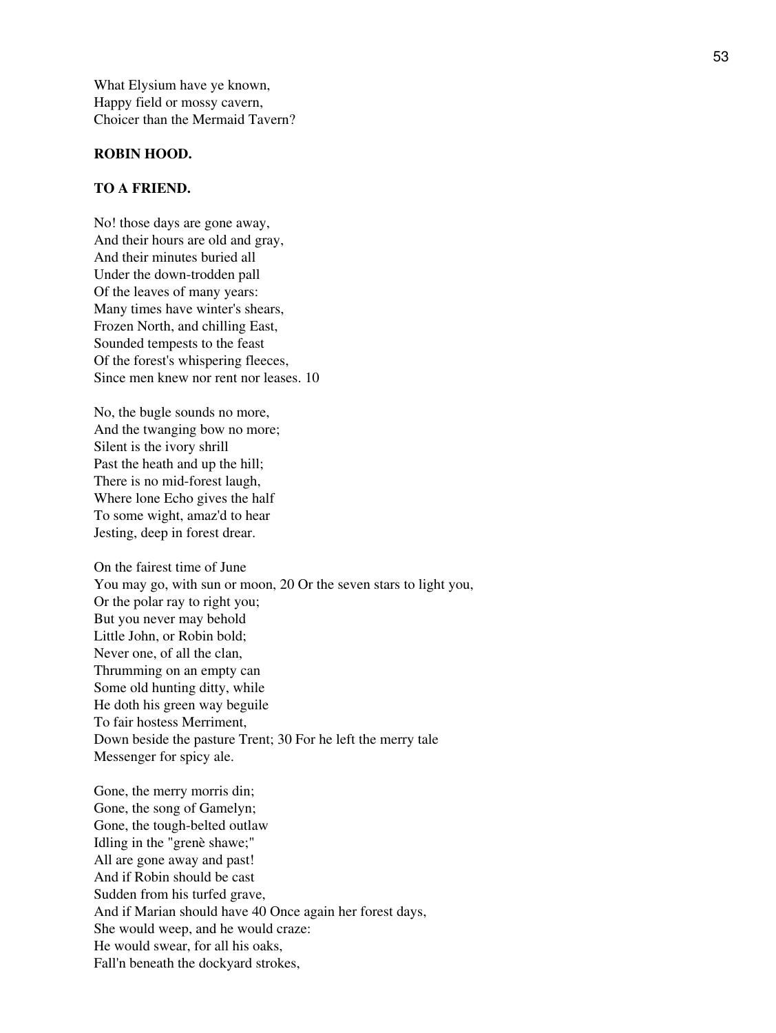What Elysium have ye known,
Happy field or mossy cavern,
Choicer than the Mermaid Tavern?

**ROBIN HOOD.**

**TO A FRIEND.**

No! those days are gone away,
And their hours are old and gray,
And their minutes buried all
Under the down-trodden pall
Of the leaves of many years:
Many times have winter's shears,
Frozen North, and chilling East,
Sounded tempests to the feast
Of the forest's whispering fleeces,
Since men knew nor rent nor leases. 10

No, the bugle sounds no more,
And the twanging bow no more;
Silent is the ivory shrill
Past the heath and up the hill;
There is no mid-forest laugh,
Where lone Echo gives the half
To some wight, amaz'd to hear
Jesting, deep in forest drear.

On the fairest time of June
You may go, with sun or moon, 20 Or the seven stars to light you,
Or the polar ray to right you;
But you never may behold
Little John, or Robin bold;
Never one, of all the clan,
Thrumming on an empty can
Some old hunting ditty, while
He doth his green way beguile
To fair hostess Merriment,
Down beside the pasture Trent; 30 For he left the merry tale
Messenger for spicy ale.

Gone, the merry morris din;
Gone, the song of Gamelyn;
Gone, the tough-belted outlaw
Idling in the "grenè shawe;"
All are gone away and past!
And if Robin should be cast
Sudden from his turfed grave,
And if Marian should have 40 Once again her forest days,
She would weep, and he would craze:
He would swear, for all his oaks,
Fall'n beneath the dockyard strokes,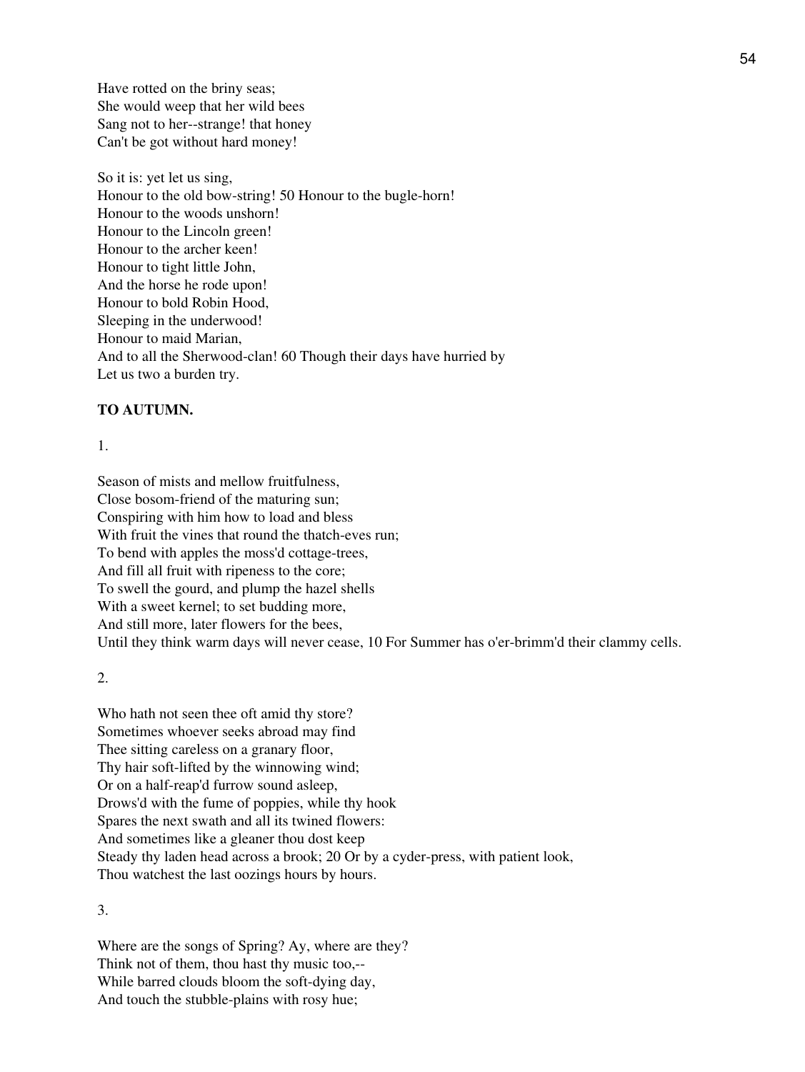Have rotted on the briny seas;
She would weep that her wild bees
Sang not to her--strange! that honey
Can't be got without hard money!

So it is: yet let us sing,
Honour to the old bow-string! 50 Honour to the bugle-horn!
Honour to the woods unshorn!
Honour to the Lincoln green!
Honour to the archer keen!
Honour to tight little John,
And the horse he rode upon!
Honour to bold Robin Hood,
Sleeping in the underwood!
Honour to maid Marian,
And to all the Sherwood-clan! 60 Though their days have hurried by
Let us two a burden try.

**TO AUTUMN.**

1.

Season of mists and mellow fruitfulness,
Close bosom-friend of the maturing sun;
Conspiring with him how to load and bless
With fruit the vines that round the thatch-eves run;
To bend with apples the moss'd cottage-trees,
And fill all fruit with ripeness to the core;
To swell the gourd, and plump the hazel shells
With a sweet kernel; to set budding more,
And still more, later flowers for the bees,
Until they think warm days will never cease, 10 For Summer has o'er-brimm'd their clammy cells.

2.

Who hath not seen thee oft amid thy store?
Sometimes whoever seeks abroad may find
Thee sitting careless on a granary floor,
Thy hair soft-lifted by the winnowing wind;
Or on a half-reap'd furrow sound asleep,
Drows'd with the fume of poppies, while thy hook
Spares the next swath and all its twined flowers:
And sometimes like a gleaner thou dost keep
Steady thy laden head across a brook; 20 Or by a cyder-press, with patient look,
Thou watchest the last oozings hours by hours.

3.

Where are the songs of Spring? Ay, where are they?
Think not of them, thou hast thy music too,--
While barred clouds bloom the soft-dying day,
And touch the stubble-plains with rosy hue;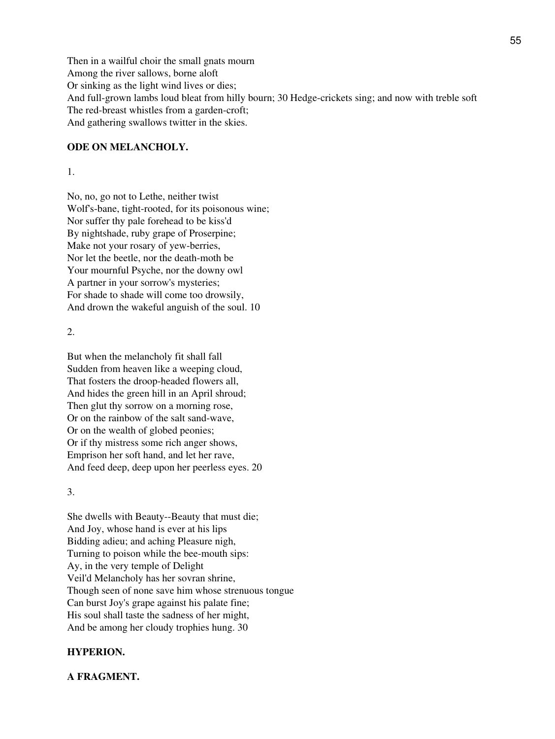Then in a wailful choir the small gnats mourn
Among the river sallows, borne aloft
Or sinking as the light wind lives or dies;
And full-grown lambs loud bleat from hilly bourn; 30 Hedge-crickets sing; and now with treble soft
The red-breast whistles from a garden-croft;
And gathering swallows twitter in the skies.

**ODE ON MELANCHOLY.**

1.

No, no, go not to Lethe, neither twist
Wolf's-bane, tight-rooted, for its poisonous wine;
Nor suffer thy pale forehead to be kiss'd
By nightshade, ruby grape of Proserpine;
Make not your rosary of yew-berries,
Nor let the beetle, nor the death-moth be
Your mournful Psyche, nor the downy owl
A partner in your sorrow's mysteries;
For shade to shade will come too drowsily,
And drown the wakeful anguish of the soul. 10

2.

But when the melancholy fit shall fall
Sudden from heaven like a weeping cloud,
That fosters the droop-headed flowers all,
And hides the green hill in an April shroud;
Then glut thy sorrow on a morning rose,
Or on the rainbow of the salt sand-wave,
Or on the wealth of globed peonies;
Or if thy mistress some rich anger shows,
Emprison her soft hand, and let her rave,
And feed deep, deep upon her peerless eyes. 20

3.

She dwells with Beauty--Beauty that must die;
And Joy, whose hand is ever at his lips
Bidding adieu; and aching Pleasure nigh,
Turning to poison while the bee-mouth sips:
Ay, in the very temple of Delight
Veil'd Melancholy has her sovran shrine,
Though seen of none save him whose strenuous tongue
Can burst Joy's grape against his palate fine;
His soul shall taste the sadness of her might,
And be among her cloudy trophies hung. 30

**HYPERION.**

**A FRAGMENT.**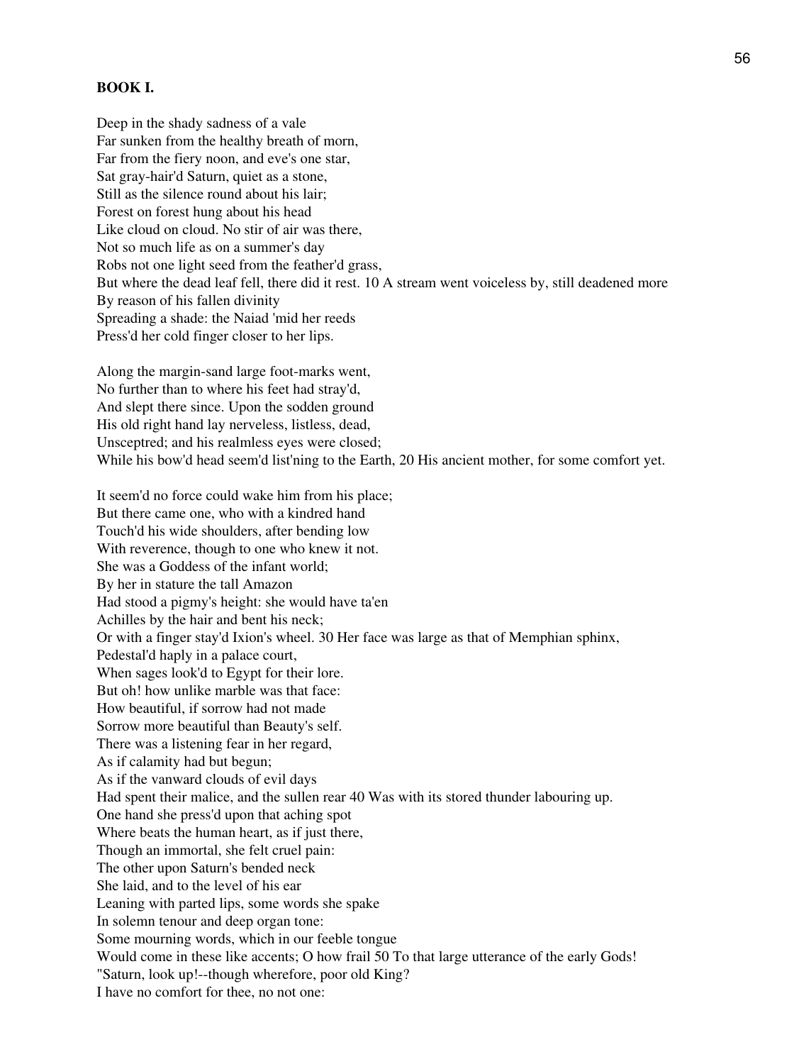**BOOK I.**

Deep in the shady sadness of a vale
Far sunken from the healthy breath of morn,
Far from the fiery noon, and eve's one star,
Sat gray-hair'd Saturn, quiet as a stone,
Still as the silence round about his lair;
Forest on forest hung about his head
Like cloud on cloud. No stir of air was there,
Not so much life as on a summer's day
Robs not one light seed from the feather'd grass,
But where the dead leaf fell, there did it rest. 10 A stream went voiceless by, still deadened more
By reason of his fallen divinity
Spreading a shade: the Naiad 'mid her reeds
Press'd her cold finger closer to her lips.

Along the margin-sand large foot-marks went,
No further than to where his feet had stray'd,
And slept there since. Upon the sodden ground
His old right hand lay nerveless, listless, dead,
Unsceptred; and his realmless eyes were closed;
While his bow'd head seem'd list'ning to the Earth, 20 His ancient mother, for some comfort yet.

It seem'd no force could wake him from his place;
But there came one, who with a kindred hand
Touch'd his wide shoulders, after bending low
With reverence, though to one who knew it not.
She was a Goddess of the infant world;
By her in stature the tall Amazon
Had stood a pigmy's height: she would have ta'en
Achilles by the hair and bent his neck;
Or with a finger stay'd Ixion's wheel. 30 Her face was large as that of Memphian sphinx,
Pedestal'd haply in a palace court,
When sages look'd to Egypt for their lore.
But oh! how unlike marble was that face:
How beautiful, if sorrow had not made
Sorrow more beautiful than Beauty's self.
There was a listening fear in her regard,
As if calamity had but begun;
As if the vanward clouds of evil days
Had spent their malice, and the sullen rear 40 Was with its stored thunder labouring up.
One hand she press'd upon that aching spot
Where beats the human heart, as if just there,
Though an immortal, she felt cruel pain:
The other upon Saturn's bended neck
She laid, and to the level of his ear
Leaning with parted lips, some words she spake
In solemn tenour and deep organ tone:
Some mourning words, which in our feeble tongue
Would come in these like accents; O how frail 50 To that large utterance of the early Gods!
"Saturn, look up!--though wherefore, poor old King?
I have no comfort for thee, no not one: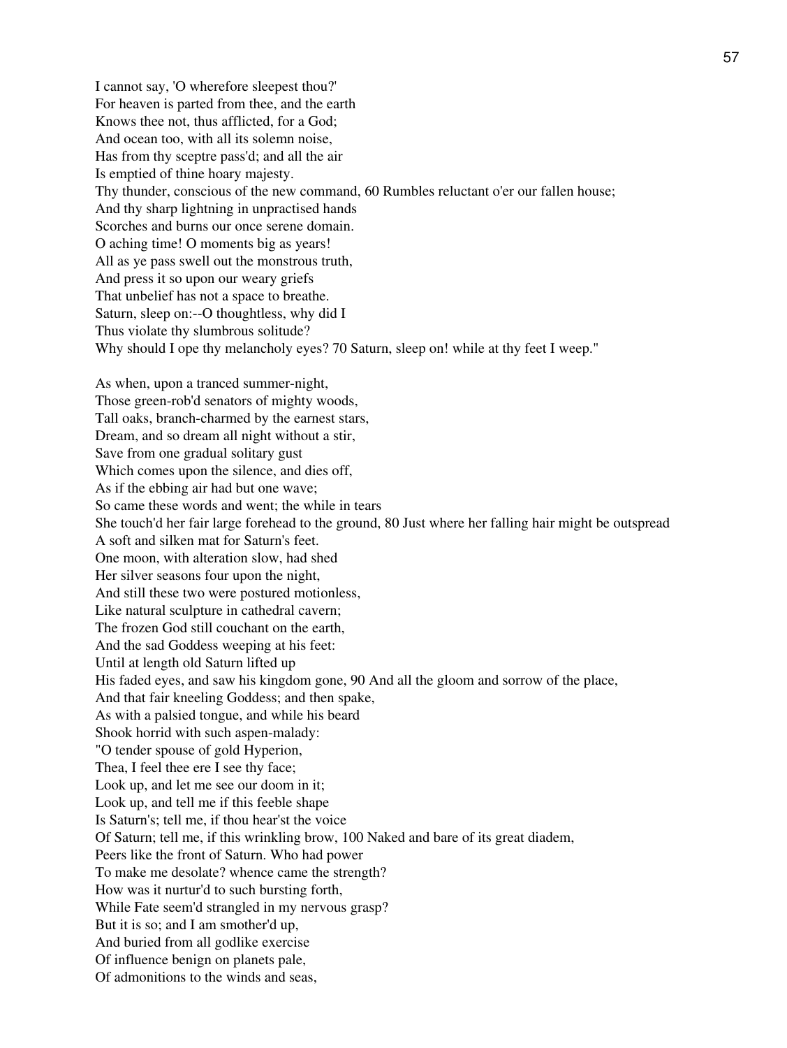I cannot say, 'O wherefore sleepest thou?'
For heaven is parted from thee, and the earth
Knows thee not, thus afflicted, for a God;
And ocean too, with all its solemn noise,
Has from thy sceptre pass'd; and all the air
Is emptied of thine hoary majesty.
Thy thunder, conscious of the new command, 60 Rumbles reluctant o'er our fallen house;
And thy sharp lightning in unpractised hands
Scorches and burns our once serene domain.
O aching time! O moments big as years!
All as ye pass swell out the monstrous truth,
And press it so upon our weary griefs
That unbelief has not a space to breathe.
Saturn, sleep on:--O thoughtless, why did I
Thus violate thy slumbrous solitude?
Why should I ope thy melancholy eyes? 70 Saturn, sleep on! while at thy feet I weep."

As when, upon a tranced summer-night,
Those green-rob'd senators of mighty woods,
Tall oaks, branch-charmed by the earnest stars,
Dream, and so dream all night without a stir,
Save from one gradual solitary gust
Which comes upon the silence, and dies off,
As if the ebbing air had but one wave;
So came these words and went; the while in tears
She touch'd her fair large forehead to the ground, 80 Just where her falling hair might be outspread
A soft and silken mat for Saturn's feet.
One moon, with alteration slow, had shed
Her silver seasons four upon the night,
And still these two were postured motionless,
Like natural sculpture in cathedral cavern;
The frozen God still couchant on the earth,
And the sad Goddess weeping at his feet:
Until at length old Saturn lifted up
His faded eyes, and saw his kingdom gone, 90 And all the gloom and sorrow of the place,
And that fair kneeling Goddess; and then spake,
As with a palsied tongue, and while his beard
Shook horrid with such aspen-malady:
"O tender spouse of gold Hyperion,
Thea, I feel thee ere I see thy face;
Look up, and let me see our doom in it;
Look up, and tell me if this feeble shape
Is Saturn's; tell me, if thou hear'st the voice
Of Saturn; tell me, if this wrinkling brow, 100 Naked and bare of its great diadem,
Peers like the front of Saturn. Who had power
To make me desolate? whence came the strength?
How was it nurtur'd to such bursting forth,
While Fate seem'd strangled in my nervous grasp?
But it is so; and I am smother'd up,
And buried from all godlike exercise
Of influence benign on planets pale,
Of admonitions to the winds and seas,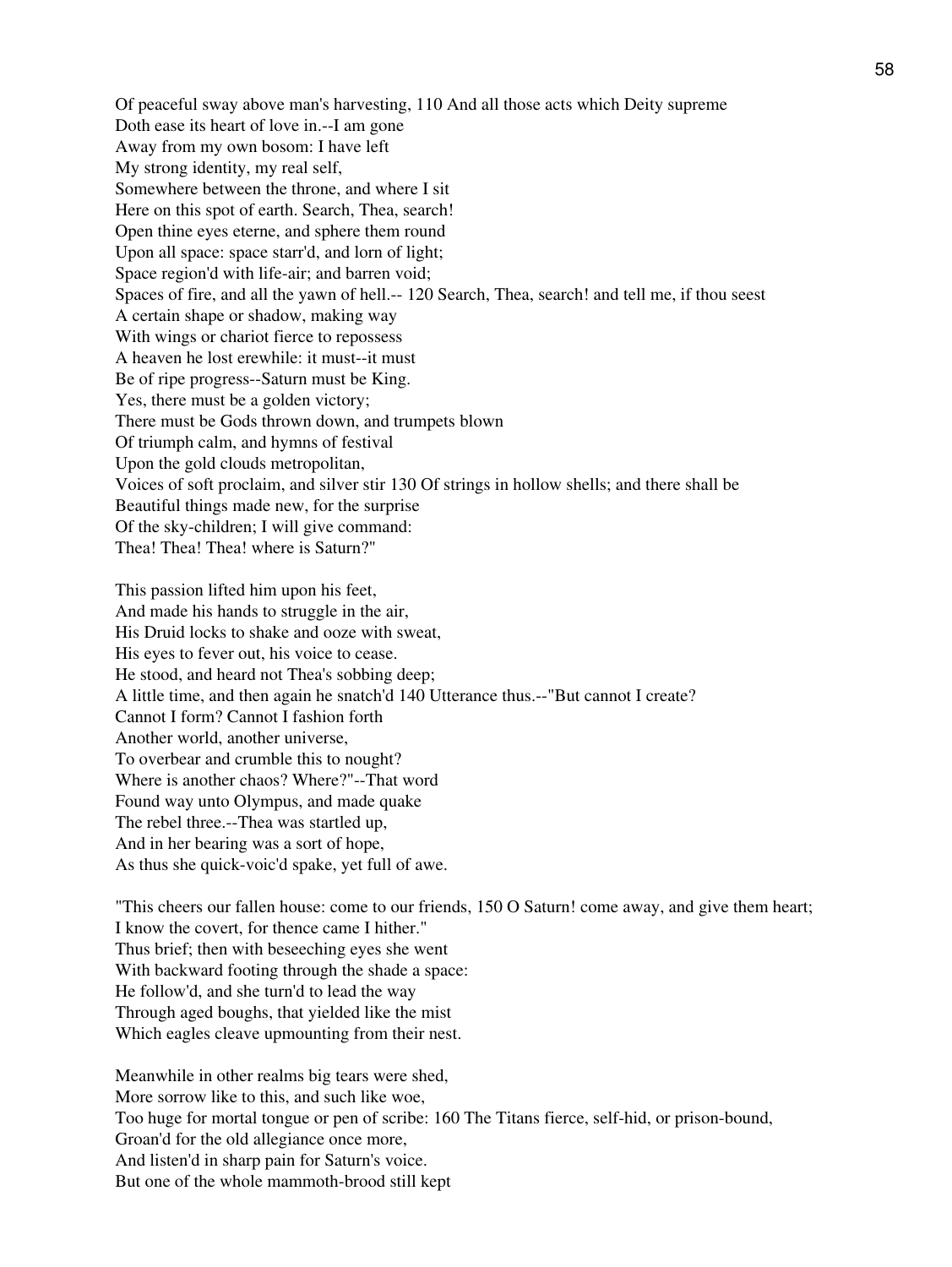Of peaceful sway above man's harvesting, 110 And all those acts which Deity supreme
Doth ease its heart of love in.--I am gone
Away from my own bosom: I have left
My strong identity, my real self,
Somewhere between the throne, and where I sit
Here on this spot of earth. Search, Thea, search!
Open thine eyes eterne, and sphere them round
Upon all space: space starr'd, and lorn of light;
Space region'd with life-air; and barren void;
Spaces of fire, and all the yawn of hell.-- 120 Search, Thea, search! and tell me, if thou seest
A certain shape or shadow, making way
With wings or chariot fierce to repossess
A heaven he lost erewhile: it must--it must
Be of ripe progress--Saturn must be King.
Yes, there must be a golden victory;
There must be Gods thrown down, and trumpets blown
Of triumph calm, and hymns of festival
Upon the gold clouds metropolitan,
Voices of soft proclaim, and silver stir 130 Of strings in hollow shells; and there shall be
Beautiful things made new, for the surprise
Of the sky-children; I will give command:
Thea! Thea! Thea! where is Saturn?"

This passion lifted him upon his feet,
And made his hands to struggle in the air,
His Druid locks to shake and ooze with sweat,
His eyes to fever out, his voice to cease.
He stood, and heard not Thea's sobbing deep;
A little time, and then again he snatch'd 140 Utterance thus.--"But cannot I create?
Cannot I form? Cannot I fashion forth
Another world, another universe,
To overbear and crumble this to nought?
Where is another chaos? Where?"--That word
Found way unto Olympus, and made quake
The rebel three.--Thea was startled up,
And in her bearing was a sort of hope,
As thus she quick-voic'd spake, yet full of awe.

"This cheers our fallen house: come to our friends, 150 O Saturn! come away, and give them heart;
I know the covert, for thence came I hither."
Thus brief; then with beseeching eyes she went
With backward footing through the shade a space:
He follow'd, and she turn'd to lead the way
Through aged boughs, that yielded like the mist
Which eagles cleave upmounting from their nest.

Meanwhile in other realms big tears were shed,
More sorrow like to this, and such like woe,
Too huge for mortal tongue or pen of scribe: 160 The Titans fierce, self-hid, or prison-bound,
Groan'd for the old allegiance once more,
And listen'd in sharp pain for Saturn's voice.
But one of the whole mammoth-brood still kept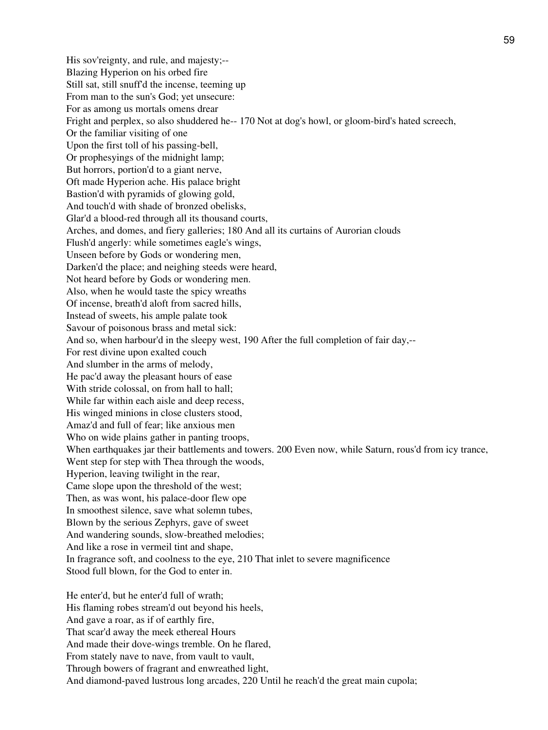His sov'reignty, and rule, and majesty;--
Blazing Hyperion on his orbed fire
Still sat, still snuff'd the incense, teeming up
From man to the sun's God; yet unsecure:
For as among us mortals omens drear
Fright and perplex, so also shuddered he-- 170 Not at dog's howl, or gloom-bird's hated screech,
Or the familiar visiting of one
Upon the first toll of his passing-bell,
Or prophesyings of the midnight lamp;
But horrors, portion'd to a giant nerve,
Oft made Hyperion ache. His palace bright
Bastion'd with pyramids of glowing gold,
And touch'd with shade of bronzed obelisks,
Glar'd a blood-red through all its thousand courts,
Arches, and domes, and fiery galleries; 180 And all its curtains of Aurorian clouds
Flush'd angerly: while sometimes eagle's wings,
Unseen before by Gods or wondering men,
Darken'd the place; and neighing steeds were heard,
Not heard before by Gods or wondering men.
Also, when he would taste the spicy wreaths
Of incense, breath'd aloft from sacred hills,
Instead of sweets, his ample palate took
Savour of poisonous brass and metal sick:
And so, when harbour'd in the sleepy west, 190 After the full completion of fair day,--
For rest divine upon exalted couch
And slumber in the arms of melody,
He pac'd away the pleasant hours of ease
With stride colossal, on from hall to hall;
While far within each aisle and deep recess,
His winged minions in close clusters stood,
Amaz'd and full of fear; like anxious men
Who on wide plains gather in panting troops,
When earthquakes jar their battlements and towers. 200 Even now, while Saturn, rous'd from icy trance,
Went step for step with Thea through the woods,
Hyperion, leaving twilight in the rear,
Came slope upon the threshold of the west;
Then, as was wont, his palace-door flew ope
In smoothest silence, save what solemn tubes,
Blown by the serious Zephyrs, gave of sweet
And wandering sounds, slow-breathed melodies;
And like a rose in vermeil tint and shape,
In fragrance soft, and coolness to the eye, 210 That inlet to severe magnificence
Stood full blown, for the God to enter in.

He enter'd, but he enter'd full of wrath;
His flaming robes stream'd out beyond his heels,
And gave a roar, as if of earthly fire,
That scar'd away the meek ethereal Hours
And made their dove-wings tremble. On he flared,
From stately nave to nave, from vault to vault,
Through bowers of fragrant and enwreathed light,
And diamond-paved lustrous long arcades, 220 Until he reach'd the great main cupola;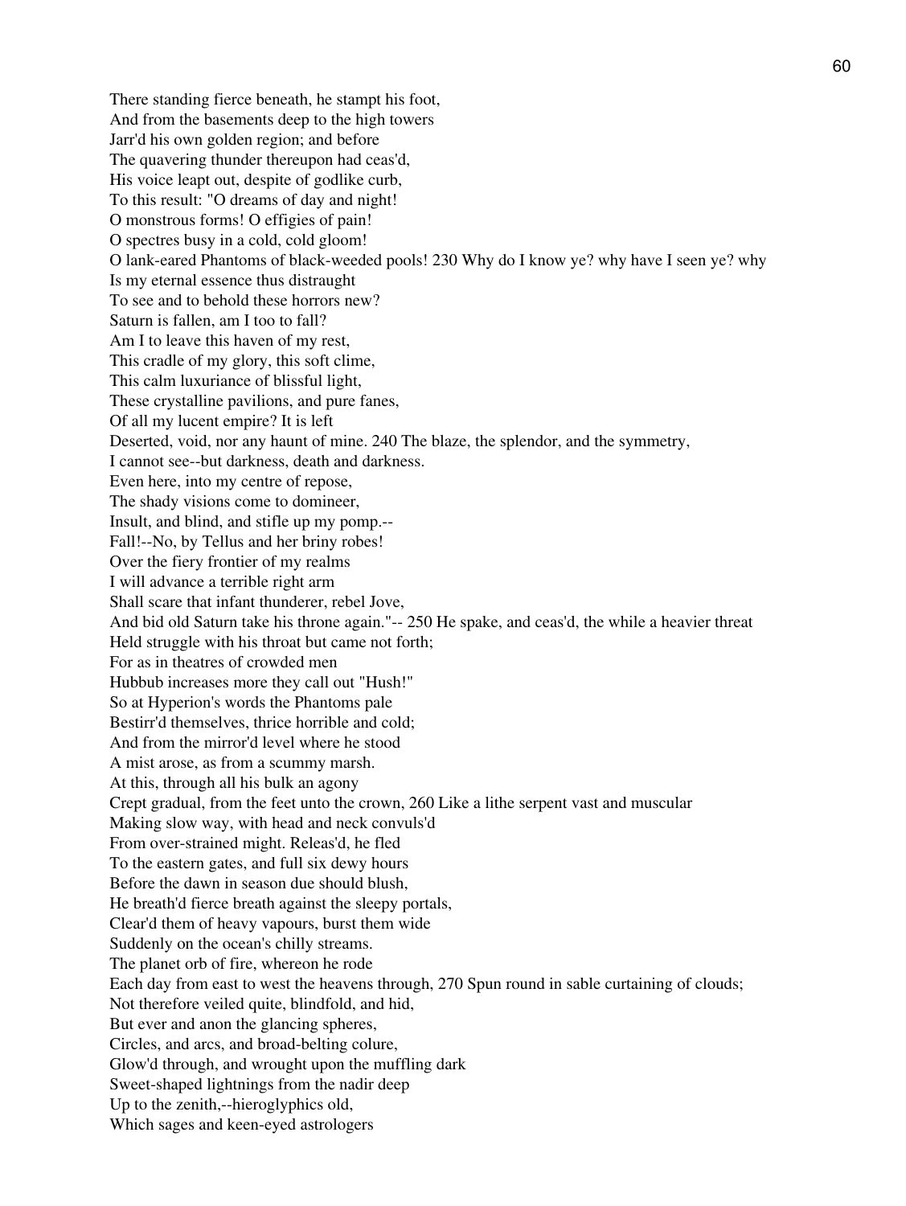There standing fierce beneath, he stampt his foot,
And from the basements deep to the high towers
Jarr'd his own golden region; and before
The quavering thunder thereupon had ceas'd,
His voice leapt out, despite of godlike curb,
To this result: "O dreams of day and night!
O monstrous forms! O effigies of pain!
O spectres busy in a cold, cold gloom!
O lank-eared Phantoms of black-weeded pools! 230 Why do I know ye? why have I seen ye? why
Is my eternal essence thus distraught
To see and to behold these horrors new?
Saturn is fallen, am I too to fall?
Am I to leave this haven of my rest,
This cradle of my glory, this soft clime,
This calm luxuriance of blissful light,
These crystalline pavilions, and pure fanes,
Of all my lucent empire? It is left
Deserted, void, nor any haunt of mine. 240 The blaze, the splendor, and the symmetry,
I cannot see--but darkness, death and darkness.
Even here, into my centre of repose,
The shady visions come to domineer,
Insult, and blind, and stifle up my pomp.--
Fall!--No, by Tellus and her briny robes!
Over the fiery frontier of my realms
I will advance a terrible right arm
Shall scare that infant thunderer, rebel Jove,
And bid old Saturn take his throne again."-- 250 He spake, and ceas'd, the while a heavier threat
Held struggle with his throat but came not forth;
For as in theatres of crowded men
Hubbub increases more they call out "Hush!"
So at Hyperion's words the Phantoms pale
Bestirr'd themselves, thrice horrible and cold;
And from the mirror'd level where he stood
A mist arose, as from a scummy marsh.
At this, through all his bulk an agony
Crept gradual, from the feet unto the crown, 260 Like a lithe serpent vast and muscular
Making slow way, with head and neck convuls'd
From over-strained might. Releas'd, he fled
To the eastern gates, and full six dewy hours
Before the dawn in season due should blush,
He breath'd fierce breath against the sleepy portals,
Clear'd them of heavy vapours, burst them wide
Suddenly on the ocean's chilly streams.
The planet orb of fire, whereon he rode
Each day from east to west the heavens through, 270 Spun round in sable curtaining of clouds;
Not therefore veiled quite, blindfold, and hid,
But ever and anon the glancing spheres,
Circles, and arcs, and broad-belting colure,
Glow'd through, and wrought upon the muffling dark
Sweet-shaped lightnings from the nadir deep
Up to the zenith,--hieroglyphics old,
Which sages and keen-eyed astrologers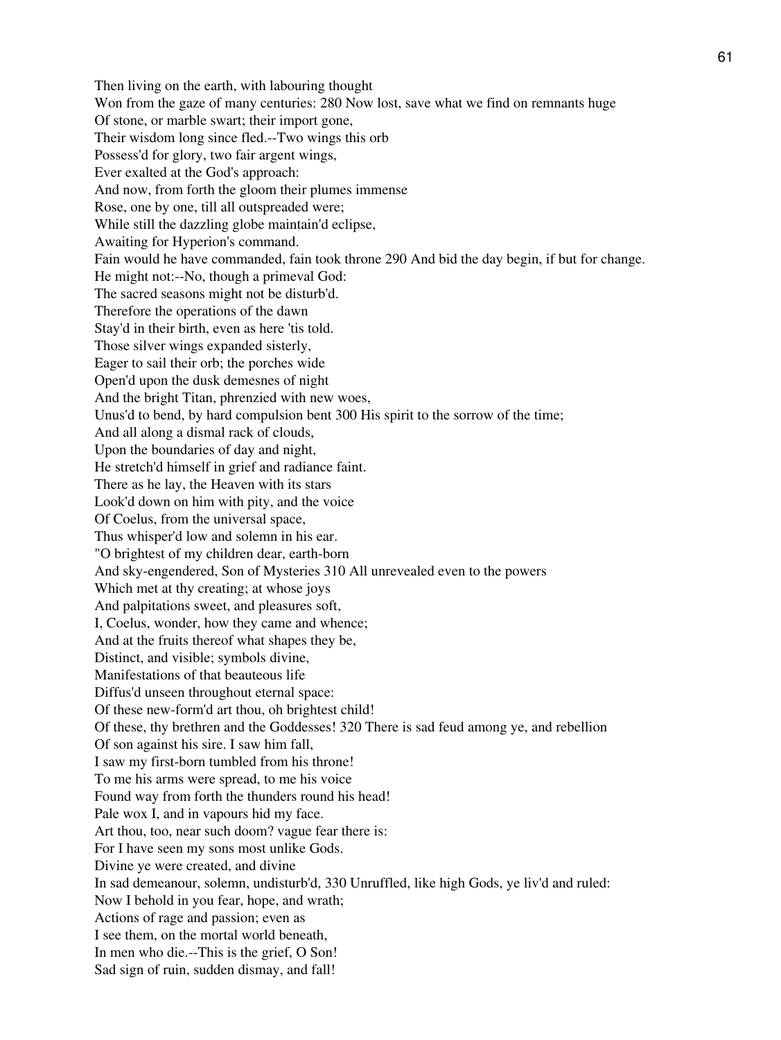Then living on the earth, with labouring thought
Won from the gaze of many centuries: 280 Now lost, save what we find on remnants huge
Of stone, or marble swart; their import gone,
Their wisdom long since fled.--Two wings this orb
Possess'd for glory, two fair argent wings,
Ever exalted at the God's approach:
And now, from forth the gloom their plumes immense
Rose, one by one, till all outspreaded were;
While still the dazzling globe maintain'd eclipse,
Awaiting for Hyperion's command.
Fain would he have commanded, fain took throne 290 And bid the day begin, if but for change.
He might not:--No, though a primeval God:
The sacred seasons might not be disturb'd.
Therefore the operations of the dawn
Stay'd in their birth, even as here 'tis told.
Those silver wings expanded sisterly,
Eager to sail their orb; the porches wide
Open'd upon the dusk demesnes of night
And the bright Titan, phrenzied with new woes,
Unus'd to bend, by hard compulsion bent 300 His spirit to the sorrow of the time;
And all along a dismal rack of clouds,
Upon the boundaries of day and night,
He stretch'd himself in grief and radiance faint.
There as he lay, the Heaven with its stars
Look'd down on him with pity, and the voice
Of Coelus, from the universal space,
Thus whisper'd low and solemn in his ear.
"O brightest of my children dear, earth-born
And sky-engendered, Son of Mysteries 310 All unrevealed even to the powers
Which met at thy creating; at whose joys
And palpitations sweet, and pleasures soft,
I, Coelus, wonder, how they came and whence;
And at the fruits thereof what shapes they be,
Distinct, and visible; symbols divine,
Manifestations of that beauteous life
Diffus'd unseen throughout eternal space:
Of these new-form'd art thou, oh brightest child!
Of these, thy brethren and the Goddesses! 320 There is sad feud among ye, and rebellion
Of son against his sire. I saw him fall,
I saw my first-born tumbled from his throne!
To me his arms were spread, to me his voice
Found way from forth the thunders round his head!
Pale wox I, and in vapours hid my face.
Art thou, too, near such doom? vague fear there is:
For I have seen my sons most unlike Gods.
Divine ye were created, and divine
In sad demeanour, solemn, undisturb'd, 330 Unruffled, like high Gods, ye liv'd and ruled:
Now I behold in you fear, hope, and wrath;
Actions of rage and passion; even as
I see them, on the mortal world beneath,
In men who die.--This is the grief, O Son!
Sad sign of ruin, sudden dismay, and fall!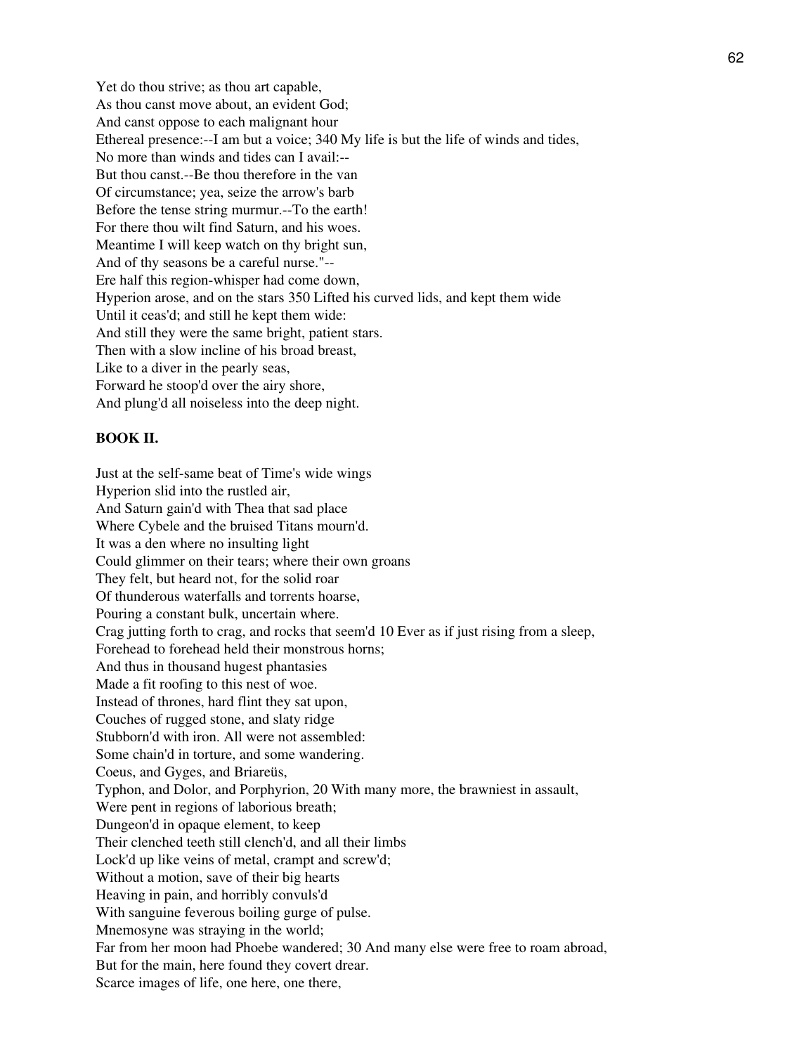Yet do thou strive; as thou art capable,
As thou canst move about, an evident God;
And canst oppose to each malignant hour
Ethereal presence:--I am but a voice; 340 My life is but the life of winds and tides,
No more than winds and tides can I avail:--
But thou canst.--Be thou therefore in the van
Of circumstance; yea, seize the arrow's barb
Before the tense string murmur.--To the earth!
For there thou wilt find Saturn, and his woes.
Meantime I will keep watch on thy bright sun,
And of thy seasons be a careful nurse."--
Ere half this region-whisper had come down,
Hyperion arose, and on the stars 350 Lifted his curved lids, and kept them wide
Until it ceas'd; and still he kept them wide:
And still they were the same bright, patient stars.
Then with a slow incline of his broad breast,
Like to a diver in the pearly seas,
Forward he stoop'd over the airy shore,
And plung'd all noiseless into the deep night.

**BOOK II.**

Just at the self-same beat of Time's wide wings
Hyperion slid into the rustled air,
And Saturn gain'd with Thea that sad place
Where Cybele and the bruised Titans mourn'd.
It was a den where no insulting light
Could glimmer on their tears; where their own groans
They felt, but heard not, for the solid roar
Of thunderous waterfalls and torrents hoarse,
Pouring a constant bulk, uncertain where.
Crag jutting forth to crag, and rocks that seem'd 10 Ever as if just rising from a sleep,
Forehead to forehead held their monstrous horns;
And thus in thousand hugest phantasies
Made a fit roofing to this nest of woe.
Instead of thrones, hard flint they sat upon,
Couches of rugged stone, and slaty ridge
Stubborn'd with iron. All were not assembled:
Some chain'd in torture, and some wandering.
Coeus, and Gyges, and Briareüs,
Typhon, and Dolor, and Porphyrion, 20 With many more, the brawniest in assault,
Were pent in regions of laborious breath;
Dungeon'd in opaque element, to keep
Their clenched teeth still clench'd, and all their limbs
Lock'd up like veins of metal, crampt and screw'd;
Without a motion, save of their big hearts
Heaving in pain, and horribly convuls'd
With sanguine feverous boiling gurge of pulse.
Mnemosyne was straying in the world;
Far from her moon had Phoebe wandered; 30 And many else were free to roam abroad,
But for the main, here found they covert drear.
Scarce images of life, one here, one there,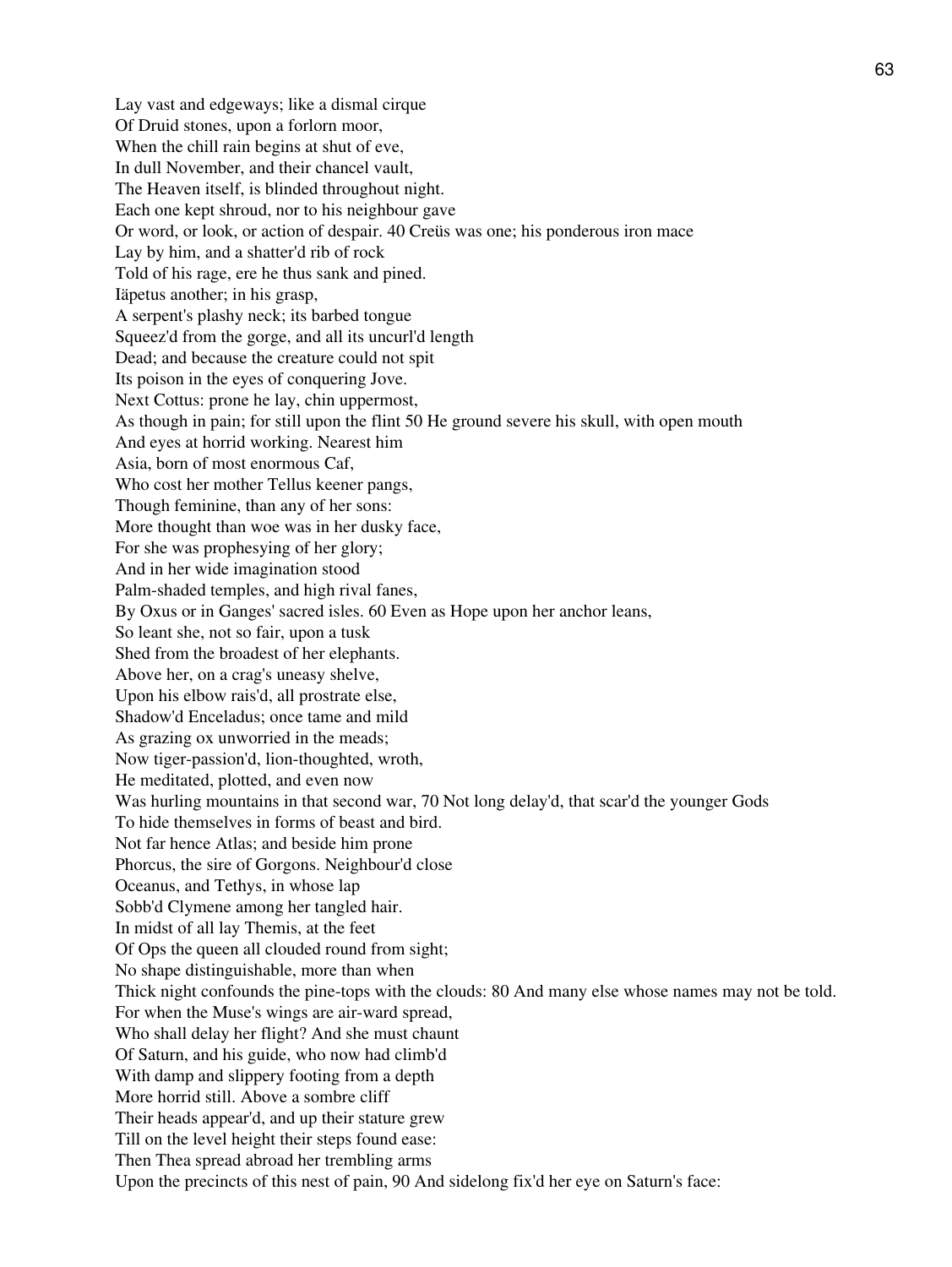Lay vast and edgeways; like a dismal cirque
Of Druid stones, upon a forlorn moor,
When the chill rain begins at shut of eve,
In dull November, and their chancel vault,
The Heaven itself, is blinded throughout night.
Each one kept shroud, nor to his neighbour gave
Or word, or look, or action of despair. 40 Creüs was one; his ponderous iron mace
Lay by him, and a shatter'd rib of rock
Told of his rage, ere he thus sank and pined.
Iäpetus another; in his grasp,
A serpent's plashy neck; its barbed tongue
Squeez'd from the gorge, and all its uncurl'd length
Dead; and because the creature could not spit
Its poison in the eyes of conquering Jove.
Next Cottus: prone he lay, chin uppermost,
As though in pain; for still upon the flint 50 He ground severe his skull, with open mouth
And eyes at horrid working. Nearest him
Asia, born of most enormous Caf,
Who cost her mother Tellus keener pangs,
Though feminine, than any of her sons:
More thought than woe was in her dusky face,
For she was prophesying of her glory;
And in her wide imagination stood
Palm-shaded temples, and high rival fanes,
By Oxus or in Ganges' sacred isles. 60 Even as Hope upon her anchor leans,
So leant she, not so fair, upon a tusk
Shed from the broadest of her elephants.
Above her, on a crag's uneasy shelve,
Upon his elbow rais'd, all prostrate else,
Shadow'd Enceladus; once tame and mild
As grazing ox unworried in the meads;
Now tiger-passion'd, lion-thoughted, wroth,
He meditated, plotted, and even now
Was hurling mountains in that second war, 70 Not long delay'd, that scar'd the younger Gods
To hide themselves in forms of beast and bird.
Not far hence Atlas; and beside him prone
Phorcus, the sire of Gorgons. Neighbour'd close
Oceanus, and Tethys, in whose lap
Sobb'd Clymene among her tangled hair.
In midst of all lay Themis, at the feet
Of Ops the queen all clouded round from sight;
No shape distinguishable, more than when
Thick night confounds the pine-tops with the clouds: 80 And many else whose names may not be told.
For when the Muse's wings are air-ward spread,
Who shall delay her flight? And she must chaunt
Of Saturn, and his guide, who now had climb'd
With damp and slippery footing from a depth
More horrid still. Above a sombre cliff
Their heads appear'd, and up their stature grew
Till on the level height their steps found ease:
Then Thea spread abroad her trembling arms
Upon the precincts of this nest of pain, 90 And sidelong fix'd her eye on Saturn's face: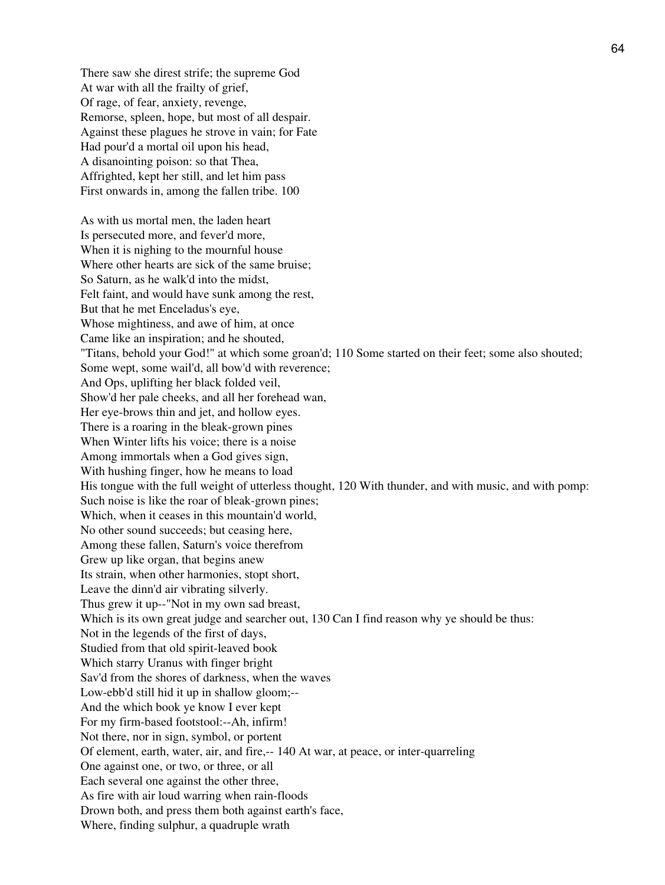There saw she direst strife; the supreme God
At war with all the frailty of grief,
Of rage, of fear, anxiety, revenge,
Remorse, spleen, hope, but most of all despair.
Against these plagues he strove in vain; for Fate
Had pour'd a mortal oil upon his head,
A disanointing poison: so that Thea,
Affrighted, kept her still, and let him pass
First onwards in, among the fallen tribe. 100

As with us mortal men, the laden heart
Is persecuted more, and fever'd more,
When it is nighing to the mournful house
Where other hearts are sick of the same bruise;
So Saturn, as he walk'd into the midst,
Felt faint, and would have sunk among the rest,
But that he met Enceladus's eye,
Whose mightiness, and awe of him, at once
Came like an inspiration; and he shouted,
"Titans, behold your God!" at which some groan'd; 110 Some started on their feet; some also shouted;
Some wept, some wail'd, all bow'd with reverence;
And Ops, uplifting her black folded veil,
Show'd her pale cheeks, and all her forehead wan,
Her eye-brows thin and jet, and hollow eyes.
There is a roaring in the bleak-grown pines
When Winter lifts his voice; there is a noise
Among immortals when a God gives sign,
With hushing finger, how he means to load
His tongue with the full weight of utterless thought, 120 With thunder, and with music, and with pomp:
Such noise is like the roar of bleak-grown pines;
Which, when it ceases in this mountain'd world,
No other sound succeeds; but ceasing here,
Among these fallen, Saturn's voice therefrom
Grew up like organ, that begins anew
Its strain, when other harmonies, stopt short,
Leave the dinn'd air vibrating silverly.
Thus grew it up--"Not in my own sad breast,
Which is its own great judge and searcher out, 130 Can I find reason why ye should be thus:
Not in the legends of the first of days,
Studied from that old spirit-leaved book
Which starry Uranus with finger bright
Sav'd from the shores of darkness, when the waves
Low-ebb'd still hid it up in shallow gloom;--
And the which book ye know I ever kept
For my firm-based footstool:--Ah, infirm!
Not there, nor in sign, symbol, or portent
Of element, earth, water, air, and fire,-- 140 At war, at peace, or inter-quarreling
One against one, or two, or three, or all
Each several one against the other three,
As fire with air loud warring when rain-floods
Drown both, and press them both against earth's face,
Where, finding sulphur, a quadruple wrath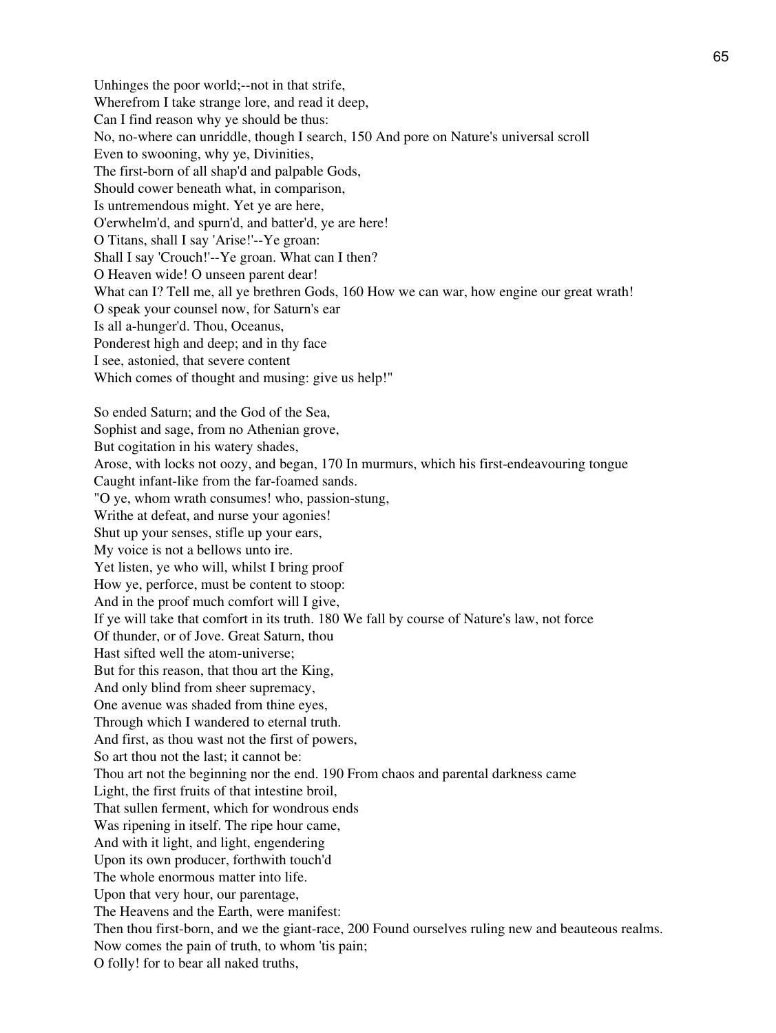Unhinges the poor world;--not in that strife,
Wherefrom I take strange lore, and read it deep,
Can I find reason why ye should be thus:
No, no-where can unriddle, though I search, 150 And pore on Nature's universal scroll
Even to swooning, why ye, Divinities,
The first-born of all shap'd and palpable Gods,
Should cower beneath what, in comparison,
Is untremendous might. Yet ye are here,
O'erwhelm'd, and spurn'd, and batter'd, ye are here!
O Titans, shall I say 'Arise!'--Ye groan:
Shall I say 'Crouch!'--Ye groan. What can I then?
O Heaven wide! O unseen parent dear!
What can I? Tell me, all ye brethren Gods, 160 How we can war, how engine our great wrath!
O speak your counsel now, for Saturn's ear
Is all a-hunger'd. Thou, Oceanus,
Ponderest high and deep; and in thy face
I see, astonied, that severe content
Which comes of thought and musing: give us help!"

So ended Saturn; and the God of the Sea,
Sophist and sage, from no Athenian grove,
But cogitation in his watery shades,
Arose, with locks not oozy, and began, 170 In murmurs, which his first-endeavouring tongue
Caught infant-like from the far-foamed sands.
"O ye, whom wrath consumes! who, passion-stung,
Writhe at defeat, and nurse your agonies!
Shut up your senses, stifle up your ears,
My voice is not a bellows unto ire.
Yet listen, ye who will, whilst I bring proof
How ye, perforce, must be content to stoop:
And in the proof much comfort will I give,
If ye will take that comfort in its truth. 180 We fall by course of Nature's law, not force
Of thunder, or of Jove. Great Saturn, thou
Hast sifted well the atom-universe;
But for this reason, that thou art the King,
And only blind from sheer supremacy,
One avenue was shaded from thine eyes,
Through which I wandered to eternal truth.
And first, as thou wast not the first of powers,
So art thou not the last; it cannot be:
Thou art not the beginning nor the end. 190 From chaos and parental darkness came
Light, the first fruits of that intestine broil,
That sullen ferment, which for wondrous ends
Was ripening in itself. The ripe hour came,
And with it light, and light, engendering
Upon its own producer, forthwith touch'd
The whole enormous matter into life.
Upon that very hour, our parentage,
The Heavens and the Earth, were manifest:
Then thou first-born, and we the giant-race, 200 Found ourselves ruling new and beauteous realms.
Now comes the pain of truth, to whom 'tis pain;
O folly! for to bear all naked truths,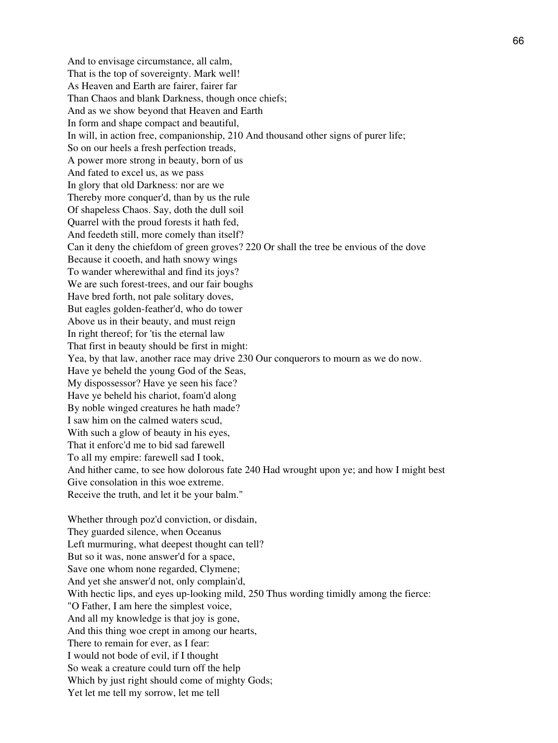And to envisage circumstance, all calm,
That is the top of sovereignty. Mark well!
As Heaven and Earth are fairer, fairer far
Than Chaos and blank Darkness, though once chiefs;
And as we show beyond that Heaven and Earth
In form and shape compact and beautiful,
In will, in action free, companionship, 210 And thousand other signs of purer life;
So on our heels a fresh perfection treads,
A power more strong in beauty, born of us
And fated to excel us, as we pass
In glory that old Darkness: nor are we
Thereby more conquer'd, than by us the rule
Of shapeless Chaos. Say, doth the dull soil
Quarrel with the proud forests it hath fed,
And feedeth still, more comely than itself?
Can it deny the chiefdom of green groves? 220 Or shall the tree be envious of the dove
Because it cooeth, and hath snowy wings
To wander wherewithal and find its joys?
We are such forest-trees, and our fair boughs
Have bred forth, not pale solitary doves,
But eagles golden-feather'd, who do tower
Above us in their beauty, and must reign
In right thereof; for 'tis the eternal law
That first in beauty should be first in might:
Yea, by that law, another race may drive 230 Our conquerors to mourn as we do now.
Have ye beheld the young God of the Seas,
My dispossessor? Have ye seen his face?
Have ye beheld his chariot, foam'd along
By noble winged creatures he hath made?
I saw him on the calmed waters scud,
With such a glow of beauty in his eyes,
That it enforc'd me to bid sad farewell
To all my empire: farewell sad I took,
And hither came, to see how dolorous fate 240 Had wrought upon ye; and how I might best
Give consolation in this woe extreme.
Receive the truth, and let it be your balm."

Whether through poz'd conviction, or disdain,
They guarded silence, when Oceanus
Left murmuring, what deepest thought can tell?
But so it was, none answer'd for a space,
Save one whom none regarded, Clymene;
And yet she answer'd not, only complain'd,
With hectic lips, and eyes up-looking mild, 250 Thus wording timidly among the fierce:
"O Father, I am here the simplest voice,
And all my knowledge is that joy is gone,
And this thing woe crept in among our hearts,
There to remain for ever, as I fear:
I would not bode of evil, if I thought
So weak a creature could turn off the help
Which by just right should come of mighty Gods;
Yet let me tell my sorrow, let me tell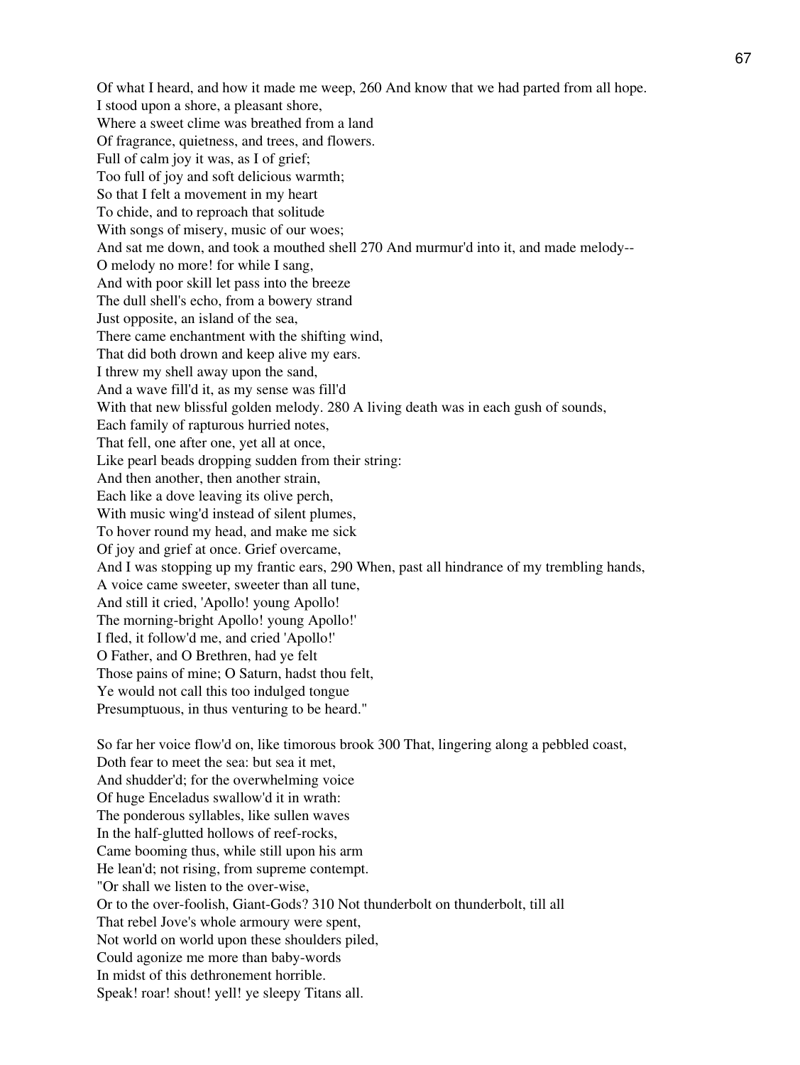Of what I heard, and how it made me weep, 260 And know that we had parted from all hope.
I stood upon a shore, a pleasant shore,
Where a sweet clime was breathed from a land
Of fragrance, quietness, and trees, and flowers.
Full of calm joy it was, as I of grief;
Too full of joy and soft delicious warmth;
So that I felt a movement in my heart
To chide, and to reproach that solitude
With songs of misery, music of our woes;
And sat me down, and took a mouthed shell 270 And murmur'd into it, and made melody--
O melody no more! for while I sang,
And with poor skill let pass into the breeze
The dull shell's echo, from a bowery strand
Just opposite, an island of the sea,
There came enchantment with the shifting wind,
That did both drown and keep alive my ears.
I threw my shell away upon the sand,
And a wave fill'd it, as my sense was fill'd
With that new blissful golden melody. 280 A living death was in each gush of sounds,
Each family of rapturous hurried notes,
That fell, one after one, yet all at once,
Like pearl beads dropping sudden from their string:
And then another, then another strain,
Each like a dove leaving its olive perch,
With music wing'd instead of silent plumes,
To hover round my head, and make me sick
Of joy and grief at once. Grief overcame,
And I was stopping up my frantic ears, 290 When, past all hindrance of my trembling hands,
A voice came sweeter, sweeter than all tune,
And still it cried, 'Apollo! young Apollo!
The morning-bright Apollo! young Apollo!'
I fled, it follow'd me, and cried 'Apollo!'
O Father, and O Brethren, had ye felt
Those pains of mine; O Saturn, hadst thou felt,
Ye would not call this too indulged tongue
Presumptuous, in thus venturing to be heard."

So far her voice flow'd on, like timorous brook 300 That, lingering along a pebbled coast,
Doth fear to meet the sea: but sea it met,
And shudder'd; for the overwhelming voice
Of huge Enceladus swallow'd it in wrath:
The ponderous syllables, like sullen waves
In the half-glutted hollows of reef-rocks,
Came booming thus, while still upon his arm
He lean'd; not rising, from supreme contempt.
"Or shall we listen to the over-wise,
Or to the over-foolish, Giant-Gods? 310 Not thunderbolt on thunderbolt, till all
That rebel Jove's whole armoury were spent,
Not world on world upon these shoulders piled,
Could agonize me more than baby-words
In midst of this dethronement horrible.
Speak! roar! shout! yell! ye sleepy Titans all.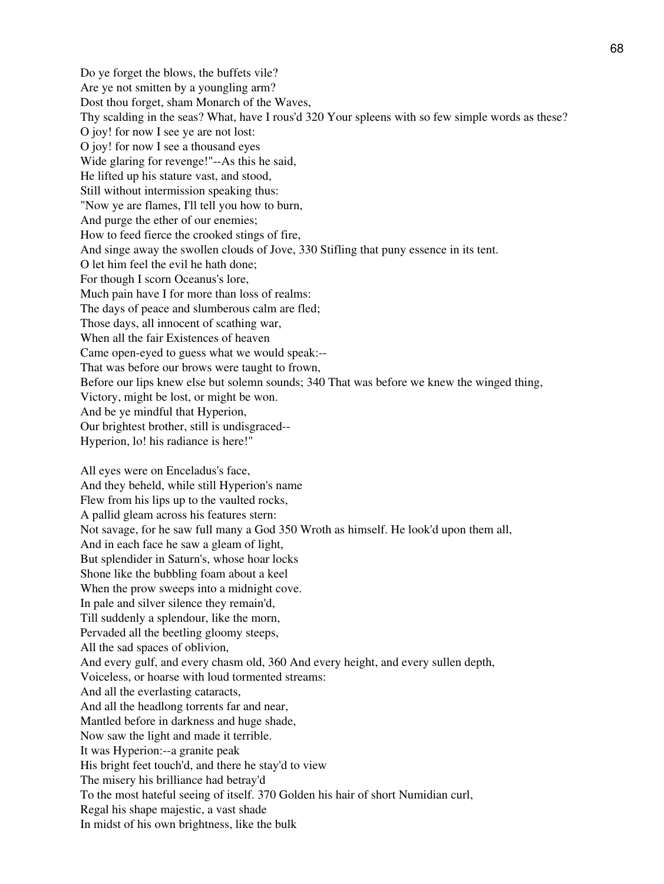Do ye forget the blows, the buffets vile?
Are ye not smitten by a youngling arm?
Dost thou forget, sham Monarch of the Waves,
Thy scalding in the seas? What, have I rous'd 320 Your spleens with so few simple words as these?
O joy! for now I see ye are not lost:
O joy! for now I see a thousand eyes
Wide glaring for revenge!"--As this he said,
He lifted up his stature vast, and stood,
Still without intermission speaking thus:
"Now ye are flames, I'll tell you how to burn,
And purge the ether of our enemies;
How to feed fierce the crooked stings of fire,
And singe away the swollen clouds of Jove, 330 Stifling that puny essence in its tent.
O let him feel the evil he hath done;
For though I scorn Oceanus's lore,
Much pain have I for more than loss of realms:
The days of peace and slumberous calm are fled;
Those days, all innocent of scathing war,
When all the fair Existences of heaven
Came open-eyed to guess what we would speak:--
That was before our brows were taught to frown,
Before our lips knew else but solemn sounds; 340 That was before we knew the winged thing,
Victory, might be lost, or might be won.
And be ye mindful that Hyperion,
Our brightest brother, still is undisgraced--
Hyperion, lo! his radiance is here!"

All eyes were on Enceladus's face,
And they beheld, while still Hyperion's name
Flew from his lips up to the vaulted rocks,
A pallid gleam across his features stern:
Not savage, for he saw full many a God 350 Wroth as himself. He look'd upon them all,
And in each face he saw a gleam of light,
But splendider in Saturn's, whose hoar locks
Shone like the bubbling foam about a keel
When the prow sweeps into a midnight cove.
In pale and silver silence they remain'd,
Till suddenly a splendour, like the morn,
Pervaded all the beetling gloomy steeps,
All the sad spaces of oblivion,
And every gulf, and every chasm old, 360 And every height, and every sullen depth,
Voiceless, or hoarse with loud tormented streams:
And all the everlasting cataracts,
And all the headlong torrents far and near,
Mantled before in darkness and huge shade,
Now saw the light and made it terrible.
It was Hyperion:--a granite peak
His bright feet touch'd, and there he stay'd to view
The misery his brilliance had betray'd
To the most hateful seeing of itself. 370 Golden his hair of short Numidian curl,
Regal his shape majestic, a vast shade
In midst of his own brightness, like the bulk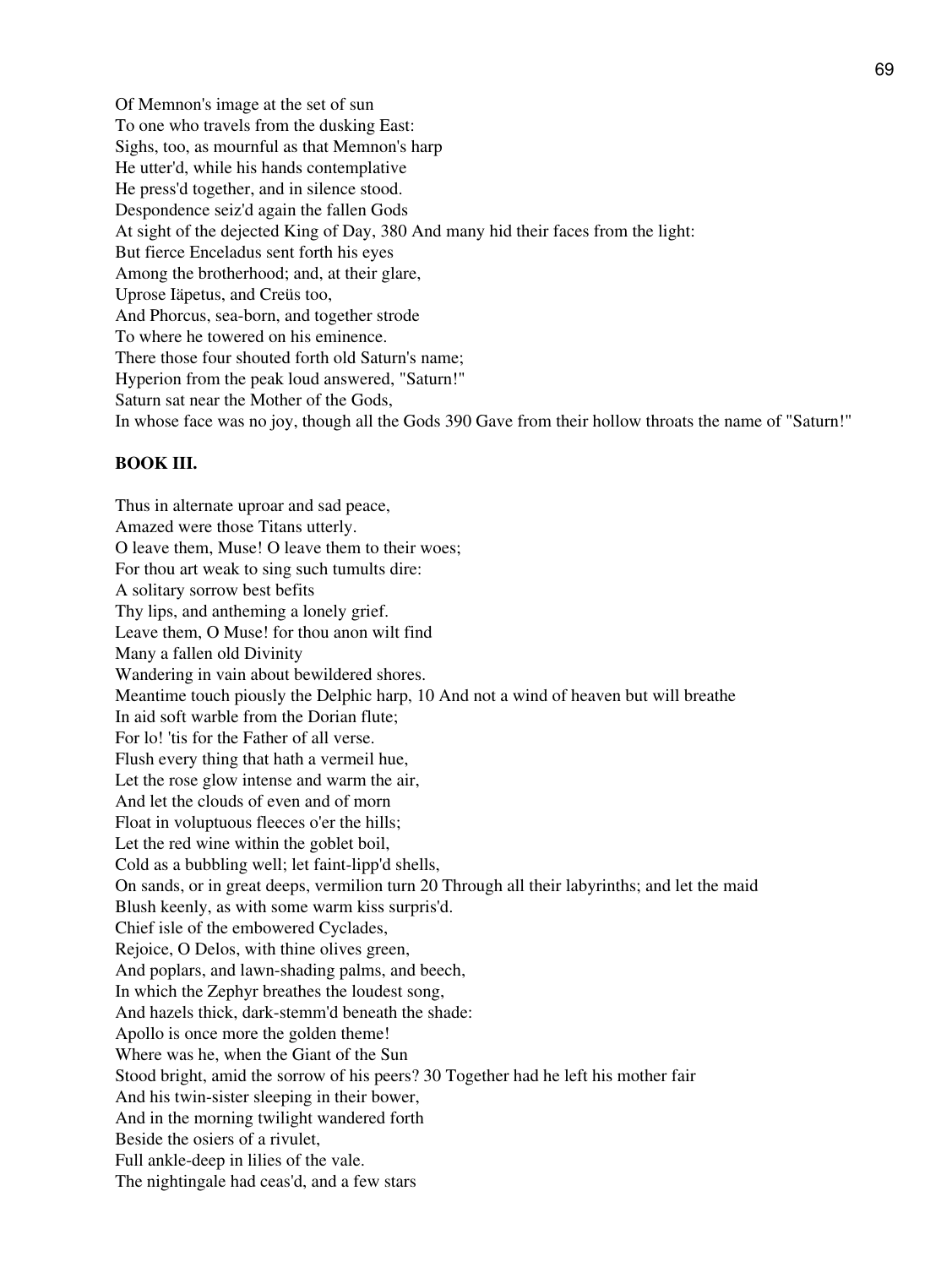Of Memnon's image at the set of sun
To one who travels from the dusking East:
Sighs, too, as mournful as that Memnon's harp
He utter'd, while his hands contemplative
He press'd together, and in silence stood.
Despondence seiz'd again the fallen Gods
At sight of the dejected King of Day, 380 And many hid their faces from the light:
But fierce Enceladus sent forth his eyes
Among the brotherhood; and, at their glare,
Uprose Iäpetus, and Creüs too,
And Phorcus, sea-born, and together strode
To where he towered on his eminence.
There those four shouted forth old Saturn's name;
Hyperion from the peak loud answered, "Saturn!"
Saturn sat near the Mother of the Gods,
In whose face was no joy, though all the Gods 390 Gave from their hollow throats the name of "Saturn!"

**BOOK III.**

Thus in alternate uproar and sad peace,
Amazed were those Titans utterly.
O leave them, Muse! O leave them to their woes;
For thou art weak to sing such tumults dire:
A solitary sorrow best befits
Thy lips, and antheming a lonely grief.
Leave them, O Muse! for thou anon wilt find
Many a fallen old Divinity
Wandering in vain about bewildered shores.
Meantime touch piously the Delphic harp, 10 And not a wind of heaven but will breathe
In aid soft warble from the Dorian flute;
For lo! 'tis for the Father of all verse.
Flush every thing that hath a vermeil hue,
Let the rose glow intense and warm the air,
And let the clouds of even and of morn
Float in voluptuous fleeces o'er the hills;
Let the red wine within the goblet boil,
Cold as a bubbling well; let faint-lipp'd shells,
On sands, or in great deeps, vermilion turn 20 Through all their labyrinths; and let the maid
Blush keenly, as with some warm kiss surpris'd.
Chief isle of the embowered Cyclades,
Rejoice, O Delos, with thine olives green,
And poplars, and lawn-shading palms, and beech,
In which the Zephyr breathes the loudest song,
And hazels thick, dark-stemm'd beneath the shade:
Apollo is once more the golden theme!
Where was he, when the Giant of the Sun
Stood bright, amid the sorrow of his peers? 30 Together had he left his mother fair
And his twin-sister sleeping in their bower,
And in the morning twilight wandered forth
Beside the osiers of a rivulet,
Full ankle-deep in lilies of the vale.
The nightingale had ceas'd, and a few stars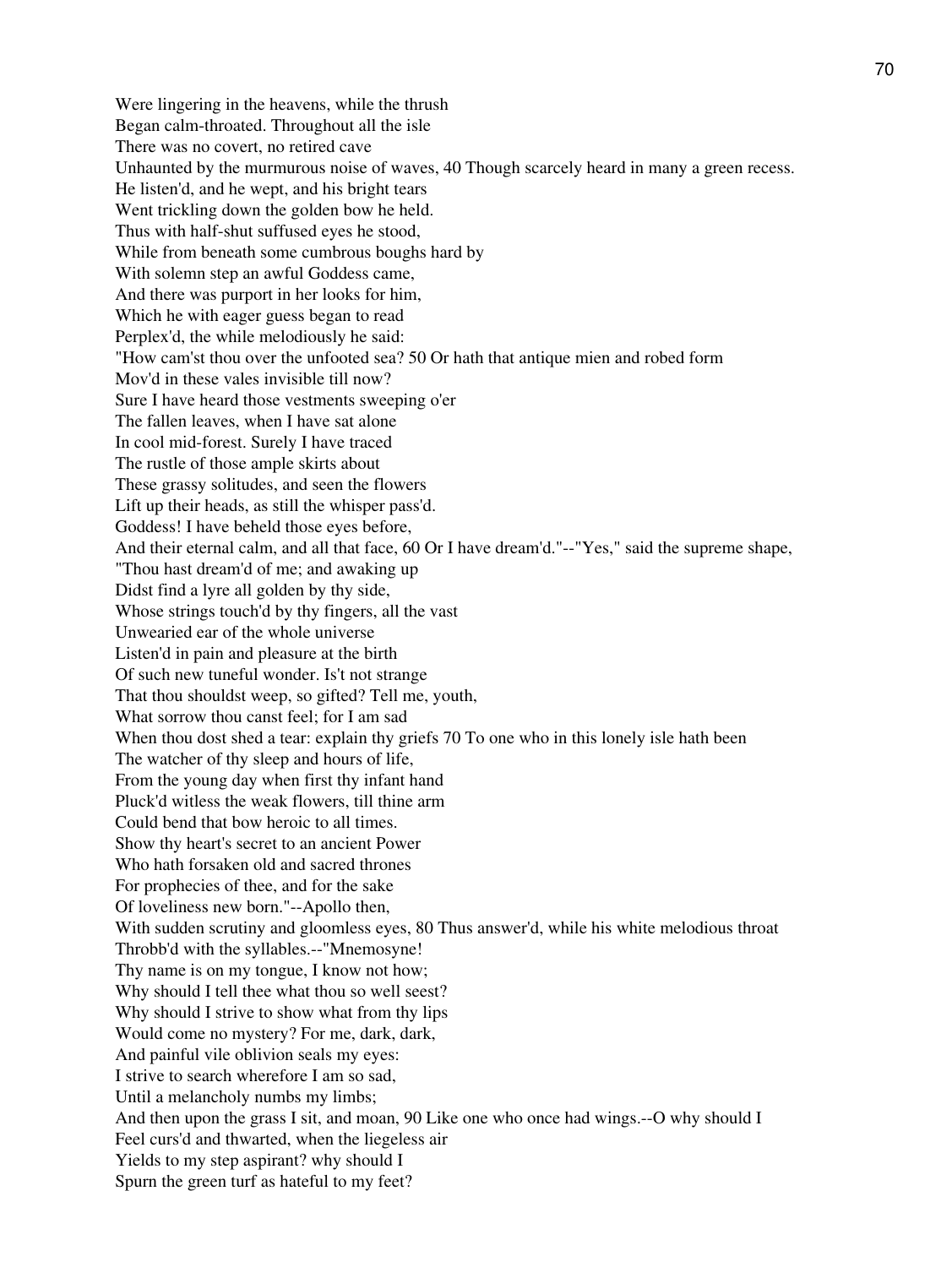Were lingering in the heavens, while the thrush
Began calm-throated. Throughout all the isle
There was no covert, no retired cave
Unhaunted by the murmurous noise of waves, 40 Though scarcely heard in many a green recess.
He listen'd, and he wept, and his bright tears
Went trickling down the golden bow he held.
Thus with half-shut suffused eyes he stood,
While from beneath some cumbrous boughs hard by
With solemn step an awful Goddess came,
And there was purport in her looks for him,
Which he with eager guess began to read
Perplex'd, the while melodiously he said:
"How cam'st thou over the unfooted sea? 50 Or hath that antique mien and robed form
Mov'd in these vales invisible till now?
Sure I have heard those vestments sweeping o'er
The fallen leaves, when I have sat alone
In cool mid-forest. Surely I have traced
The rustle of those ample skirts about
These grassy solitudes, and seen the flowers
Lift up their heads, as still the whisper pass'd.
Goddess! I have beheld those eyes before,
And their eternal calm, and all that face, 60 Or I have dream'd."--"Yes," said the supreme shape,
"Thou hast dream'd of me; and awaking up
Didst find a lyre all golden by thy side,
Whose strings touch'd by thy fingers, all the vast
Unwearied ear of the whole universe
Listen'd in pain and pleasure at the birth
Of such new tuneful wonder. Is't not strange
That thou shouldst weep, so gifted? Tell me, youth,
What sorrow thou canst feel; for I am sad
When thou dost shed a tear: explain thy griefs 70 To one who in this lonely isle hath been
The watcher of thy sleep and hours of life,
From the young day when first thy infant hand
Pluck'd witless the weak flowers, till thine arm
Could bend that bow heroic to all times.
Show thy heart's secret to an ancient Power
Who hath forsaken old and sacred thrones
For prophecies of thee, and for the sake
Of loveliness new born."--Apollo then,
With sudden scrutiny and gloomless eyes, 80 Thus answer'd, while his white melodious throat
Throbb'd with the syllables.--"Mnemosyne!
Thy name is on my tongue, I know not how;
Why should I tell thee what thou so well seest?
Why should I strive to show what from thy lips
Would come no mystery? For me, dark, dark,
And painful vile oblivion seals my eyes:
I strive to search wherefore I am so sad,
Until a melancholy numbs my limbs;
And then upon the grass I sit, and moan, 90 Like one who once had wings.--O why should I
Feel curs'd and thwarted, when the liegeless air
Yields to my step aspirant? why should I
Spurn the green turf as hateful to my feet?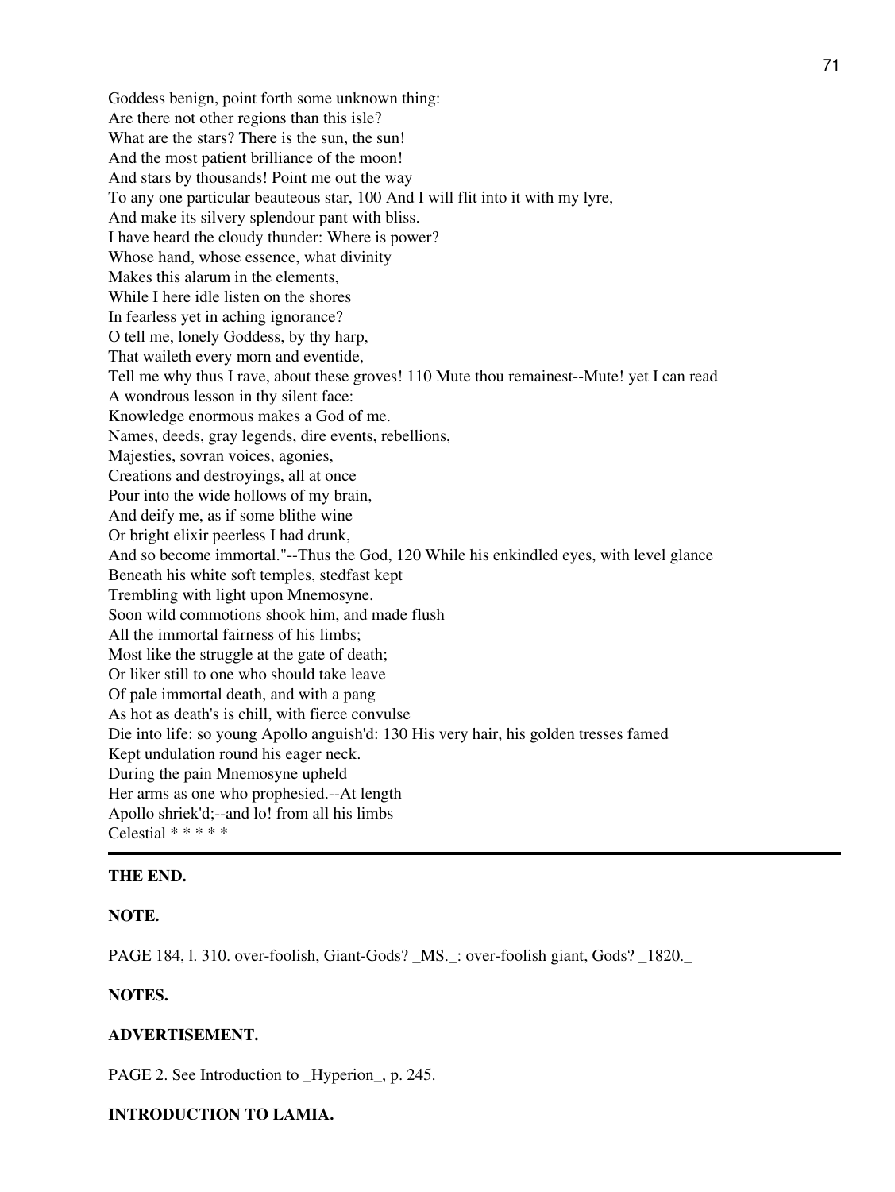Goddess benign, point forth some unknown thing:
Are there not other regions than this isle?
What are the stars? There is the sun, the sun!
And the most patient brilliance of the moon!
And stars by thousands! Point me out the way
To any one particular beauteous star, 100 And I will flit into it with my lyre,
And make its silvery splendour pant with bliss.
I have heard the cloudy thunder: Where is power?
Whose hand, whose essence, what divinity
Makes this alarum in the elements,
While I here idle listen on the shores
In fearless yet in aching ignorance?
O tell me, lonely Goddess, by thy harp,
That waileth every morn and eventide,
Tell me why thus I rave, about these groves! 110 Mute thou remainest--Mute! yet I can read
A wondrous lesson in thy silent face:
Knowledge enormous makes a God of me.
Names, deeds, gray legends, dire events, rebellions,
Majesties, sovran voices, agonies,
Creations and destroyings, all at once
Pour into the wide hollows of my brain,
And deify me, as if some blithe wine
Or bright elixir peerless I had drunk,
And so become immortal."--Thus the God, 120 While his enkindled eyes, with level glance
Beneath his white soft temples, stedfast kept
Trembling with light upon Mnemosyne.
Soon wild commotions shook him, and made flush
All the immortal fairness of his limbs;
Most like the struggle at the gate of death;
Or liker still to one who should take leave
Of pale immortal death, and with a pang
As hot as death's is chill, with fierce convulse
Die into life: so young Apollo anguish'd: 130 His very hair, his golden tresses famed
Kept undulation round his eager neck.
During the pain Mnemosyne upheld
Her arms as one who prophesied.--At length
Apollo shriek'd;--and lo! from all his limbs
Celestial * * * * *

---

**THE END.**

**NOTE.**

PAGE 184, l. 310. over-foolish, Giant-Gods? _MS._: over-foolish giant, Gods? _1820._

**NOTES.**

**ADVERTISEMENT.**

PAGE 2. See Introduction to _Hyperion_, p. 245.

**INTRODUCTION TO LAMIA.**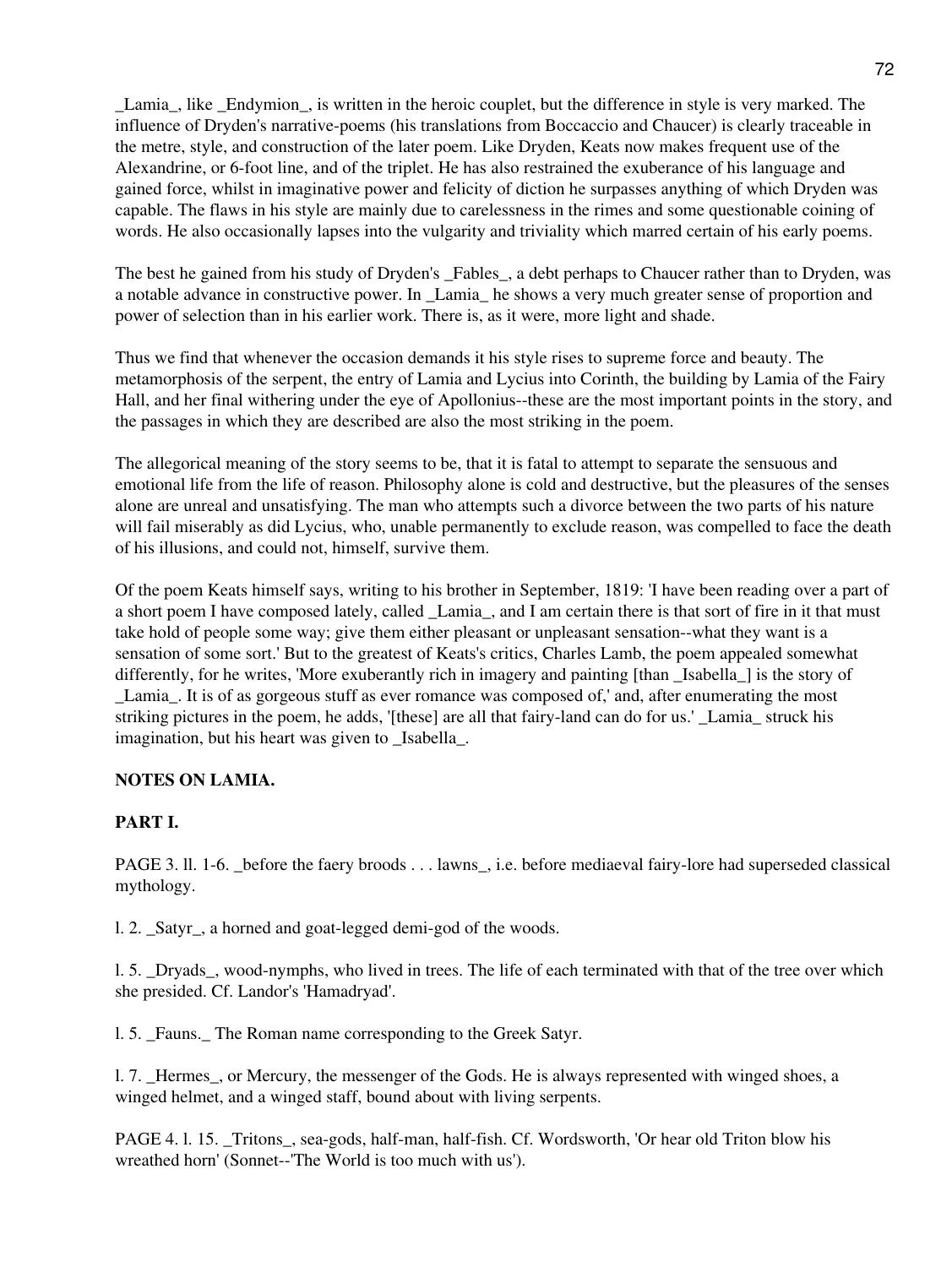_Lamia_, like _Endymion_, is written in the heroic couplet, but the difference in style is very marked. The influence of Dryden's narrative-poems (his translations from Boccaccio and Chaucer) is clearly traceable in the metre, style, and construction of the later poem. Like Dryden, Keats now makes frequent use of the Alexandrine, or 6-foot line, and of the triplet. He has also restrained the exuberance of his language and gained force, whilst in imaginative power and felicity of diction he surpasses anything of which Dryden was capable. The flaws in his style are mainly due to carelessness in the rimes and some questionable coining of words. He also occasionally lapses into the vulgarity and triviality which marred certain of his early poems.

The best he gained from his study of Dryden's _Fables_, a debt perhaps to Chaucer rather than to Dryden, was a notable advance in constructive power. In _Lamia_ he shows a very much greater sense of proportion and power of selection than in his earlier work. There is, as it were, more light and shade.

Thus we find that whenever the occasion demands it his style rises to supreme force and beauty. The metamorphosis of the serpent, the entry of Lamia and Lycius into Corinth, the building by Lamia of the Fairy Hall, and her final withering under the eye of Apollonius--these are the most important points in the story, and the passages in which they are described are also the most striking in the poem.

The allegorical meaning of the story seems to be, that it is fatal to attempt to separate the sensuous and emotional life from the life of reason. Philosophy alone is cold and destructive, but the pleasures of the senses alone are unreal and unsatisfying. The man who attempts such a divorce between the two parts of his nature will fail miserably as did Lycius, who, unable permanently to exclude reason, was compelled to face the death of his illusions, and could not, himself, survive them.

Of the poem Keats himself says, writing to his brother in September, 1819: 'I have been reading over a part of a short poem I have composed lately, called _Lamia_, and I am certain there is that sort of fire in it that must take hold of people some way; give them either pleasant or unpleasant sensation--what they want is a sensation of some sort.' But to the greatest of Keats's critics, Charles Lamb, the poem appealed somewhat differently, for he writes, 'More exuberantly rich in imagery and painting [than _Isabella_] is the story of _Lamia_. It is of as gorgeous stuff as ever romance was composed of,' and, after enumerating the most striking pictures in the poem, he adds, '[these] are all that fairy-land can do for us.' _Lamia_ struck his imagination, but his heart was given to _Isabella_.

## NOTES ON LAMIA.

### PART I.

PAGE 3. ll. 1-6. _before the faery broods . . . lawns_, i.e. before mediaeval fairy-lore had superseded classical mythology.

l. 2. _Satyr_, a horned and goat-legged demi-god of the woods.

l. 5. _Dryads_, wood-nymphs, who lived in trees. The life of each terminated with that of the tree over which she presided. Cf. Landor's 'Hamadryad'.

l. 5. _Fauns._ The Roman name corresponding to the Greek Satyr.

l. 7. _Hermes_, or Mercury, the messenger of the Gods. He is always represented with winged shoes, a winged helmet, and a winged staff, bound about with living serpents.

PAGE 4. l. 15. _Tritons_, sea-gods, half-man, half-fish. Cf. Wordsworth, 'Or hear old Triton blow his wreathed horn' (Sonnet--'The World is too much with us').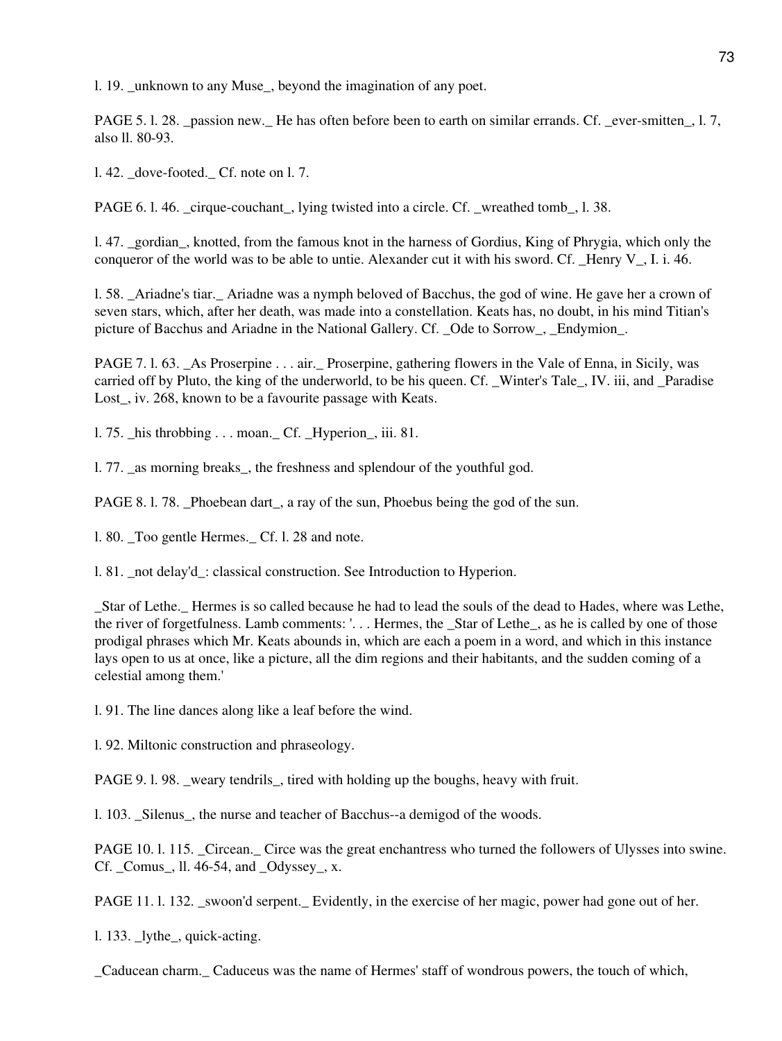l. 19. _unknown to any Muse_, beyond the imagination of any poet.

PAGE 5. l. 28. _passion new._ He has often before been to earth on similar errands. Cf. _ever-smitten_, l. 7, also ll. 80-93.

l. 42. _dove-footed._ Cf. note on l. 7.

PAGE 6. l. 46. _cirque-couchant_, lying twisted into a circle. Cf. _wreathed tomb_, l. 38.

l. 47. _gordian_, knotted, from the famous knot in the harness of Gordius, King of Phrygia, which only the conqueror of the world was to be able to untie. Alexander cut it with his sword. Cf. _Henry V_, I. i. 46.

l. 58. _Ariadne's tiar._ Ariadne was a nymph beloved of Bacchus, the god of wine. He gave her a crown of seven stars, which, after her death, was made into a constellation. Keats has, no doubt, in his mind Titian's picture of Bacchus and Ariadne in the National Gallery. Cf. _Ode to Sorrow_, _Endymion_.

PAGE 7. l. 63. _As Proserpine . . . air._ Proserpine, gathering flowers in the Vale of Enna, in Sicily, was carried off by Pluto, the king of the underworld, to be his queen. Cf. _Winter's Tale_, IV. iii, and _Paradise Lost_, iv. 268, known to be a favourite passage with Keats.

l. 75. _his throbbing . . . moan._ Cf. _Hyperion_, iii. 81.

l. 77. _as morning breaks_, the freshness and splendour of the youthful god.

PAGE 8. l. 78. _Phoebean dart_, a ray of the sun, Phoebus being the god of the sun.

l. 80. _Too gentle Hermes._ Cf. l. 28 and note.

l. 81. _not delay'd_: classical construction. See Introduction to Hyperion.

_Star of Lethe._ Hermes is so called because he had to lead the souls of the dead to Hades, where was Lethe, the river of forgetfulness. Lamb comments: '. . . Hermes, the _Star of Lethe_, as he is called by one of those prodigal phrases which Mr. Keats abounds in, which are each a poem in a word, and which in this instance lays open to us at once, like a picture, all the dim regions and their habitants, and the sudden coming of a celestial among them.'

l. 91. The line dances along like a leaf before the wind.

l. 92. Miltonic construction and phraseology.

PAGE 9. l. 98. _weary tendrils_, tired with holding up the boughs, heavy with fruit.

l. 103. _Silenus_, the nurse and teacher of Bacchus--a demigod of the woods.

PAGE 10. l. 115. _Circean._ Circe was the great enchantress who turned the followers of Ulysses into swine. Cf. _Comus_, ll. 46-54, and _Odyssey_, x.

PAGE 11. l. 132. _swoon'd serpent._ Evidently, in the exercise of her magic, power had gone out of her.

l. 133. _lythe_, quick-acting.

_Caducean charm._ Caduceus was the name of Hermes' staff of wondrous powers, the touch of which,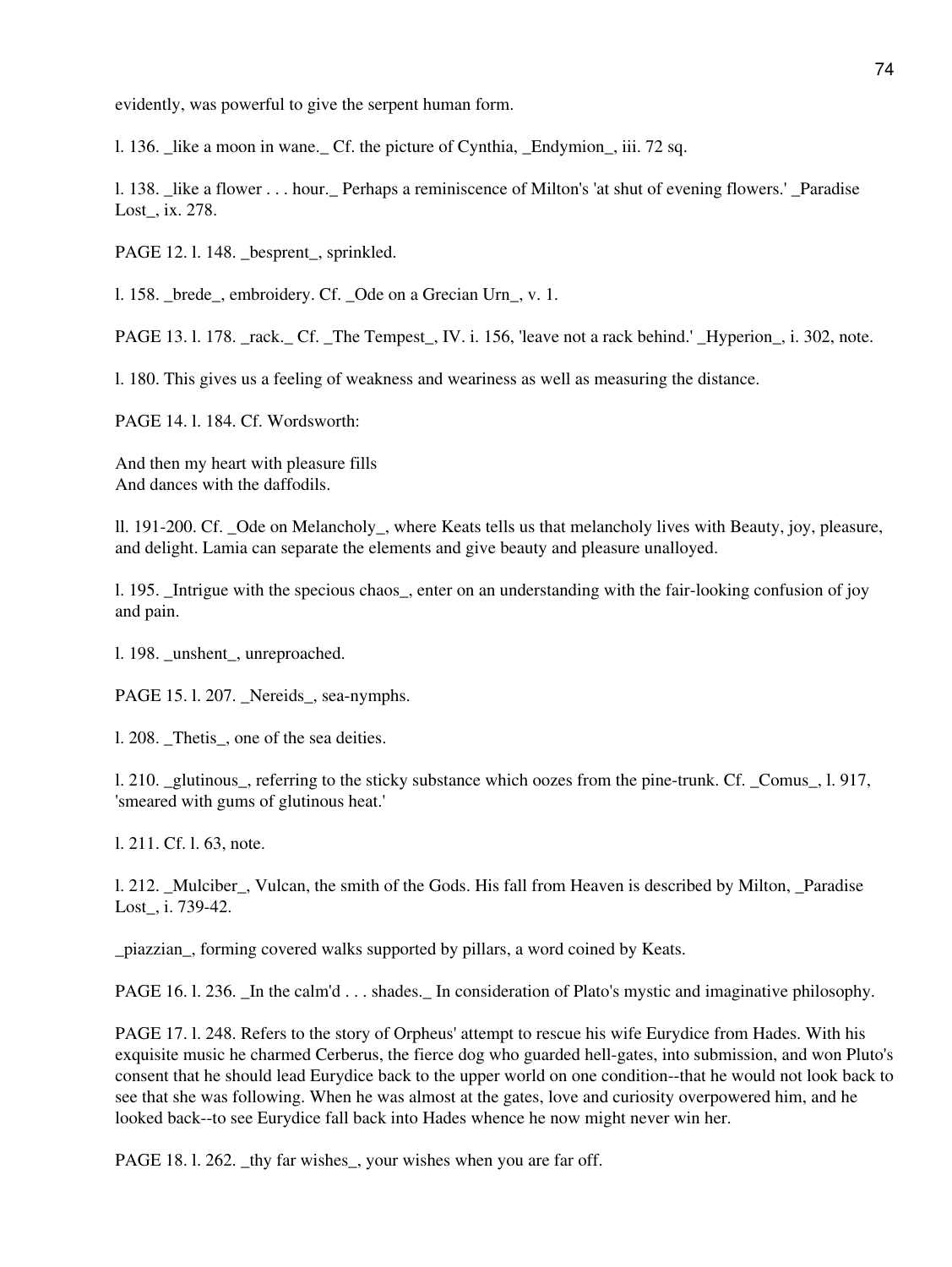evidently, was powerful to give the serpent human form.

l. 136. _like a moon in wane._ Cf. the picture of Cynthia, _Endymion_, iii. 72 sq.

l. 138. _like a flower . . . hour._ Perhaps a reminiscence of Milton's 'at shut of evening flowers.' _Paradise Lost_, ix. 278.

PAGE 12. l. 148. _besprent_, sprinkled.

l. 158. _brede_, embroidery. Cf. _Ode on a Grecian Urn_, v. 1.

PAGE 13. l. 178. _rack._ Cf. _The Tempest_, IV. i. 156, 'leave not a rack behind.' _Hyperion_, i. 302, note.

l. 180. This gives us a feeling of weakness and weariness as well as measuring the distance.

PAGE 14. l. 184. Cf. Wordsworth:

And then my heart with pleasure fills
And dances with the daffodils.

ll. 191-200. Cf. _Ode on Melancholy_, where Keats tells us that melancholy lives with Beauty, joy, pleasure, and delight. Lamia can separate the elements and give beauty and pleasure unalloyed.

l. 195. _Intrigue with the specious chaos_, enter on an understanding with the fair-looking confusion of joy and pain.

l. 198. _unshent_, unreproached.

PAGE 15. l. 207. _Nereids_, sea-nymphs.

l. 208. _Thetis_, one of the sea deities.

l. 210. _glutinous_, referring to the sticky substance which oozes from the pine-trunk. Cf. _Comus_, l. 917, 'smeared with gums of glutinous heat.'

l. 211. Cf. l. 63, note.

l. 212. _Mulciber_, Vulcan, the smith of the Gods. His fall from Heaven is described by Milton, _Paradise Lost_, i. 739-42.

_piazzian_, forming covered walks supported by pillars, a word coined by Keats.

PAGE 16. l. 236. _In the calm'd . . . shades._ In consideration of Plato's mystic and imaginative philosophy.

PAGE 17. l. 248. Refers to the story of Orpheus' attempt to rescue his wife Eurydice from Hades. With his exquisite music he charmed Cerberus, the fierce dog who guarded hell-gates, into submission, and won Pluto's consent that he should lead Eurydice back to the upper world on one condition--that he would not look back to see that she was following. When he was almost at the gates, love and curiosity overpowered him, and he looked back--to see Eurydice fall back into Hades whence he now might never win her.

PAGE 18. l. 262. _thy far wishes_, your wishes when you are far off.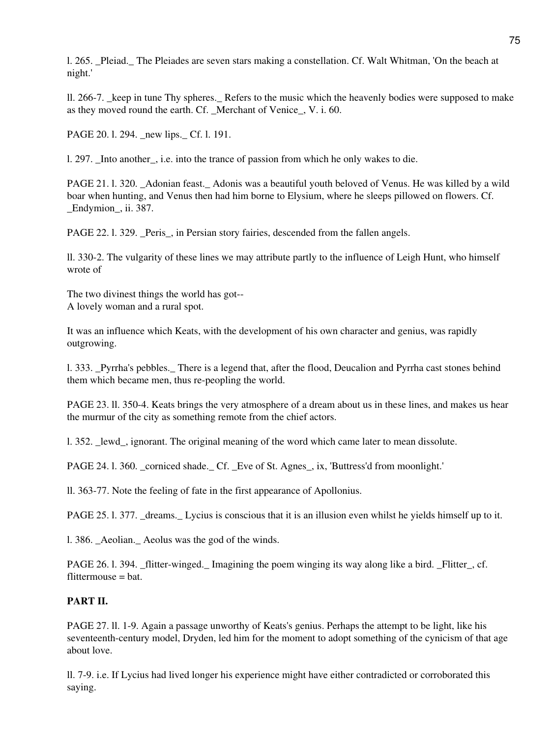l. 265. _Pleiad._ The Pleiades are seven stars making a constellation. Cf. Walt Whitman, 'On the beach at night.'

ll. 266-7. _keep in tune Thy spheres._ Refers to the music which the heavenly bodies were supposed to make as they moved round the earth. Cf. _Merchant of Venice_, V. i. 60.

PAGE 20. l. 294. _new lips._ Cf. l. 191.

l. 297. _Into another_, i.e. into the trance of passion from which he only wakes to die.

PAGE 21. l. 320. _Adonian feast._ Adonis was a beautiful youth beloved of Venus. He was killed by a wild boar when hunting, and Venus then had him borne to Elysium, where he sleeps pillowed on flowers. Cf. _Endymion_, ii. 387.

PAGE 22. l. 329. _Peris_, in Persian story fairies, descended from the fallen angels.

ll. 330-2. The vulgarity of these lines we may attribute partly to the influence of Leigh Hunt, who himself wrote of

The two divinest things the world has got--
A lovely woman and a rural spot.

It was an influence which Keats, with the development of his own character and genius, was rapidly outgrowing.

l. 333. _Pyrrha's pebbles._ There is a legend that, after the flood, Deucalion and Pyrrha cast stones behind them which became men, thus re-peopling the world.

PAGE 23. ll. 350-4. Keats brings the very atmosphere of a dream about us in these lines, and makes us hear the murmur of the city as something remote from the chief actors.

l. 352. _lewd_, ignorant. The original meaning of the word which came later to mean dissolute.

PAGE 24. l. 360. _corniced shade._ Cf. _Eve of St. Agnes_, ix, 'Buttress'd from moonlight.'

ll. 363-77. Note the feeling of fate in the first appearance of Apollonius.

PAGE 25. l. 377. _dreams._ Lycius is conscious that it is an illusion even whilst he yields himself up to it.

l. 386. _Aeolian._ Aeolus was the god of the winds.

PAGE 26. l. 394. _flitter-winged._ Imagining the poem winging its way along like a bird. _Flitter_, cf. flittermouse = bat.

**PART II.**

PAGE 27. ll. 1-9. Again a passage unworthy of Keats's genius. Perhaps the attempt to be light, like his seventeenth-century model, Dryden, led him for the moment to adopt something of the cynicism of that age about love.

ll. 7-9. i.e. If Lycius had lived longer his experience might have either contradicted or corroborated this saying.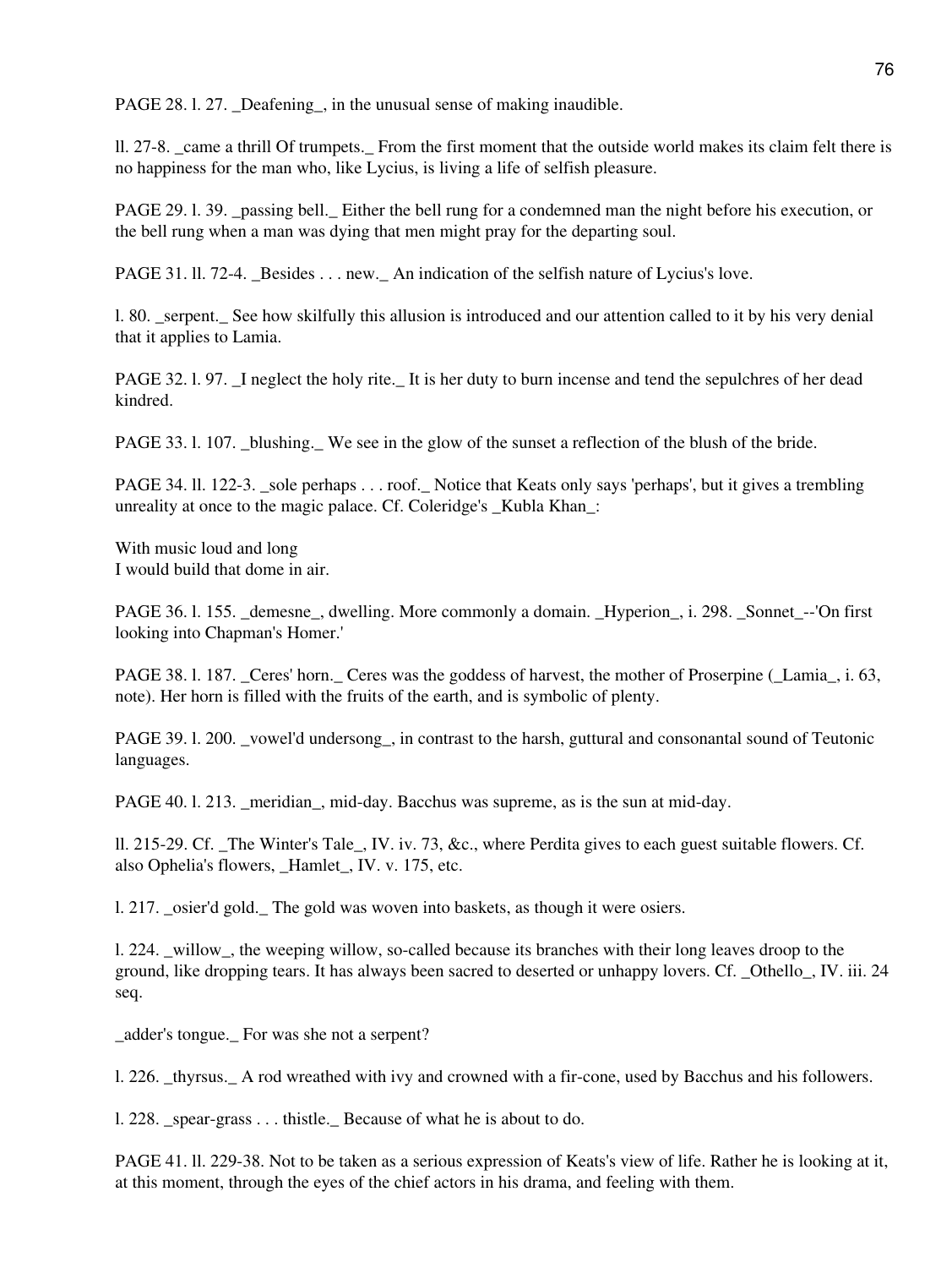PAGE 28. l. 27. _Deafening_, in the unusual sense of making inaudible.

ll. 27-8. _came a thrill Of trumpets._ From the first moment that the outside world makes its claim felt there is no happiness for the man who, like Lycius, is living a life of selfish pleasure.

PAGE 29. l. 39. _passing bell._ Either the bell rung for a condemned man the night before his execution, or the bell rung when a man was dying that men might pray for the departing soul.

PAGE 31. ll. 72-4. _Besides . . . new._ An indication of the selfish nature of Lycius's love.

l. 80. _serpent._ See how skilfully this allusion is introduced and our attention called to it by his very denial that it applies to Lamia.

PAGE 32. l. 97. _I neglect the holy rite._ It is her duty to burn incense and tend the sepulchres of her dead kindred.

PAGE 33. l. 107. _blushing._ We see in the glow of the sunset a reflection of the blush of the bride.

PAGE 34. ll. 122-3. _sole perhaps . . . roof._ Notice that Keats only says 'perhaps', but it gives a trembling unreality at once to the magic palace. Cf. Coleridge's _Kubla Khan_:

With music loud and long  
I would build that dome in air.

PAGE 36. l. 155. _demesne_, dwelling. More commonly a domain. _Hyperion_, i. 298. _Sonnet_--'On first looking into Chapman's Homer.'

PAGE 38. l. 187. _Ceres' horn._ Ceres was the goddess of harvest, the mother of Proserpine (_Lamia_, i. 63, note). Her horn is filled with the fruits of the earth, and is symbolic of plenty.

PAGE 39. l. 200. _vowel'd undersong_, in contrast to the harsh, guttural and consonantal sound of Teutonic languages.

PAGE 40. l. 213. _meridian_, mid-day. Bacchus was supreme, as is the sun at mid-day.

ll. 215-29. Cf. _The Winter's Tale_, IV. iv. 73, &c., where Perdita gives to each guest suitable flowers. Cf. also Ophelia's flowers, _Hamlet_, IV. v. 175, etc.

l. 217. _osier'd gold._ The gold was woven into baskets, as though it were osiers.

l. 224. _willow_, the weeping willow, so-called because its branches with their long leaves droop to the ground, like dropping tears. It has always been sacred to deserted or unhappy lovers. Cf. _Othello_, IV. iii. 24 seq.

_adder's tongue._ For was she not a serpent?

l. 226. _thyrsus._ A rod wreathed with ivy and crowned with a fir-cone, used by Bacchus and his followers.

l. 228. _spear-grass . . . thistle._ Because of what he is about to do.

PAGE 41. ll. 229-38. Not to be taken as a serious expression of Keats's view of life. Rather he is looking at it, at this moment, through the eyes of the chief actors in his drama, and feeling with them.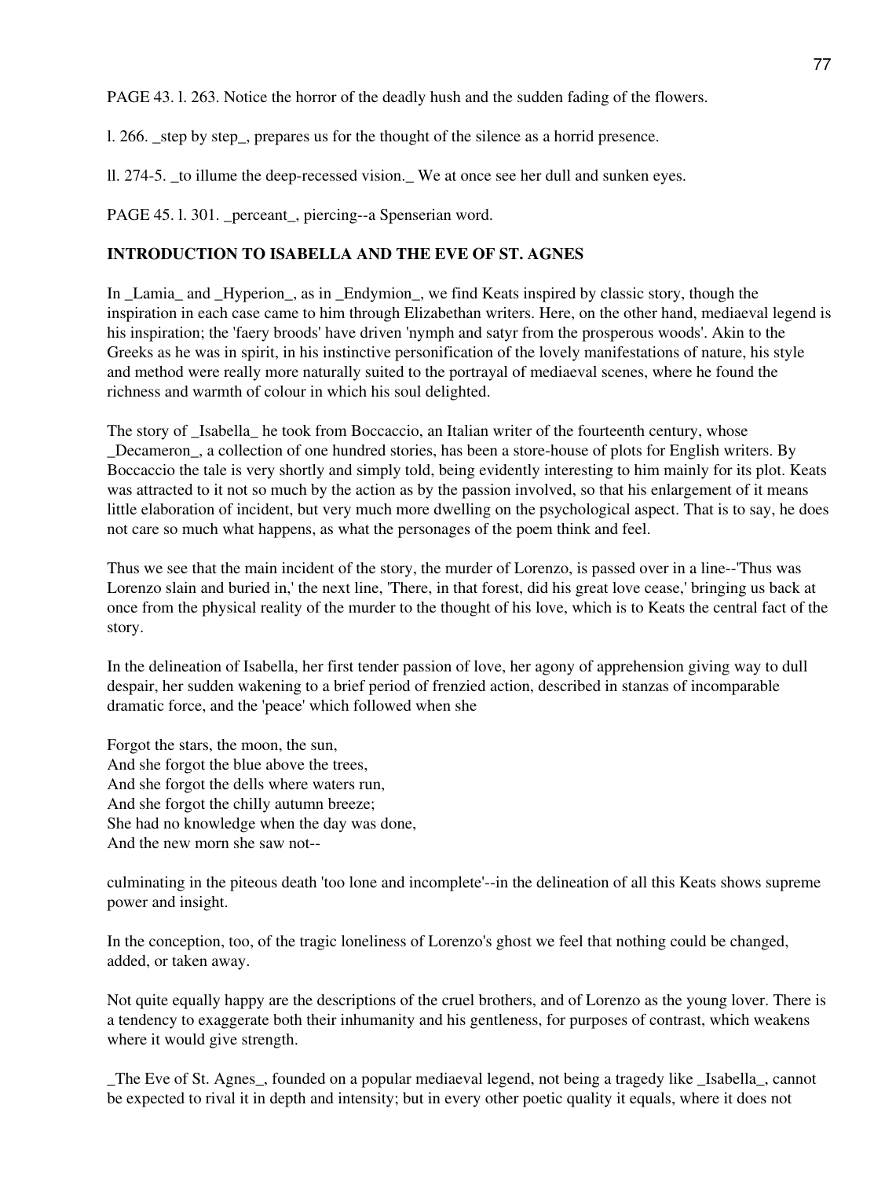PAGE 43. l. 263. Notice the horror of the deadly hush and the sudden fading of the flowers.

l. 266. _step by step_, prepares us for the thought of the silence as a horrid presence.

ll. 274-5. _to illume the deep-recessed vision._ We at once see her dull and sunken eyes.

PAGE 45. l. 301. _perceant_, piercing--a Spenserian word.

**INTRODUCTION TO ISABELLA AND THE EVE OF ST. AGNES**

In _Lamia_ and _Hyperion_, as in _Endymion_, we find Keats inspired by classic story, though the inspiration in each case came to him through Elizabethan writers. Here, on the other hand, mediaeval legend is his inspiration; the 'faery broods' have driven 'nymph and satyr from the prosperous woods'. Akin to the Greeks as he was in spirit, in his instinctive personification of the lovely manifestations of nature, his style and method were really more naturally suited to the portrayal of mediaeval scenes, where he found the richness and warmth of colour in which his soul delighted.

The story of _Isabella_ he took from Boccaccio, an Italian writer of the fourteenth century, whose _Decameron_, a collection of one hundred stories, has been a store-house of plots for English writers. By Boccaccio the tale is very shortly and simply told, being evidently interesting to him mainly for its plot. Keats was attracted to it not so much by the action as by the passion involved, so that his enlargement of it means little elaboration of incident, but very much more dwelling on the psychological aspect. That is to say, he does not care so much what happens, as what the personages of the poem think and feel.

Thus we see that the main incident of the story, the murder of Lorenzo, is passed over in a line--'Thus was Lorenzo slain and buried in,' the next line, 'There, in that forest, did his great love cease,' bringing us back at once from the physical reality of the murder to the thought of his love, which is to Keats the central fact of the story.

In the delineation of Isabella, her first tender passion of love, her agony of apprehension giving way to dull despair, her sudden wakening to a brief period of frenzied action, described in stanzas of incomparable dramatic force, and the 'peace' which followed when she

Forgot the stars, the moon, the sun,
And she forgot the blue above the trees,
And she forgot the dells where waters run,
And she forgot the chilly autumn breeze;
She had no knowledge when the day was done,
And the new morn she saw not--

culminating in the piteous death 'too lone and incomplete'--in the delineation of all this Keats shows supreme power and insight.

In the conception, too, of the tragic loneliness of Lorenzo's ghost we feel that nothing could be changed, added, or taken away.

Not quite equally happy are the descriptions of the cruel brothers, and of Lorenzo as the young lover. There is a tendency to exaggerate both their inhumanity and his gentleness, for purposes of contrast, which weakens where it would give strength.

_The Eve of St. Agnes_, founded on a popular mediaeval legend, not being a tragedy like _Isabella_, cannot be expected to rival it in depth and intensity; but in every other poetic quality it equals, where it does not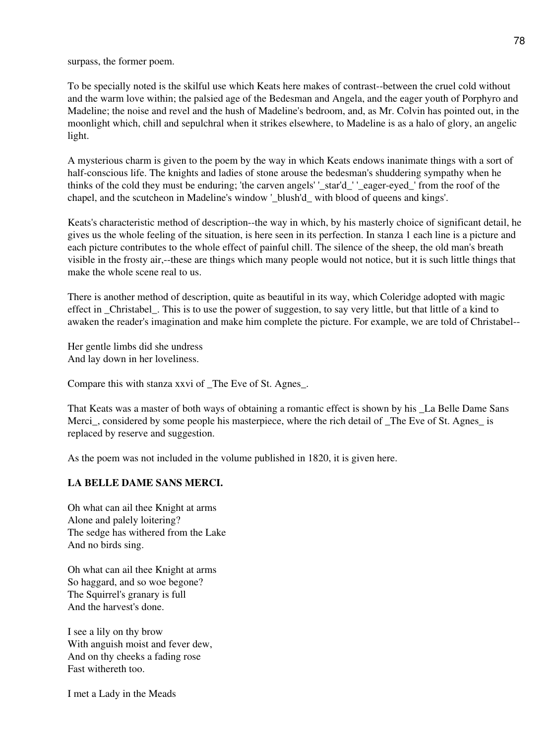surpass, the former poem.

To be specially noted is the skilful use which Keats here makes of contrast--between the cruel cold without and the warm love within; the palsied age of the Bedesman and Angela, and the eager youth of Porphyro and Madeline; the noise and revel and the hush of Madeline's bedroom, and, as Mr. Colvin has pointed out, in the moonlight which, chill and sepulchral when it strikes elsewhere, to Madeline is as a halo of glory, an angelic light.

A mysterious charm is given to the poem by the way in which Keats endows inanimate things with a sort of half-conscious life. The knights and ladies of stone arouse the bedesman's shuddering sympathy when he thinks of the cold they must be enduring; 'the carven angels' '*star'd*' '*eager-eyed*' from the roof of the chapel, and the scutcheon in Madeline's window '*blush'd* with blood of queens and kings'.

Keats's characteristic method of description--the way in which, by his masterly choice of significant detail, he gives us the whole feeling of the situation, is here seen in its perfection. In stanza 1 each line is a picture and each picture contributes to the whole effect of painful chill. The silence of the sheep, the old man's breath visible in the frosty air,--these are things which many people would not notice, but it is such little things that make the whole scene real to us.

There is another method of description, quite as beautiful in its way, which Coleridge adopted with magic effect in *Christabel*. This is to use the power of suggestion, to say very little, but that little of a kind to awaken the reader's imagination and make him complete the picture. For example, we are told of Christabel--

Her gentle limbs did she undress
And lay down in her loveliness.

Compare this with stanza xxvi of *The Eve of St. Agnes*.

That Keats was a master of both ways of obtaining a romantic effect is shown by his *La Belle Dame Sans Merci*, considered by some people his masterpiece, where the rich detail of *The Eve of St. Agnes* is replaced by reserve and suggestion.

As the poem was not included in the volume published in 1820, it is given here.

**LA BELLE DAME SANS MERCI.**

Oh what can ail thee Knight at arms
Alone and palely loitering?
The sedge has withered from the Lake
And no birds sing.

Oh what can ail thee Knight at arms
So haggard, and so woe begone?
The Squirrel's granary is full
And the harvest's done.

I see a lily on thy brow
With anguish moist and fever dew,
And on thy cheeks a fading rose
Fast withereth too.

I met a Lady in the Meads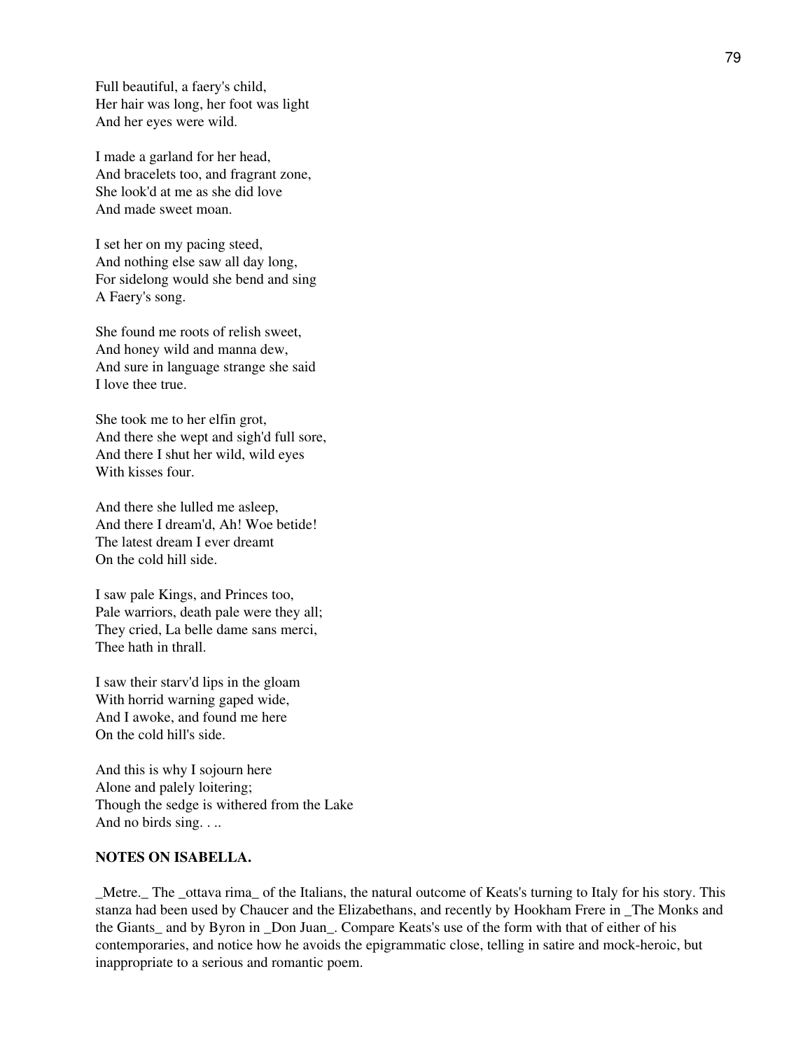Full beautiful, a faery's child,
Her hair was long, her foot was light
And her eyes were wild.

I made a garland for her head,
And bracelets too, and fragrant zone,
She look'd at me as she did love
And made sweet moan.

I set her on my pacing steed,
And nothing else saw all day long,
For sidelong would she bend and sing
A Faery's song.

She found me roots of relish sweet,
And honey wild and manna dew,
And sure in language strange she said
I love thee true.

She took me to her elfin grot,
And there she wept and sigh'd full sore,
And there I shut her wild, wild eyes
With kisses four.

And there she lulled me asleep,
And there I dream'd, Ah! Woe betide!
The latest dream I ever dreamt
On the cold hill side.

I saw pale Kings, and Princes too,
Pale warriors, death pale were they all;
They cried, La belle dame sans merci,
Thee hath in thrall.

I saw their starv'd lips in the gloam
With horrid warning gaped wide,
And I awoke, and found me here
On the cold hill's side.

And this is why I sojourn here
Alone and palely loitering;
Though the sedge is withered from the Lake
And no birds sing. . ..

**NOTES ON ISABELLA.**

_Metre._ The _ottava rima_ of the Italians, the natural outcome of Keats's turning to Italy for his story. This stanza had been used by Chaucer and the Elizabethans, and recently by Hookham Frere in _The Monks and the Giants_ and by Byron in _Don Juan_. Compare Keats's use of the form with that of either of his contemporaries, and notice how he avoids the epigrammatic close, telling in satire and mock-heroic, but inappropriate to a serious and romantic poem.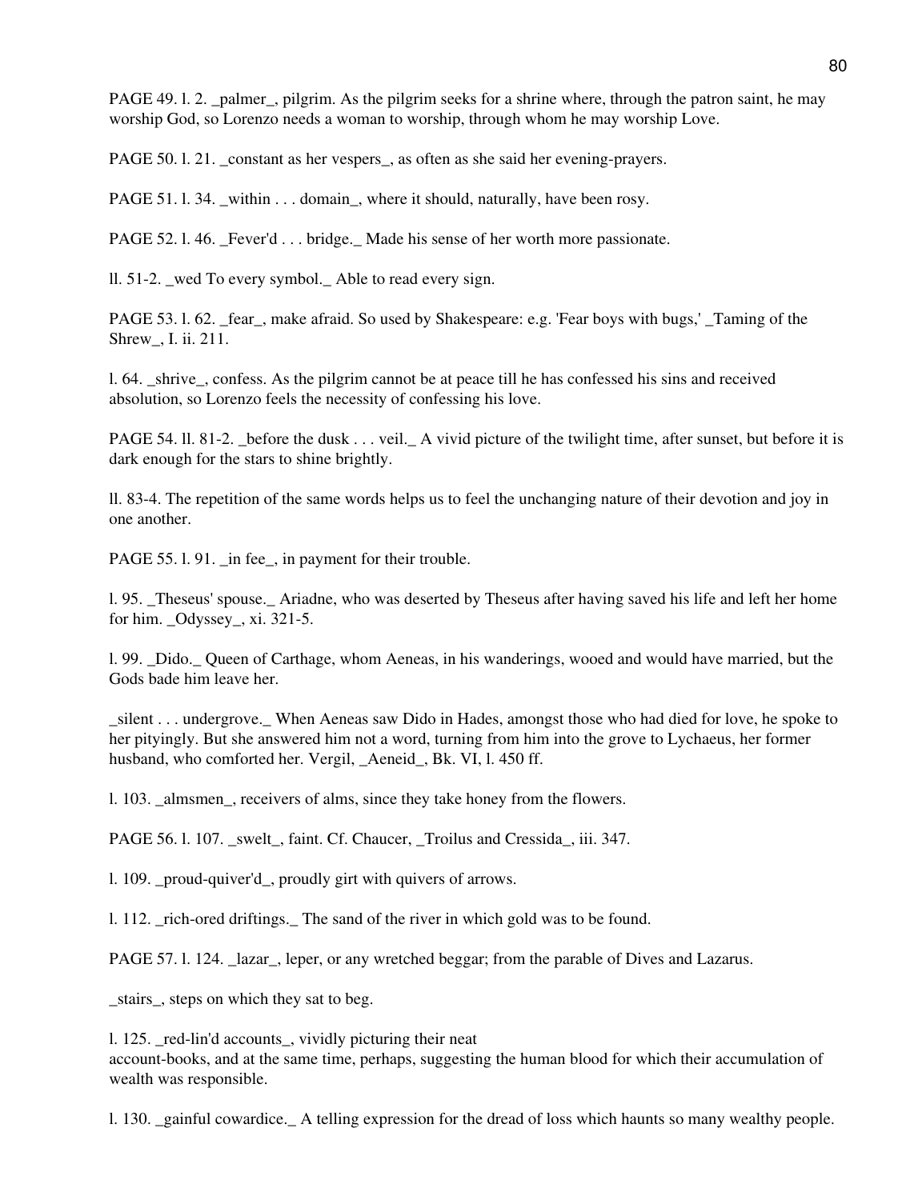PAGE 49. l. 2. _palmer_, pilgrim. As the pilgrim seeks for a shrine where, through the patron saint, he may worship God, so Lorenzo needs a woman to worship, through whom he may worship Love.

PAGE 50. l. 21. _constant as her vespers_, as often as she said her evening-prayers.

PAGE 51. l. 34. _within . . . domain_, where it should, naturally, have been rosy.

PAGE 52. l. 46. _Fever'd . . . bridge._ Made his sense of her worth more passionate.

ll. 51-2. _wed To every symbol._ Able to read every sign.

PAGE 53. l. 62. _fear_, make afraid. So used by Shakespeare: e.g. 'Fear boys with bugs,' _Taming of the Shrew_, I. ii. 211.

l. 64. _shrive_, confess. As the pilgrim cannot be at peace till he has confessed his sins and received absolution, so Lorenzo feels the necessity of confessing his love.

PAGE 54. ll. 81-2. _before the dusk . . . veil._ A vivid picture of the twilight time, after sunset, but before it is dark enough for the stars to shine brightly.

ll. 83-4. The repetition of the same words helps us to feel the unchanging nature of their devotion and joy in one another.

PAGE 55. l. 91. _in fee_, in payment for their trouble.

l. 95. _Theseus' spouse._ Ariadne, who was deserted by Theseus after having saved his life and left her home for him. _Odyssey_, xi. 321-5.

l. 99. _Dido._ Queen of Carthage, whom Aeneas, in his wanderings, wooed and would have married, but the Gods bade him leave her.

_silent . . . undergrove._ When Aeneas saw Dido in Hades, amongst those who had died for love, he spoke to her pityingly. But she answered him not a word, turning from him into the grove to Lychaeus, her former husband, who comforted her. Vergil, _Aeneid_, Bk. VI, l. 450 ff.

l. 103. _almsmen_, receivers of alms, since they take honey from the flowers.

PAGE 56. l. 107. _swelt_, faint. Cf. Chaucer, _Troilus and Cressida_, iii. 347.

l. 109. _proud-quiver'd_, proudly girt with quivers of arrows.

l. 112. _rich-ored driftings._ The sand of the river in which gold was to be found.

PAGE 57. l. 124. _lazar_, leper, or any wretched beggar; from the parable of Dives and Lazarus.

_stairs_, steps on which they sat to beg.

l. 125. _red-lin'd accounts_, vividly picturing their neat account-books, and at the same time, perhaps, suggesting the human blood for which their accumulation of wealth was responsible.

l. 130. _gainful cowardice._ A telling expression for the dread of loss which haunts so many wealthy people.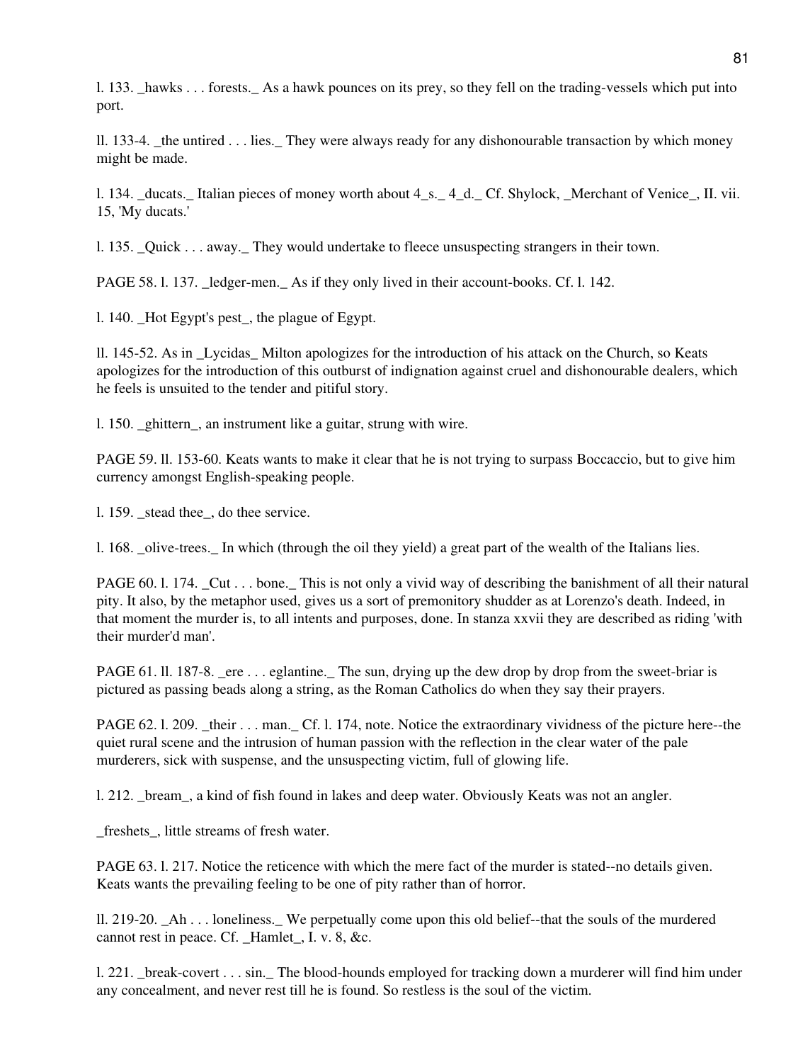l. 133. _hawks . . . forests._ As a hawk pounces on its prey, so they fell on the trading-vessels which put into port.

ll. 133-4. _the untired . . . lies._ They were always ready for any dishonourable transaction by which money might be made.

l. 134. _ducats._ Italian pieces of money worth about 4_s._ 4_d._ Cf. Shylock, _Merchant of Venice_, II. vii. 15, 'My ducats.'

l. 135. _Quick . . . away._ They would undertake to fleece unsuspecting strangers in their town.

PAGE 58. l. 137. _ledger-men._ As if they only lived in their account-books. Cf. l. 142.

l. 140. _Hot Egypt's pest_, the plague of Egypt.

ll. 145-52. As in _Lycidas_ Milton apologizes for the introduction of his attack on the Church, so Keats apologizes for the introduction of this outburst of indignation against cruel and dishonourable dealers, which he feels is unsuited to the tender and pitiful story.

l. 150. _ghittern_, an instrument like a guitar, strung with wire.

PAGE 59. ll. 153-60. Keats wants to make it clear that he is not trying to surpass Boccaccio, but to give him currency amongst English-speaking people.

l. 159. _stead thee_, do thee service.

l. 168. _olive-trees._ In which (through the oil they yield) a great part of the wealth of the Italians lies.

PAGE 60. l. 174. _Cut . . . bone._ This is not only a vivid way of describing the banishment of all their natural pity. It also, by the metaphor used, gives us a sort of premonitory shudder as at Lorenzo's death. Indeed, in that moment the murder is, to all intents and purposes, done. In stanza xxvii they are described as riding 'with their murder'd man'.

PAGE 61. ll. 187-8. _ere . . . eglantine._ The sun, drying up the dew drop by drop from the sweet-briar is pictured as passing beads along a string, as the Roman Catholics do when they say their prayers.

PAGE 62. l. 209. _their . . . man._ Cf. l. 174, note. Notice the extraordinary vividness of the picture here--the quiet rural scene and the intrusion of human passion with the reflection in the clear water of the pale murderers, sick with suspense, and the unsuspecting victim, full of glowing life.

l. 212. _bream_, a kind of fish found in lakes and deep water. Obviously Keats was not an angler.

_freshets_, little streams of fresh water.

PAGE 63. l. 217. Notice the reticence with which the mere fact of the murder is stated--no details given. Keats wants the prevailing feeling to be one of pity rather than of horror.

ll. 219-20. _Ah . . . loneliness._ We perpetually come upon this old belief--that the souls of the murdered cannot rest in peace. Cf. _Hamlet_, I. v. 8, &c.

l. 221. _break-covert . . . sin._ The blood-hounds employed for tracking down a murderer will find him under any concealment, and never rest till he is found. So restless is the soul of the victim.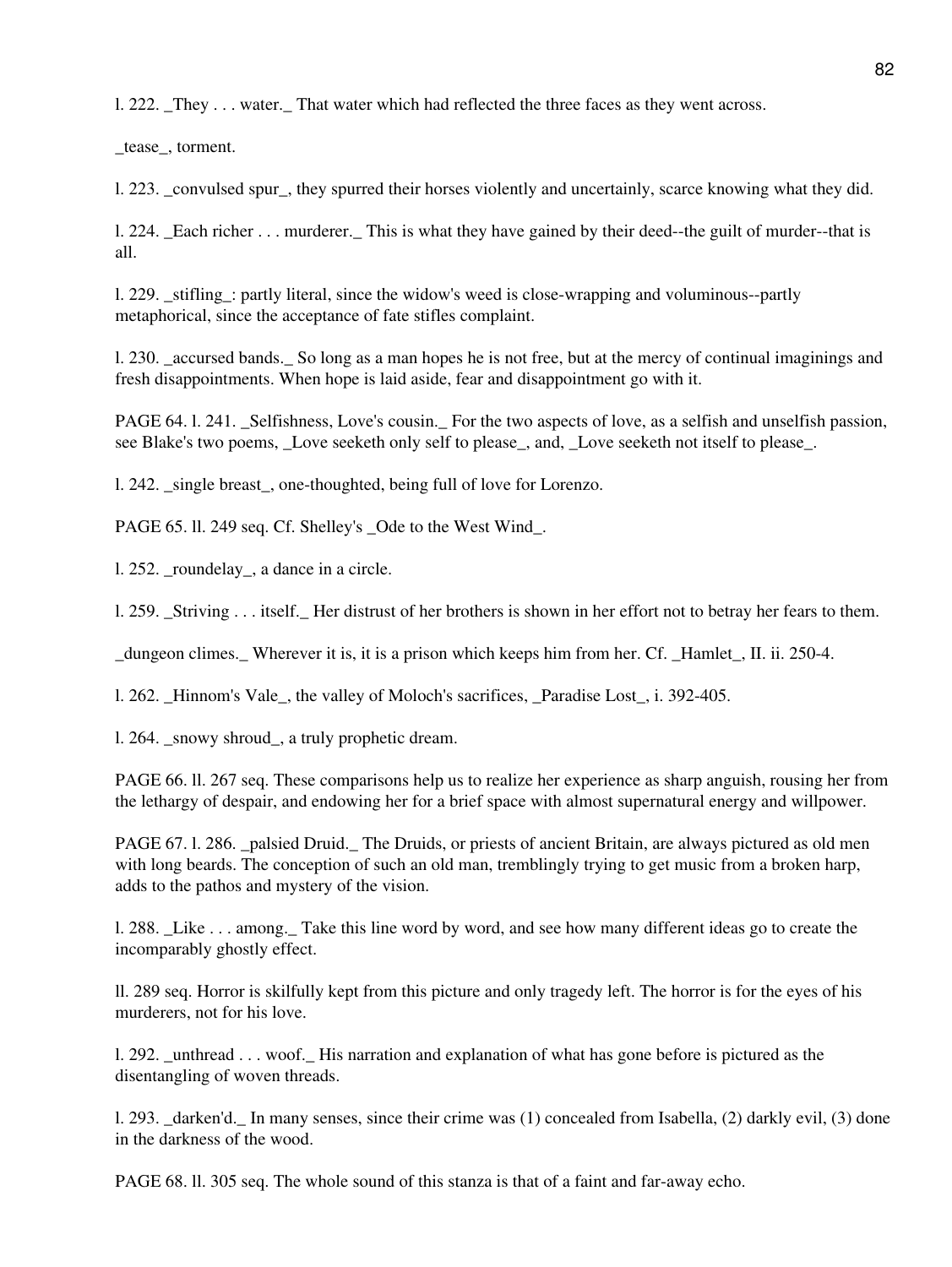l. 222. _They . . . water._ That water which had reflected the three faces as they went across.

_tease_, torment.

l. 223. _convulsed spur_, they spurred their horses violently and uncertainly, scarce knowing what they did.

l. 224. _Each richer . . . murderer._ This is what they have gained by their deed--the guilt of murder--that is all.

l. 229. _stifling_: partly literal, since the widow's weed is close-wrapping and voluminous--partly metaphorical, since the acceptance of fate stifles complaint.

l. 230. _accursed bands._ So long as a man hopes he is not free, but at the mercy of continual imaginings and fresh disappointments. When hope is laid aside, fear and disappointment go with it.

PAGE 64. l. 241. _Selfishness, Love's cousin._ For the two aspects of love, as a selfish and unselfish passion, see Blake's two poems, _Love seeketh only self to please_, and, _Love seeketh not itself to please_.

l. 242. _single breast_, one-thoughted, being full of love for Lorenzo.

PAGE 65. ll. 249 seq. Cf. Shelley's _Ode to the West Wind_.

l. 252. _roundelay_, a dance in a circle.

l. 259. _Striving . . . itself._ Her distrust of her brothers is shown in her effort not to betray her fears to them.

_dungeon climes._ Wherever it is, it is a prison which keeps him from her. Cf. _Hamlet_, II. ii. 250-4.

l. 262. _Hinnom's Vale_, the valley of Moloch's sacrifices, _Paradise Lost_, i. 392-405.

l. 264. _snowy shroud_, a truly prophetic dream.

PAGE 66. ll. 267 seq. These comparisons help us to realize her experience as sharp anguish, rousing her from the lethargy of despair, and endowing her for a brief space with almost supernatural energy and willpower.

PAGE 67. l. 286. _palsied Druid._ The Druids, or priests of ancient Britain, are always pictured as old men with long beards. The conception of such an old man, tremblingly trying to get music from a broken harp, adds to the pathos and mystery of the vision.

l. 288. _Like . . . among._ Take this line word by word, and see how many different ideas go to create the incomparably ghostly effect.

ll. 289 seq. Horror is skilfully kept from this picture and only tragedy left. The horror is for the eyes of his murderers, not for his love.

l. 292. _unthread . . . woof._ His narration and explanation of what has gone before is pictured as the disentangling of woven threads.

l. 293. _darken'd._ In many senses, since their crime was (1) concealed from Isabella, (2) darkly evil, (3) done in the darkness of the wood.

PAGE 68. ll. 305 seq. The whole sound of this stanza is that of a faint and far-away echo.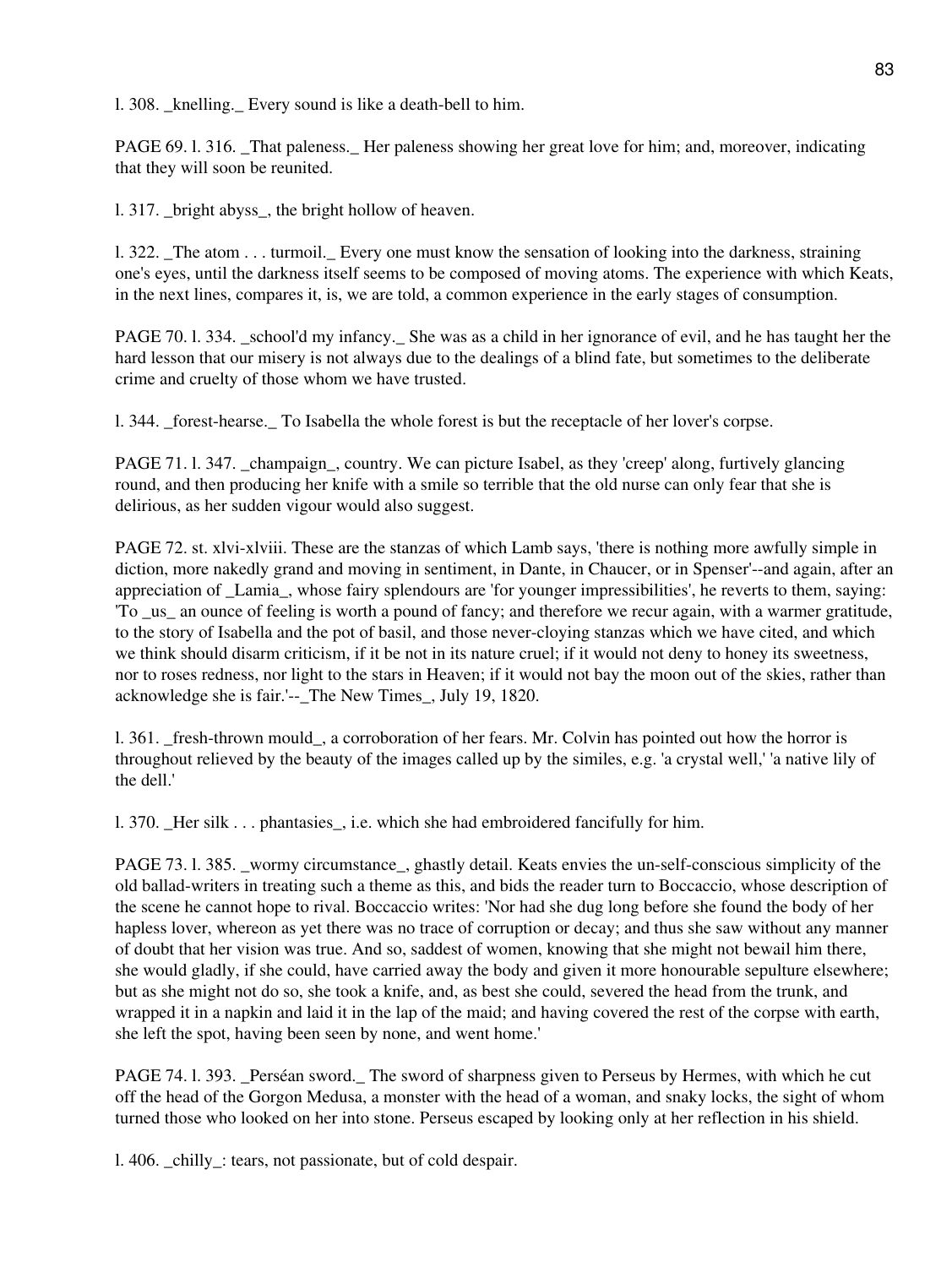l. 308. _knelling._ Every sound is like a death-bell to him.

PAGE 69. l. 316. _That paleness._ Her paleness showing her great love for him; and, moreover, indicating that they will soon be reunited.

l. 317. _bright abyss_, the bright hollow of heaven.

l. 322. _The atom . . . turmoil._ Every one must know the sensation of looking into the darkness, straining one's eyes, until the darkness itself seems to be composed of moving atoms. The experience with which Keats, in the next lines, compares it, is, we are told, a common experience in the early stages of consumption.

PAGE 70. l. 334. _school'd my infancy._ She was as a child in her ignorance of evil, and he has taught her the hard lesson that our misery is not always due to the dealings of a blind fate, but sometimes to the deliberate crime and cruelty of those whom we have trusted.

l. 344. _forest-hearse._ To Isabella the whole forest is but the receptacle of her lover's corpse.

PAGE 71. l. 347. _champaign_, country. We can picture Isabel, as they 'creep' along, furtively glancing round, and then producing her knife with a smile so terrible that the old nurse can only fear that she is delirious, as her sudden vigour would also suggest.

PAGE 72. st. xlvi-xlviii. These are the stanzas of which Lamb says, 'there is nothing more awfully simple in diction, more nakedly grand and moving in sentiment, in Dante, in Chaucer, or in Spenser'--and again, after an appreciation of _Lamia_, whose fairy splendours are 'for younger impressibilities', he reverts to them, saying: 'To _us_ an ounce of feeling is worth a pound of fancy; and therefore we recur again, with a warmer gratitude, to the story of Isabella and the pot of basil, and those never-cloying stanzas which we have cited, and which we think should disarm criticism, if it be not in its nature cruel; if it would not deny to honey its sweetness, nor to roses redness, nor light to the stars in Heaven; if it would not bay the moon out of the skies, rather than acknowledge she is fair.'--_The New Times_, July 19, 1820.

l. 361. _fresh-thrown mould_, a corroboration of her fears. Mr. Colvin has pointed out how the horror is throughout relieved by the beauty of the images called up by the similes, e.g. 'a crystal well,' 'a native lily of the dell.'

l. 370. _Her silk . . . phantasies_, i.e. which she had embroidered fancifully for him.

PAGE 73. l. 385. _wormy circumstance_, ghastly detail. Keats envies the un-self-conscious simplicity of the old ballad-writers in treating such a theme as this, and bids the reader turn to Boccaccio, whose description of the scene he cannot hope to rival. Boccaccio writes: 'Nor had she dug long before she found the body of her hapless lover, whereon as yet there was no trace of corruption or decay; and thus she saw without any manner of doubt that her vision was true. And so, saddest of women, knowing that she might not bewail him there, she would gladly, if she could, have carried away the body and given it more honourable sepulture elsewhere; but as she might not do so, she took a knife, and, as best she could, severed the head from the trunk, and wrapped it in a napkin and laid it in the lap of the maid; and having covered the rest of the corpse with earth, she left the spot, having been seen by none, and went home.'

PAGE 74. l. 393. _Perséan sword._ The sword of sharpness given to Perseus by Hermes, with which he cut off the head of the Gorgon Medusa, a monster with the head of a woman, and snaky locks, the sight of whom turned those who looked on her into stone. Perseus escaped by looking only at her reflection in his shield.

l. 406. _chilly_: tears, not passionate, but of cold despair.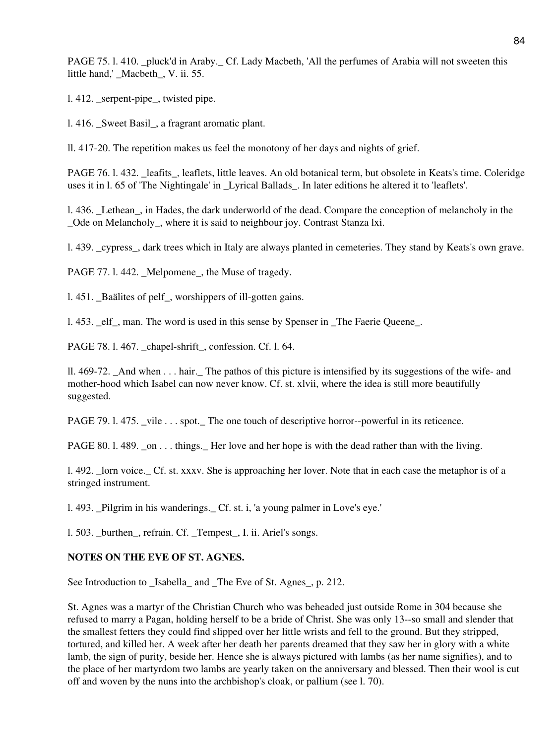PAGE 75. l. 410. _pluck'd in Araby._ Cf. Lady Macbeth, 'All the perfumes of Arabia will not sweeten this little hand,' _Macbeth_, V. ii. 55.

l. 412. _serpent-pipe_, twisted pipe.

l. 416. _Sweet Basil_, a fragrant aromatic plant.

ll. 417-20. The repetition makes us feel the monotony of her days and nights of grief.

PAGE 76. l. 432. _leafits_, leaflets, little leaves. An old botanical term, but obsolete in Keats's time. Coleridge uses it in l. 65 of 'The Nightingale' in _Lyrical Ballads_. In later editions he altered it to 'leaflets'.

l. 436. _Lethean_, in Hades, the dark underworld of the dead. Compare the conception of melancholy in the _Ode on Melancholy_, where it is said to neighbour joy. Contrast Stanza lxi.

l. 439. _cypress_, dark trees which in Italy are always planted in cemeteries. They stand by Keats's own grave.

PAGE 77. l. 442. _Melpomene_, the Muse of tragedy.

l. 451. _Baälites of pelf_, worshippers of ill-gotten gains.

l. 453. _elf_, man. The word is used in this sense by Spenser in _The Faerie Queene_.

PAGE 78. l. 467. _chapel-shrift_, confession. Cf. l. 64.

ll. 469-72. _And when . . . hair._ The pathos of this picture is intensified by its suggestions of the wife- and mother-hood which Isabel can now never know. Cf. st. xlvii, where the idea is still more beautifully suggested.

PAGE 79. l. 475. _vile . . . spot._ The one touch of descriptive horror--powerful in its reticence.

PAGE 80. l. 489. _on . . . things._ Her love and her hope is with the dead rather than with the living.

l. 492. _lorn voice._ Cf. st. xxxv. She is approaching her lover. Note that in each case the metaphor is of a stringed instrument.

l. 493. _Pilgrim in his wanderings._ Cf. st. i, 'a young palmer in Love's eye.'

l. 503. _burthen_, refrain. Cf. _Tempest_, I. ii. Ariel's songs.

**NOTES ON THE EVE OF ST. AGNES.**

See Introduction to _Isabella_ and _The Eve of St. Agnes_, p. 212.

St. Agnes was a martyr of the Christian Church who was beheaded just outside Rome in 304 because she refused to marry a Pagan, holding herself to be a bride of Christ. She was only 13--so small and slender that the smallest fetters they could find slipped over her little wrists and fell to the ground. But they stripped, tortured, and killed her. A week after her death her parents dreamed that they saw her in glory with a white lamb, the sign of purity, beside her. Hence she is always pictured with lambs (as her name signifies), and to the place of her martyrdom two lambs are yearly taken on the anniversary and blessed. Then their wool is cut off and woven by the nuns into the archbishop's cloak, or pallium (see l. 70).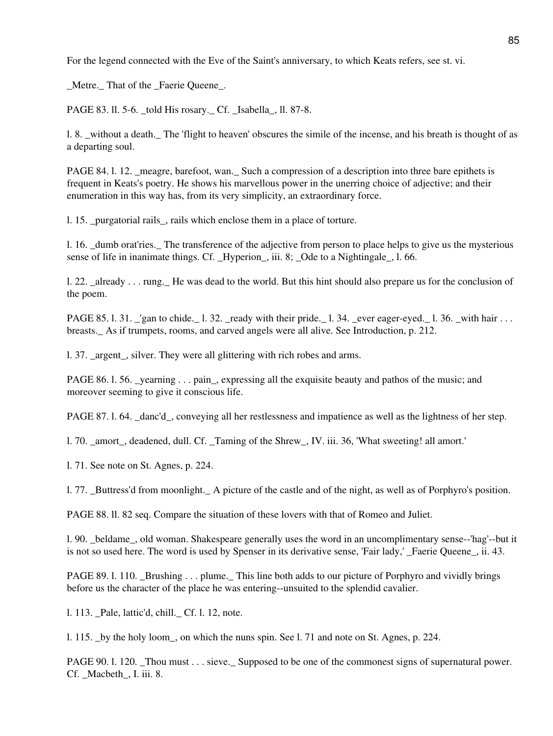For the legend connected with the Eve of the Saint's anniversary, to which Keats refers, see st. vi.

_Metre._ That of the _Faerie Queene_.

PAGE 83. ll. 5-6. _told His rosary._ Cf. _Isabella_, ll. 87-8.

l. 8. _without a death._ The 'flight to heaven' obscures the simile of the incense, and his breath is thought of as a departing soul.

PAGE 84. l. 12. _meagre, barefoot, wan._ Such a compression of a description into three bare epithets is frequent in Keats's poetry. He shows his marvellous power in the unerring choice of adjective; and their enumeration in this way has, from its very simplicity, an extraordinary force.

l. 15. _purgatorial rails_, rails which enclose them in a place of torture.

l. 16. _dumb orat'ries._ The transference of the adjective from person to place helps to give us the mysterious sense of life in inanimate things. Cf. _Hyperion_, iii. 8; _Ode to a Nightingale_, l. 66.

l. 22. _already . . . rung._ He was dead to the world. But this hint should also prepare us for the conclusion of the poem.

PAGE 85. l. 31. _'gan to chide._ l. 32. _ready with their pride._ l. 34. _ever eager-eyed._ l. 36. _with hair . . . breasts._ As if trumpets, rooms, and carved angels were all alive. See Introduction, p. 212.

l. 37. _argent_, silver. They were all glittering with rich robes and arms.

PAGE 86. l. 56. _yearning . . . pain_, expressing all the exquisite beauty and pathos of the music; and moreover seeming to give it conscious life.

PAGE 87. l. 64. _danc'd_, conveying all her restlessness and impatience as well as the lightness of her step.

l. 70. _amort_, deadened, dull. Cf. _Taming of the Shrew_, IV. iii. 36, 'What sweeting! all amort.'

l. 71. See note on St. Agnes, p. 224.

l. 77. _Buttress'd from moonlight._ A picture of the castle and of the night, as well as of Porphyro's position.

PAGE 88. ll. 82 seq. Compare the situation of these lovers with that of Romeo and Juliet.

l. 90. _beldame_, old woman. Shakespeare generally uses the word in an uncomplimentary sense--'hag'--but it is not so used here. The word is used by Spenser in its derivative sense, 'Fair lady,' _Faerie Queene_, ii. 43.

PAGE 89. l. 110. _Brushing . . . plume._ This line both adds to our picture of Porphyro and vividly brings before us the character of the place he was entering--unsuited to the splendid cavalier.

l. 113. _Pale, lattic'd, chill._ Cf. l. 12, note.

l. 115. _by the holy loom_, on which the nuns spin. See l. 71 and note on St. Agnes, p. 224.

PAGE 90. l. 120. _Thou must . . . sieve._ Supposed to be one of the commonest signs of supernatural power. Cf. _Macbeth_, I. iii. 8.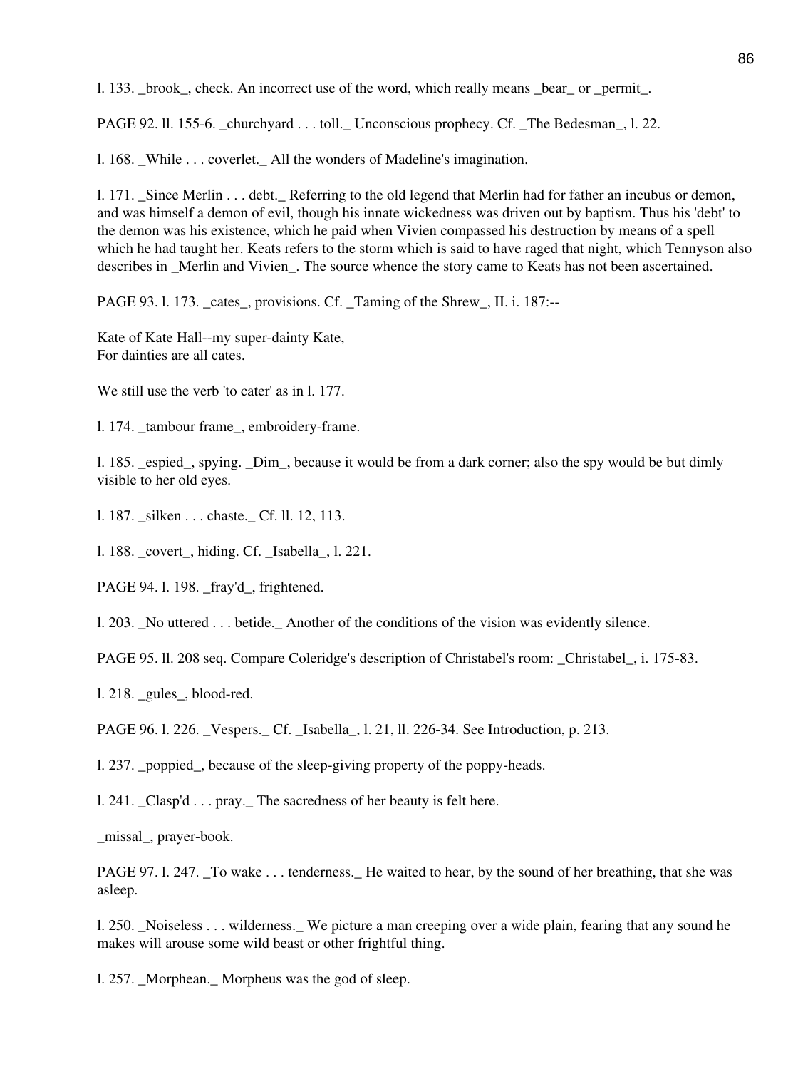l. 133. _brook_, check. An incorrect use of the word, which really means _bear_ or _permit_.

PAGE 92. ll. 155-6. _churchyard . . . toll._ Unconscious prophecy. Cf. _The Bedesman_, l. 22.

l. 168. _While . . . coverlet._ All the wonders of Madeline's imagination.

l. 171. _Since Merlin . . . debt._ Referring to the old legend that Merlin had for father an incubus or demon, and was himself a demon of evil, though his innate wickedness was driven out by baptism. Thus his 'debt' to the demon was his existence, which he paid when Vivien compassed his destruction by means of a spell which he had taught her. Keats refers to the storm which is said to have raged that night, which Tennyson also describes in _Merlin and Vivien_. The source whence the story came to Keats has not been ascertained.

PAGE 93. l. 173. _cates_, provisions. Cf. _Taming of the Shrew_, II. i. 187:--

Kate of Kate Hall--my super-dainty Kate,
For dainties are all cates.

We still use the verb 'to cater' as in l. 177.

l. 174. _tambour frame_, embroidery-frame.

l. 185. _espied_, spying. _Dim_, because it would be from a dark corner; also the spy would be but dimly visible to her old eyes.

l. 187. _silken . . . chaste._ Cf. ll. 12, 113.

l. 188. _covert_, hiding. Cf. _Isabella_, l. 221.

PAGE 94. l. 198. _fray'd_, frightened.

l. 203. _No uttered . . . betide._ Another of the conditions of the vision was evidently silence.

PAGE 95. ll. 208 seq. Compare Coleridge's description of Christabel's room: _Christabel_, i. 175-83.

l. 218. _gules_, blood-red.

PAGE 96. l. 226. _Vespers._ Cf. _Isabella_, l. 21, ll. 226-34. See Introduction, p. 213.

l. 237. _poppied_, because of the sleep-giving property of the poppy-heads.

l. 241. _Clasp'd . . . pray._ The sacredness of her beauty is felt here.

_missal_, prayer-book.

PAGE 97. l. 247. _To wake . . . tenderness._ He waited to hear, by the sound of her breathing, that she was asleep.

l. 250. _Noiseless . . . wilderness._ We picture a man creeping over a wide plain, fearing that any sound he makes will arouse some wild beast or other frightful thing.

l. 257. _Morphean._ Morpheus was the god of sleep.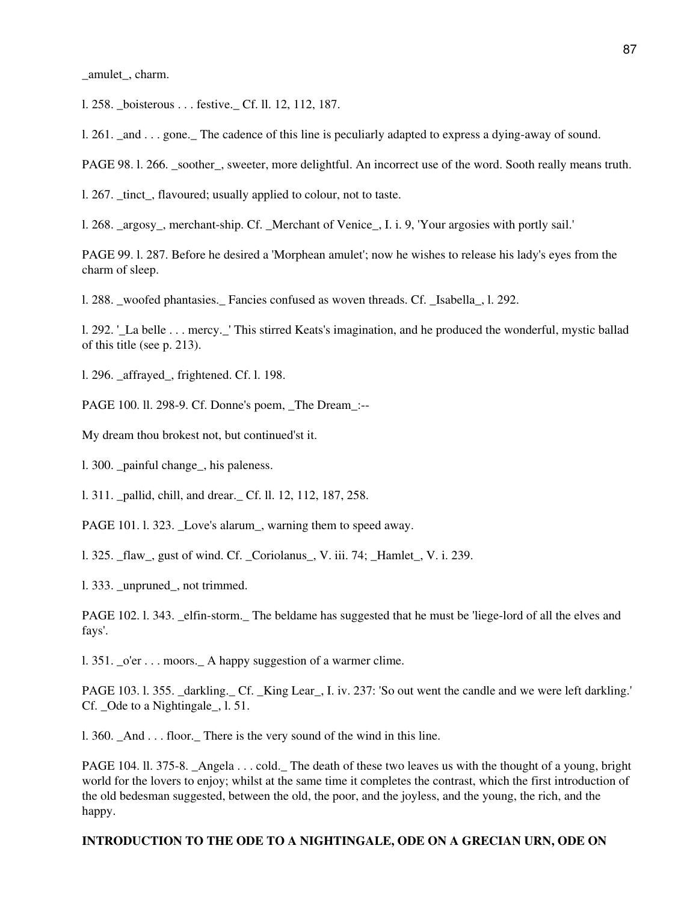_amulet_, charm.

l. 258. _boisterous . . . festive._ Cf. ll. 12, 112, 187.

l. 261. _and . . . gone._ The cadence of this line is peculiarly adapted to express a dying-away of sound.

PAGE 98. l. 266. _soother_, sweeter, more delightful. An incorrect use of the word. Sooth really means truth.

l. 267. _tinct_, flavoured; usually applied to colour, not to taste.

l. 268. _argosy_, merchant-ship. Cf. _Merchant of Venice_, I. i. 9, 'Your argosies with portly sail.'

PAGE 99. l. 287. Before he desired a 'Morphean amulet'; now he wishes to release his lady's eyes from the charm of sleep.

l. 288. _woofed phantasies._ Fancies confused as woven threads. Cf. _Isabella_, l. 292.

l. 292. '_La belle . . . mercy._' This stirred Keats's imagination, and he produced the wonderful, mystic ballad of this title (see p. 213).

l. 296. _affrayed_, frightened. Cf. l. 198.

PAGE 100. ll. 298-9. Cf. Donne's poem, _The Dream_:--

My dream thou brokest not, but continued'st it.

l. 300. _painful change_, his paleness.

l. 311. _pallid, chill, and drear._ Cf. ll. 12, 112, 187, 258.

PAGE 101. l. 323. _Love's alarum_, warning them to speed away.

l. 325. _flaw_, gust of wind. Cf. _Coriolanus_, V. iii. 74; _Hamlet_, V. i. 239.

l. 333. _unpruned_, not trimmed.

PAGE 102. l. 343. _elfin-storm._ The beldame has suggested that he must be 'liege-lord of all the elves and fays'.

l. 351. _o'er . . . moors._ A happy suggestion of a warmer clime.

PAGE 103. l. 355. _darkling._ Cf. _King Lear_, I. iv. 237: 'So out went the candle and we were left darkling.' Cf. _Ode to a Nightingale_, l. 51.

l. 360. _And . . . floor._ There is the very sound of the wind in this line.

PAGE 104. ll. 375-8. _Angela . . . cold._ The death of these two leaves us with the thought of a young, bright world for the lovers to enjoy; whilst at the same time it completes the contrast, which the first introduction of the old bedesman suggested, between the old, the poor, and the joyless, and the young, the rich, and the happy.

**INTRODUCTION TO THE ODE TO A NIGHTINGALE, ODE ON A GRECIAN URN, ODE ON**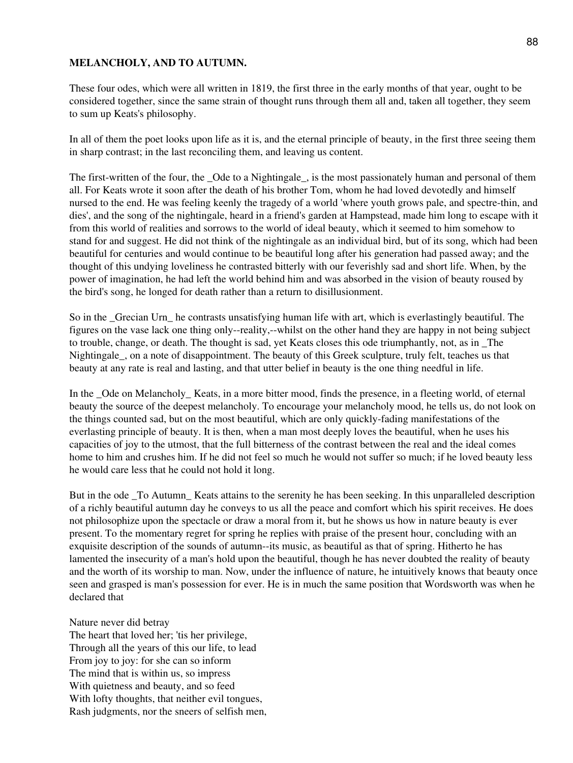**MELANCHOLY, AND TO AUTUMN.**

These four odes, which were all written in 1819, the first three in the early months of that year, ought to be considered together, since the same strain of thought runs through them all and, taken all together, they seem to sum up Keats's philosophy.

In all of them the poet looks upon life as it is, and the eternal principle of beauty, in the first three seeing them in sharp contrast; in the last reconciling them, and leaving us content.

The first-written of the four, the _Ode to a Nightingale_, is the most passionately human and personal of them all. For Keats wrote it soon after the death of his brother Tom, whom he had loved devotedly and himself nursed to the end. He was feeling keenly the tragedy of a world 'where youth grows pale, and spectre-thin, and dies', and the song of the nightingale, heard in a friend's garden at Hampstead, made him long to escape with it from this world of realities and sorrows to the world of ideal beauty, which it seemed to him somehow to stand for and suggest. He did not think of the nightingale as an individual bird, but of its song, which had been beautiful for centuries and would continue to be beautiful long after his generation had passed away; and the thought of this undying loveliness he contrasted bitterly with our feverishly sad and short life. When, by the power of imagination, he had left the world behind him and was absorbed in the vision of beauty roused by the bird's song, he longed for death rather than a return to disillusionment.

So in the _Grecian Urn_ he contrasts unsatisfying human life with art, which is everlastingly beautiful. The figures on the vase lack one thing only--reality,--whilst on the other hand they are happy in not being subject to trouble, change, or death. The thought is sad, yet Keats closes this ode triumphantly, not, as in _The Nightingale_, on a note of disappointment. The beauty of this Greek sculpture, truly felt, teaches us that beauty at any rate is real and lasting, and that utter belief in beauty is the one thing needful in life.

In the _Ode on Melancholy_ Keats, in a more bitter mood, finds the presence, in a fleeting world, of eternal beauty the source of the deepest melancholy. To encourage your melancholy mood, he tells us, do not look on the things counted sad, but on the most beautiful, which are only quickly-fading manifestations of the everlasting principle of beauty. It is then, when a man most deeply loves the beautiful, when he uses his capacities of joy to the utmost, that the full bitterness of the contrast between the real and the ideal comes home to him and crushes him. If he did not feel so much he would not suffer so much; if he loved beauty less he would care less that he could not hold it long.

But in the ode _To Autumn_ Keats attains to the serenity he has been seeking. In this unparalleled description of a richly beautiful autumn day he conveys to us all the peace and comfort which his spirit receives. He does not philosophize upon the spectacle or draw a moral from it, but he shows us how in nature beauty is ever present. To the momentary regret for spring he replies with praise of the present hour, concluding with an exquisite description of the sounds of autumn--its music, as beautiful as that of spring. Hitherto he has lamented the insecurity of a man's hold upon the beautiful, though he has never doubted the reality of beauty and the worth of its worship to man. Now, under the influence of nature, he intuitively knows that beauty once seen and grasped is man's possession for ever. He is in much the same position that Wordsworth was when he declared that

Nature never did betray  
The heart that loved her; 'tis her privilege,  
Through all the years of this our life, to lead  
From joy to joy: for she can so inform  
The mind that is within us, so impress  
With quietness and beauty, and so feed  
With lofty thoughts, that neither evil tongues,  
Rash judgments, nor the sneers of selfish men,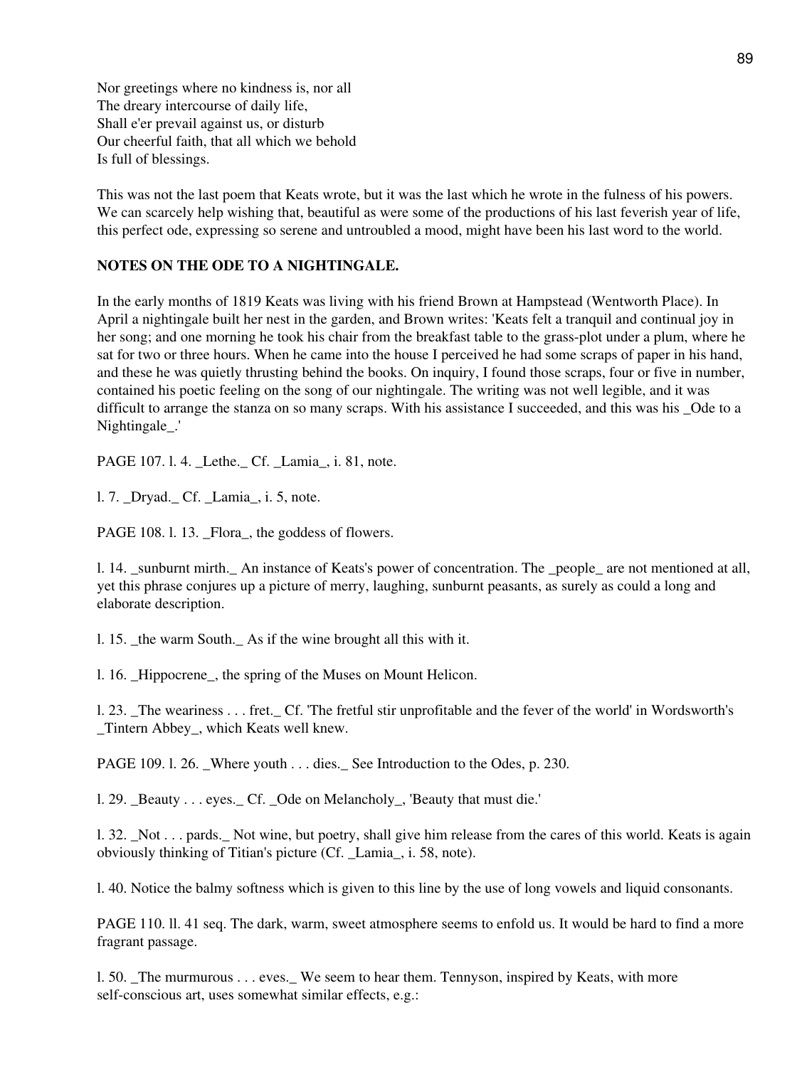Nor greetings where no kindness is, nor all
The dreary intercourse of daily life,
Shall e'er prevail against us, or disturb
Our cheerful faith, that all which we behold
Is full of blessings.

This was not the last poem that Keats wrote, but it was the last which he wrote in the fulness of his powers. We can scarcely help wishing that, beautiful as were some of the productions of his last feverish year of life, this perfect ode, expressing so serene and untroubled a mood, might have been his last word to the world.

**NOTES ON THE ODE TO A NIGHTINGALE.**

In the early months of 1819 Keats was living with his friend Brown at Hampstead (Wentworth Place). In April a nightingale built her nest in the garden, and Brown writes: 'Keats felt a tranquil and continual joy in her song; and one morning he took his chair from the breakfast table to the grass-plot under a plum, where he sat for two or three hours. When he came into the house I perceived he had some scraps of paper in his hand, and these he was quietly thrusting behind the books. On inquiry, I found those scraps, four or five in number, contained his poetic feeling on the song of our nightingale. The writing was not well legible, and it was difficult to arrange the stanza on so many scraps. With his assistance I succeeded, and this was his _Ode to a Nightingale_.'

PAGE 107. l. 4. _Lethe._ Cf. _Lamia_, i. 81, note.

l. 7. _Dryad._ Cf. _Lamia_, i. 5, note.

PAGE 108. l. 13. _Flora_, the goddess of flowers.

l. 14. _sunburnt mirth._ An instance of Keats's power of concentration. The _people_ are not mentioned at all, yet this phrase conjures up a picture of merry, laughing, sunburnt peasants, as surely as could a long and elaborate description.

l. 15. _the warm South._ As if the wine brought all this with it.

l. 16. _Hippocrene_, the spring of the Muses on Mount Helicon.

l. 23. _The weariness . . . fret._ Cf. 'The fretful stir unprofitable and the fever of the world' in Wordsworth's _Tintern Abbey_, which Keats well knew.

PAGE 109. l. 26. _Where youth . . . dies._ See Introduction to the Odes, p. 230.

l. 29. _Beauty . . . eyes._ Cf. _Ode on Melancholy_, 'Beauty that must die.'

l. 32. _Not . . . pards._ Not wine, but poetry, shall give him release from the cares of this world. Keats is again obviously thinking of Titian's picture (Cf. _Lamia_, i. 58, note).

l. 40. Notice the balmy softness which is given to this line by the use of long vowels and liquid consonants.

PAGE 110. ll. 41 seq. The dark, warm, sweet atmosphere seems to enfold us. It would be hard to find a more fragrant passage.

l. 50. _The murmurous . . . eves._ We seem to hear them. Tennyson, inspired by Keats, with more self-conscious art, uses somewhat similar effects, e.g.: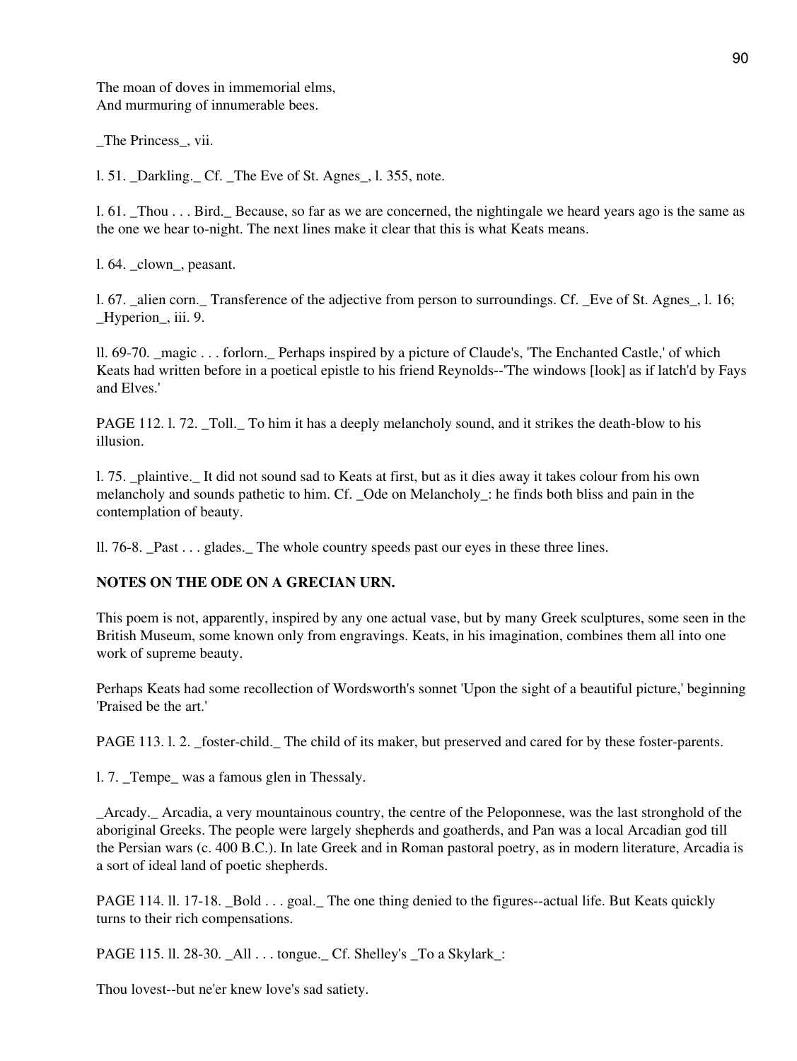The moan of doves in immemorial elms,
And murmuring of innumerable bees.

_The Princess_, vii.

l. 51. _Darkling._ Cf. _The Eve of St. Agnes_, l. 355, note.

l. 61. _Thou . . . Bird._ Because, so far as we are concerned, the nightingale we heard years ago is the same as the one we hear to-night. The next lines make it clear that this is what Keats means.

l. 64. _clown_, peasant.

l. 67. _alien corn._ Transference of the adjective from person to surroundings. Cf. _Eve of St. Agnes_, l. 16; _Hyperion_, iii. 9.

ll. 69-70. _magic . . . forlorn._ Perhaps inspired by a picture of Claude's, 'The Enchanted Castle,' of which Keats had written before in a poetical epistle to his friend Reynolds--'The windows [look] as if latch'd by Fays and Elves.'

PAGE 112. l. 72. _Toll._ To him it has a deeply melancholy sound, and it strikes the death-blow to his illusion.

l. 75. _plaintive._ It did not sound sad to Keats at first, but as it dies away it takes colour from his own melancholy and sounds pathetic to him. Cf. _Ode on Melancholy_: he finds both bliss and pain in the contemplation of beauty.

ll. 76-8. _Past . . . glades._ The whole country speeds past our eyes in these three lines.

**NOTES ON THE ODE ON A GRECIAN URN.**

This poem is not, apparently, inspired by any one actual vase, but by many Greek sculptures, some seen in the British Museum, some known only from engravings. Keats, in his imagination, combines them all into one work of supreme beauty.

Perhaps Keats had some recollection of Wordsworth's sonnet 'Upon the sight of a beautiful picture,' beginning 'Praised be the art.'

PAGE 113. l. 2. _foster-child._ The child of its maker, but preserved and cared for by these foster-parents.

l. 7. _Tempe_ was a famous glen in Thessaly.

_Arcady._ Arcadia, a very mountainous country, the centre of the Peloponnese, was the last stronghold of the aboriginal Greeks. The people were largely shepherds and goatherds, and Pan was a local Arcadian god till the Persian wars (c. 400 B.C.). In late Greek and in Roman pastoral poetry, as in modern literature, Arcadia is a sort of ideal land of poetic shepherds.

PAGE 114. ll. 17-18. _Bold . . . goal._ The one thing denied to the figures--actual life. But Keats quickly turns to their rich compensations.

PAGE 115. ll. 28-30. _All . . . tongue._ Cf. Shelley's _To a Skylark_:

Thou lovest--but ne'er knew love's sad satiety.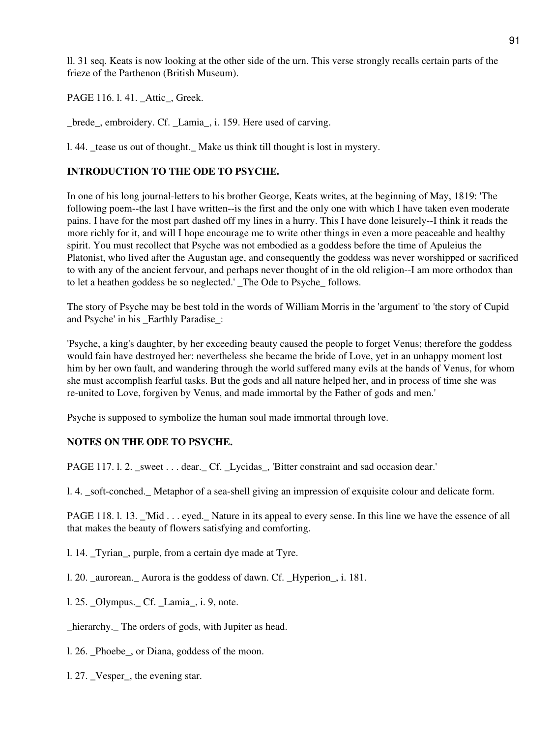ll. 31 seq. Keats is now looking at the other side of the urn. This verse strongly recalls certain parts of the frieze of the Parthenon (British Museum).

PAGE 116. l. 41. _Attic_, Greek.

_brede_, embroidery. Cf. _Lamia_, i. 159. Here used of carving.

l. 44. _tease us out of thought._ Make us think till thought is lost in mystery.

## INTRODUCTION TO THE ODE TO PSYCHE.

In one of his long journal-letters to his brother George, Keats writes, at the beginning of May, 1819: 'The following poem--the last I have written--is the first and the only one with which I have taken even moderate pains. I have for the most part dashed off my lines in a hurry. This I have done leisurely--I think it reads the more richly for it, and will I hope encourage me to write other things in even a more peaceable and healthy spirit. You must recollect that Psyche was not embodied as a goddess before the time of Apuleius the Platonist, who lived after the Augustan age, and consequently the goddess was never worshipped or sacrificed to with any of the ancient fervour, and perhaps never thought of in the old religion--I am more orthodox than to let a heathen goddess be so neglected.' _The Ode to Psyche_ follows.

The story of Psyche may be best told in the words of William Morris in the 'argument' to 'the story of Cupid and Psyche' in his _Earthly Paradise_:

'Psyche, a king's daughter, by her exceeding beauty caused the people to forget Venus; therefore the goddess would fain have destroyed her: nevertheless she became the bride of Love, yet in an unhappy moment lost him by her own fault, and wandering through the world suffered many evils at the hands of Venus, for whom she must accomplish fearful tasks. But the gods and all nature helped her, and in process of time she was re-united to Love, forgiven by Venus, and made immortal by the Father of gods and men.'

Psyche is supposed to symbolize the human soul made immortal through love.

## NOTES ON THE ODE TO PSYCHE.

PAGE 117. l. 2. _sweet . . . dear._ Cf. _Lycidas_, 'Bitter constraint and sad occasion dear.'

l. 4. _soft-conched._ Metaphor of a sea-shell giving an impression of exquisite colour and delicate form.

PAGE 118. l. 13. _'Mid . . . eyed._ Nature in its appeal to every sense. In this line we have the essence of all that makes the beauty of flowers satisfying and comforting.

l. 14. _Tyrian_, purple, from a certain dye made at Tyre.

l. 20. _aurorean._ Aurora is the goddess of dawn. Cf. _Hyperion_, i. 181.

l. 25. _Olympus._ Cf. _Lamia_, i. 9, note.

_hierarchy._ The orders of gods, with Jupiter as head.

l. 26. _Phoebe_, or Diana, goddess of the moon.

l. 27. _Vesper_, the evening star.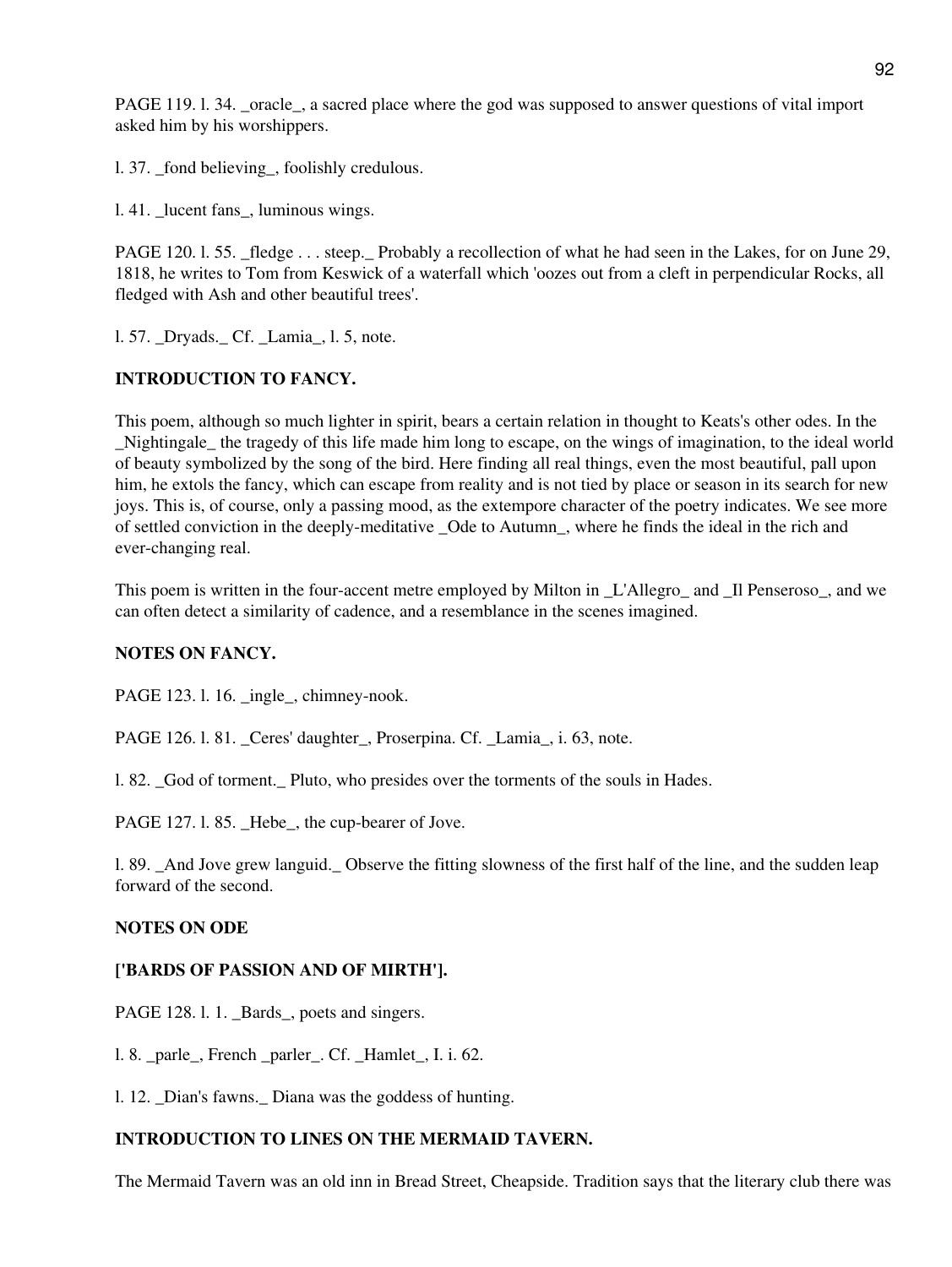PAGE 119. l. 34. _oracle_, a sacred place where the god was supposed to answer questions of vital import asked him by his worshippers.

l. 37. _fond believing_, foolishly credulous.

l. 41. _lucent fans_, luminous wings.

PAGE 120. l. 55. _fledge . . . steep._ Probably a recollection of what he had seen in the Lakes, for on June 29, 1818, he writes to Tom from Keswick of a waterfall which 'oozes out from a cleft in perpendicular Rocks, all fledged with Ash and other beautiful trees'.

l. 57. _Dryads._ Cf. _Lamia_, l. 5, note.

**INTRODUCTION TO FANCY.**

This poem, although so much lighter in spirit, bears a certain relation in thought to Keats's other odes. In the _Nightingale_ the tragedy of this life made him long to escape, on the wings of imagination, to the ideal world of beauty symbolized by the song of the bird. Here finding all real things, even the most beautiful, pall upon him, he extols the fancy, which can escape from reality and is not tied by place or season in its search for new joys. This is, of course, only a passing mood, as the extempore character of the poetry indicates. We see more of settled conviction in the deeply-meditative _Ode to Autumn_, where he finds the ideal in the rich and ever-changing real.

This poem is written in the four-accent metre employed by Milton in _L'Allegro_ and _Il Penseroso_, and we can often detect a similarity of cadence, and a resemblance in the scenes imagined.

**NOTES ON FANCY.**

PAGE 123. l. 16. _ingle_, chimney-nook.

PAGE 126. l. 81. _Ceres' daughter_, Proserpina. Cf. _Lamia_, i. 63, note.

l. 82. _God of torment._ Pluto, who presides over the torments of the souls in Hades.

PAGE 127. l. 85. _Hebe_, the cup-bearer of Jove.

l. 89. _And Jove grew languid._ Observe the fitting slowness of the first half of the line, and the sudden leap forward of the second.

**NOTES ON ODE**

**['BARDS OF PASSION AND OF MIRTH'].**

PAGE 128. l. 1. _Bards_, poets and singers.

l. 8. _parle_, French _parler_. Cf. _Hamlet_, I. i. 62.

l. 12. _Dian's fawns._ Diana was the goddess of hunting.

**INTRODUCTION TO LINES ON THE MERMAID TAVERN.**

The Mermaid Tavern was an old inn in Bread Street, Cheapside. Tradition says that the literary club there was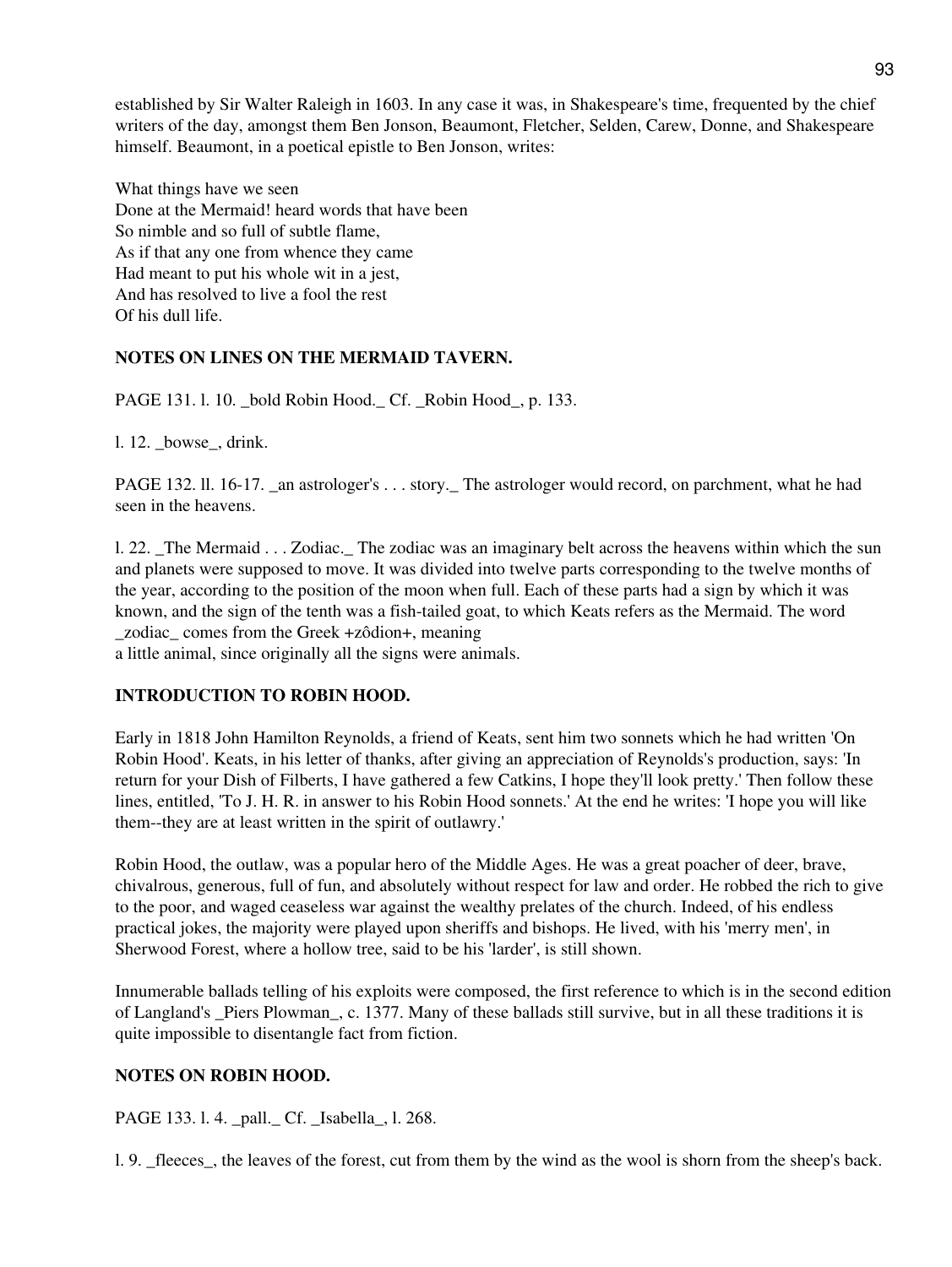established by Sir Walter Raleigh in 1603. In any case it was, in Shakespeare's time, frequented by the chief writers of the day, amongst them Ben Jonson, Beaumont, Fletcher, Selden, Carew, Donne, and Shakespeare himself. Beaumont, in a poetical epistle to Ben Jonson, writes:

What things have we seen  
Done at the Mermaid! heard words that have been  
So nimble and so full of subtle flame,  
As if that any one from whence they came  
Had meant to put his whole wit in a jest,  
And has resolved to live a fool the rest  
Of his dull life.

### NOTES ON LINES ON THE MERMAID TAVERN.

PAGE 131. l. 10. _bold Robin Hood._ Cf. _Robin Hood_, p. 133.

l. 12. _bowse_, drink.

PAGE 132. ll. 16-17. _an astrologer's . . . story._ The astrologer would record, on parchment, what he had seen in the heavens.

l. 22. _The Mermaid . . . Zodiac._ The zodiac was an imaginary belt across the heavens within which the sun and planets were supposed to move. It was divided into twelve parts corresponding to the twelve months of the year, according to the position of the moon when full. Each of these parts had a sign by which it was known, and the sign of the tenth was a fish-tailed goat, to which Keats refers as the Mermaid. The word _zodiac_ comes from the Greek +zôdion+, meaning a little animal, since originally all the signs were animals.

### INTRODUCTION TO ROBIN HOOD.

Early in 1818 John Hamilton Reynolds, a friend of Keats, sent him two sonnets which he had written 'On Robin Hood'. Keats, in his letter of thanks, after giving an appreciation of Reynolds's production, says: 'In return for your Dish of Filberts, I have gathered a few Catkins, I hope they'll look pretty.' Then follow these lines, entitled, 'To J. H. R. in answer to his Robin Hood sonnets.' At the end he writes: 'I hope you will like them--they are at least written in the spirit of outlawry.'

Robin Hood, the outlaw, was a popular hero of the Middle Ages. He was a great poacher of deer, brave, chivalrous, generous, full of fun, and absolutely without respect for law and order. He robbed the rich to give to the poor, and waged ceaseless war against the wealthy prelates of the church. Indeed, of his endless practical jokes, the majority were played upon sheriffs and bishops. He lived, with his 'merry men', in Sherwood Forest, where a hollow tree, said to be his 'larder', is still shown.

Innumerable ballads telling of his exploits were composed, the first reference to which is in the second edition of Langland's _Piers Plowman_, c. 1377. Many of these ballads still survive, but in all these traditions it is quite impossible to disentangle fact from fiction.

### NOTES ON ROBIN HOOD.

PAGE 133. l. 4. _pall._ Cf. _Isabella_, l. 268.

l. 9. _fleeces_, the leaves of the forest, cut from them by the wind as the wool is shorn from the sheep's back.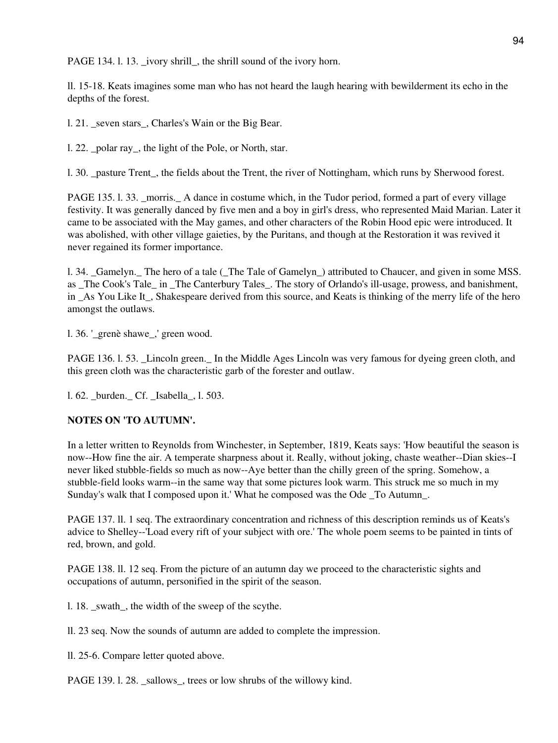PAGE 134. l. 13. _ivory shrill_, the shrill sound of the ivory horn.

ll. 15-18. Keats imagines some man who has not heard the laugh hearing with bewilderment its echo in the depths of the forest.

l. 21. _seven stars_, Charles's Wain or the Big Bear.

l. 22. _polar ray_, the light of the Pole, or North, star.

l. 30. _pasture Trent_, the fields about the Trent, the river of Nottingham, which runs by Sherwood forest.

PAGE 135. l. 33. _morris._ A dance in costume which, in the Tudor period, formed a part of every village festivity. It was generally danced by five men and a boy in girl's dress, who represented Maid Marian. Later it came to be associated with the May games, and other characters of the Robin Hood epic were introduced. It was abolished, with other village gaieties, by the Puritans, and though at the Restoration it was revived it never regained its former importance.

l. 34. _Gamelyn._ The hero of a tale (_The Tale of Gamelyn_) attributed to Chaucer, and given in some MSS. as _The Cook's Tale_ in _The Canterbury Tales_. The story of Orlando's ill-usage, prowess, and banishment, in _As You Like It_, Shakespeare derived from this source, and Keats is thinking of the merry life of the hero amongst the outlaws.

l. 36. '_grenè shawe_,' green wood.

PAGE 136. l. 53. _Lincoln green._ In the Middle Ages Lincoln was very famous for dyeing green cloth, and this green cloth was the characteristic garb of the forester and outlaw.

l. 62. _burden._ Cf. _Isabella_, l. 503.

**NOTES ON 'TO AUTUMN'.**

In a letter written to Reynolds from Winchester, in September, 1819, Keats says: 'How beautiful the season is now--How fine the air. A temperate sharpness about it. Really, without joking, chaste weather--Dian skies--I never liked stubble-fields so much as now--Aye better than the chilly green of the spring. Somehow, a stubble-field looks warm--in the same way that some pictures look warm. This struck me so much in my Sunday's walk that I composed upon it.' What he composed was the Ode _To Autumn_.

PAGE 137. ll. 1 seq. The extraordinary concentration and richness of this description reminds us of Keats's advice to Shelley--'Load every rift of your subject with ore.' The whole poem seems to be painted in tints of red, brown, and gold.

PAGE 138. ll. 12 seq. From the picture of an autumn day we proceed to the characteristic sights and occupations of autumn, personified in the spirit of the season.

l. 18. _swath_, the width of the sweep of the scythe.

ll. 23 seq. Now the sounds of autumn are added to complete the impression.

ll. 25-6. Compare letter quoted above.

PAGE 139. l. 28. _sallows_, trees or low shrubs of the willowy kind.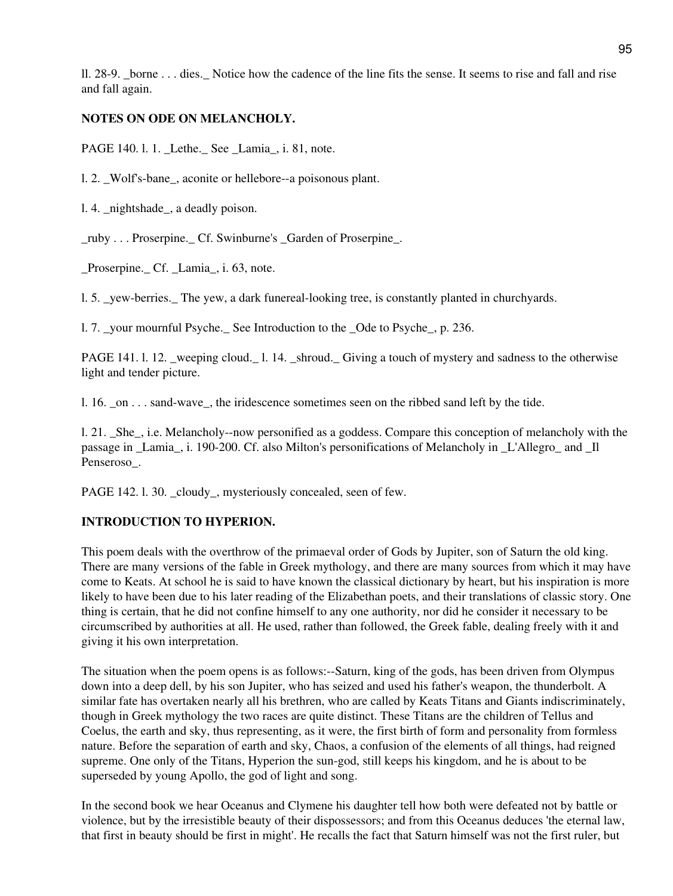ll. 28-9. _borne . . . dies._ Notice how the cadence of the line fits the sense. It seems to rise and fall and rise and fall again.

**NOTES ON ODE ON MELANCHOLY.**

PAGE 140. l. 1. _Lethe._ See _Lamia_, i. 81, note.

l. 2. _Wolf's-bane_, aconite or hellebore--a poisonous plant.

l. 4. _nightshade_, a deadly poison.

_ruby . . . Proserpine._ Cf. Swinburne's _Garden of Proserpine_.

_Proserpine._ Cf. _Lamia_, i. 63, note.

l. 5. _yew-berries._ The yew, a dark funereal-looking tree, is constantly planted in churchyards.

l. 7. _your mournful Psyche._ See Introduction to the _Ode to Psyche_, p. 236.

PAGE 141. l. 12. _weeping cloud._ l. 14. _shroud._ Giving a touch of mystery and sadness to the otherwise light and tender picture.

l. 16. _on . . . sand-wave_, the iridescence sometimes seen on the ribbed sand left by the tide.

l. 21. _She_, i.e. Melancholy--now personified as a goddess. Compare this conception of melancholy with the passage in _Lamia_, i. 190-200. Cf. also Milton's personifications of Melancholy in _L'Allegro_ and _Il Penseroso_.

PAGE 142. l. 30. _cloudy_, mysteriously concealed, seen of few.

**INTRODUCTION TO HYPERION.**

This poem deals with the overthrow of the primaeval order of Gods by Jupiter, son of Saturn the old king. There are many versions of the fable in Greek mythology, and there are many sources from which it may have come to Keats. At school he is said to have known the classical dictionary by heart, but his inspiration is more likely to have been due to his later reading of the Elizabethan poets, and their translations of classic story. One thing is certain, that he did not confine himself to any one authority, nor did he consider it necessary to be circumscribed by authorities at all. He used, rather than followed, the Greek fable, dealing freely with it and giving it his own interpretation.

The situation when the poem opens is as follows:--Saturn, king of the gods, has been driven from Olympus down into a deep dell, by his son Jupiter, who has seized and used his father's weapon, the thunderbolt. A similar fate has overtaken nearly all his brethren, who are called by Keats Titans and Giants indiscriminately, though in Greek mythology the two races are quite distinct. These Titans are the children of Tellus and Coelus, the earth and sky, thus representing, as it were, the first birth of form and personality from formless nature. Before the separation of earth and sky, Chaos, a confusion of the elements of all things, had reigned supreme. One only of the Titans, Hyperion the sun-god, still keeps his kingdom, and he is about to be superseded by young Apollo, the god of light and song.

In the second book we hear Oceanus and Clymene his daughter tell how both were defeated not by battle or violence, but by the irresistible beauty of their dispossessors; and from this Oceanus deduces 'the eternal law, that first in beauty should be first in might'. He recalls the fact that Saturn himself was not the first ruler, but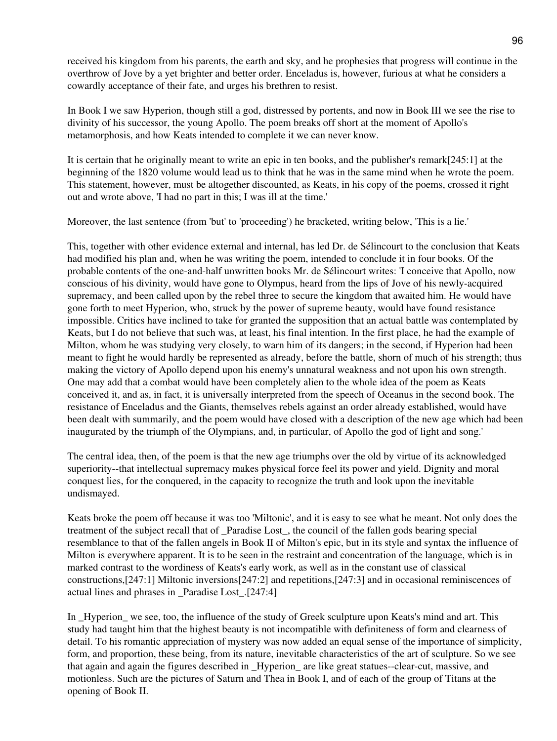received his kingdom from his parents, the earth and sky, and he prophesies that progress will continue in the overthrow of Jove by a yet brighter and better order. Enceladus is, however, furious at what he considers a cowardly acceptance of their fate, and urges his brethren to resist.

In Book I we saw Hyperion, though still a god, distressed by portents, and now in Book III we see the rise to divinity of his successor, the young Apollo. The poem breaks off short at the moment of Apollo's metamorphosis, and how Keats intended to complete it we can never know.

It is certain that he originally meant to write an epic in ten books, and the publisher's remark[245:1] at the beginning of the 1820 volume would lead us to think that he was in the same mind when he wrote the poem. This statement, however, must be altogether discounted, as Keats, in his copy of the poems, crossed it right out and wrote above, 'I had no part in this; I was ill at the time.'

Moreover, the last sentence (from 'but' to 'proceeding') he bracketed, writing below, 'This is a lie.'

This, together with other evidence external and internal, has led Dr. de Sélincourt to the conclusion that Keats had modified his plan and, when he was writing the poem, intended to conclude it in four books. Of the probable contents of the one-and-half unwritten books Mr. de Sélincourt writes: 'I conceive that Apollo, now conscious of his divinity, would have gone to Olympus, heard from the lips of Jove of his newly-acquired supremacy, and been called upon by the rebel three to secure the kingdom that awaited him. He would have gone forth to meet Hyperion, who, struck by the power of supreme beauty, would have found resistance impossible. Critics have inclined to take for granted the supposition that an actual battle was contemplated by Keats, but I do not believe that such was, at least, his final intention. In the first place, he had the example of Milton, whom he was studying very closely, to warn him of its dangers; in the second, if Hyperion had been meant to fight he would hardly be represented as already, before the battle, shorn of much of his strength; thus making the victory of Apollo depend upon his enemy's unnatural weakness and not upon his own strength. One may add that a combat would have been completely alien to the whole idea of the poem as Keats conceived it, and as, in fact, it is universally interpreted from the speech of Oceanus in the second book. The resistance of Enceladus and the Giants, themselves rebels against an order already established, would have been dealt with summarily, and the poem would have closed with a description of the new age which had been inaugurated by the triumph of the Olympians, and, in particular, of Apollo the god of light and song.'

The central idea, then, of the poem is that the new age triumphs over the old by virtue of its acknowledged superiority--that intellectual supremacy makes physical force feel its power and yield. Dignity and moral conquest lies, for the conquered, in the capacity to recognize the truth and look upon the inevitable undismayed.

Keats broke the poem off because it was too 'Miltonic', and it is easy to see what he meant. Not only does the treatment of the subject recall that of _Paradise Lost_, the council of the fallen gods bearing special resemblance to that of the fallen angels in Book II of Milton's epic, but in its style and syntax the influence of Milton is everywhere apparent. It is to be seen in the restraint and concentration of the language, which is in marked contrast to the wordiness of Keats's early work, as well as in the constant use of classical constructions,[247:1] Miltonic inversions[247:2] and repetitions,[247:3] and in occasional reminiscences of actual lines and phrases in _Paradise Lost_.[247:4]

In _Hyperion_ we see, too, the influence of the study of Greek sculpture upon Keats's mind and art. This study had taught him that the highest beauty is not incompatible with definiteness of form and clearness of detail. To his romantic appreciation of mystery was now added an equal sense of the importance of simplicity, form, and proportion, these being, from its nature, inevitable characteristics of the art of sculpture. So we see that again and again the figures described in _Hyperion_ are like great statues--clear-cut, massive, and motionless. Such are the pictures of Saturn and Thea in Book I, and of each of the group of Titans at the opening of Book II.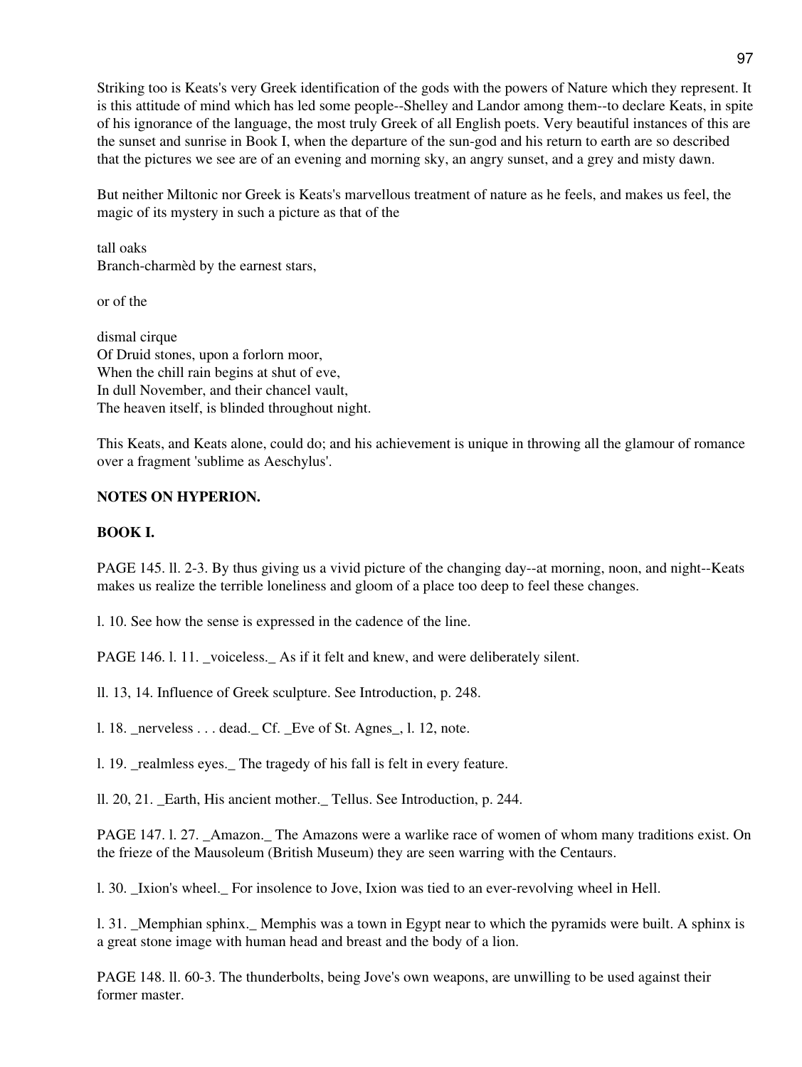Striking too is Keats's very Greek identification of the gods with the powers of Nature which they represent. It is this attitude of mind which has led some people--Shelley and Landor among them--to declare Keats, in spite of his ignorance of the language, the most truly Greek of all English poets. Very beautiful instances of this are the sunset and sunrise in Book I, when the departure of the sun-god and his return to earth are so described that the pictures we see are of an evening and morning sky, an angry sunset, and a grey and misty dawn.

But neither Miltonic nor Greek is Keats's marvellous treatment of nature as he feels, and makes us feel, the magic of its mystery in such a picture as that of the

tall oaks  
Branch-charmèd by the earnest stars,

or of the

dismal cirque  
Of Druid stones, upon a forlorn moor,  
When the chill rain begins at shut of eve,  
In dull November, and their chancel vault,  
The heaven itself, is blinded throughout night.

This Keats, and Keats alone, could do; and his achievement is unique in throwing all the glamour of romance over a fragment 'sublime as Aeschylus'.

**NOTES ON HYPERION.**

**BOOK I.**

PAGE 145. ll. 2-3. By thus giving us a vivid picture of the changing day--at morning, noon, and night--Keats makes us realize the terrible loneliness and gloom of a place too deep to feel these changes.

l. 10. See how the sense is expressed in the cadence of the line.

PAGE 146. l. 11. _voiceless._ As if it felt and knew, and were deliberately silent.

ll. 13, 14. Influence of Greek sculpture. See Introduction, p. 248.

l. 18. _nerveless . . . dead._ Cf. _Eve of St. Agnes_, l. 12, note.

l. 19. _realmless eyes._ The tragedy of his fall is felt in every feature.

ll. 20, 21. _Earth, His ancient mother._ Tellus. See Introduction, p. 244.

PAGE 147. l. 27. _Amazon._ The Amazons were a warlike race of women of whom many traditions exist. On the frieze of the Mausoleum (British Museum) they are seen warring with the Centaurs.

l. 30. _Ixion's wheel._ For insolence to Jove, Ixion was tied to an ever-revolving wheel in Hell.

l. 31. _Memphian sphinx._ Memphis was a town in Egypt near to which the pyramids were built. A sphinx is a great stone image with human head and breast and the body of a lion.

PAGE 148. ll. 60-3. The thunderbolts, being Jove's own weapons, are unwilling to be used against their former master.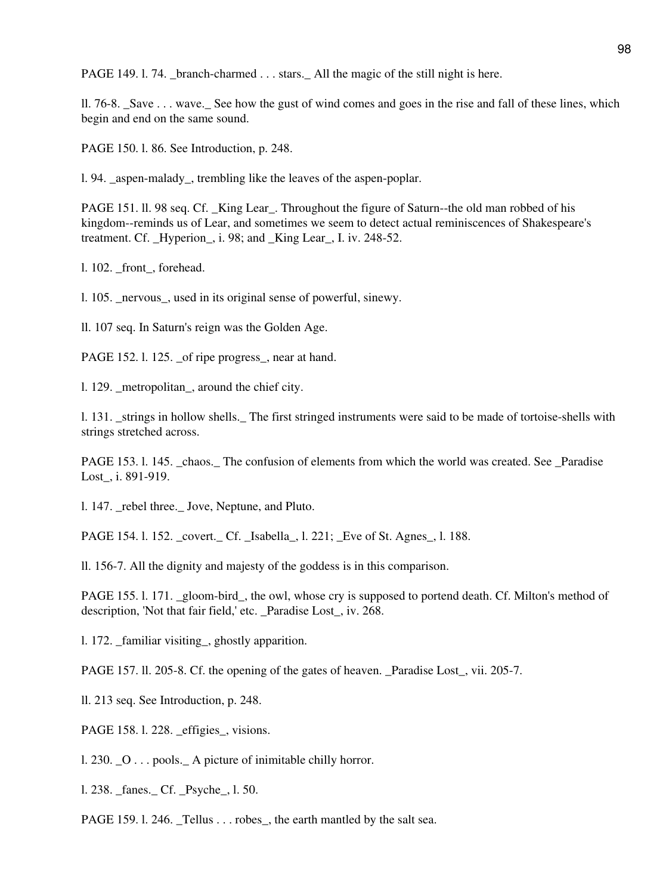PAGE 149. l. 74. _branch-charmed . . . stars._ All the magic of the still night is here.

ll. 76-8. _Save . . . wave._ See how the gust of wind comes and goes in the rise and fall of these lines, which begin and end on the same sound.

PAGE 150. l. 86. See Introduction, p. 248.

l. 94. _aspen-malady_, trembling like the leaves of the aspen-poplar.

PAGE 151. ll. 98 seq. Cf. _King Lear_. Throughout the figure of Saturn--the old man robbed of his kingdom--reminds us of Lear, and sometimes we seem to detect actual reminiscences of Shakespeare's treatment. Cf. _Hyperion_, i. 98; and _King Lear_, I. iv. 248-52.

l. 102. _front_, forehead.

l. 105. _nervous_, used in its original sense of powerful, sinewy.

ll. 107 seq. In Saturn's reign was the Golden Age.

PAGE 152. l. 125. _of ripe progress_, near at hand.

l. 129. _metropolitan_, around the chief city.

l. 131. _strings in hollow shells._ The first stringed instruments were said to be made of tortoise-shells with strings stretched across.

PAGE 153. l. 145. _chaos._ The confusion of elements from which the world was created. See _Paradise Lost_, i. 891-919.

l. 147. _rebel three._ Jove, Neptune, and Pluto.

PAGE 154. l. 152. _covert._ Cf. _Isabella_, l. 221; _Eve of St. Agnes_, l. 188.

ll. 156-7. All the dignity and majesty of the goddess is in this comparison.

PAGE 155. l. 171. _gloom-bird_, the owl, whose cry is supposed to portend death. Cf. Milton's method of description, 'Not that fair field,' etc. _Paradise Lost_, iv. 268.

l. 172. _familiar visiting_, ghostly apparition.

PAGE 157. ll. 205-8. Cf. the opening of the gates of heaven. _Paradise Lost_, vii. 205-7.

ll. 213 seq. See Introduction, p. 248.

PAGE 158. l. 228. _effigies_, visions.

l. 230. _O . . . pools._ A picture of inimitable chilly horror.

l. 238. _fanes._ Cf. _Psyche_, l. 50.

PAGE 159. l. 246. _Tellus . . . robes_, the earth mantled by the salt sea.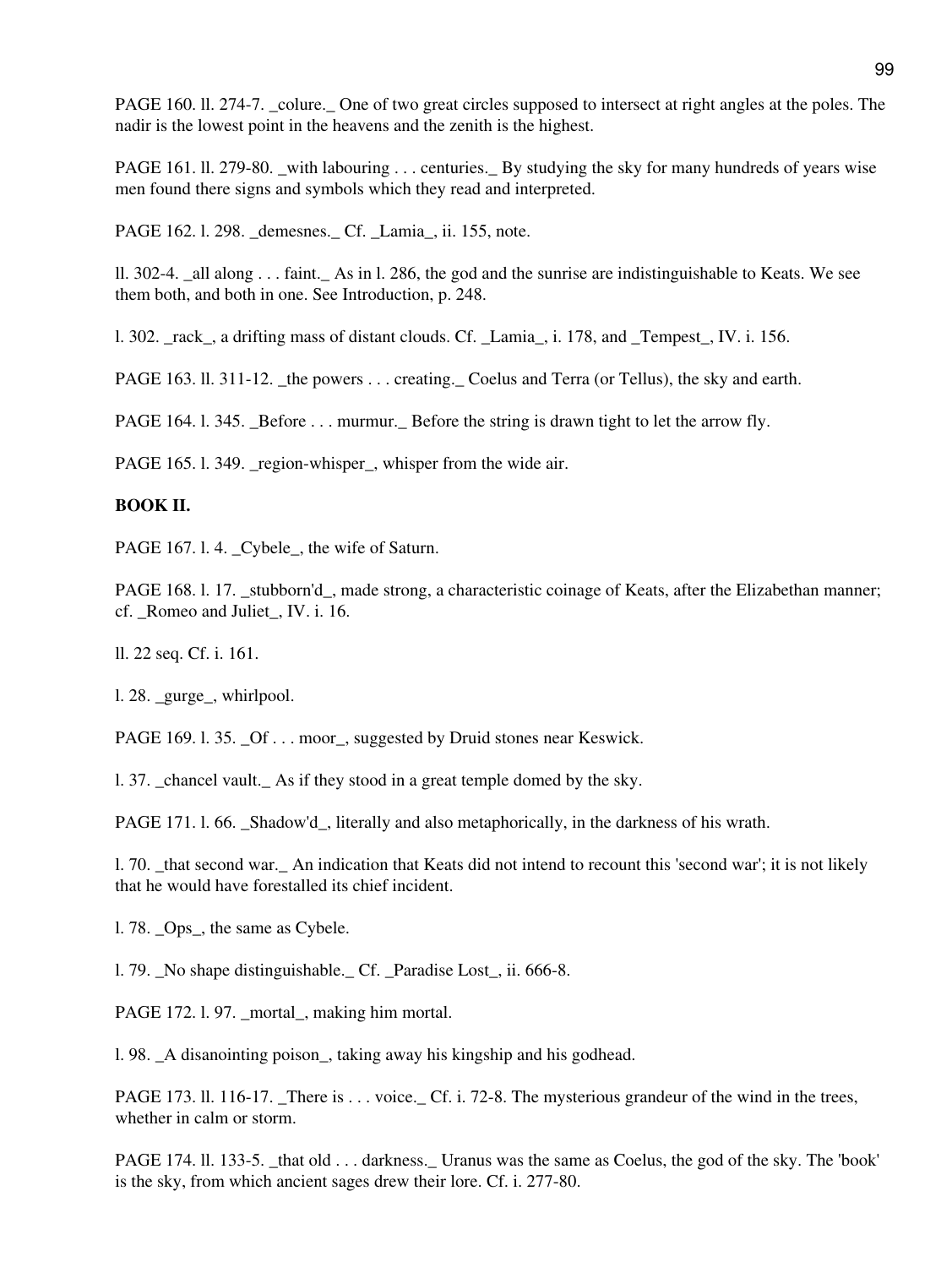PAGE 160. ll. 274-7. _colure._ One of two great circles supposed to intersect at right angles at the poles. The nadir is the lowest point in the heavens and the zenith is the highest.

PAGE 161. ll. 279-80. _with labouring . . . centuries._ By studying the sky for many hundreds of years wise men found there signs and symbols which they read and interpreted.

PAGE 162. l. 298. _demesnes._ Cf. _Lamia_, ii. 155, note.

ll. 302-4. _all along . . . faint._ As in l. 286, the god and the sunrise are indistinguishable to Keats. We see them both, and both in one. See Introduction, p. 248.

l. 302. _rack_, a drifting mass of distant clouds. Cf. _Lamia_, i. 178, and _Tempest_, IV. i. 156.

PAGE 163. ll. 311-12. _the powers . . . creating._ Coelus and Terra (or Tellus), the sky and earth.

PAGE 164. l. 345. _Before . . . murmur._ Before the string is drawn tight to let the arrow fly.

PAGE 165. l. 349. _region-whisper_, whisper from the wide air.

**BOOK II.**

PAGE 167. l. 4. _Cybele_, the wife of Saturn.

PAGE 168. l. 17. _stubborn'd_, made strong, a characteristic coinage of Keats, after the Elizabethan manner; cf. _Romeo and Juliet_, IV. i. 16.

ll. 22 seq. Cf. i. 161.

l. 28. _gurge_, whirlpool.

PAGE 169. l. 35. _Of . . . moor_, suggested by Druid stones near Keswick.

l. 37. _chancel vault._ As if they stood in a great temple domed by the sky.

PAGE 171. l. 66. _Shadow'd_, literally and also metaphorically, in the darkness of his wrath.

l. 70. _that second war._ An indication that Keats did not intend to recount this 'second war'; it is not likely that he would have forestalled its chief incident.

l. 78. _Ops_, the same as Cybele.

l. 79. _No shape distinguishable._ Cf. _Paradise Lost_, ii. 666-8.

PAGE 172. l. 97. _mortal_, making him mortal.

l. 98. _A disanointing poison_, taking away his kingship and his godhead.

PAGE 173. ll. 116-17. _There is . . . voice._ Cf. i. 72-8. The mysterious grandeur of the wind in the trees, whether in calm or storm.

PAGE 174. ll. 133-5. _that old . . . darkness._ Uranus was the same as Coelus, the god of the sky. The 'book' is the sky, from which ancient sages drew their lore. Cf. i. 277-80.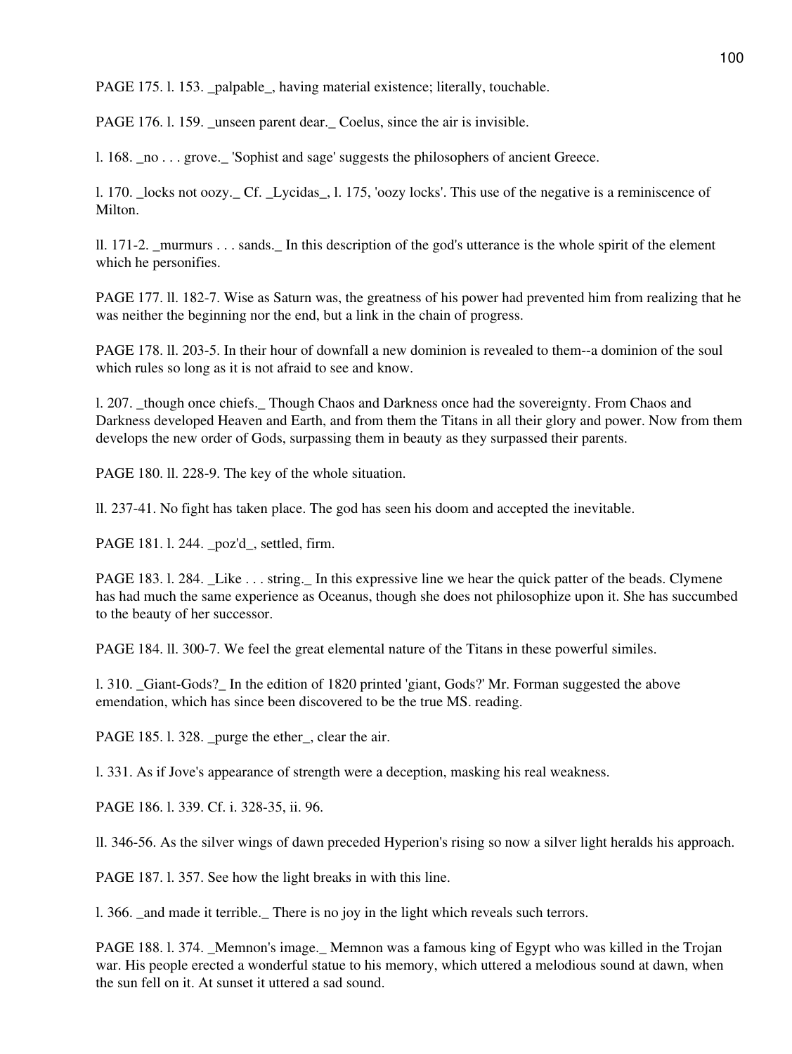PAGE 175. l. 153. _palpable_, having material existence; literally, touchable.

PAGE 176. l. 159. _unseen parent dear._ Coelus, since the air is invisible.

l. 168. _no . . . grove._ 'Sophist and sage' suggests the philosophers of ancient Greece.

l. 170. _locks not oozy._ Cf. _Lycidas_, l. 175, 'oozy locks'. This use of the negative is a reminiscence of Milton.

ll. 171-2. _murmurs . . . sands._ In this description of the god's utterance is the whole spirit of the element which he personifies.

PAGE 177. ll. 182-7. Wise as Saturn was, the greatness of his power had prevented him from realizing that he was neither the beginning nor the end, but a link in the chain of progress.

PAGE 178. ll. 203-5. In their hour of downfall a new dominion is revealed to them--a dominion of the soul which rules so long as it is not afraid to see and know.

l. 207. _though once chiefs._ Though Chaos and Darkness once had the sovereignty. From Chaos and Darkness developed Heaven and Earth, and from them the Titans in all their glory and power. Now from them develops the new order of Gods, surpassing them in beauty as they surpassed their parents.

PAGE 180. ll. 228-9. The key of the whole situation.

ll. 237-41. No fight has taken place. The god has seen his doom and accepted the inevitable.

PAGE 181. l. 244. _poz'd_, settled, firm.

PAGE 183. l. 284. _Like . . . string._ In this expressive line we hear the quick patter of the beads. Clymene has had much the same experience as Oceanus, though she does not philosophize upon it. She has succumbed to the beauty of her successor.

PAGE 184. ll. 300-7. We feel the great elemental nature of the Titans in these powerful similes.

l. 310. _Giant-Gods?_ In the edition of 1820 printed 'giant, Gods?' Mr. Forman suggested the above emendation, which has since been discovered to be the true MS. reading.

PAGE 185. l. 328. _purge the ether_, clear the air.

l. 331. As if Jove's appearance of strength were a deception, masking his real weakness.

PAGE 186. l. 339. Cf. i. 328-35, ii. 96.

ll. 346-56. As the silver wings of dawn preceded Hyperion's rising so now a silver light heralds his approach.

PAGE 187. l. 357. See how the light breaks in with this line.

l. 366. _and made it terrible._ There is no joy in the light which reveals such terrors.

PAGE 188. l. 374. _Memnon's image._ Memnon was a famous king of Egypt who was killed in the Trojan war. His people erected a wonderful statue to his memory, which uttered a melodious sound at dawn, when the sun fell on it. At sunset it uttered a sad sound.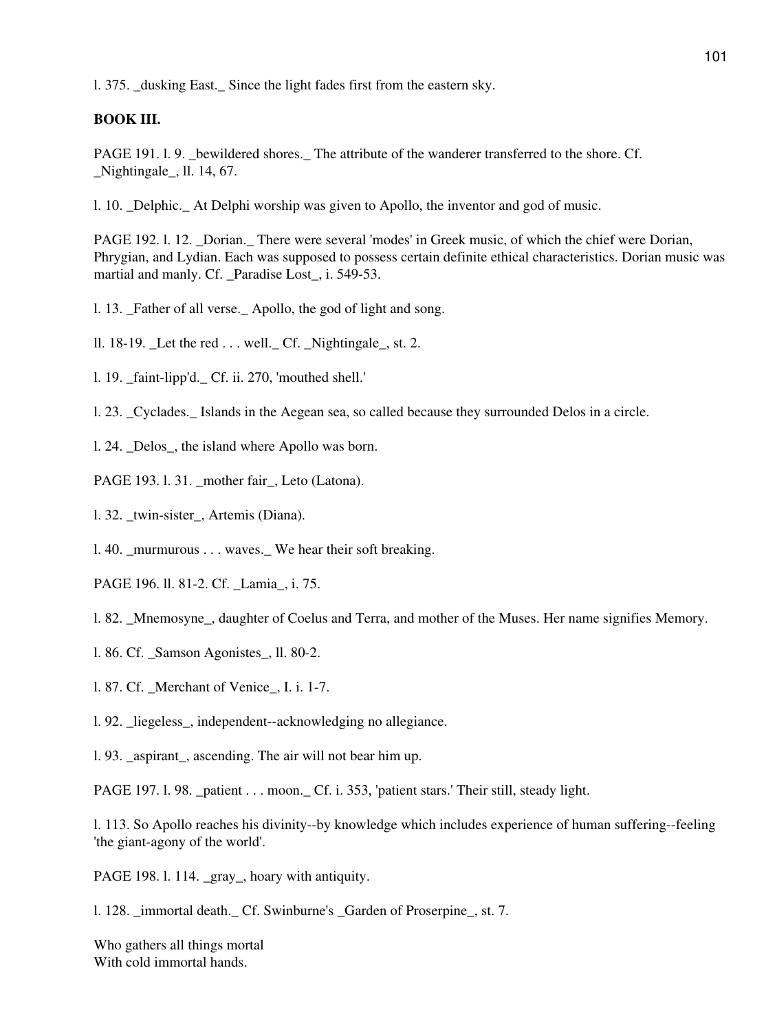l. 375. _dusking East._ Since the light fades first from the eastern sky.

**BOOK III.**

PAGE 191. l. 9. _bewildered shores._ The attribute of the wanderer transferred to the shore. Cf. _Nightingale_, ll. 14, 67.

l. 10. _Delphic._ At Delphi worship was given to Apollo, the inventor and god of music.

PAGE 192. l. 12. _Dorian._ There were several 'modes' in Greek music, of which the chief were Dorian, Phrygian, and Lydian. Each was supposed to possess certain definite ethical characteristics. Dorian music was martial and manly. Cf. _Paradise Lost_, i. 549-53.

l. 13. _Father of all verse._ Apollo, the god of light and song.

ll. 18-19. _Let the red . . . well._ Cf. _Nightingale_, st. 2.

l. 19. _faint-lipp'd._ Cf. ii. 270, 'mouthed shell.'

l. 23. _Cyclades._ Islands in the Aegean sea, so called because they surrounded Delos in a circle.

l. 24. _Delos_, the island where Apollo was born.

PAGE 193. l. 31. _mother fair_, Leto (Latona).

l. 32. _twin-sister_, Artemis (Diana).

l. 40. _murmurous . . . waves._ We hear their soft breaking.

PAGE 196. ll. 81-2. Cf. _Lamia_, i. 75.

l. 82. _Mnemosyne_, daughter of Coelus and Terra, and mother of the Muses. Her name signifies Memory.

l. 86. Cf. _Samson Agonistes_, ll. 80-2.

l. 87. Cf. _Merchant of Venice_, I. i. 1-7.

l. 92. _liegeless_, independent--acknowledging no allegiance.

l. 93. _aspirant_, ascending. The air will not bear him up.

PAGE 197. l. 98. _patient . . . moon._ Cf. i. 353, 'patient stars.' Their still, steady light.

l. 113. So Apollo reaches his divinity--by knowledge which includes experience of human suffering--feeling 'the giant-agony of the world'.

PAGE 198. l. 114. _gray_, hoary with antiquity.

l. 128. _immortal death._ Cf. Swinburne's _Garden of Proserpine_, st. 7.

Who gathers all things mortal  
With cold immortal hands.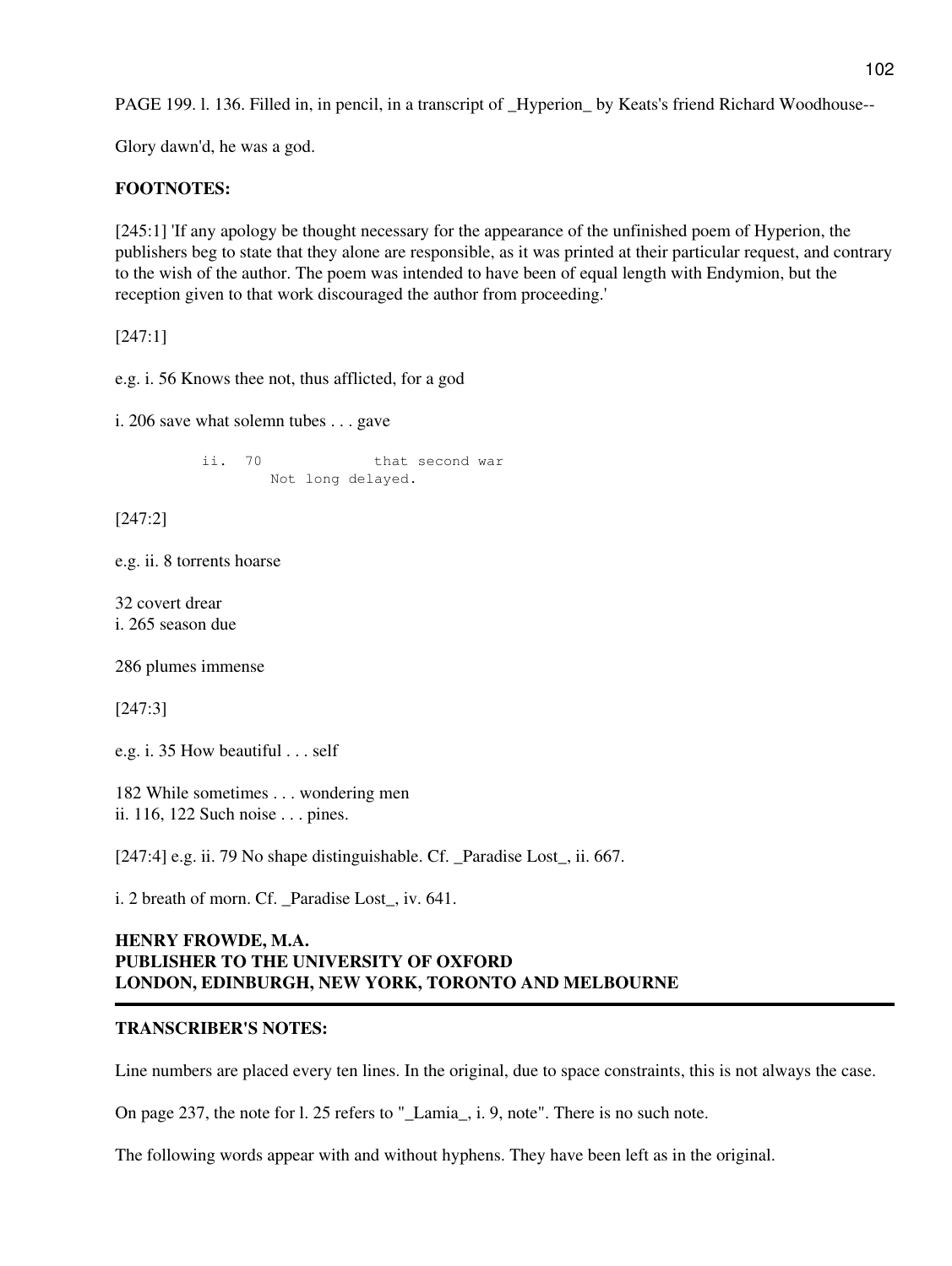PAGE 199. l. 136. Filled in, in pencil, in a transcript of _Hyperion_ by Keats's friend Richard Woodhouse--

Glory dawn'd, he was a god.

**FOOTNOTES:**

[245:1] 'If any apology be thought necessary for the appearance of the unfinished poem of Hyperion, the publishers beg to state that they alone are responsible, as it was printed at their particular request, and contrary to the wish of the author. The poem was intended to have been of equal length with Endymion, but the reception given to that work discouraged the author from proceeding.'

[247:1]

e.g. i. 56 Knows thee not, thus afflicted, for a god

i. 206 save what solemn tubes . . . gave

```
          ii.  70             that second war
                 Not long delayed.
```

[247:2]

e.g. ii. 8 torrents hoarse

32 covert drear
i. 265 season due

286 plumes immense

[247:3]

e.g. i. 35 How beautiful . . . self

182 While sometimes . . . wondering men
ii. 116, 122 Such noise . . . pines.

[247:4] e.g. ii. 79 No shape distinguishable. Cf. _Paradise Lost_, ii. 667.

i. 2 breath of morn. Cf. _Paradise Lost_, iv. 641.

**HENRY FROWDE, M.A.**
**PUBLISHER TO THE UNIVERSITY OF OXFORD**
**LONDON, EDINBURGH, NEW YORK, TORONTO AND MELBOURNE**

---

**TRANSCRIBER'S NOTES:**

Line numbers are placed every ten lines. In the original, due to space constraints, this is not always the case.

On page 237, the note for l. 25 refers to "_Lamia_, i. 9, note". There is no such note.

The following words appear with and without hyphens. They have been left as in the original.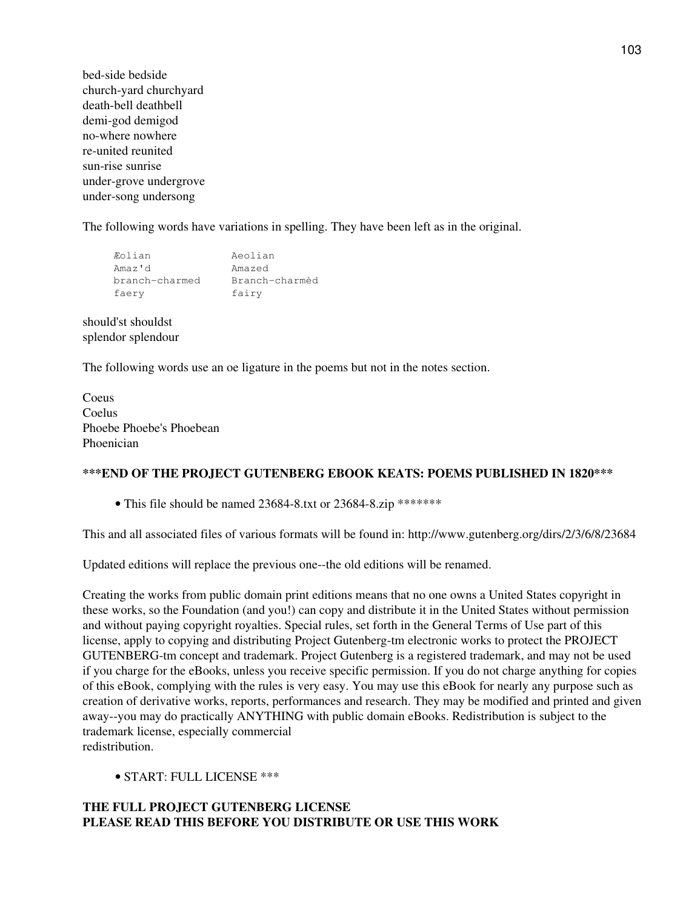bed-side bedside
church-yard churchyard
death-bell deathbell
demi-god demigod
no-where nowhere
re-united reunited
sun-rise sunrise
under-grove undergrove
under-song undersong

The following words have variations in spelling. They have been left as in the original.

```
Æolian            Aeolian
Amaz'd            Amazed
branch-charmed    Branch-charmèd
faery             fairy
```

should'st shouldst
splendor splendour

The following words use an oe ligature in the poems but not in the notes section.

Coeus
Coelus
Phoebe Phoebe's Phoebean
Phoenician

**\*\*\*END OF THE PROJECT GUTENBERG EBOOK KEATS: POEMS PUBLISHED IN 1820\*\*\***

- This file should be named 23684-8.txt or 23684-8.zip *******

This and all associated files of various formats will be found in: http://www.gutenberg.org/dirs/2/3/6/8/23684

Updated editions will replace the previous one--the old editions will be renamed.

Creating the works from public domain print editions means that no one owns a United States copyright in these works, so the Foundation (and you!) can copy and distribute it in the United States without permission and without paying copyright royalties. Special rules, set forth in the General Terms of Use part of this license, apply to copying and distributing Project Gutenberg-tm electronic works to protect the PROJECT GUTENBERG-tm concept and trademark. Project Gutenberg is a registered trademark, and may not be used if you charge for the eBooks, unless you receive specific permission. If you do not charge anything for copies of this eBook, complying with the rules is very easy. You may use this eBook for nearly any purpose such as creation of derivative works, reports, performances and research. They may be modified and printed and given away--you may do practically ANYTHING with public domain eBooks. Redistribution is subject to the trademark license, especially commercial
redistribution.

- START: FULL LICENSE ***

**THE FULL PROJECT GUTENBERG LICENSE**
**PLEASE READ THIS BEFORE YOU DISTRIBUTE OR USE THIS WORK**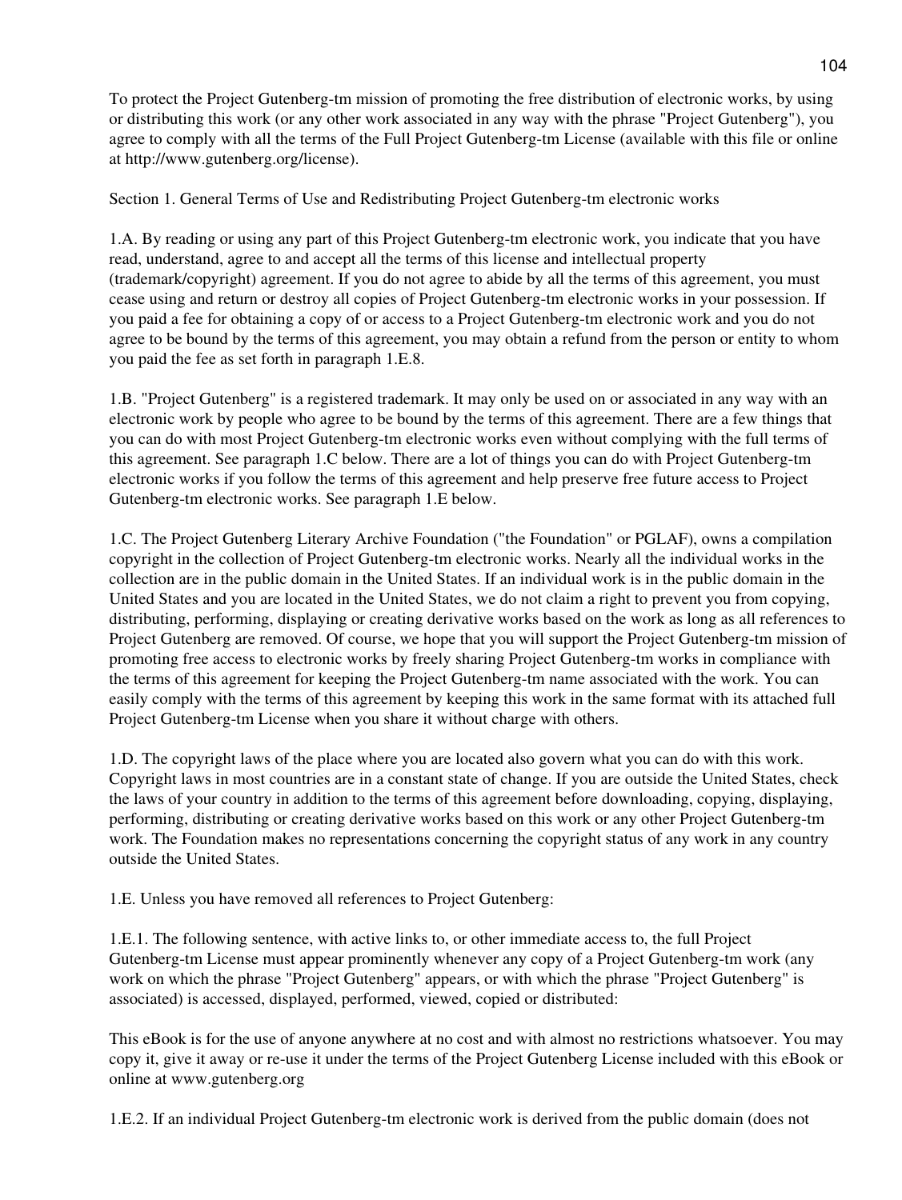To protect the Project Gutenberg-tm mission of promoting the free distribution of electronic works, by using or distributing this work (or any other work associated in any way with the phrase "Project Gutenberg"), you agree to comply with all the terms of the Full Project Gutenberg-tm License (available with this file or online at http://www.gutenberg.org/license).

Section 1. General Terms of Use and Redistributing Project Gutenberg-tm electronic works

1.A. By reading or using any part of this Project Gutenberg-tm electronic work, you indicate that you have read, understand, agree to and accept all the terms of this license and intellectual property (trademark/copyright) agreement. If you do not agree to abide by all the terms of this agreement, you must cease using and return or destroy all copies of Project Gutenberg-tm electronic works in your possession. If you paid a fee for obtaining a copy of or access to a Project Gutenberg-tm electronic work and you do not agree to be bound by the terms of this agreement, you may obtain a refund from the person or entity to whom you paid the fee as set forth in paragraph 1.E.8.

1.B. "Project Gutenberg" is a registered trademark. It may only be used on or associated in any way with an electronic work by people who agree to be bound by the terms of this agreement. There are a few things that you can do with most Project Gutenberg-tm electronic works even without complying with the full terms of this agreement. See paragraph 1.C below. There are a lot of things you can do with Project Gutenberg-tm electronic works if you follow the terms of this agreement and help preserve free future access to Project Gutenberg-tm electronic works. See paragraph 1.E below.

1.C. The Project Gutenberg Literary Archive Foundation ("the Foundation" or PGLAF), owns a compilation copyright in the collection of Project Gutenberg-tm electronic works. Nearly all the individual works in the collection are in the public domain in the United States. If an individual work is in the public domain in the United States and you are located in the United States, we do not claim a right to prevent you from copying, distributing, performing, displaying or creating derivative works based on the work as long as all references to Project Gutenberg are removed. Of course, we hope that you will support the Project Gutenberg-tm mission of promoting free access to electronic works by freely sharing Project Gutenberg-tm works in compliance with the terms of this agreement for keeping the Project Gutenberg-tm name associated with the work. You can easily comply with the terms of this agreement by keeping this work in the same format with its attached full Project Gutenberg-tm License when you share it without charge with others.

1.D. The copyright laws of the place where you are located also govern what you can do with this work. Copyright laws in most countries are in a constant state of change. If you are outside the United States, check the laws of your country in addition to the terms of this agreement before downloading, copying, displaying, performing, distributing or creating derivative works based on this work or any other Project Gutenberg-tm work. The Foundation makes no representations concerning the copyright status of any work in any country outside the United States.

1.E. Unless you have removed all references to Project Gutenberg:

1.E.1. The following sentence, with active links to, or other immediate access to, the full Project Gutenberg-tm License must appear prominently whenever any copy of a Project Gutenberg-tm work (any work on which the phrase "Project Gutenberg" appears, or with which the phrase "Project Gutenberg" is associated) is accessed, displayed, performed, viewed, copied or distributed:

This eBook is for the use of anyone anywhere at no cost and with almost no restrictions whatsoever. You may copy it, give it away or re-use it under the terms of the Project Gutenberg License included with this eBook or online at www.gutenberg.org

1.E.2. If an individual Project Gutenberg-tm electronic work is derived from the public domain (does not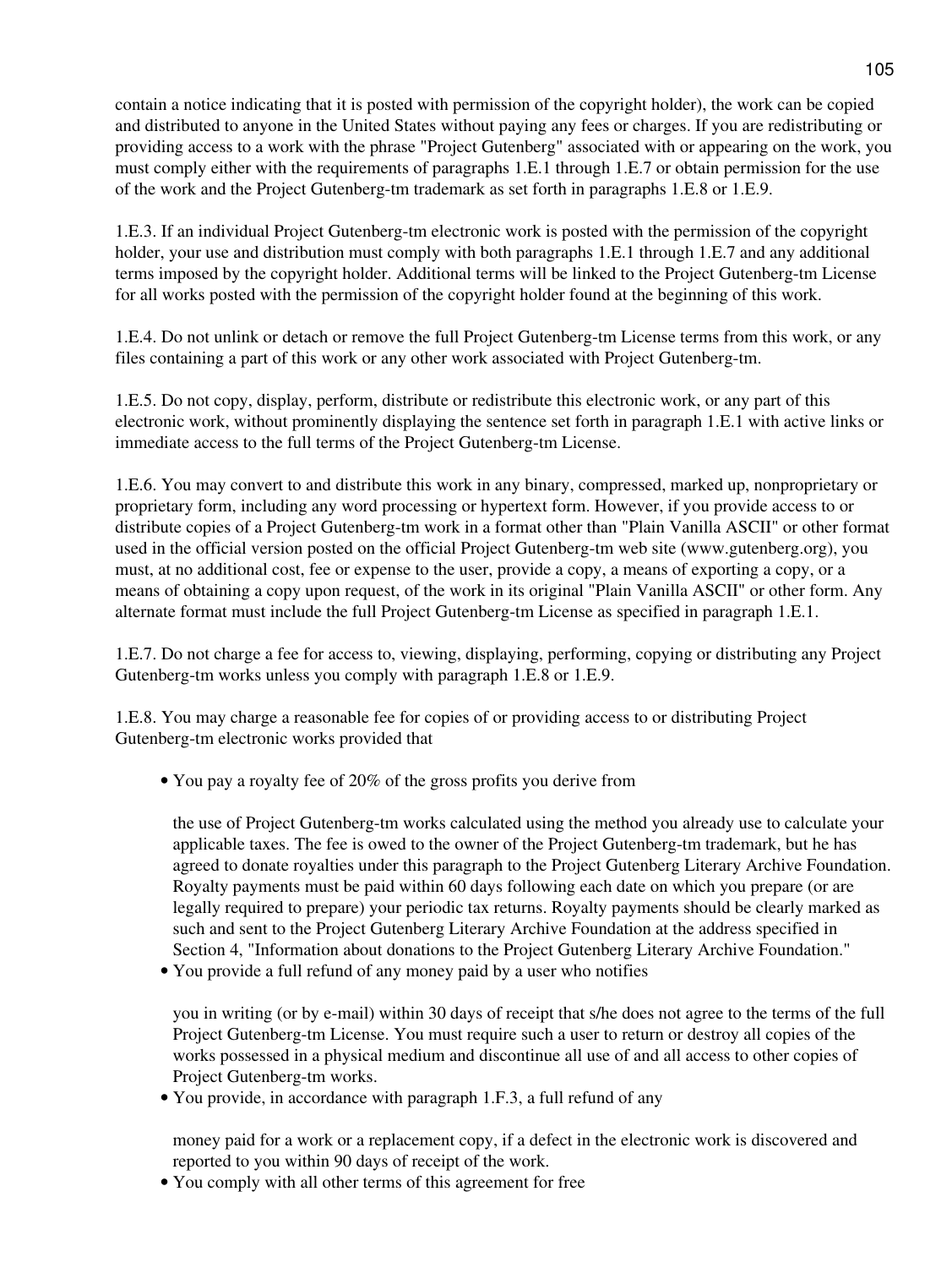contain a notice indicating that it is posted with permission of the copyright holder), the work can be copied and distributed to anyone in the United States without paying any fees or charges. If you are redistributing or providing access to a work with the phrase "Project Gutenberg" associated with or appearing on the work, you must comply either with the requirements of paragraphs 1.E.1 through 1.E.7 or obtain permission for the use of the work and the Project Gutenberg-tm trademark as set forth in paragraphs 1.E.8 or 1.E.9.

1.E.3. If an individual Project Gutenberg-tm electronic work is posted with the permission of the copyright holder, your use and distribution must comply with both paragraphs 1.E.1 through 1.E.7 and any additional terms imposed by the copyright holder. Additional terms will be linked to the Project Gutenberg-tm License for all works posted with the permission of the copyright holder found at the beginning of this work.

1.E.4. Do not unlink or detach or remove the full Project Gutenberg-tm License terms from this work, or any files containing a part of this work or any other work associated with Project Gutenberg-tm.

1.E.5. Do not copy, display, perform, distribute or redistribute this electronic work, or any part of this electronic work, without prominently displaying the sentence set forth in paragraph 1.E.1 with active links or immediate access to the full terms of the Project Gutenberg-tm License.

1.E.6. You may convert to and distribute this work in any binary, compressed, marked up, nonproprietary or proprietary form, including any word processing or hypertext form. However, if you provide access to or distribute copies of a Project Gutenberg-tm work in a format other than "Plain Vanilla ASCII" or other format used in the official version posted on the official Project Gutenberg-tm web site (www.gutenberg.org), you must, at no additional cost, fee or expense to the user, provide a copy, a means of exporting a copy, or a means of obtaining a copy upon request, of the work in its original "Plain Vanilla ASCII" or other form. Any alternate format must include the full Project Gutenberg-tm License as specified in paragraph 1.E.1.

1.E.7. Do not charge a fee for access to, viewing, displaying, performing, copying or distributing any Project Gutenberg-tm works unless you comply with paragraph 1.E.8 or 1.E.9.

1.E.8. You may charge a reasonable fee for copies of or providing access to or distributing Project Gutenberg-tm electronic works provided that

- You pay a royalty fee of 20% of the gross profits you derive from

  the use of Project Gutenberg-tm works calculated using the method you already use to calculate your applicable taxes. The fee is owed to the owner of the Project Gutenberg-tm trademark, but he has agreed to donate royalties under this paragraph to the Project Gutenberg Literary Archive Foundation. Royalty payments must be paid within 60 days following each date on which you prepare (or are legally required to prepare) your periodic tax returns. Royalty payments should be clearly marked as such and sent to the Project Gutenberg Literary Archive Foundation at the address specified in Section 4, "Information about donations to the Project Gutenberg Literary Archive Foundation."
- You provide a full refund of any money paid by a user who notifies

  you in writing (or by e-mail) within 30 days of receipt that s/he does not agree to the terms of the full Project Gutenberg-tm License. You must require such a user to return or destroy all copies of the works possessed in a physical medium and discontinue all use of and all access to other copies of Project Gutenberg-tm works.
- You provide, in accordance with paragraph 1.F.3, a full refund of any

  money paid for a work or a replacement copy, if a defect in the electronic work is discovered and reported to you within 90 days of receipt of the work.
- You comply with all other terms of this agreement for free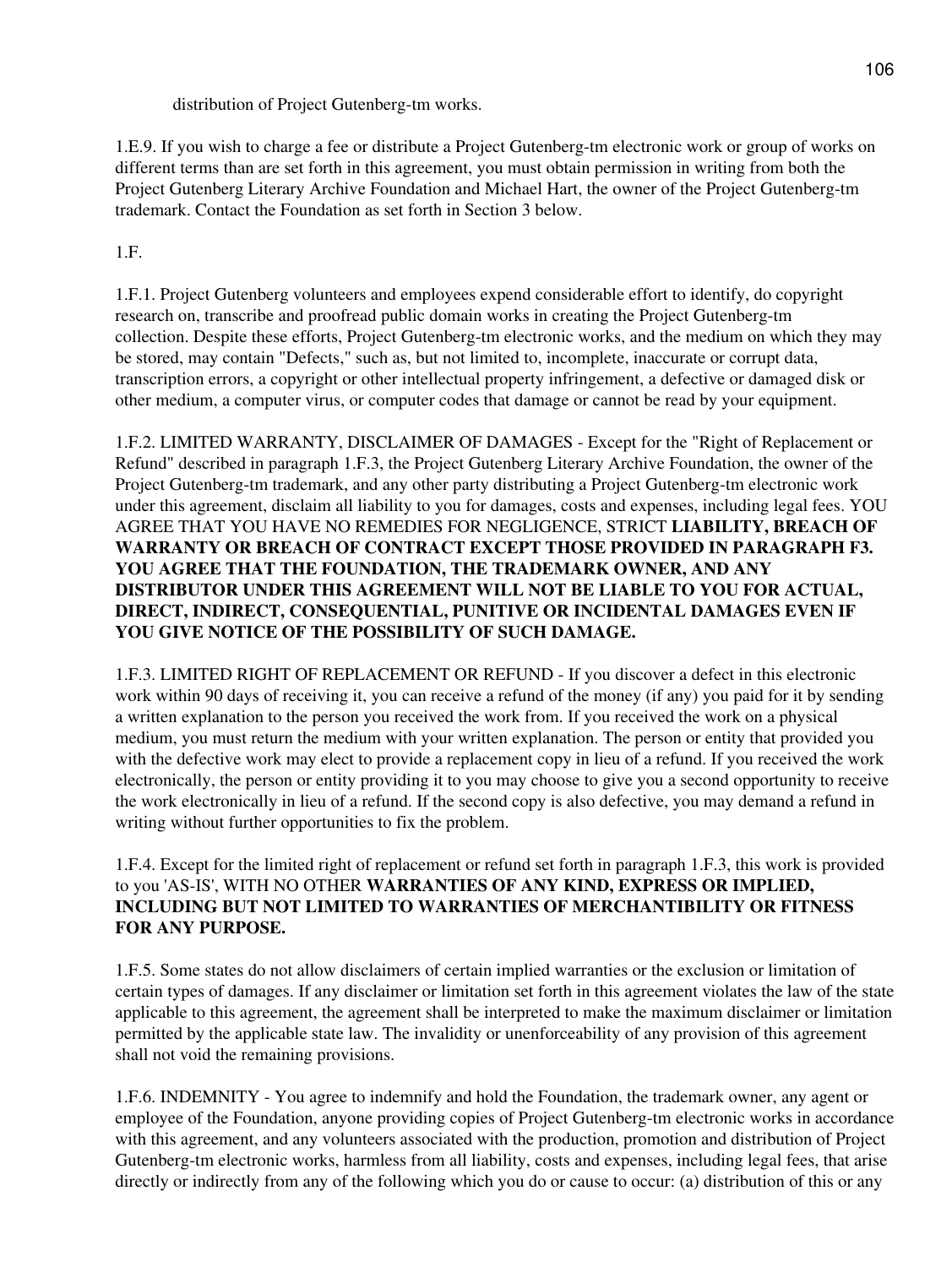distribution of Project Gutenberg-tm works.

1.E.9. If you wish to charge a fee or distribute a Project Gutenberg-tm electronic work or group of works on different terms than are set forth in this agreement, you must obtain permission in writing from both the Project Gutenberg Literary Archive Foundation and Michael Hart, the owner of the Project Gutenberg-tm trademark. Contact the Foundation as set forth in Section 3 below.

1.F.

1.F.1. Project Gutenberg volunteers and employees expend considerable effort to identify, do copyright research on, transcribe and proofread public domain works in creating the Project Gutenberg-tm collection. Despite these efforts, Project Gutenberg-tm electronic works, and the medium on which they may be stored, may contain "Defects," such as, but not limited to, incomplete, inaccurate or corrupt data, transcription errors, a copyright or other intellectual property infringement, a defective or damaged disk or other medium, a computer virus, or computer codes that damage or cannot be read by your equipment.

1.F.2. LIMITED WARRANTY, DISCLAIMER OF DAMAGES - Except for the "Right of Replacement or Refund" described in paragraph 1.F.3, the Project Gutenberg Literary Archive Foundation, the owner of the Project Gutenberg-tm trademark, and any other party distributing a Project Gutenberg-tm electronic work under this agreement, disclaim all liability to you for damages, costs and expenses, including legal fees. YOU AGREE THAT YOU HAVE NO REMEDIES FOR NEGLIGENCE, STRICT **LIABILITY, BREACH OF WARRANTY OR BREACH OF CONTRACT EXCEPT THOSE PROVIDED IN PARAGRAPH F3. YOU AGREE THAT THE FOUNDATION, THE TRADEMARK OWNER, AND ANY DISTRIBUTOR UNDER THIS AGREEMENT WILL NOT BE LIABLE TO YOU FOR ACTUAL, DIRECT, INDIRECT, CONSEQUENTIAL, PUNITIVE OR INCIDENTAL DAMAGES EVEN IF YOU GIVE NOTICE OF THE POSSIBILITY OF SUCH DAMAGE.**

1.F.3. LIMITED RIGHT OF REPLACEMENT OR REFUND - If you discover a defect in this electronic work within 90 days of receiving it, you can receive a refund of the money (if any) you paid for it by sending a written explanation to the person you received the work from. If you received the work on a physical medium, you must return the medium with your written explanation. The person or entity that provided you with the defective work may elect to provide a replacement copy in lieu of a refund. If you received the work electronically, the person or entity providing it to you may choose to give you a second opportunity to receive the work electronically in lieu of a refund. If the second copy is also defective, you may demand a refund in writing without further opportunities to fix the problem.

1.F.4. Except for the limited right of replacement or refund set forth in paragraph 1.F.3, this work is provided to you 'AS-IS', WITH NO OTHER **WARRANTIES OF ANY KIND, EXPRESS OR IMPLIED, INCLUDING BUT NOT LIMITED TO WARRANTIES OF MERCHANTIBILITY OR FITNESS FOR ANY PURPOSE.**

1.F.5. Some states do not allow disclaimers of certain implied warranties or the exclusion or limitation of certain types of damages. If any disclaimer or limitation set forth in this agreement violates the law of the state applicable to this agreement, the agreement shall be interpreted to make the maximum disclaimer or limitation permitted by the applicable state law. The invalidity or unenforceability of any provision of this agreement shall not void the remaining provisions.

1.F.6. INDEMNITY - You agree to indemnify and hold the Foundation, the trademark owner, any agent or employee of the Foundation, anyone providing copies of Project Gutenberg-tm electronic works in accordance with this agreement, and any volunteers associated with the production, promotion and distribution of Project Gutenberg-tm electronic works, harmless from all liability, costs and expenses, including legal fees, that arise directly or indirectly from any of the following which you do or cause to occur: (a) distribution of this or any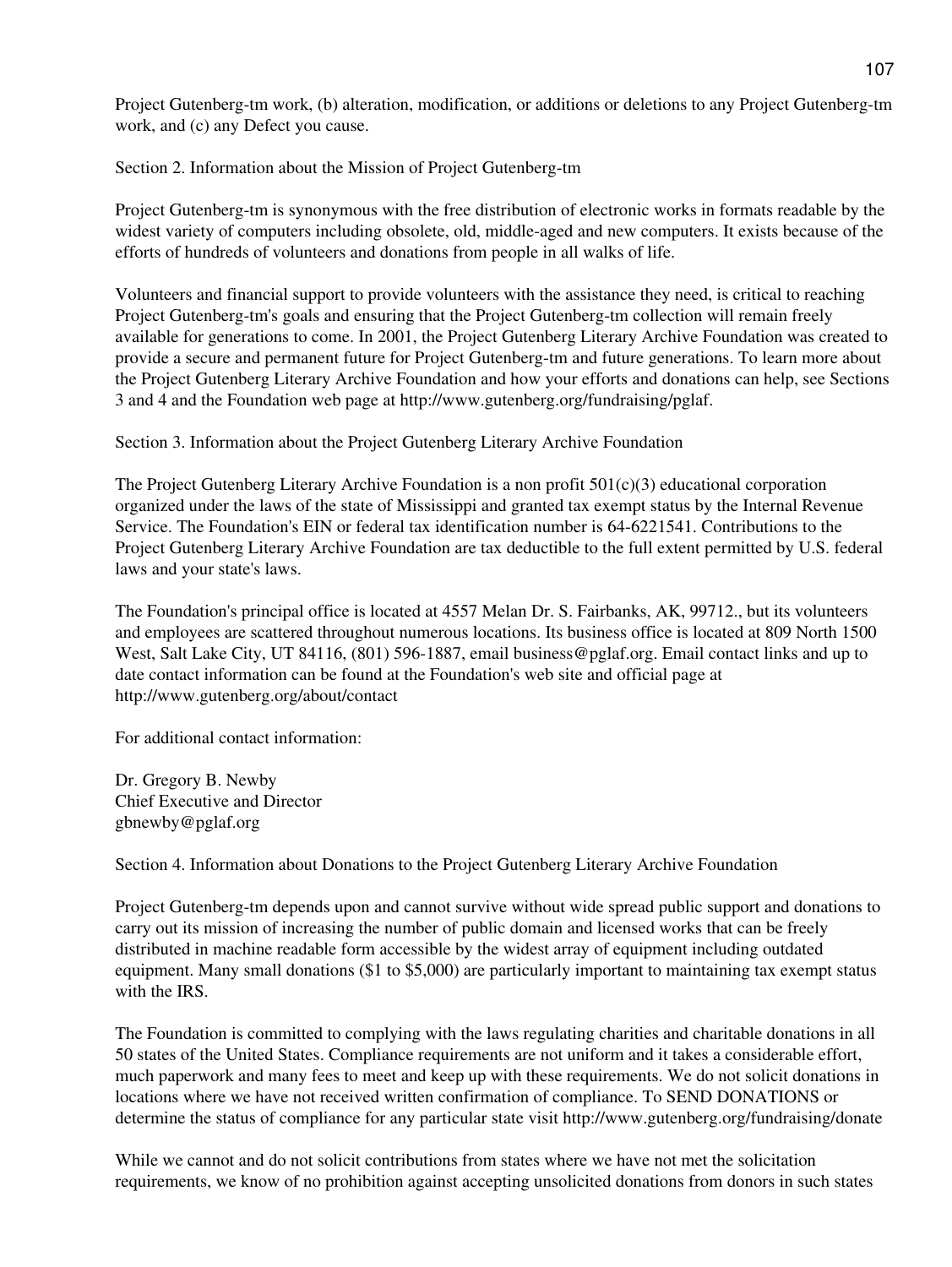Project Gutenberg-tm work, (b) alteration, modification, or additions or deletions to any Project Gutenberg-tm work, and (c) any Defect you cause.

Section 2. Information about the Mission of Project Gutenberg-tm

Project Gutenberg-tm is synonymous with the free distribution of electronic works in formats readable by the widest variety of computers including obsolete, old, middle-aged and new computers. It exists because of the efforts of hundreds of volunteers and donations from people in all walks of life.

Volunteers and financial support to provide volunteers with the assistance they need, is critical to reaching Project Gutenberg-tm's goals and ensuring that the Project Gutenberg-tm collection will remain freely available for generations to come. In 2001, the Project Gutenberg Literary Archive Foundation was created to provide a secure and permanent future for Project Gutenberg-tm and future generations. To learn more about the Project Gutenberg Literary Archive Foundation and how your efforts and donations can help, see Sections 3 and 4 and the Foundation web page at http://www.gutenberg.org/fundraising/pglaf.

Section 3. Information about the Project Gutenberg Literary Archive Foundation

The Project Gutenberg Literary Archive Foundation is a non profit 501(c)(3) educational corporation organized under the laws of the state of Mississippi and granted tax exempt status by the Internal Revenue Service. The Foundation's EIN or federal tax identification number is 64-6221541. Contributions to the Project Gutenberg Literary Archive Foundation are tax deductible to the full extent permitted by U.S. federal laws and your state's laws.

The Foundation's principal office is located at 4557 Melan Dr. S. Fairbanks, AK, 99712., but its volunteers and employees are scattered throughout numerous locations. Its business office is located at 809 North 1500 West, Salt Lake City, UT 84116, (801) 596-1887, email business@pglaf.org. Email contact links and up to date contact information can be found at the Foundation's web site and official page at http://www.gutenberg.org/about/contact

For additional contact information:

Dr. Gregory B. Newby  
Chief Executive and Director  
gbnewby@pglaf.org

Section 4. Information about Donations to the Project Gutenberg Literary Archive Foundation

Project Gutenberg-tm depends upon and cannot survive without wide spread public support and donations to carry out its mission of increasing the number of public domain and licensed works that can be freely distributed in machine readable form accessible by the widest array of equipment including outdated equipment. Many small donations ($1 to $5,000) are particularly important to maintaining tax exempt status with the IRS.

The Foundation is committed to complying with the laws regulating charities and charitable donations in all 50 states of the United States. Compliance requirements are not uniform and it takes a considerable effort, much paperwork and many fees to meet and keep up with these requirements. We do not solicit donations in locations where we have not received written confirmation of compliance. To SEND DONATIONS or determine the status of compliance for any particular state visit http://www.gutenberg.org/fundraising/donate

While we cannot and do not solicit contributions from states where we have not met the solicitation requirements, we know of no prohibition against accepting unsolicited donations from donors in such states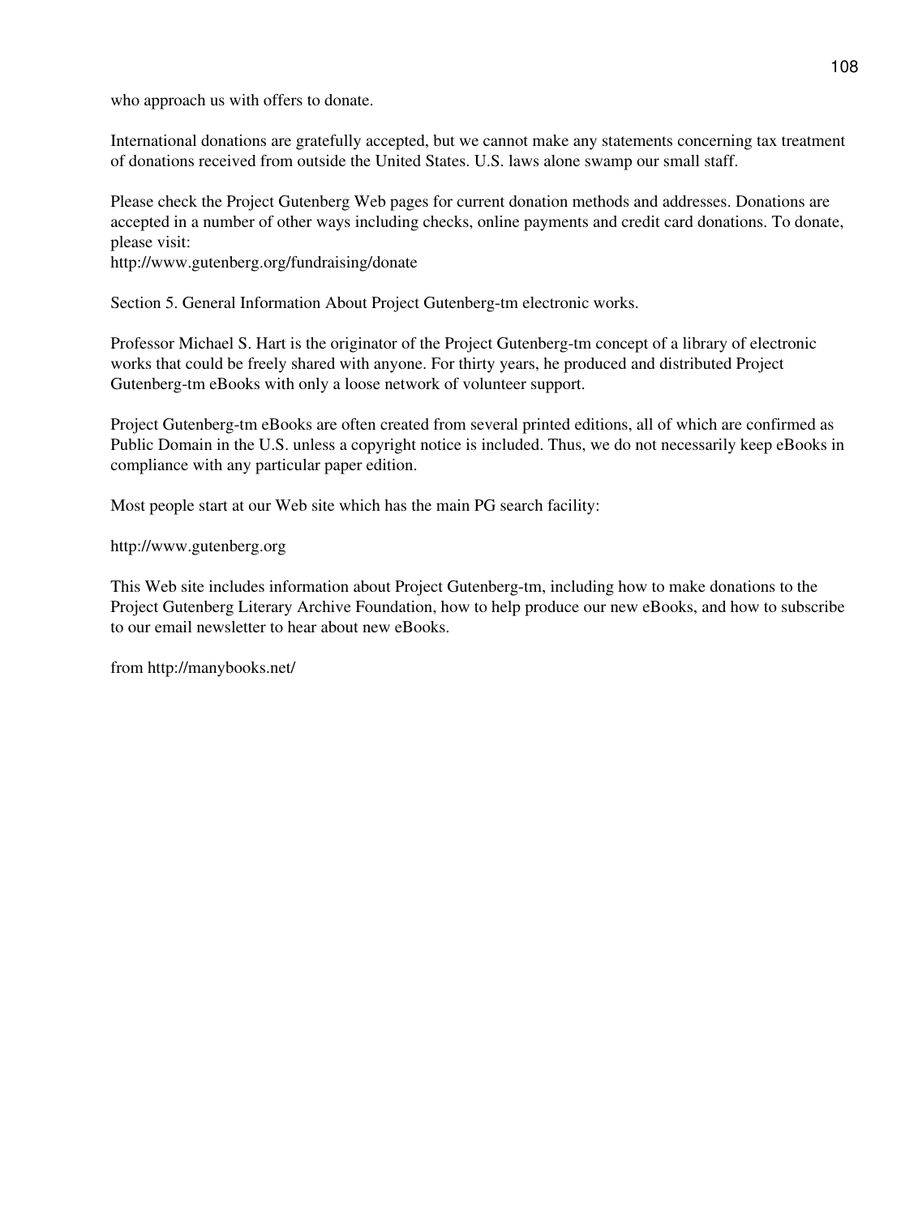who approach us with offers to donate.

International donations are gratefully accepted, but we cannot make any statements concerning tax treatment of donations received from outside the United States. U.S. laws alone swamp our small staff.

Please check the Project Gutenberg Web pages for current donation methods and addresses. Donations are accepted in a number of other ways including checks, online payments and credit card donations. To donate, please visit:
http://www.gutenberg.org/fundraising/donate

Section 5. General Information About Project Gutenberg-tm electronic works.

Professor Michael S. Hart is the originator of the Project Gutenberg-tm concept of a library of electronic works that could be freely shared with anyone. For thirty years, he produced and distributed Project Gutenberg-tm eBooks with only a loose network of volunteer support.

Project Gutenberg-tm eBooks are often created from several printed editions, all of which are confirmed as Public Domain in the U.S. unless a copyright notice is included. Thus, we do not necessarily keep eBooks in compliance with any particular paper edition.

Most people start at our Web site which has the main PG search facility:

http://www.gutenberg.org

This Web site includes information about Project Gutenberg-tm, including how to make donations to the Project Gutenberg Literary Archive Foundation, how to help produce our new eBooks, and how to subscribe to our email newsletter to hear about new eBooks.

from http://manybooks.net/